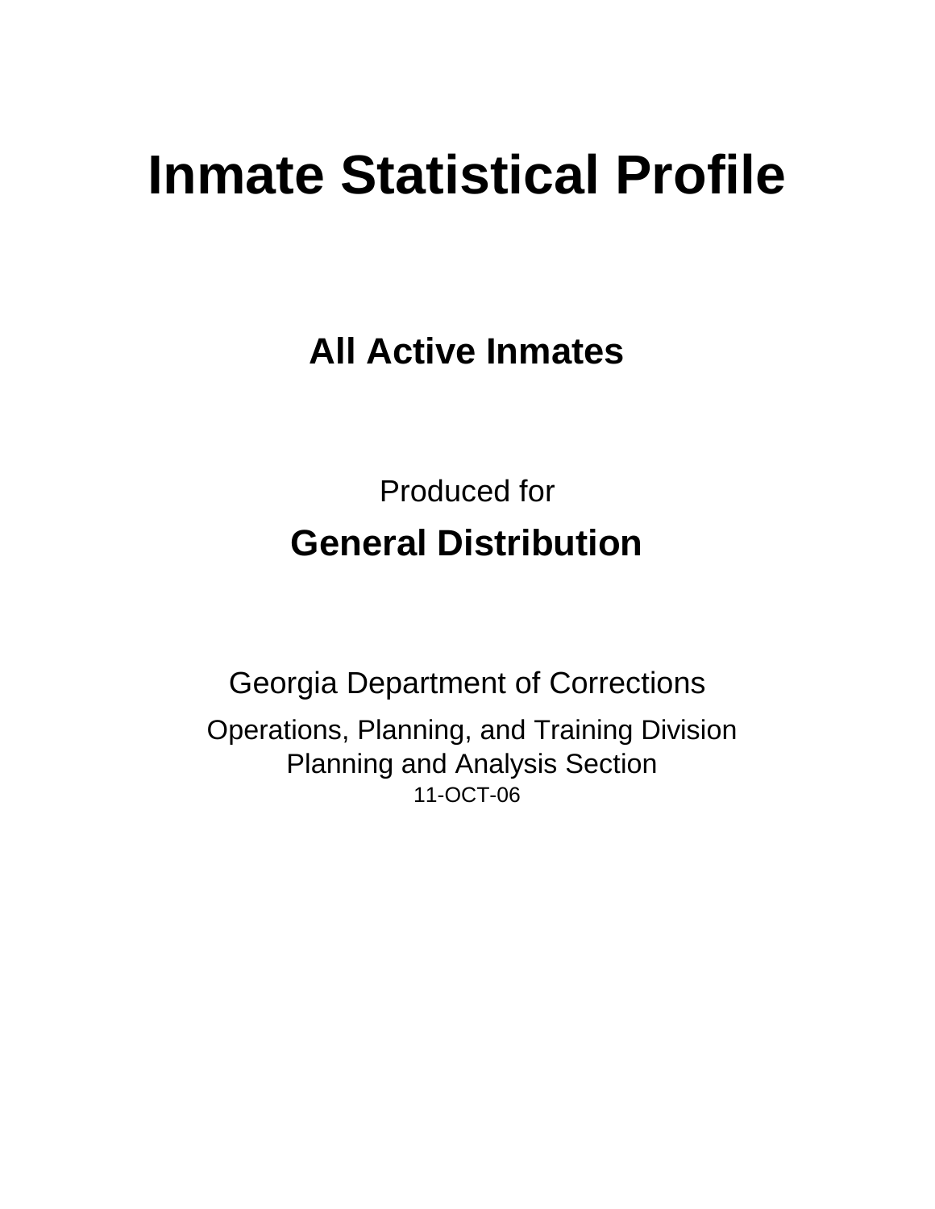# Inmate Statistical Profile

## All Active Inmates

Produced for

## General Distribution

Georgia Department of Corrections

Operations, Planning, and Training Division
Planning and Analysis Section
11-OCT-06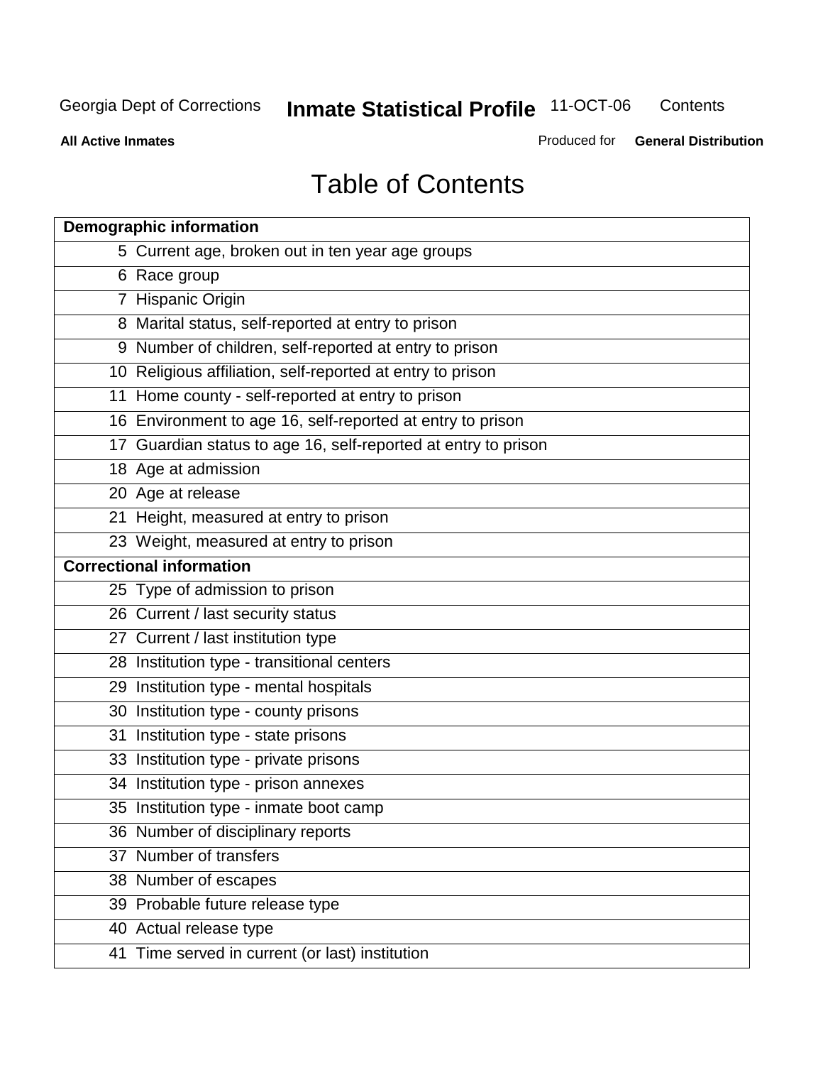# Table of Contents

| Demographic information | |
|---|---|
| 5 | Current age, broken out in ten year age groups |
| 6 | Race group |
| 7 | Hispanic Origin |
| 8 | Marital status, self-reported at entry to prison |
| 9 | Number of children, self-reported at entry to prison |
| 10 | Religious affiliation, self-reported at entry to prison |
| 11 | Home county - self-reported at entry to prison |
| 16 | Environment to age 16, self-reported at entry to prison |
| 17 | Guardian status to age 16, self-reported at entry to prison |
| 18 | Age at admission |
| 20 | Age at release |
| 21 | Height, measured at entry to prison |
| 23 | Weight, measured at entry to prison |
| **Correctional information** | |
| 25 | Type of admission to prison |
| 26 | Current / last security status |
| 27 | Current / last institution type |
| 28 | Institution type - transitional centers |
| 29 | Institution type - mental hospitals |
| 30 | Institution type - county prisons |
| 31 | Institution type - state prisons |
| 33 | Institution type - private prisons |
| 34 | Institution type - prison annexes |
| 35 | Institution type - inmate boot camp |
| 36 | Number of disciplinary reports |
| 37 | Number of transfers |
| 38 | Number of escapes |
| 39 | Probable future release type |
| 40 | Actual release type |
| 41 | Time served in current (or last) institution |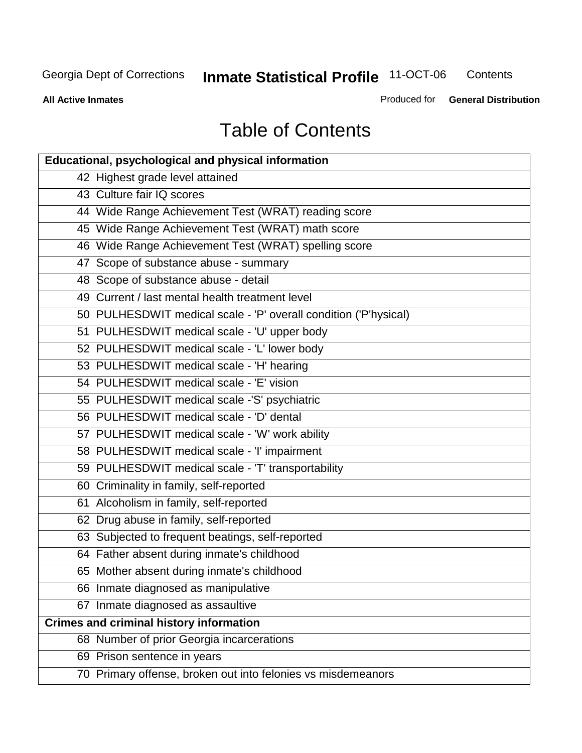# Table of Contents

| Educational, psychological and physical information | |
|---|---|
| 42 | Highest grade level attained |
| 43 | Culture fair IQ scores |
| 44 | Wide Range Achievement Test (WRAT) reading score |
| 45 | Wide Range Achievement Test (WRAT) math score |
| 46 | Wide Range Achievement Test (WRAT) spelling score |
| 47 | Scope of substance abuse - summary |
| 48 | Scope of substance abuse - detail |
| 49 | Current / last mental health treatment level |
| 50 | PULHESDWIT medical scale - 'P' overall condition ('P'hysical) |
| 51 | PULHESDWIT medical scale - 'U' upper body |
| 52 | PULHESDWIT medical scale - 'L' lower body |
| 53 | PULHESDWIT medical scale - 'H' hearing |
| 54 | PULHESDWIT medical scale - 'E' vision |
| 55 | PULHESDWIT medical scale -'S' psychiatric |
| 56 | PULHESDWIT medical scale - 'D' dental |
| 57 | PULHESDWIT medical scale - 'W' work ability |
| 58 | PULHESDWIT medical scale - 'I' impairment |
| 59 | PULHESDWIT medical scale - 'T' transportability |
| 60 | Criminality in family, self-reported |
| 61 | Alcoholism in family, self-reported |
| 62 | Drug abuse in family, self-reported |
| 63 | Subjected to frequent beatings, self-reported |
| 64 | Father absent during inmate's childhood |
| 65 | Mother absent during inmate's childhood |
| 66 | Inmate diagnosed as manipulative |
| 67 | Inmate diagnosed as assaultive |
| **Crimes and criminal history information** | |
| 68 | Number of prior Georgia incarcerations |
| 69 | Prison sentence in years |
| 70 | Primary offense, broken out into felonies vs misdemeanors |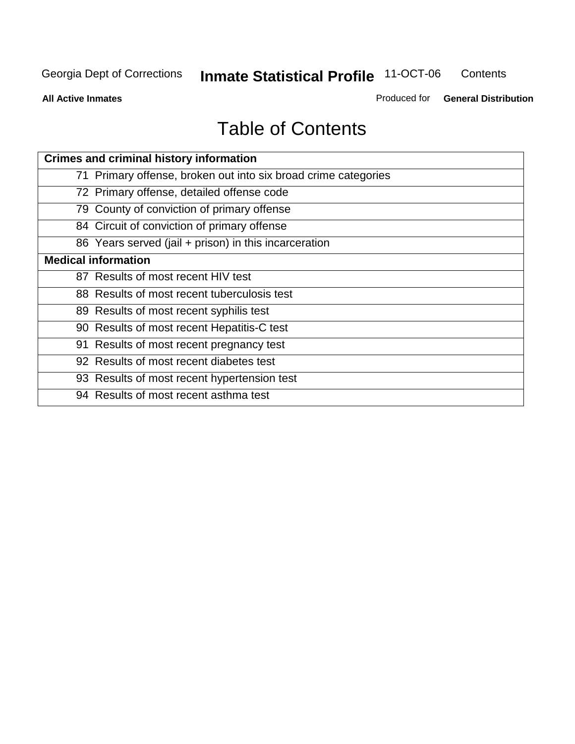# Table of Contents

| Crimes and criminal history information |
|---|
| 71 Primary offense, broken out into six broad crime categories |
| 72 Primary offense, detailed offense code |
| 79 County of conviction of primary offense |
| 84 Circuit of conviction of primary offense |
| 86 Years served (jail + prison) in this incarceration |
| **Medical information** |
| 87 Results of most recent HIV test |
| 88 Results of most recent tuberculosis test |
| 89 Results of most recent syphilis test |
| 90 Results of most recent Hepatitis-C test |
| 91 Results of most recent pregnancy test |
| 92 Results of most recent diabetes test |
| 93 Results of most recent hypertension test |
| 94 Results of most recent asthma test |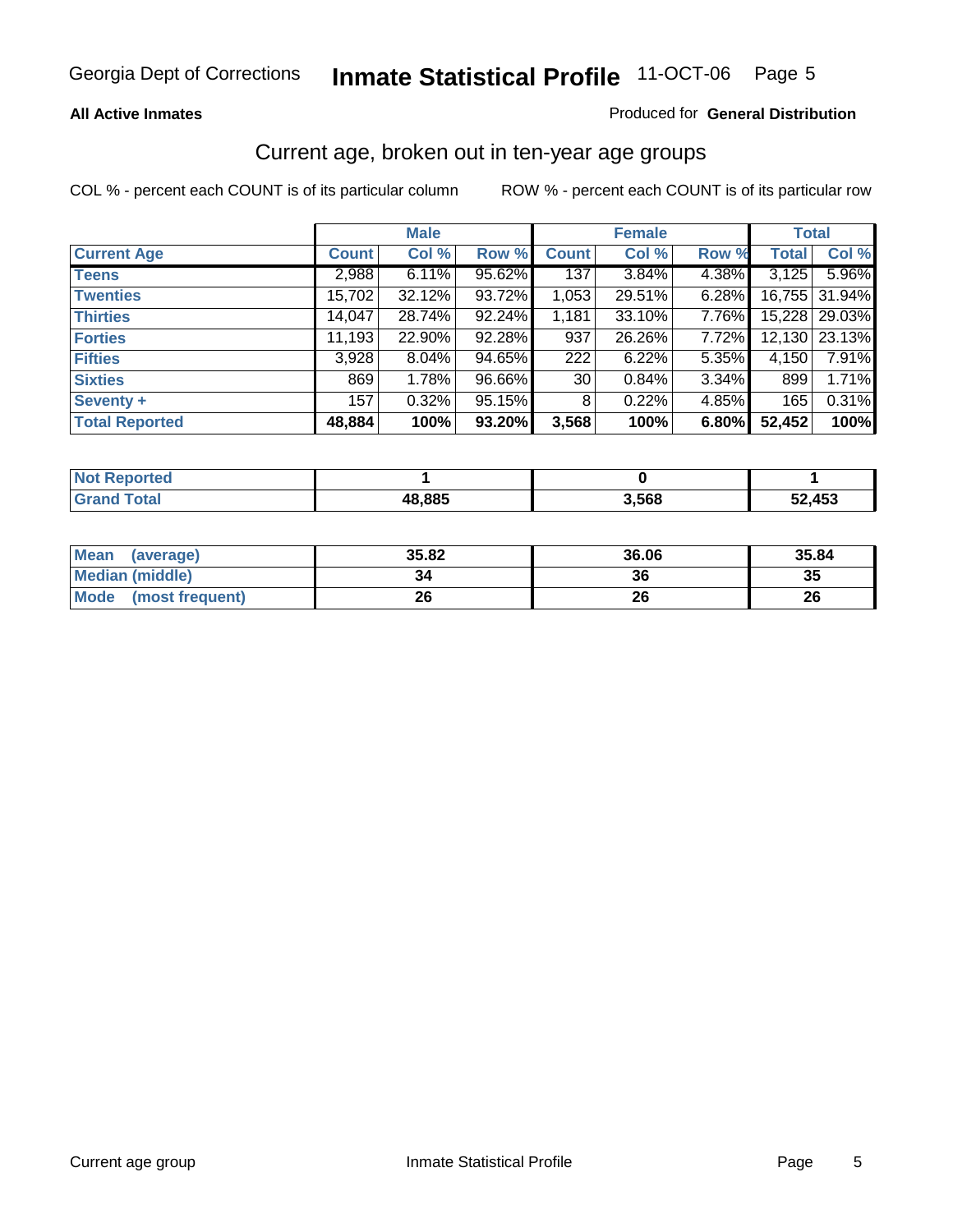Georgia Dept of Corrections **Inmate Statistical Profile** 11-OCT-06

**All Active Inmates**

Produced for **General Distribution**

## Current age, broken out in ten-year age groups

COL % - percent each COUNT is of its particular column

ROW % - percent each COUNT is of its particular row

| | Male | | | Female | | | Total | |
|---|---|---|---|---|---|---|---|---|
| **Current Age** | **Count** | **Col %** | **Row %** | **Count** | **Col %** | **Row %** | **Total** | **Col %** |
| **Teens** | 2,988 | 6.11% | 95.62% | 137 | 3.84% | 4.38% | 3,125 | 5.96% |
| **Twenties** | 15,702 | 32.12% | 93.72% | 1,053 | 29.51% | 6.28% | 16,755 | 31.94% |
| **Thirties** | 14,047 | 28.74% | 92.24% | 1,181 | 33.10% | 7.76% | 15,228 | 29.03% |
| **Forties** | 11,193 | 22.90% | 92.28% | 937 | 26.26% | 7.72% | 12,130 | 23.13% |
| **Fifties** | 3,928 | 8.04% | 94.65% | 222 | 6.22% | 5.35% | 4,150 | 7.91% |
| **Sixties** | 869 | 1.78% | 96.66% | 30 | 0.84% | 3.34% | 899 | 1.71% |
| **Seventy +** | 157 | 0.32% | 95.15% | 8 | 0.22% | 4.85% | 165 | 0.31% |
| **Total Reported** | **48,884** | **100%** | **93.20%** | **3,568** | **100%** | **6.80%** | **52,452** | **100%** |

| | Male | Female | Total |
|---|---|---|---|
| **Not Reported** | **1** | **0** | **1** |
| **Grand Total** | **48,885** | **3,568** | **52,453** |

| | Male | Female | Total |
|---|---|---|---|
| **Mean (average)** | **35.82** | **36.06** | **35.84** |
| **Median (middle)** | **34** | **36** | **35** |
| **Mode (most frequent)** | **26** | **26** | **26** |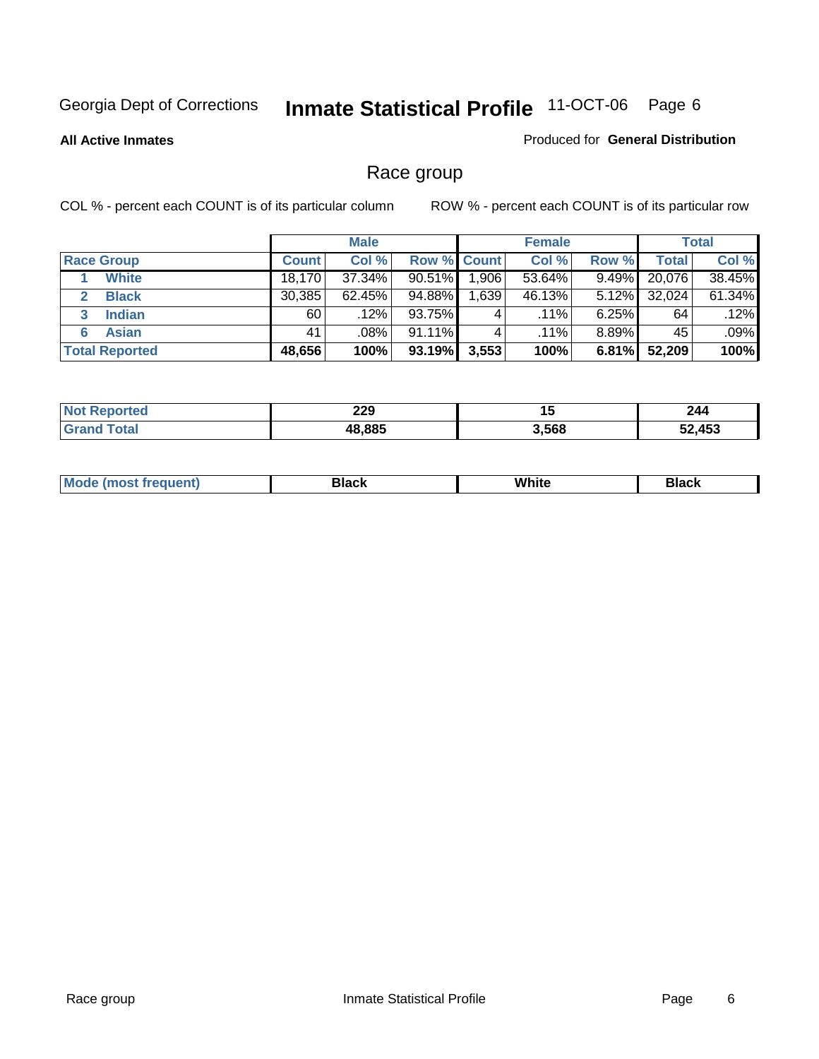Georgia Dept of Corrections **Inmate Statistical Profile** 11-OCT-06

**All Active Inmates**

Produced for **General Distribution**

## Race group

COL % - percent each COUNT is of its particular column    ROW % - percent each COUNT is of its particular row

| | Male | | | Female | | | Total | |
|---|---|---|---|---|---|---|---|---|
| **Race Group** | **Count** | **Col %** | **Row %** | **Count** | **Col %** | **Row %** | **Total** | **Col %** |
| 1 **White** | 18,170 | 37.34% | 90.51% | 1,906 | 53.64% | 9.49% | 20,076 | 38.45% |
| 2 **Black** | 30,385 | 62.45% | 94.88% | 1,639 | 46.13% | 5.12% | 32,024 | 61.34% |
| 3 **Indian** | 60 | .12% | 93.75% | 4 | .11% | 6.25% | 64 | .12% |
| 6 **Asian** | 41 | .08% | 91.11% | 4 | .11% | 8.89% | 45 | .09% |
| **Total Reported** | **48,656** | **100%** | **93.19%** | **3,553** | **100%** | **6.81%** | **52,209** | **100%** |

| | Male | Female | Total |
|---|---|---|---|
| **Not Reported** | **229** | **15** | **244** |
| **Grand Total** | **48,885** | **3,568** | **52,453** |

| | Male | Female | Total |
|---|---|---|---|
| **Mode (most frequent)** | **Black** | **White** | **Black** |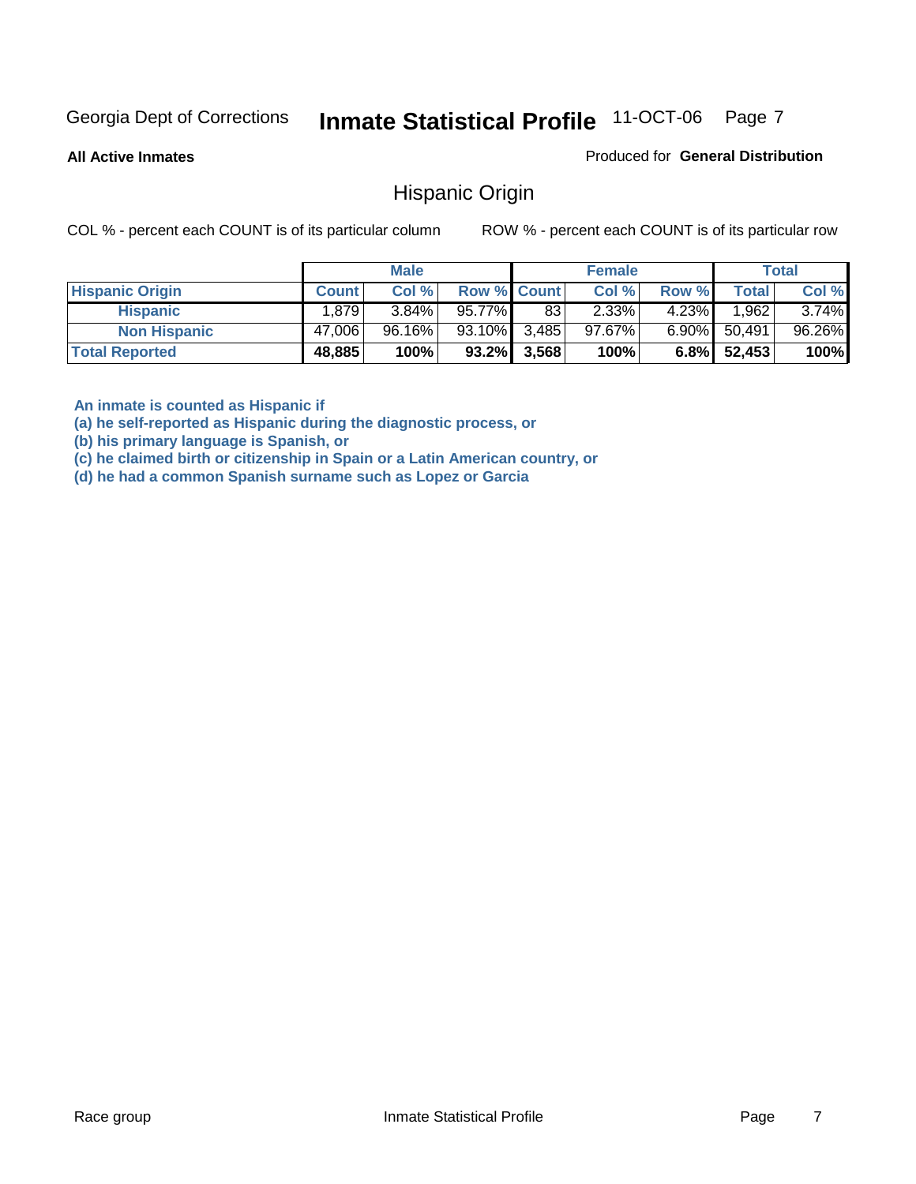# Hispanic Origin

**All Active Inmates**

Produced for **General Distribution**

COL % - percent each COUNT is of its particular column

ROW % - percent each COUNT is of its particular row

| | Male | | | Female | | | Total | |
|---|---|---|---|---|---|---|---|---|
| **Hispanic Origin** | **Count** | **Col %** | **Row %** | **Count** | **Col %** | **Row %** | **Total** | **Col %** |
| **Hispanic** | 1,879 | 3.84% | 95.77% | 83 | 2.33% | 4.23% | 1,962 | 3.74% |
| **Non Hispanic** | 47,006 | 96.16% | 93.10% | 3,485 | 97.67% | 6.90% | 50,491 | 96.26% |
| **Total Reported** | **48,885** | **100%** | **93.2%** | **3,568** | **100%** | **6.8%** | **52,453** | **100%** |

**An inmate is counted as Hispanic if**
**(a) he self-reported as Hispanic during the diagnostic process, or**
**(b) his primary language is Spanish, or**
**(c) he claimed birth or citizenship in Spain or a Latin American country, or**
**(d) he had a common Spanish surname such as Lopez or Garcia**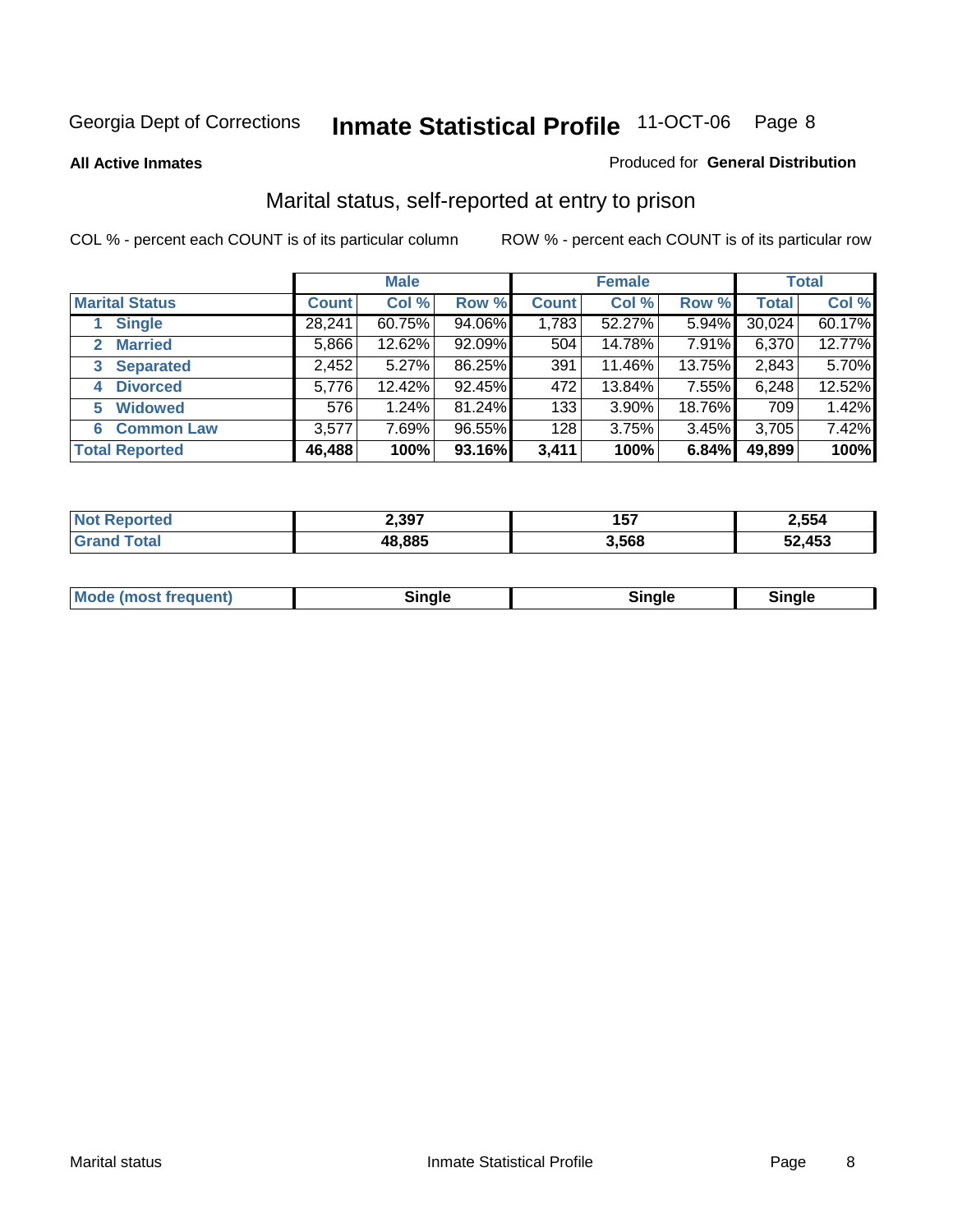Georgia Dept of Corrections **Inmate Statistical Profile** 11-OCT-06

**All Active Inmates**

Produced for **General Distribution**

## Marital status, self-reported at entry to prison

COL % - percent each COUNT is of its particular column

ROW % - percent each COUNT is of its particular row

| | Male | | | Female | | | Total | |
|---|---|---|---|---|---|---|---|---|
| **Marital Status** | **Count** | **Col %** | **Row %** | **Count** | **Col %** | **Row %** | **Total** | **Col %** |
| 1 **Single** | 28,241 | 60.75% | 94.06% | 1,783 | 52.27% | 5.94% | 30,024 | 60.17% |
| 2 **Married** | 5,866 | 12.62% | 92.09% | 504 | 14.78% | 7.91% | 6,370 | 12.77% |
| 3 **Separated** | 2,452 | 5.27% | 86.25% | 391 | 11.46% | 13.75% | 2,843 | 5.70% |
| 4 **Divorced** | 5,776 | 12.42% | 92.45% | 472 | 13.84% | 7.55% | 6,248 | 12.52% |
| 5 **Widowed** | 576 | 1.24% | 81.24% | 133 | 3.90% | 18.76% | 709 | 1.42% |
| 6 **Common Law** | 3,577 | 7.69% | 96.55% | 128 | 3.75% | 3.45% | 3,705 | 7.42% |
| **Total Reported** | **46,488** | **100%** | **93.16%** | **3,411** | **100%** | **6.84%** | **49,899** | **100%** |

| | Male | Female | Total |
|---|---|---|---|
| **Not Reported** | **2,397** | **157** | **2,554** |
| **Grand Total** | **48,885** | **3,568** | **52,453** |

| | Male | Female | Total |
|---|---|---|---|
| **Mode (most frequent)** | **Single** | **Single** | **Single** |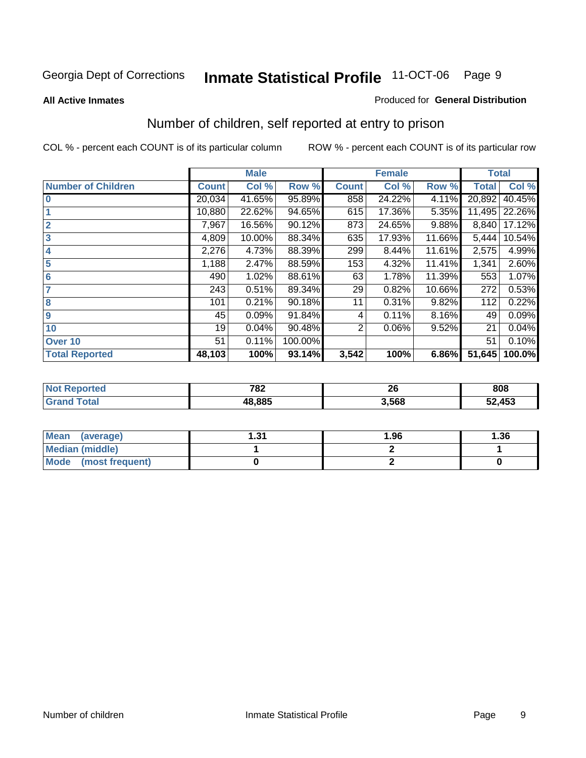Georgia Dept of Corrections **Inmate Statistical Profile** 11-OCT-06

**All Active Inmates**

Produced for **General Distribution**

## Number of children, self reported at entry to prison

COL % - percent each COUNT is of its particular column

ROW % - percent each COUNT is of its particular row

| | Male | | | Female | | | Total | |
|---|---|---|---|---|---|---|---|---|
| **Number of Children** | **Count** | **Col %** | **Row %** | **Count** | **Col %** | **Row %** | **Total** | **Col %** |
| **0** | 20,034 | 41.65% | 95.89% | 858 | 24.22% | 4.11% | 20,892 | 40.45% |
| **1** | 10,880 | 22.62% | 94.65% | 615 | 17.36% | 5.35% | 11,495 | 22.26% |
| **2** | 7,967 | 16.56% | 90.12% | 873 | 24.65% | 9.88% | 8,840 | 17.12% |
| **3** | 4,809 | 10.00% | 88.34% | 635 | 17.93% | 11.66% | 5,444 | 10.54% |
| **4** | 2,276 | 4.73% | 88.39% | 299 | 8.44% | 11.61% | 2,575 | 4.99% |
| **5** | 1,188 | 2.47% | 88.59% | 153 | 4.32% | 11.41% | 1,341 | 2.60% |
| **6** | 490 | 1.02% | 88.61% | 63 | 1.78% | 11.39% | 553 | 1.07% |
| **7** | 243 | 0.51% | 89.34% | 29 | 0.82% | 10.66% | 272 | 0.53% |
| **8** | 101 | 0.21% | 90.18% | 11 | 0.31% | 9.82% | 112 | 0.22% |
| **9** | 45 | 0.09% | 91.84% | 4 | 0.11% | 8.16% | 49 | 0.09% |
| **10** | 19 | 0.04% | 90.48% | 2 | 0.06% | 9.52% | 21 | 0.04% |
| **Over 10** | 51 | 0.11% | 100.00% | | | | 51 | 0.10% |
| **Total Reported** | **48,103** | **100%** | **93.14%** | **3,542** | **100%** | **6.86%** | **51,645** | **100.0%** |

| | Male | Female | Total |
|---|---|---|---|
| **Not Reported** | **782** | **26** | **808** |
| **Grand Total** | **48,885** | **3,568** | **52,453** |

| | Male | Female | Total |
|---|---|---|---|
| **Mean (average)** | **1.31** | **1.96** | **1.36** |
| **Median (middle)** | **1** | **2** | **1** |
| **Mode (most frequent)** | **0** | **2** | **0** |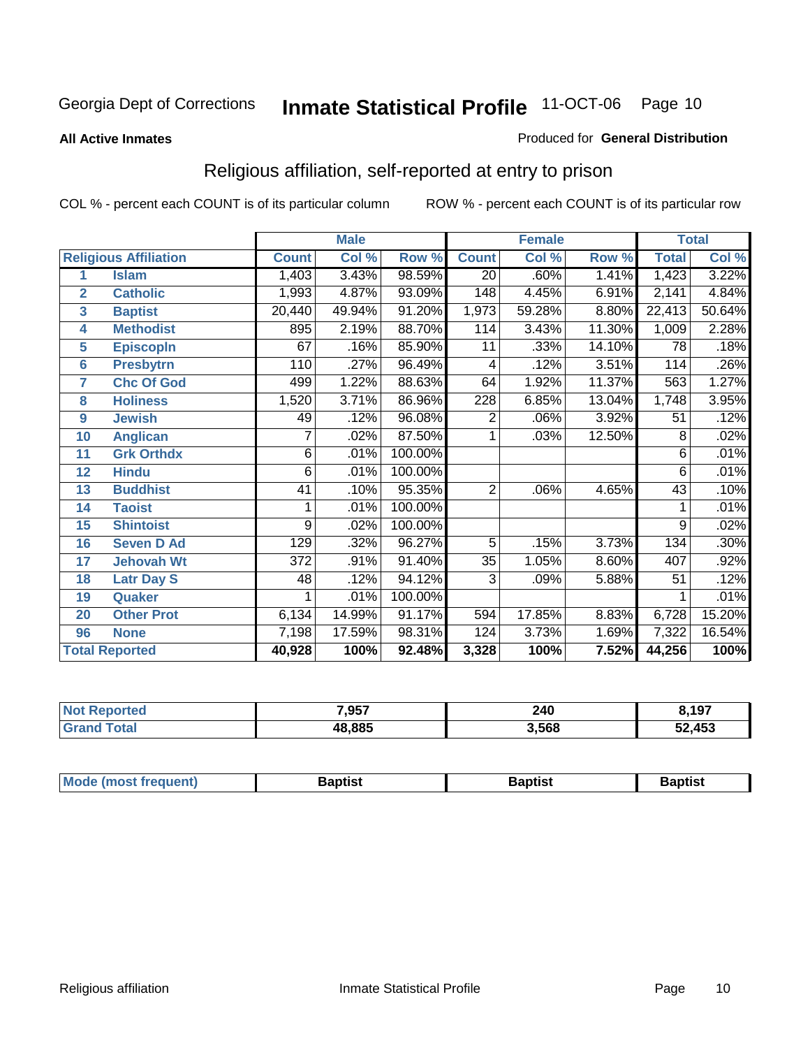Georgia Dept of Corrections **Inmate Statistical Profile** 11-OCT-06

**All Active Inmates**

Produced for **General Distribution**

## Religious affiliation, self-reported at entry to prison

COL % - percent each COUNT is of its particular column

ROW % - percent each COUNT is of its particular row

| | | Male | | | Female | | | Total | |
|---|---|---|---|---|---|---|---|---|---|
| Religious Affiliation | | Count | Col % | Row % | Count | Col % | Row % | Total | Col % |
| 1 | Islam | 1,403 | 3.43% | 98.59% | 20 | .60% | 1.41% | 1,423 | 3.22% |
| 2 | Catholic | 1,993 | 4.87% | 93.09% | 148 | 4.45% | 6.91% | 2,141 | 4.84% |
| 3 | Baptist | 20,440 | 49.94% | 91.20% | 1,973 | 59.28% | 8.80% | 22,413 | 50.64% |
| 4 | Methodist | 895 | 2.19% | 88.70% | 114 | 3.43% | 11.30% | 1,009 | 2.28% |
| 5 | Episcopln | 67 | .16% | 85.90% | 11 | .33% | 14.10% | 78 | .18% |
| 6 | Presbytrn | 110 | .27% | 96.49% | 4 | .12% | 3.51% | 114 | .26% |
| 7 | Chc Of God | 499 | 1.22% | 88.63% | 64 | 1.92% | 11.37% | 563 | 1.27% |
| 8 | Holiness | 1,520 | 3.71% | 86.96% | 228 | 6.85% | 13.04% | 1,748 | 3.95% |
| 9 | Jewish | 49 | .12% | 96.08% | 2 | .06% | 3.92% | 51 | .12% |
| 10 | Anglican | 7 | .02% | 87.50% | 1 | .03% | 12.50% | 8 | .02% |
| 11 | Grk Orthdx | 6 | .01% | 100.00% | | | | 6 | .01% |
| 12 | Hindu | 6 | .01% | 100.00% | | | | 6 | .01% |
| 13 | Buddhist | 41 | .10% | 95.35% | 2 | .06% | 4.65% | 43 | .10% |
| 14 | Taoist | 1 | .01% | 100.00% | | | | 1 | .01% |
| 15 | Shintoist | 9 | .02% | 100.00% | | | | 9 | .02% |
| 16 | Seven D Ad | 129 | .32% | 96.27% | 5 | .15% | 3.73% | 134 | .30% |
| 17 | Jehovah Wt | 372 | .91% | 91.40% | 35 | 1.05% | 8.60% | 407 | .92% |
| 18 | Latr Day S | 48 | .12% | 94.12% | 3 | .09% | 5.88% | 51 | .12% |
| 19 | Quaker | 1 | .01% | 100.00% | | | | 1 | .01% |
| 20 | Other Prot | 6,134 | 14.99% | 91.17% | 594 | 17.85% | 8.83% | 6,728 | 15.20% |
| 96 | None | 7,198 | 17.59% | 98.31% | 124 | 3.73% | 1.69% | 7,322 | 16.54% |
| **Total Reported** | | **40,928** | **100%** | **92.48%** | **3,328** | **100%** | **7.52%** | **44,256** | **100%** |

| | Male | Female | Total |
|---|---|---|---|
| Not Reported | **7,957** | **240** | **8,197** |
| Grand Total | **48,885** | **3,568** | **52,453** |

| | Male | Female | Total |
|---|---|---|---|
| Mode (most frequent) | **Baptist** | **Baptist** | **Baptist** |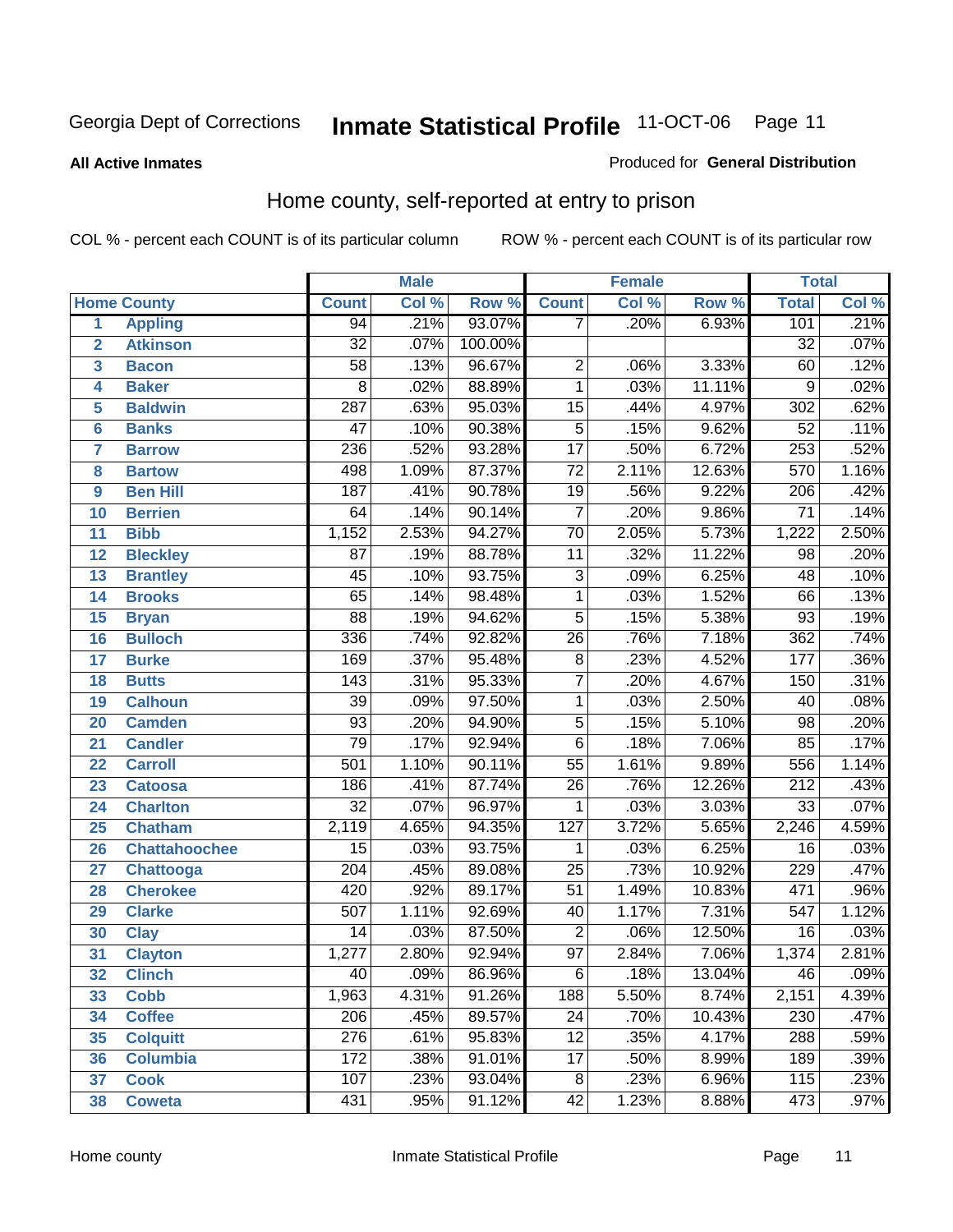Georgia Dept of Corrections **Inmate Statistical Profile** 11-OCT-06

**All Active Inmates**

Produced for **General Distribution**

## Home county, self-reported at entry to prison

COL % - percent each COUNT is of its particular column ROW % - percent each COUNT is of its particular row

| | | Male | | | Female | | | Total | |
|---|---|---|---|---|---|---|---|---|---|
| Home County | | Count | Col % | Row % | Count | Col % | Row % | Total | Col % |
| 1 | Appling | 94 | .21% | 93.07% | 7 | .20% | 6.93% | 101 | .21% |
| 2 | Atkinson | 32 | .07% | 100.00% | | | | 32 | .07% |
| 3 | Bacon | 58 | .13% | 96.67% | 2 | .06% | 3.33% | 60 | .12% |
| 4 | Baker | 8 | .02% | 88.89% | 1 | .03% | 11.11% | 9 | .02% |
| 5 | Baldwin | 287 | .63% | 95.03% | 15 | .44% | 4.97% | 302 | .62% |
| 6 | Banks | 47 | .10% | 90.38% | 5 | .15% | 9.62% | 52 | .11% |
| 7 | Barrow | 236 | .52% | 93.28% | 17 | .50% | 6.72% | 253 | .52% |
| 8 | Bartow | 498 | 1.09% | 87.37% | 72 | 2.11% | 12.63% | 570 | 1.16% |
| 9 | Ben Hill | 187 | .41% | 90.78% | 19 | .56% | 9.22% | 206 | .42% |
| 10 | Berrien | 64 | .14% | 90.14% | 7 | .20% | 9.86% | 71 | .14% |
| 11 | Bibb | 1,152 | 2.53% | 94.27% | 70 | 2.05% | 5.73% | 1,222 | 2.50% |
| 12 | Bleckley | 87 | .19% | 88.78% | 11 | .32% | 11.22% | 98 | .20% |
| 13 | Brantley | 45 | .10% | 93.75% | 3 | .09% | 6.25% | 48 | .10% |
| 14 | Brooks | 65 | .14% | 98.48% | 1 | .03% | 1.52% | 66 | .13% |
| 15 | Bryan | 88 | .19% | 94.62% | 5 | .15% | 5.38% | 93 | .19% |
| 16 | Bulloch | 336 | .74% | 92.82% | 26 | .76% | 7.18% | 362 | .74% |
| 17 | Burke | 169 | .37% | 95.48% | 8 | .23% | 4.52% | 177 | .36% |
| 18 | Butts | 143 | .31% | 95.33% | 7 | .20% | 4.67% | 150 | .31% |
| 19 | Calhoun | 39 | .09% | 97.50% | 1 | .03% | 2.50% | 40 | .08% |
| 20 | Camden | 93 | .20% | 94.90% | 5 | .15% | 5.10% | 98 | .20% |
| 21 | Candler | 79 | .17% | 92.94% | 6 | .18% | 7.06% | 85 | .17% |
| 22 | Carroll | 501 | 1.10% | 90.11% | 55 | 1.61% | 9.89% | 556 | 1.14% |
| 23 | Catoosa | 186 | .41% | 87.74% | 26 | .76% | 12.26% | 212 | .43% |
| 24 | Charlton | 32 | .07% | 96.97% | 1 | .03% | 3.03% | 33 | .07% |
| 25 | Chatham | 2,119 | 4.65% | 94.35% | 127 | 3.72% | 5.65% | 2,246 | 4.59% |
| 26 | Chattahoochee | 15 | .03% | 93.75% | 1 | .03% | 6.25% | 16 | .03% |
| 27 | Chattooga | 204 | .45% | 89.08% | 25 | .73% | 10.92% | 229 | .47% |
| 28 | Cherokee | 420 | .92% | 89.17% | 51 | 1.49% | 10.83% | 471 | .96% |
| 29 | Clarke | 507 | 1.11% | 92.69% | 40 | 1.17% | 7.31% | 547 | 1.12% |
| 30 | Clay | 14 | .03% | 87.50% | 2 | .06% | 12.50% | 16 | .03% |
| 31 | Clayton | 1,277 | 2.80% | 92.94% | 97 | 2.84% | 7.06% | 1,374 | 2.81% |
| 32 | Clinch | 40 | .09% | 86.96% | 6 | .18% | 13.04% | 46 | .09% |
| 33 | Cobb | 1,963 | 4.31% | 91.26% | 188 | 5.50% | 8.74% | 2,151 | 4.39% |
| 34 | Coffee | 206 | .45% | 89.57% | 24 | .70% | 10.43% | 230 | .47% |
| 35 | Colquitt | 276 | .61% | 95.83% | 12 | .35% | 4.17% | 288 | .59% |
| 36 | Columbia | 172 | .38% | 91.01% | 17 | .50% | 8.99% | 189 | .39% |
| 37 | Cook | 107 | .23% | 93.04% | 8 | .23% | 6.96% | 115 | .23% |
| 38 | Coweta | 431 | .95% | 91.12% | 42 | 1.23% | 8.88% | 473 | .97% |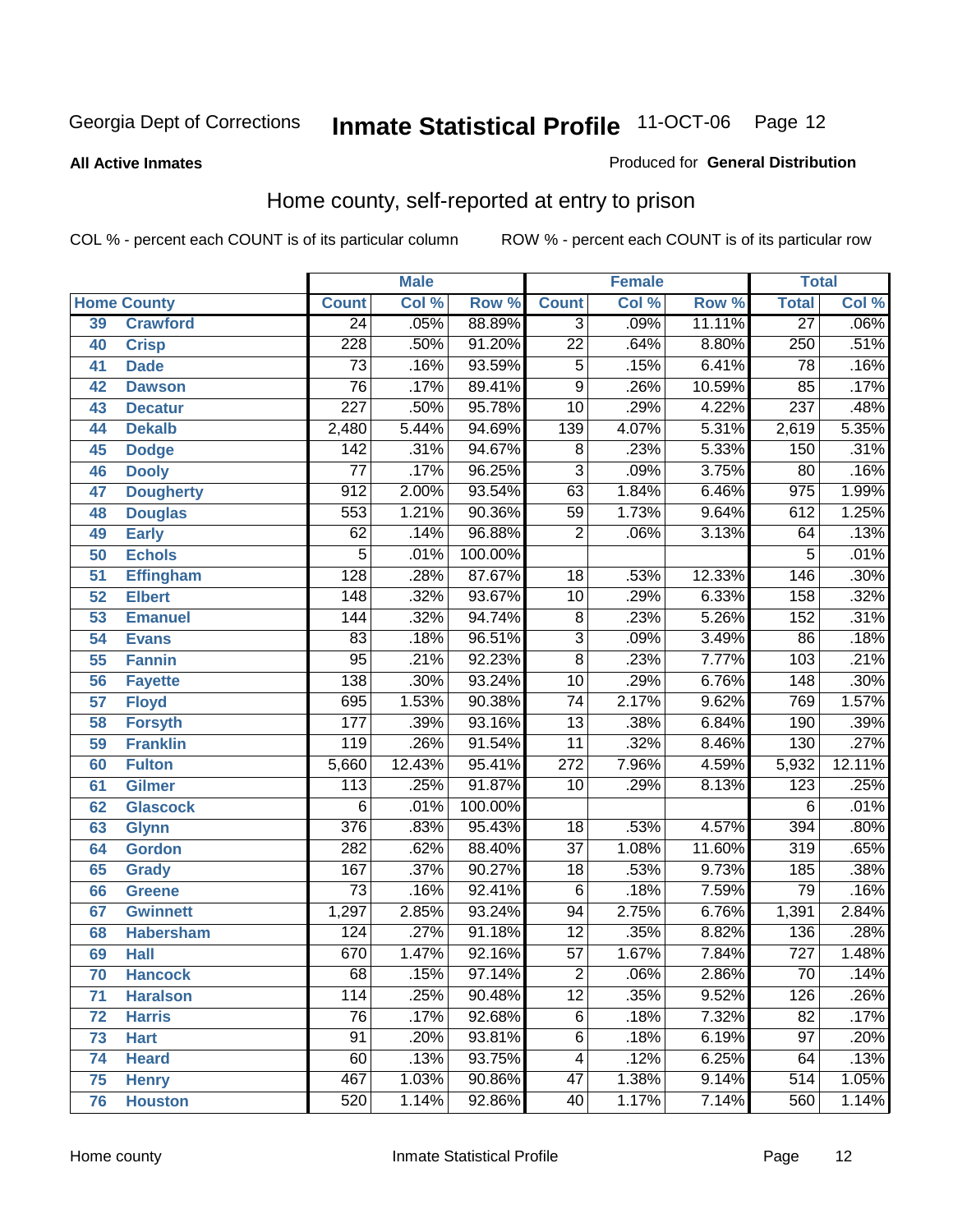Georgia Dept of Corrections **Inmate Statistical Profile** 11-OCT-06

**All Active Inmates**

Produced for **General Distribution**

## Home county, self-reported at entry to prison

COL % - percent each COUNT is of its particular column     ROW % - percent each COUNT is of its particular row

| Home County | | Male | | | Female | | | Total | |
|---|---|---|---|---|---|---|---|---|---|
| | | Count | Col % | Row % | Count | Col % | Row % | Total | Col % |
| 39 | Crawford | 24 | .05% | 88.89% | 3 | .09% | 11.11% | 27 | .06% |
| 40 | Crisp | 228 | .50% | 91.20% | 22 | .64% | 8.80% | 250 | .51% |
| 41 | Dade | 73 | .16% | 93.59% | 5 | .15% | 6.41% | 78 | .16% |
| 42 | Dawson | 76 | .17% | 89.41% | 9 | .26% | 10.59% | 85 | .17% |
| 43 | Decatur | 227 | .50% | 95.78% | 10 | .29% | 4.22% | 237 | .48% |
| 44 | Dekalb | 2,480 | 5.44% | 94.69% | 139 | 4.07% | 5.31% | 2,619 | 5.35% |
| 45 | Dodge | 142 | .31% | 94.67% | 8 | .23% | 5.33% | 150 | .31% |
| 46 | Dooly | 77 | .17% | 96.25% | 3 | .09% | 3.75% | 80 | .16% |
| 47 | Dougherty | 912 | 2.00% | 93.54% | 63 | 1.84% | 6.46% | 975 | 1.99% |
| 48 | Douglas | 553 | 1.21% | 90.36% | 59 | 1.73% | 9.64% | 612 | 1.25% |
| 49 | Early | 62 | .14% | 96.88% | 2 | .06% | 3.13% | 64 | .13% |
| 50 | Echols | 5 | .01% | 100.00% | | | | 5 | .01% |
| 51 | Effingham | 128 | .28% | 87.67% | 18 | .53% | 12.33% | 146 | .30% |
| 52 | Elbert | 148 | .32% | 93.67% | 10 | .29% | 6.33% | 158 | .32% |
| 53 | Emanuel | 144 | .32% | 94.74% | 8 | .23% | 5.26% | 152 | .31% |
| 54 | Evans | 83 | .18% | 96.51% | 3 | .09% | 3.49% | 86 | .18% |
| 55 | Fannin | 95 | .21% | 92.23% | 8 | .23% | 7.77% | 103 | .21% |
| 56 | Fayette | 138 | .30% | 93.24% | 10 | .29% | 6.76% | 148 | .30% |
| 57 | Floyd | 695 | 1.53% | 90.38% | 74 | 2.17% | 9.62% | 769 | 1.57% |
| 58 | Forsyth | 177 | .39% | 93.16% | 13 | .38% | 6.84% | 190 | .39% |
| 59 | Franklin | 119 | .26% | 91.54% | 11 | .32% | 8.46% | 130 | .27% |
| 60 | Fulton | 5,660 | 12.43% | 95.41% | 272 | 7.96% | 4.59% | 5,932 | 12.11% |
| 61 | Gilmer | 113 | .25% | 91.87% | 10 | .29% | 8.13% | 123 | .25% |
| 62 | Glascock | 6 | .01% | 100.00% | | | | 6 | .01% |
| 63 | Glynn | 376 | .83% | 95.43% | 18 | .53% | 4.57% | 394 | .80% |
| 64 | Gordon | 282 | .62% | 88.40% | 37 | 1.08% | 11.60% | 319 | .65% |
| 65 | Grady | 167 | .37% | 90.27% | 18 | .53% | 9.73% | 185 | .38% |
| 66 | Greene | 73 | .16% | 92.41% | 6 | .18% | 7.59% | 79 | .16% |
| 67 | Gwinnett | 1,297 | 2.85% | 93.24% | 94 | 2.75% | 6.76% | 1,391 | 2.84% |
| 68 | Habersham | 124 | .27% | 91.18% | 12 | .35% | 8.82% | 136 | .28% |
| 69 | Hall | 670 | 1.47% | 92.16% | 57 | 1.67% | 7.84% | 727 | 1.48% |
| 70 | Hancock | 68 | .15% | 97.14% | 2 | .06% | 2.86% | 70 | .14% |
| 71 | Haralson | 114 | .25% | 90.48% | 12 | .35% | 9.52% | 126 | .26% |
| 72 | Harris | 76 | .17% | 92.68% | 6 | .18% | 7.32% | 82 | .17% |
| 73 | Hart | 91 | .20% | 93.81% | 6 | .18% | 6.19% | 97 | .20% |
| 74 | Heard | 60 | .13% | 93.75% | 4 | .12% | 6.25% | 64 | .13% |
| 75 | Henry | 467 | 1.03% | 90.86% | 47 | 1.38% | 9.14% | 514 | 1.05% |
| 76 | Houston | 520 | 1.14% | 92.86% | 40 | 1.17% | 7.14% | 560 | 1.14% |

Home county     Inmate Statistical Profile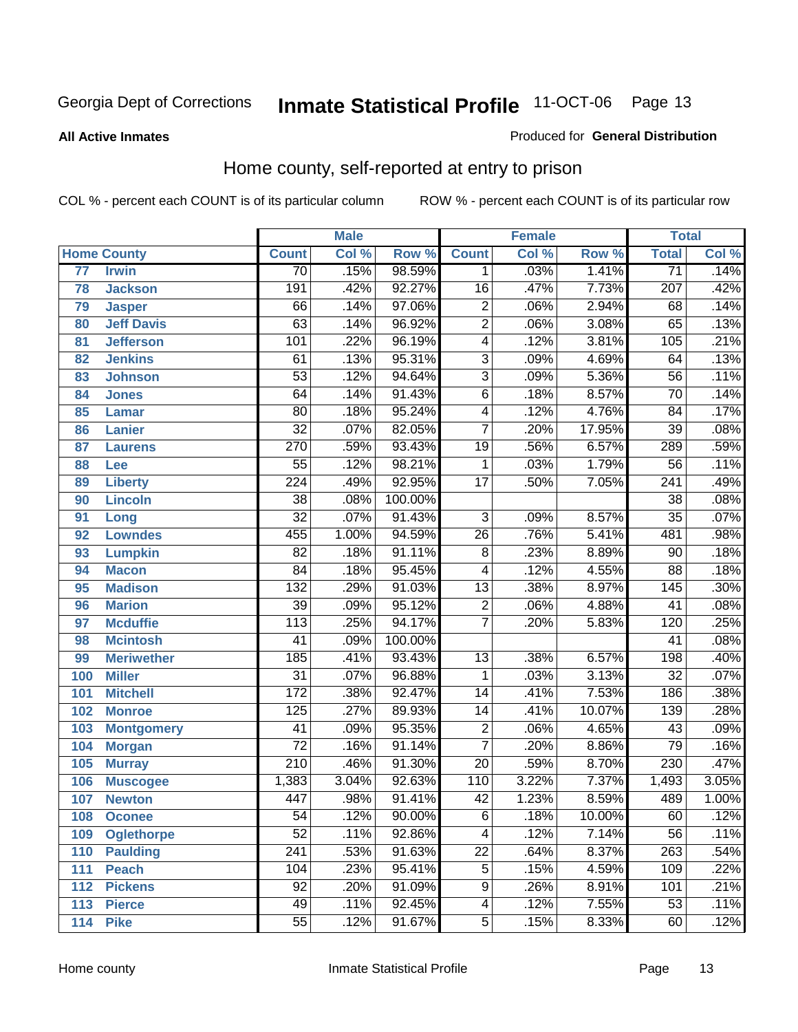Georgia Dept of Corrections **Inmate Statistical Profile** 11-OCT-06

**All Active Inmates**

Produced for **General Distribution**

## Home county, self-reported at entry to prison

COL % - percent each COUNT is of its particular column ROW % - percent each COUNT is of its particular row

| Home County | | Male | | | Female | | | Total | |
|---|---|---|---|---|---|---|---|---|---|
| | | Count | Col % | Row % | Count | Col % | Row % | Total | Col % |
| 77 | Irwin | 70 | .15% | 98.59% | 1 | .03% | 1.41% | 71 | .14% |
| 78 | Jackson | 191 | .42% | 92.27% | 16 | .47% | 7.73% | 207 | .42% |
| 79 | Jasper | 66 | .14% | 97.06% | 2 | .06% | 2.94% | 68 | .14% |
| 80 | Jeff Davis | 63 | .14% | 96.92% | 2 | .06% | 3.08% | 65 | .13% |
| 81 | Jefferson | 101 | .22% | 96.19% | 4 | .12% | 3.81% | 105 | .21% |
| 82 | Jenkins | 61 | .13% | 95.31% | 3 | .09% | 4.69% | 64 | .13% |
| 83 | Johnson | 53 | .12% | 94.64% | 3 | .09% | 5.36% | 56 | .11% |
| 84 | Jones | 64 | .14% | 91.43% | 6 | .18% | 8.57% | 70 | .14% |
| 85 | Lamar | 80 | .18% | 95.24% | 4 | .12% | 4.76% | 84 | .17% |
| 86 | Lanier | 32 | .07% | 82.05% | 7 | .20% | 17.95% | 39 | .08% |
| 87 | Laurens | 270 | .59% | 93.43% | 19 | .56% | 6.57% | 289 | .59% |
| 88 | Lee | 55 | .12% | 98.21% | 1 | .03% | 1.79% | 56 | .11% |
| 89 | Liberty | 224 | .49% | 92.95% | 17 | .50% | 7.05% | 241 | .49% |
| 90 | Lincoln | 38 | .08% | 100.00% | | | | 38 | .08% |
| 91 | Long | 32 | .07% | 91.43% | 3 | .09% | 8.57% | 35 | .07% |
| 92 | Lowndes | 455 | 1.00% | 94.59% | 26 | .76% | 5.41% | 481 | .98% |
| 93 | Lumpkin | 82 | .18% | 91.11% | 8 | .23% | 8.89% | 90 | .18% |
| 94 | Macon | 84 | .18% | 95.45% | 4 | .12% | 4.55% | 88 | .18% |
| 95 | Madison | 132 | .29% | 91.03% | 13 | .38% | 8.97% | 145 | .30% |
| 96 | Marion | 39 | .09% | 95.12% | 2 | .06% | 4.88% | 41 | .08% |
| 97 | Mcduffie | 113 | .25% | 94.17% | 7 | .20% | 5.83% | 120 | .25% |
| 98 | Mcintosh | 41 | .09% | 100.00% | | | | 41 | .08% |
| 99 | Meriwether | 185 | .41% | 93.43% | 13 | .38% | 6.57% | 198 | .40% |
| 100 | Miller | 31 | .07% | 96.88% | 1 | .03% | 3.13% | 32 | .07% |
| 101 | Mitchell | 172 | .38% | 92.47% | 14 | .41% | 7.53% | 186 | .38% |
| 102 | Monroe | 125 | .27% | 89.93% | 14 | .41% | 10.07% | 139 | .28% |
| 103 | Montgomery | 41 | .09% | 95.35% | 2 | .06% | 4.65% | 43 | .09% |
| 104 | Morgan | 72 | .16% | 91.14% | 7 | .20% | 8.86% | 79 | .16% |
| 105 | Murray | 210 | .46% | 91.30% | 20 | .59% | 8.70% | 230 | .47% |
| 106 | Muscogee | 1,383 | 3.04% | 92.63% | 110 | 3.22% | 7.37% | 1,493 | 3.05% |
| 107 | Newton | 447 | .98% | 91.41% | 42 | 1.23% | 8.59% | 489 | 1.00% |
| 108 | Oconee | 54 | .12% | 90.00% | 6 | .18% | 10.00% | 60 | .12% |
| 109 | Oglethorpe | 52 | .11% | 92.86% | 4 | .12% | 7.14% | 56 | .11% |
| 110 | Paulding | 241 | .53% | 91.63% | 22 | .64% | 8.37% | 263 | .54% |
| 111 | Peach | 104 | .23% | 95.41% | 5 | .15% | 4.59% | 109 | .22% |
| 112 | Pickens | 92 | .20% | 91.09% | 9 | .26% | 8.91% | 101 | .21% |
| 113 | Pierce | 49 | .11% | 92.45% | 4 | .12% | 7.55% | 53 | .11% |
| 114 | Pike | 55 | .12% | 91.67% | 5 | .15% | 8.33% | 60 | .12% |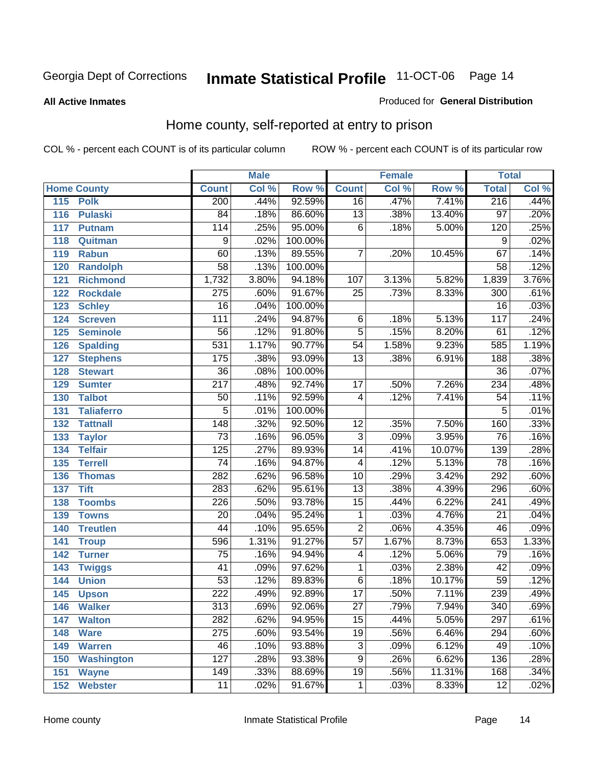Georgia Dept of Corrections **Inmate Statistical Profile** 11-OCT-06

**All Active Inmates**

Produced for **General Distribution**

## Home county, self-reported at entry to prison

COL % - percent each COUNT is of its particular column    ROW % - percent each COUNT is of its particular row

| Home County | | Male | | | Female | | | Total | |
|---|---|---|---|---|---|---|---|---|---|
| | | Count | Col % | Row % | Count | Col % | Row % | Total | Col % |
| 115 | Polk | 200 | .44% | 92.59% | 16 | .47% | 7.41% | 216 | .44% |
| 116 | Pulaski | 84 | .18% | 86.60% | 13 | .38% | 13.40% | 97 | .20% |
| 117 | Putnam | 114 | .25% | 95.00% | 6 | .18% | 5.00% | 120 | .25% |
| 118 | Quitman | 9 | .02% | 100.00% | | | | 9 | .02% |
| 119 | Rabun | 60 | .13% | 89.55% | 7 | .20% | 10.45% | 67 | .14% |
| 120 | Randolph | 58 | .13% | 100.00% | | | | 58 | .12% |
| 121 | Richmond | 1,732 | 3.80% | 94.18% | 107 | 3.13% | 5.82% | 1,839 | 3.76% |
| 122 | Rockdale | 275 | .60% | 91.67% | 25 | .73% | 8.33% | 300 | .61% |
| 123 | Schley | 16 | .04% | 100.00% | | | | 16 | .03% |
| 124 | Screven | 111 | .24% | 94.87% | 6 | .18% | 5.13% | 117 | .24% |
| 125 | Seminole | 56 | .12% | 91.80% | 5 | .15% | 8.20% | 61 | .12% |
| 126 | Spalding | 531 | 1.17% | 90.77% | 54 | 1.58% | 9.23% | 585 | 1.19% |
| 127 | Stephens | 175 | .38% | 93.09% | 13 | .38% | 6.91% | 188 | .38% |
| 128 | Stewart | 36 | .08% | 100.00% | | | | 36 | .07% |
| 129 | Sumter | 217 | .48% | 92.74% | 17 | .50% | 7.26% | 234 | .48% |
| 130 | Talbot | 50 | .11% | 92.59% | 4 | .12% | 7.41% | 54 | .11% |
| 131 | Taliaferro | 5 | .01% | 100.00% | | | | 5 | .01% |
| 132 | Tattnall | 148 | .32% | 92.50% | 12 | .35% | 7.50% | 160 | .33% |
| 133 | Taylor | 73 | .16% | 96.05% | 3 | .09% | 3.95% | 76 | .16% |
| 134 | Telfair | 125 | .27% | 89.93% | 14 | .41% | 10.07% | 139 | .28% |
| 135 | Terrell | 74 | .16% | 94.87% | 4 | .12% | 5.13% | 78 | .16% |
| 136 | Thomas | 282 | .62% | 96.58% | 10 | .29% | 3.42% | 292 | .60% |
| 137 | Tift | 283 | .62% | 95.61% | 13 | .38% | 4.39% | 296 | .60% |
| 138 | Toombs | 226 | .50% | 93.78% | 15 | .44% | 6.22% | 241 | .49% |
| 139 | Towns | 20 | .04% | 95.24% | 1 | .03% | 4.76% | 21 | .04% |
| 140 | Treutlen | 44 | .10% | 95.65% | 2 | .06% | 4.35% | 46 | .09% |
| 141 | Troup | 596 | 1.31% | 91.27% | 57 | 1.67% | 8.73% | 653 | 1.33% |
| 142 | Turner | 75 | .16% | 94.94% | 4 | .12% | 5.06% | 79 | .16% |
| 143 | Twiggs | 41 | .09% | 97.62% | 1 | .03% | 2.38% | 42 | .09% |
| 144 | Union | 53 | .12% | 89.83% | 6 | .18% | 10.17% | 59 | .12% |
| 145 | Upson | 222 | .49% | 92.89% | 17 | .50% | 7.11% | 239 | .49% |
| 146 | Walker | 313 | .69% | 92.06% | 27 | .79% | 7.94% | 340 | .69% |
| 147 | Walton | 282 | .62% | 94.95% | 15 | .44% | 5.05% | 297 | .61% |
| 148 | Ware | 275 | .60% | 93.54% | 19 | .56% | 6.46% | 294 | .60% |
| 149 | Warren | 46 | .10% | 93.88% | 3 | .09% | 6.12% | 49 | .10% |
| 150 | Washington | 127 | .28% | 93.38% | 9 | .26% | 6.62% | 136 | .28% |
| 151 | Wayne | 149 | .33% | 88.69% | 19 | .56% | 11.31% | 168 | .34% |
| 152 | Webster | 11 | .02% | 91.67% | 1 | .03% | 8.33% | 12 | .02% |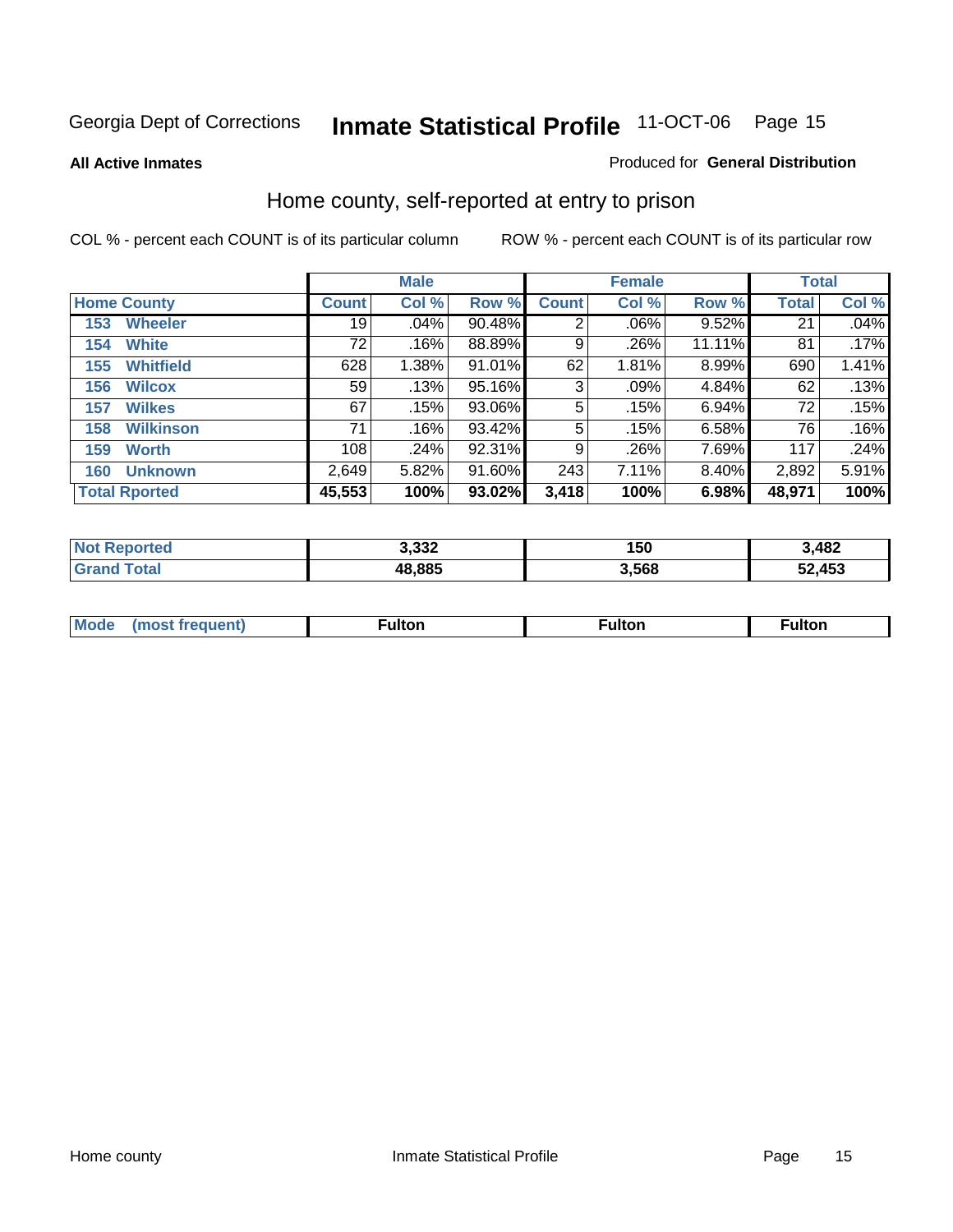Georgia Dept of Corrections **Inmate Statistical Profile** 11-OCT-06

**All Active Inmates**

Produced for **General Distribution**

## Home county, self-reported at entry to prison

COL % - percent each COUNT is of its particular column

ROW % - percent each COUNT is of its particular row

| | Male | | | Female | | | Total | |
|---|---|---|---|---|---|---|---|---|
| **Home County** | **Count** | **Col %** | **Row %** | **Count** | **Col %** | **Row %** | **Total** | **Col %** |
| 153 Wheeler | 19 | .04% | 90.48% | 2 | .06% | 9.52% | 21 | .04% |
| 154 White | 72 | .16% | 88.89% | 9 | .26% | 11.11% | 81 | .17% |
| 155 Whitfield | 628 | 1.38% | 91.01% | 62 | 1.81% | 8.99% | 690 | 1.41% |
| 156 Wilcox | 59 | .13% | 95.16% | 3 | .09% | 4.84% | 62 | .13% |
| 157 Wilkes | 67 | .15% | 93.06% | 5 | .15% | 6.94% | 72 | .15% |
| 158 Wilkinson | 71 | .16% | 93.42% | 5 | .15% | 6.58% | 76 | .16% |
| 159 Worth | 108 | .24% | 92.31% | 9 | .26% | 7.69% | 117 | .24% |
| 160 Unknown | 2,649 | 5.82% | 91.60% | 243 | 7.11% | 8.40% | 2,892 | 5.91% |
| **Total Rported** | **45,553** | **100%** | **93.02%** | **3,418** | **100%** | **6.98%** | **48,971** | **100%** |

| | Male | Female | Total |
|---|---|---|---|
| **Not Reported** | **3,332** | **150** | **3,482** |
| **Grand Total** | **48,885** | **3,568** | **52,453** |

| | Male | Female | Total |
|---|---|---|---|
| **Mode (most frequent)** | **Fulton** | **Fulton** | **Fulton** |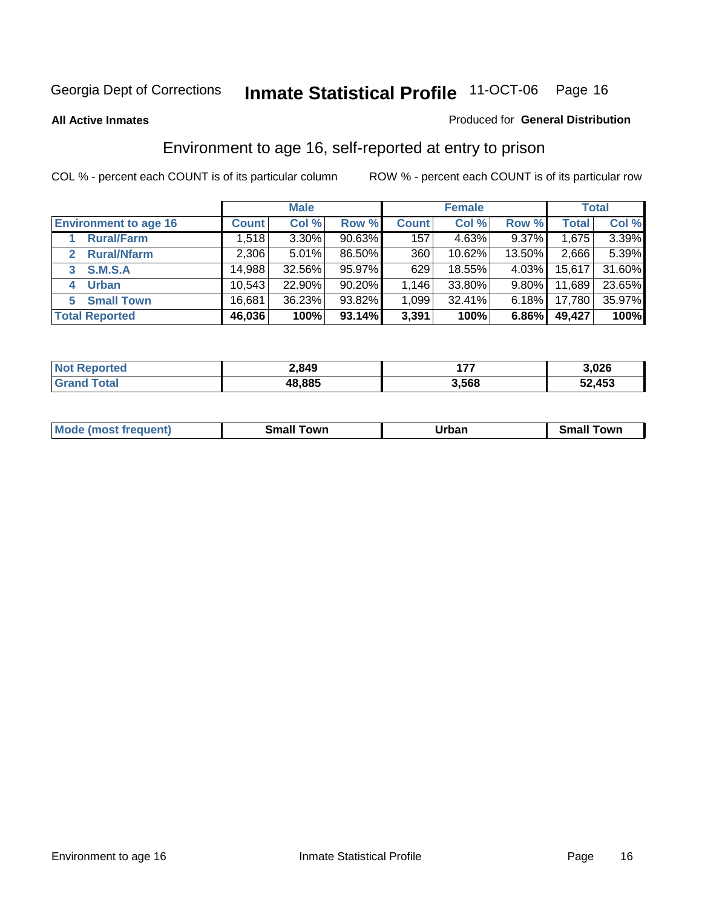Georgia Dept of Corrections **Inmate Statistical Profile** 11-OCT-06

**All Active Inmates**

Produced for **General Distribution**

## Environment to age 16, self-reported at entry to prison

COL % - percent each COUNT is of its particular column

ROW % - percent each COUNT is of its particular row

| | Male | | | Female | | | Total | |
|---|---|---|---|---|---|---|---|---|
| **Environment to age 16** | **Count** | **Col %** | **Row %** | **Count** | **Col %** | **Row %** | **Total** | **Col %** |
| 1 **Rural/Farm** | 1,518 | 3.30% | 90.63% | 157 | 4.63% | 9.37% | 1,675 | 3.39% |
| 2 **Rural/Nfarm** | 2,306 | 5.01% | 86.50% | 360 | 10.62% | 13.50% | 2,666 | 5.39% |
| 3 **S.M.S.A** | 14,988 | 32.56% | 95.97% | 629 | 18.55% | 4.03% | 15,617 | 31.60% |
| 4 **Urban** | 10,543 | 22.90% | 90.20% | 1,146 | 33.80% | 9.80% | 11,689 | 23.65% |
| 5 **Small Town** | 16,681 | 36.23% | 93.82% | 1,099 | 32.41% | 6.18% | 17,780 | 35.97% |
| **Total Reported** | **46,036** | **100%** | **93.14%** | **3,391** | **100%** | **6.86%** | **49,427** | **100%** |

| | Male | Female | Total |
|---|---|---|---|
| **Not Reported** | **2,849** | **177** | **3,026** |
| **Grand Total** | **48,885** | **3,568** | **52,453** |

| | Male | Female | Total |
|---|---|---|---|
| **Mode (most frequent)** | **Small Town** | **Urban** | **Small Town** |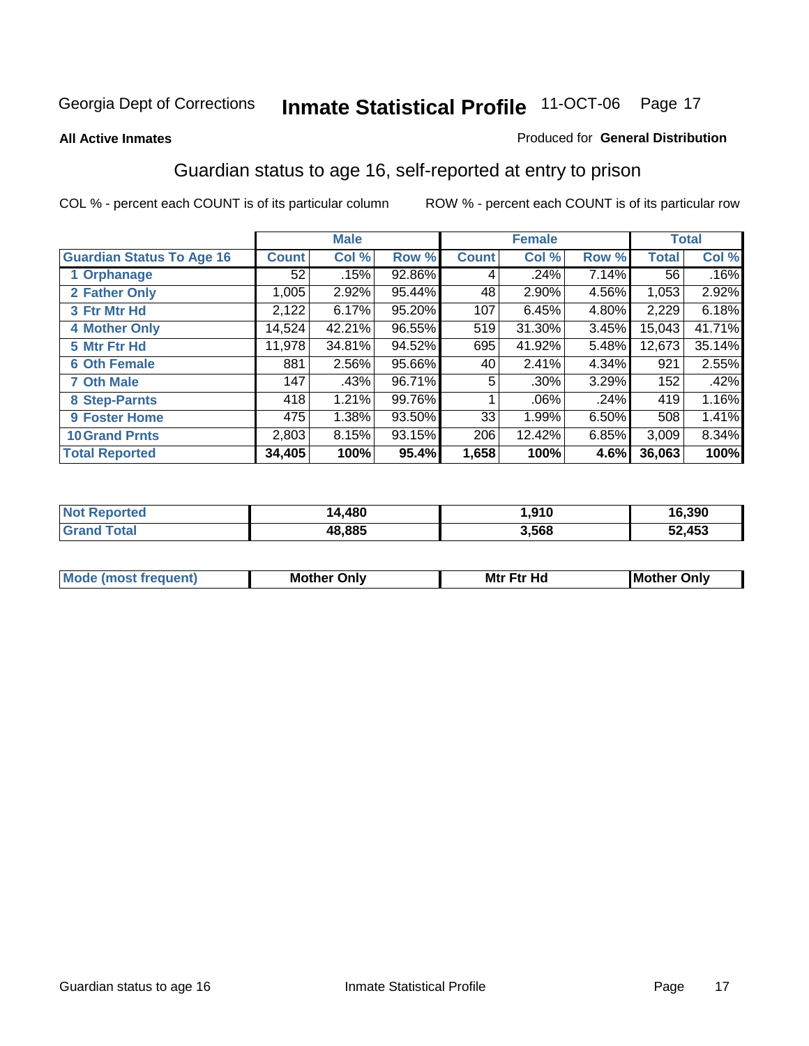Georgia Dept of Corrections **Inmate Statistical Profile** 11-OCT-06

**All Active Inmates**

Produced for **General Distribution**

## Guardian status to age 16, self-reported at entry to prison

COL % - percent each COUNT is of its particular column    ROW % - percent each COUNT is of its particular row

| | Male | | | Female | | | Total | |
|---|---|---|---|---|---|---|---|---|
| **Guardian Status To Age 16** | **Count** | **Col %** | **Row %** | **Count** | **Col %** | **Row %** | **Total** | **Col %** |
| 1 Orphanage | 52 | .15% | 92.86% | 4 | .24% | 7.14% | 56 | .16% |
| 2 Father Only | 1,005 | 2.92% | 95.44% | 48 | 2.90% | 4.56% | 1,053 | 2.92% |
| 3 Ftr Mtr Hd | 2,122 | 6.17% | 95.20% | 107 | 6.45% | 4.80% | 2,229 | 6.18% |
| 4 Mother Only | 14,524 | 42.21% | 96.55% | 519 | 31.30% | 3.45% | 15,043 | 41.71% |
| 5 Mtr Ftr Hd | 11,978 | 34.81% | 94.52% | 695 | 41.92% | 5.48% | 12,673 | 35.14% |
| 6 Oth Female | 881 | 2.56% | 95.66% | 40 | 2.41% | 4.34% | 921 | 2.55% |
| 7 Oth Male | 147 | .43% | 96.71% | 5 | .30% | 3.29% | 152 | .42% |
| 8 Step-Parnts | 418 | 1.21% | 99.76% | 1 | .06% | .24% | 419 | 1.16% |
| 9 Foster Home | 475 | 1.38% | 93.50% | 33 | 1.99% | 6.50% | 508 | 1.41% |
| 10 Grand Prnts | 2,803 | 8.15% | 93.15% | 206 | 12.42% | 6.85% | 3,009 | 8.34% |
| **Total Reported** | **34,405** | **100%** | **95.4%** | **1,658** | **100%** | **4.6%** | **36,063** | **100%** |

| | Male | Female | Total |
|---|---|---|---|
| Not Reported | 14,480 | 1,910 | 16,390 |
| Grand Total | 48,885 | 3,568 | 52,453 |

| | Male | Female | Total |
|---|---|---|---|
| Mode (most frequent) | Mother Only | Mtr Ftr Hd | Mother Only |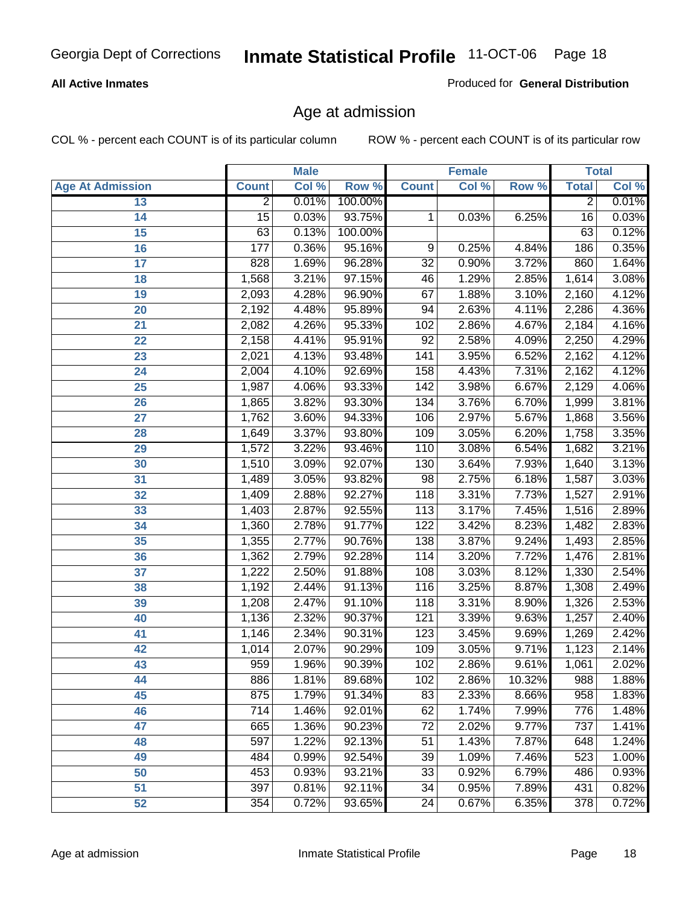Georgia Dept of Corrections **Inmate Statistical Profile** 11-OCT-06

**All Active Inmates**

Produced for **General Distribution**

## Age at admission

COL % - percent each COUNT is of its particular column ROW % - percent each COUNT is of its particular row

| | Male | | | Female | | | Total | |
|---|---|---|---|---|---|---|---|---|
| **Age At Admission** | **Count** | **Col %** | **Row %** | **Count** | **Col %** | **Row %** | **Total** | **Col %** |
| 13 | 2 | 0.01% | 100.00% | | | | 2 | 0.01% |
| 14 | 15 | 0.03% | 93.75% | 1 | 0.03% | 6.25% | 16 | 0.03% |
| 15 | 63 | 0.13% | 100.00% | | | | 63 | 0.12% |
| 16 | 177 | 0.36% | 95.16% | 9 | 0.25% | 4.84% | 186 | 0.35% |
| 17 | 828 | 1.69% | 96.28% | 32 | 0.90% | 3.72% | 860 | 1.64% |
| 18 | 1,568 | 3.21% | 97.15% | 46 | 1.29% | 2.85% | 1,614 | 3.08% |
| 19 | 2,093 | 4.28% | 96.90% | 67 | 1.88% | 3.10% | 2,160 | 4.12% |
| 20 | 2,192 | 4.48% | 95.89% | 94 | 2.63% | 4.11% | 2,286 | 4.36% |
| 21 | 2,082 | 4.26% | 95.33% | 102 | 2.86% | 4.67% | 2,184 | 4.16% |
| 22 | 2,158 | 4.41% | 95.91% | 92 | 2.58% | 4.09% | 2,250 | 4.29% |
| 23 | 2,021 | 4.13% | 93.48% | 141 | 3.95% | 6.52% | 2,162 | 4.12% |
| 24 | 2,004 | 4.10% | 92.69% | 158 | 4.43% | 7.31% | 2,162 | 4.12% |
| 25 | 1,987 | 4.06% | 93.33% | 142 | 3.98% | 6.67% | 2,129 | 4.06% |
| 26 | 1,865 | 3.82% | 93.30% | 134 | 3.76% | 6.70% | 1,999 | 3.81% |
| 27 | 1,762 | 3.60% | 94.33% | 106 | 2.97% | 5.67% | 1,868 | 3.56% |
| 28 | 1,649 | 3.37% | 93.80% | 109 | 3.05% | 6.20% | 1,758 | 3.35% |
| 29 | 1,572 | 3.22% | 93.46% | 110 | 3.08% | 6.54% | 1,682 | 3.21% |
| 30 | 1,510 | 3.09% | 92.07% | 130 | 3.64% | 7.93% | 1,640 | 3.13% |
| 31 | 1,489 | 3.05% | 93.82% | 98 | 2.75% | 6.18% | 1,587 | 3.03% |
| 32 | 1,409 | 2.88% | 92.27% | 118 | 3.31% | 7.73% | 1,527 | 2.91% |
| 33 | 1,403 | 2.87% | 92.55% | 113 | 3.17% | 7.45% | 1,516 | 2.89% |
| 34 | 1,360 | 2.78% | 91.77% | 122 | 3.42% | 8.23% | 1,482 | 2.83% |
| 35 | 1,355 | 2.77% | 90.76% | 138 | 3.87% | 9.24% | 1,493 | 2.85% |
| 36 | 1,362 | 2.79% | 92.28% | 114 | 3.20% | 7.72% | 1,476 | 2.81% |
| 37 | 1,222 | 2.50% | 91.88% | 108 | 3.03% | 8.12% | 1,330 | 2.54% |
| 38 | 1,192 | 2.44% | 91.13% | 116 | 3.25% | 8.87% | 1,308 | 2.49% |
| 39 | 1,208 | 2.47% | 91.10% | 118 | 3.31% | 8.90% | 1,326 | 2.53% |
| 40 | 1,136 | 2.32% | 90.37% | 121 | 3.39% | 9.63% | 1,257 | 2.40% |
| 41 | 1,146 | 2.34% | 90.31% | 123 | 3.45% | 9.69% | 1,269 | 2.42% |
| 42 | 1,014 | 2.07% | 90.29% | 109 | 3.05% | 9.71% | 1,123 | 2.14% |
| 43 | 959 | 1.96% | 90.39% | 102 | 2.86% | 9.61% | 1,061 | 2.02% |
| 44 | 886 | 1.81% | 89.68% | 102 | 2.86% | 10.32% | 988 | 1.88% |
| 45 | 875 | 1.79% | 91.34% | 83 | 2.33% | 8.66% | 958 | 1.83% |
| 46 | 714 | 1.46% | 92.01% | 62 | 1.74% | 7.99% | 776 | 1.48% |
| 47 | 665 | 1.36% | 90.23% | 72 | 2.02% | 9.77% | 737 | 1.41% |
| 48 | 597 | 1.22% | 92.13% | 51 | 1.43% | 7.87% | 648 | 1.24% |
| 49 | 484 | 0.99% | 92.54% | 39 | 1.09% | 7.46% | 523 | 1.00% |
| 50 | 453 | 0.93% | 93.21% | 33 | 0.92% | 6.79% | 486 | 0.93% |
| 51 | 397 | 0.81% | 92.11% | 34 | 0.95% | 7.89% | 431 | 0.82% |
| 52 | 354 | 0.72% | 93.65% | 24 | 0.67% | 6.35% | 378 | 0.72% |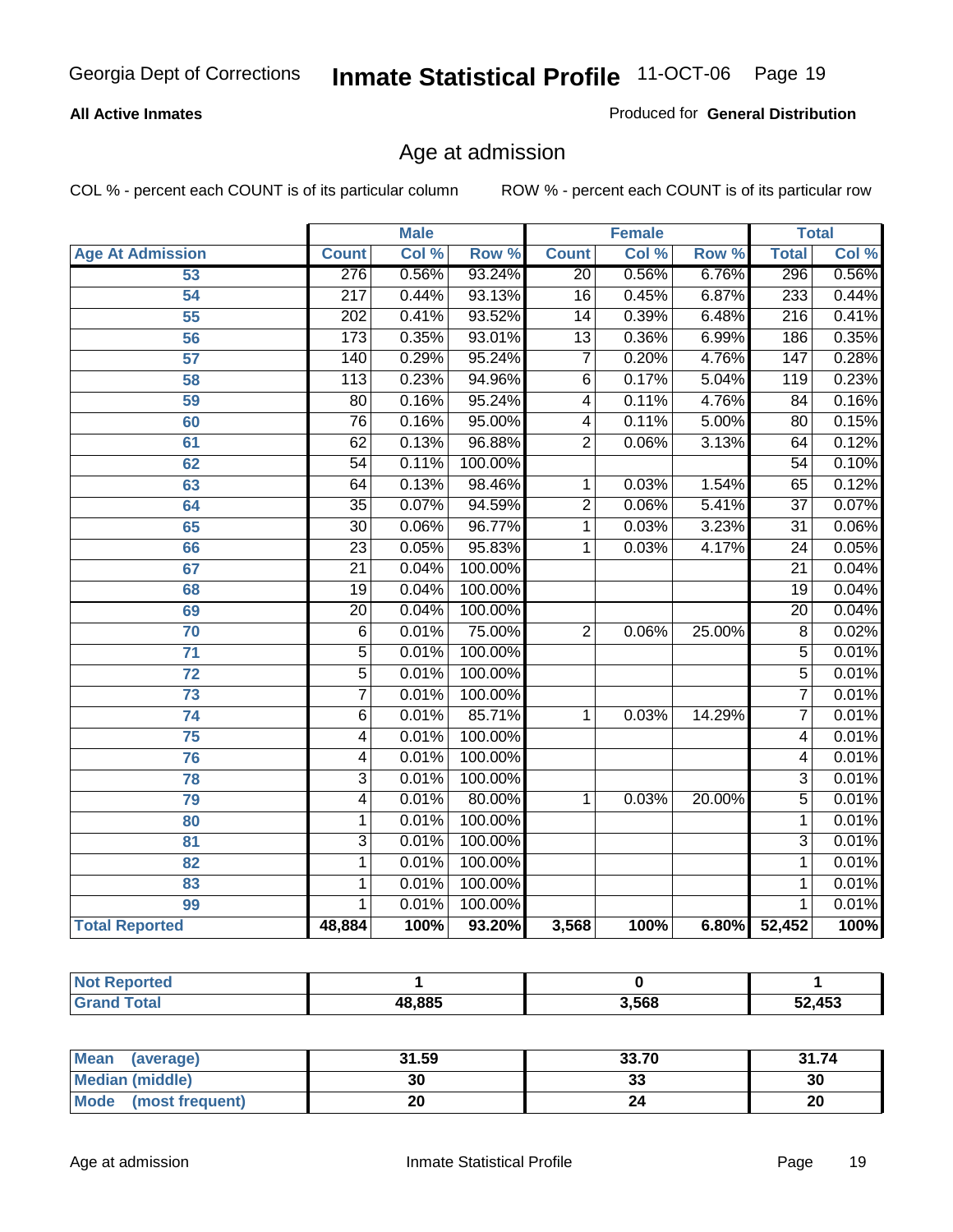**All Active Inmates**

Produced for **General Distribution**

## Age at admission

COL % - percent each COUNT is of its particular column

ROW % - percent each COUNT is of its particular row

| | Male | | | Female | | | Total | |
|---|---|---|---|---|---|---|---|---|
| **Age At Admission** | **Count** | **Col %** | **Row %** | **Count** | **Col %** | **Row %** | **Total** | **Col %** |
| 53 | 276 | 0.56% | 93.24% | 20 | 0.56% | 6.76% | 296 | 0.56% |
| 54 | 217 | 0.44% | 93.13% | 16 | 0.45% | 6.87% | 233 | 0.44% |
| 55 | 202 | 0.41% | 93.52% | 14 | 0.39% | 6.48% | 216 | 0.41% |
| 56 | 173 | 0.35% | 93.01% | 13 | 0.36% | 6.99% | 186 | 0.35% |
| 57 | 140 | 0.29% | 95.24% | 7 | 0.20% | 4.76% | 147 | 0.28% |
| 58 | 113 | 0.23% | 94.96% | 6 | 0.17% | 5.04% | 119 | 0.23% |
| 59 | 80 | 0.16% | 95.24% | 4 | 0.11% | 4.76% | 84 | 0.16% |
| 60 | 76 | 0.16% | 95.00% | 4 | 0.11% | 5.00% | 80 | 0.15% |
| 61 | 62 | 0.13% | 96.88% | 2 | 0.06% | 3.13% | 64 | 0.12% |
| 62 | 54 | 0.11% | 100.00% | | | | 54 | 0.10% |
| 63 | 64 | 0.13% | 98.46% | 1 | 0.03% | 1.54% | 65 | 0.12% |
| 64 | 35 | 0.07% | 94.59% | 2 | 0.06% | 5.41% | 37 | 0.07% |
| 65 | 30 | 0.06% | 96.77% | 1 | 0.03% | 3.23% | 31 | 0.06% |
| 66 | 23 | 0.05% | 95.83% | 1 | 0.03% | 4.17% | 24 | 0.05% |
| 67 | 21 | 0.04% | 100.00% | | | | 21 | 0.04% |
| 68 | 19 | 0.04% | 100.00% | | | | 19 | 0.04% |
| 69 | 20 | 0.04% | 100.00% | | | | 20 | 0.04% |
| 70 | 6 | 0.01% | 75.00% | 2 | 0.06% | 25.00% | 8 | 0.02% |
| 71 | 5 | 0.01% | 100.00% | | | | 5 | 0.01% |
| 72 | 5 | 0.01% | 100.00% | | | | 5 | 0.01% |
| 73 | 7 | 0.01% | 100.00% | | | | 7 | 0.01% |
| 74 | 6 | 0.01% | 85.71% | 1 | 0.03% | 14.29% | 7 | 0.01% |
| 75 | 4 | 0.01% | 100.00% | | | | 4 | 0.01% |
| 76 | 4 | 0.01% | 100.00% | | | | 4 | 0.01% |
| 78 | 3 | 0.01% | 100.00% | | | | 3 | 0.01% |
| 79 | 4 | 0.01% | 80.00% | 1 | 0.03% | 20.00% | 5 | 0.01% |
| 80 | 1 | 0.01% | 100.00% | | | | 1 | 0.01% |
| 81 | 3 | 0.01% | 100.00% | | | | 3 | 0.01% |
| 82 | 1 | 0.01% | 100.00% | | | | 1 | 0.01% |
| 83 | 1 | 0.01% | 100.00% | | | | 1 | 0.01% |
| 99 | 1 | 0.01% | 100.00% | | | | 1 | 0.01% |
| **Total Reported** | **48,884** | **100%** | **93.20%** | **3,568** | **100%** | **6.80%** | **52,452** | **100%** |

| | Male | Female | Total |
|---|---|---|---|
| **Not Reported** | **1** | **0** | **1** |
| **Grand Total** | **48,885** | **3,568** | **52,453** |

| | Male | Female | Total |
|---|---|---|---|
| **Mean (average)** | **31.59** | **33.70** | **31.74** |
| **Median (middle)** | **30** | **33** | **30** |
| **Mode (most frequent)** | **20** | **24** | **20** |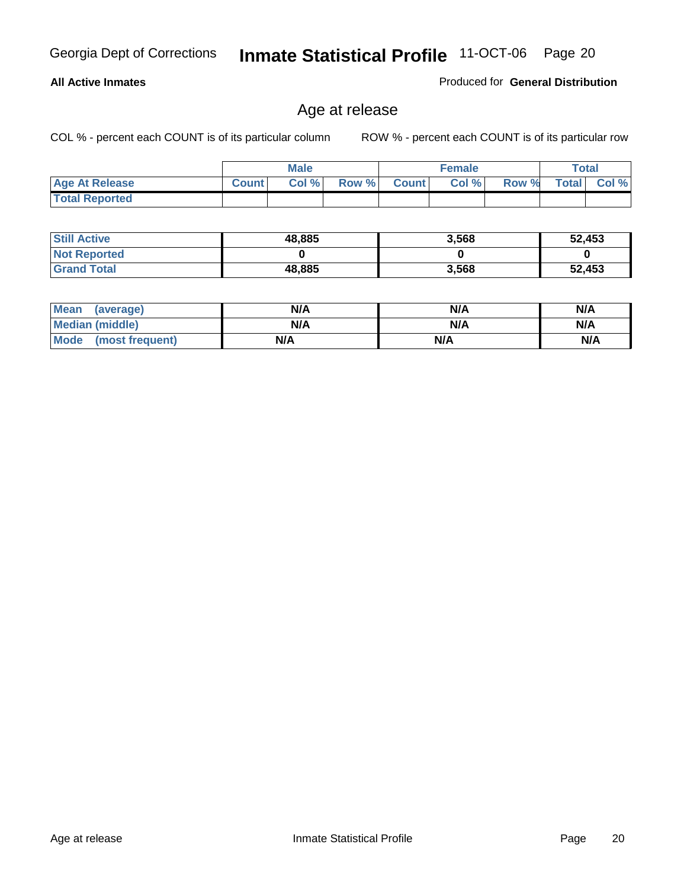Georgia Dept of Corrections **Inmate Statistical Profile** 11-OCT-06

**All Active Inmates**

Produced for **General Distribution**

## Age at release

COL % - percent each COUNT is of its particular column    ROW % - percent each COUNT is of its particular row

| | Male | | | Female | | | Total | |
|---|---|---|---|---|---|---|---|---|
| **Age At Release** | **Count** | **Col %** | **Row %** | **Count** | **Col %** | **Row %** | **Total** | **Col %** |
| **Total Reported** | | | | | | | | |

| | Male | Female | Total |
|---|---|---|---|
| **Still Active** | **48,885** | **3,568** | **52,453** |
| **Not Reported** | **0** | **0** | **0** |
| **Grand Total** | **48,885** | **3,568** | **52,453** |

| | Male | Female | Total |
|---|---|---|---|
| **Mean (average)** | **N/A** | **N/A** | **N/A** |
| **Median (middle)** | **N/A** | **N/A** | **N/A** |
| **Mode (most frequent)** | **N/A** | **N/A** | **N/A** |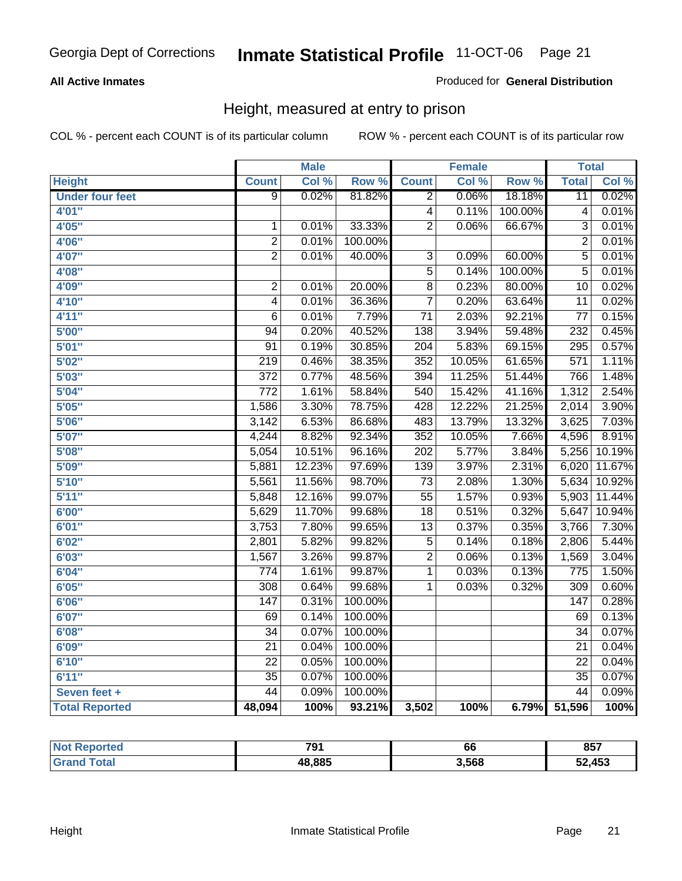Georgia Dept of Corrections **Inmate Statistical Profile** 11-OCT-06

**All Active Inmates**

Produced for **General Distribution**

## Height, measured at entry to prison

COL % - percent each COUNT is of its particular column

ROW % - percent each COUNT is of its particular row

| | Male | | | Female | | | Total | |
|---|---|---|---|---|---|---|---|---|
| **Height** | **Count** | **Col %** | **Row %** | **Count** | **Col %** | **Row %** | **Total** | **Col %** |
| **Under four feet** | 9 | 0.02% | 81.82% | 2 | 0.06% | 18.18% | 11 | 0.02% |
| **4'01"** | | | | 4 | 0.11% | 100.00% | 4 | 0.01% |
| **4'05"** | 1 | 0.01% | 33.33% | 2 | 0.06% | 66.67% | 3 | 0.01% |
| **4'06"** | 2 | 0.01% | 100.00% | | | | 2 | 0.01% |
| **4'07"** | 2 | 0.01% | 40.00% | 3 | 0.09% | 60.00% | 5 | 0.01% |
| **4'08"** | | | | 5 | 0.14% | 100.00% | 5 | 0.01% |
| **4'09"** | 2 | 0.01% | 20.00% | 8 | 0.23% | 80.00% | 10 | 0.02% |
| **4'10"** | 4 | 0.01% | 36.36% | 7 | 0.20% | 63.64% | 11 | 0.02% |
| **4'11"** | 6 | 0.01% | 7.79% | 71 | 2.03% | 92.21% | 77 | 0.15% |
| **5'00"** | 94 | 0.20% | 40.52% | 138 | 3.94% | 59.48% | 232 | 0.45% |
| **5'01"** | 91 | 0.19% | 30.85% | 204 | 5.83% | 69.15% | 295 | 0.57% |
| **5'02"** | 219 | 0.46% | 38.35% | 352 | 10.05% | 61.65% | 571 | 1.11% |
| **5'03"** | 372 | 0.77% | 48.56% | 394 | 11.25% | 51.44% | 766 | 1.48% |
| **5'04"** | 772 | 1.61% | 58.84% | 540 | 15.42% | 41.16% | 1,312 | 2.54% |
| **5'05"** | 1,586 | 3.30% | 78.75% | 428 | 12.22% | 21.25% | 2,014 | 3.90% |
| **5'06"** | 3,142 | 6.53% | 86.68% | 483 | 13.79% | 13.32% | 3,625 | 7.03% |
| **5'07"** | 4,244 | 8.82% | 92.34% | 352 | 10.05% | 7.66% | 4,596 | 8.91% |
| **5'08"** | 5,054 | 10.51% | 96.16% | 202 | 5.77% | 3.84% | 5,256 | 10.19% |
| **5'09"** | 5,881 | 12.23% | 97.69% | 139 | 3.97% | 2.31% | 6,020 | 11.67% |
| **5'10"** | 5,561 | 11.56% | 98.70% | 73 | 2.08% | 1.30% | 5,634 | 10.92% |
| **5'11"** | 5,848 | 12.16% | 99.07% | 55 | 1.57% | 0.93% | 5,903 | 11.44% |
| **6'00"** | 5,629 | 11.70% | 99.68% | 18 | 0.51% | 0.32% | 5,647 | 10.94% |
| **6'01"** | 3,753 | 7.80% | 99.65% | 13 | 0.37% | 0.35% | 3,766 | 7.30% |
| **6'02"** | 2,801 | 5.82% | 99.82% | 5 | 0.14% | 0.18% | 2,806 | 5.44% |
| **6'03"** | 1,567 | 3.26% | 99.87% | 2 | 0.06% | 0.13% | 1,569 | 3.04% |
| **6'04"** | 774 | 1.61% | 99.87% | 1 | 0.03% | 0.13% | 775 | 1.50% |
| **6'05"** | 308 | 0.64% | 99.68% | 1 | 0.03% | 0.32% | 309 | 0.60% |
| **6'06"** | 147 | 0.31% | 100.00% | | | | 147 | 0.28% |
| **6'07"** | 69 | 0.14% | 100.00% | | | | 69 | 0.13% |
| **6'08"** | 34 | 0.07% | 100.00% | | | | 34 | 0.07% |
| **6'09"** | 21 | 0.04% | 100.00% | | | | 21 | 0.04% |
| **6'10"** | 22 | 0.05% | 100.00% | | | | 22 | 0.04% |
| **6'11"** | 35 | 0.07% | 100.00% | | | | 35 | 0.07% |
| **Seven feet +** | 44 | 0.09% | 100.00% | | | | 44 | 0.09% |
| **Total Reported** | **48,094** | **100%** | **93.21%** | **3,502** | **100%** | **6.79%** | **51,596** | **100%** |

| | Male | Female | Total |
|---|---|---|---|
| **Not Reported** | **791** | **66** | **857** |
| **Grand Total** | **48,885** | **3,568** | **52,453** |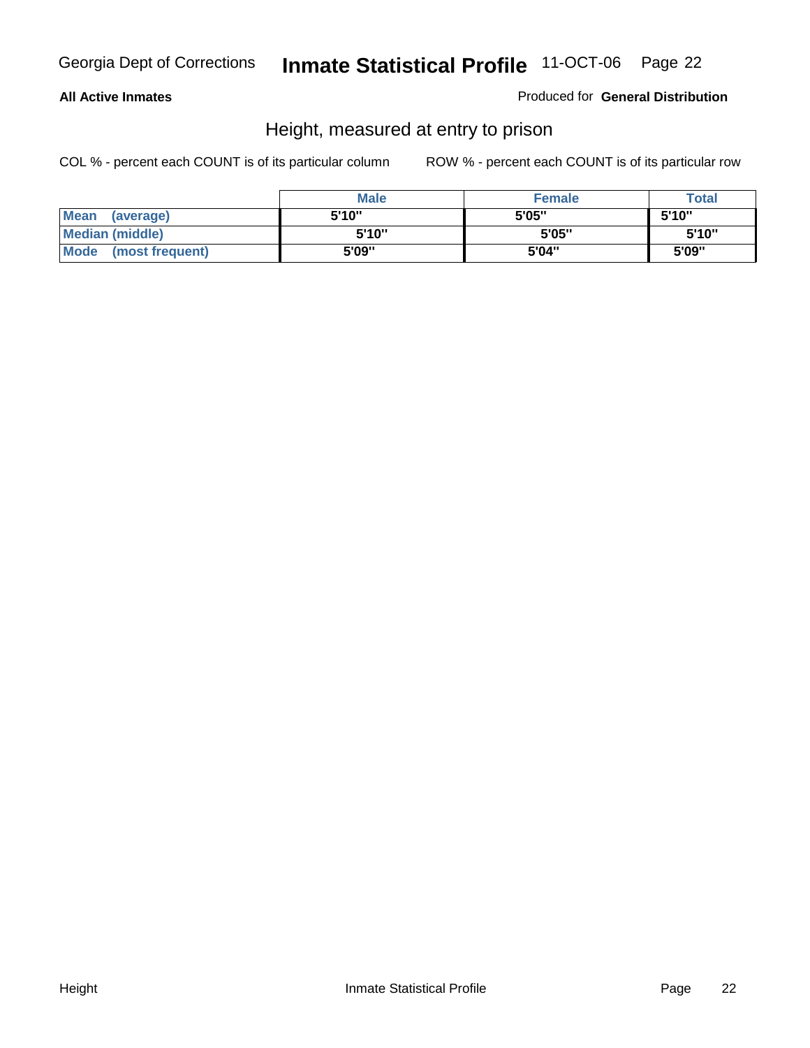**All Active Inmates**

Produced for **General Distribution**

## Height, measured at entry to prison

COL % - percent each COUNT is of its particular column          ROW % - percent each COUNT is of its particular row

| | Male | Female | Total |
|---|---|---|---|
| **Mean (average)** | 5'10" | 5'05" | 5'10" |
| **Median (middle)** | 5'10" | 5'05" | 5'10" |
| **Mode (most frequent)** | 5'09" | 5'04" | 5'09" |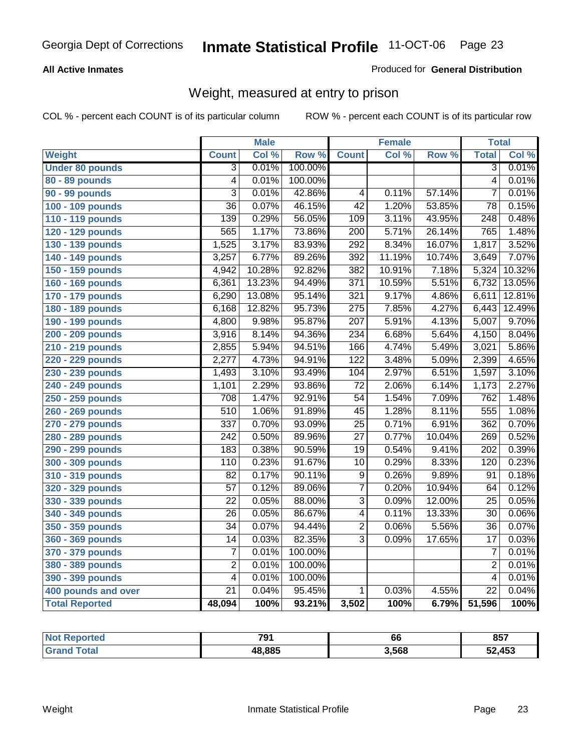Georgia Dept of Corrections **Inmate Statistical Profile** 11-OCT-06

**All Active Inmates**

Produced for **General Distribution**

## Weight, measured at entry to prison

COL % - percent each COUNT is of its particular column ROW % - percent each COUNT is of its particular row

| | Male | | | Female | | | Total | |
|---|---|---|---|---|---|---|---|---|
| **Weight** | **Count** | **Col %** | **Row %** | **Count** | **Col %** | **Row %** | **Total** | **Col %** |
| **Under 80 pounds** | 3 | 0.01% | 100.00% | | | | 3 | 0.01% |
| **80 - 89 pounds** | 4 | 0.01% | 100.00% | | | | 4 | 0.01% |
| **90 - 99 pounds** | 3 | 0.01% | 42.86% | 4 | 0.11% | 57.14% | 7 | 0.01% |
| **100 - 109 pounds** | 36 | 0.07% | 46.15% | 42 | 1.20% | 53.85% | 78 | 0.15% |
| **110 - 119 pounds** | 139 | 0.29% | 56.05% | 109 | 3.11% | 43.95% | 248 | 0.48% |
| **120 - 129 pounds** | 565 | 1.17% | 73.86% | 200 | 5.71% | 26.14% | 765 | 1.48% |
| **130 - 139 pounds** | 1,525 | 3.17% | 83.93% | 292 | 8.34% | 16.07% | 1,817 | 3.52% |
| **140 - 149 pounds** | 3,257 | 6.77% | 89.26% | 392 | 11.19% | 10.74% | 3,649 | 7.07% |
| **150 - 159 pounds** | 4,942 | 10.28% | 92.82% | 382 | 10.91% | 7.18% | 5,324 | 10.32% |
| **160 - 169 pounds** | 6,361 | 13.23% | 94.49% | 371 | 10.59% | 5.51% | 6,732 | 13.05% |
| **170 - 179 pounds** | 6,290 | 13.08% | 95.14% | 321 | 9.17% | 4.86% | 6,611 | 12.81% |
| **180 - 189 pounds** | 6,168 | 12.82% | 95.73% | 275 | 7.85% | 4.27% | 6,443 | 12.49% |
| **190 - 199 pounds** | 4,800 | 9.98% | 95.87% | 207 | 5.91% | 4.13% | 5,007 | 9.70% |
| **200 - 209 pounds** | 3,916 | 8.14% | 94.36% | 234 | 6.68% | 5.64% | 4,150 | 8.04% |
| **210 - 219 pounds** | 2,855 | 5.94% | 94.51% | 166 | 4.74% | 5.49% | 3,021 | 5.86% |
| **220 - 229 pounds** | 2,277 | 4.73% | 94.91% | 122 | 3.48% | 5.09% | 2,399 | 4.65% |
| **230 - 239 pounds** | 1,493 | 3.10% | 93.49% | 104 | 2.97% | 6.51% | 1,597 | 3.10% |
| **240 - 249 pounds** | 1,101 | 2.29% | 93.86% | 72 | 2.06% | 6.14% | 1,173 | 2.27% |
| **250 - 259 pounds** | 708 | 1.47% | 92.91% | 54 | 1.54% | 7.09% | 762 | 1.48% |
| **260 - 269 pounds** | 510 | 1.06% | 91.89% | 45 | 1.28% | 8.11% | 555 | 1.08% |
| **270 - 279 pounds** | 337 | 0.70% | 93.09% | 25 | 0.71% | 6.91% | 362 | 0.70% |
| **280 - 289 pounds** | 242 | 0.50% | 89.96% | 27 | 0.77% | 10.04% | 269 | 0.52% |
| **290 - 299 pounds** | 183 | 0.38% | 90.59% | 19 | 0.54% | 9.41% | 202 | 0.39% |
| **300 - 309 pounds** | 110 | 0.23% | 91.67% | 10 | 0.29% | 8.33% | 120 | 0.23% |
| **310 - 319 pounds** | 82 | 0.17% | 90.11% | 9 | 0.26% | 9.89% | 91 | 0.18% |
| **320 - 329 pounds** | 57 | 0.12% | 89.06% | 7 | 0.20% | 10.94% | 64 | 0.12% |
| **330 - 339 pounds** | 22 | 0.05% | 88.00% | 3 | 0.09% | 12.00% | 25 | 0.05% |
| **340 - 349 pounds** | 26 | 0.05% | 86.67% | 4 | 0.11% | 13.33% | 30 | 0.06% |
| **350 - 359 pounds** | 34 | 0.07% | 94.44% | 2 | 0.06% | 5.56% | 36 | 0.07% |
| **360 - 369 pounds** | 14 | 0.03% | 82.35% | 3 | 0.09% | 17.65% | 17 | 0.03% |
| **370 - 379 pounds** | 7 | 0.01% | 100.00% | | | | 7 | 0.01% |
| **380 - 389 pounds** | 2 | 0.01% | 100.00% | | | | 2 | 0.01% |
| **390 - 399 pounds** | 4 | 0.01% | 100.00% | | | | 4 | 0.01% |
| **400 pounds and over** | 21 | 0.04% | 95.45% | 1 | 0.03% | 4.55% | 22 | 0.04% |
| **Total Reported** | **48,094** | **100%** | **93.21%** | **3,502** | **100%** | **6.79%** | **51,596** | **100%** |

| | Male | Female | Total |
|---|---|---|---|
| **Not Reported** | **791** | **66** | **857** |
| **Grand Total** | **48,885** | **3,568** | **52,453** |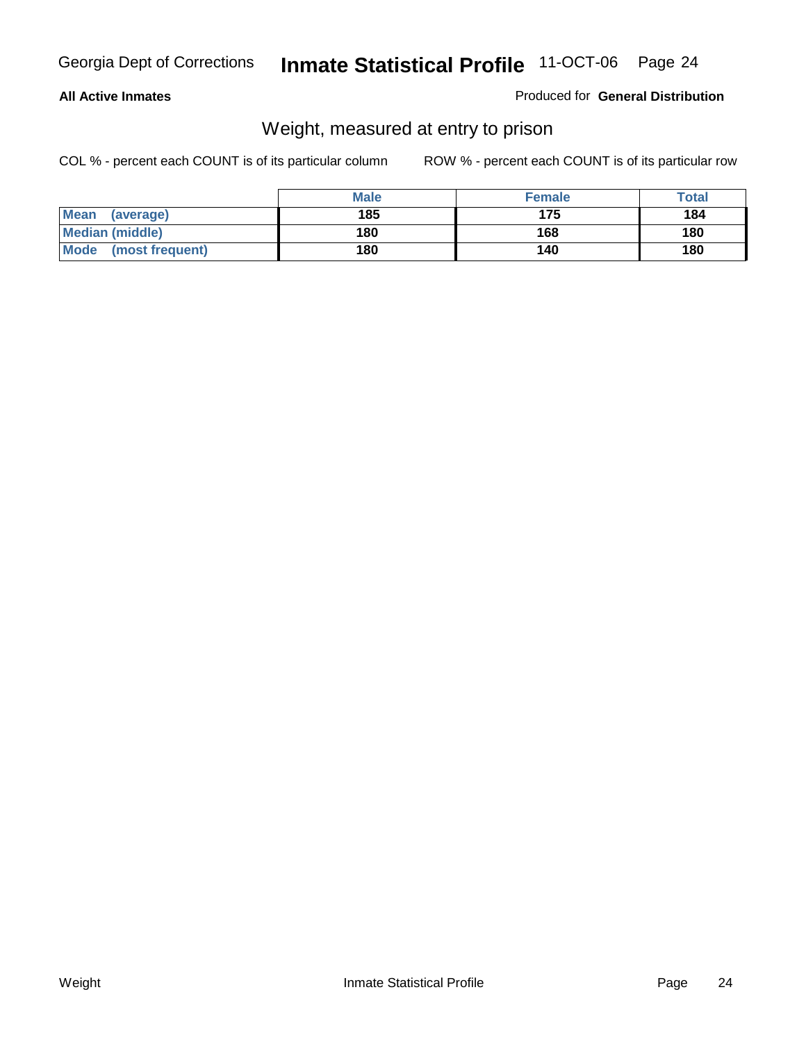**All Active Inmates**

Produced for **General Distribution**

## Weight, measured at entry to prison

COL % - percent each COUNT is of its particular column

ROW % - percent each COUNT is of its particular row

| | Male | Female | Total |
|---|---|---|---|
| **Mean (average)** | 185 | 175 | 184 |
| **Median (middle)** | 180 | 168 | 180 |
| **Mode (most frequent)** | 180 | 140 | 180 |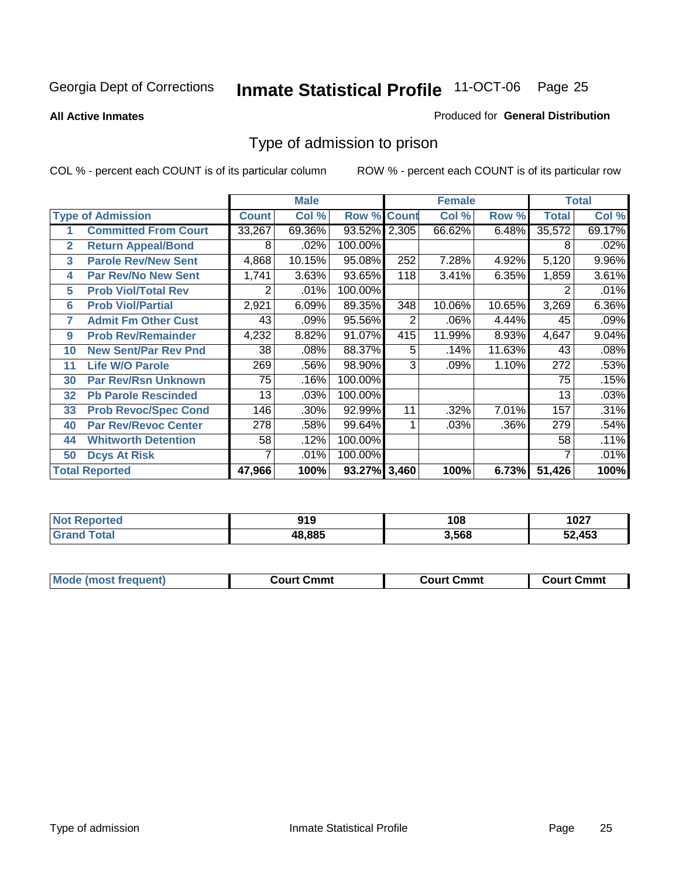Georgia Dept of Corrections **Inmate Statistical Profile** 11-OCT-06

**All Active Inmates**

Produced for **General Distribution**

## Type of admission to prison

COL % - percent each COUNT is of its particular column

ROW % - percent each COUNT is of its particular row

| Type of Admission | | Male | | | Female | | | Total | |
|---|---|---|---|---|---|---|---|---|---|
| | | Count | Col % | Row % | Count | Col % | Row % | Total | Col % |
| 1 | Committed From Court | 33,267 | 69.36% | 93.52% | 2,305 | 66.62% | 6.48% | 35,572 | 69.17% |
| 2 | Return Appeal/Bond | 8 | .02% | 100.00% | | | | 8 | .02% |
| 3 | Parole Rev/New Sent | 4,868 | 10.15% | 95.08% | 252 | 7.28% | 4.92% | 5,120 | 9.96% |
| 4 | Par Rev/No New Sent | 1,741 | 3.63% | 93.65% | 118 | 3.41% | 6.35% | 1,859 | 3.61% |
| 5 | Prob Viol/Total Rev | 2 | .01% | 100.00% | | | | 2 | .01% |
| 6 | Prob Viol/Partial | 2,921 | 6.09% | 89.35% | 348 | 10.06% | 10.65% | 3,269 | 6.36% |
| 7 | Admit Fm Other Cust | 43 | .09% | 95.56% | 2 | .06% | 4.44% | 45 | .09% |
| 9 | Prob Rev/Remainder | 4,232 | 8.82% | 91.07% | 415 | 11.99% | 8.93% | 4,647 | 9.04% |
| 10 | New Sent/Par Rev Pnd | 38 | .08% | 88.37% | 5 | .14% | 11.63% | 43 | .08% |
| 11 | Life W/O Parole | 269 | .56% | 98.90% | 3 | .09% | 1.10% | 272 | .53% |
| 30 | Par Rev/Rsn Unknown | 75 | .16% | 100.00% | | | | 75 | .15% |
| 32 | Pb Parole Rescinded | 13 | .03% | 100.00% | | | | 13 | .03% |
| 33 | Prob Revoc/Spec Cond | 146 | .30% | 92.99% | 11 | .32% | 7.01% | 157 | .31% |
| 40 | Par Rev/Revoc Center | 278 | .58% | 99.64% | 1 | .03% | .36% | 279 | .54% |
| 44 | Whitworth Detention | 58 | .12% | 100.00% | | | | 58 | .11% |
| 50 | Dcys At Risk | 7 | .01% | 100.00% | | | | 7 | .01% |
| **Total Reported** | | **47,966** | **100%** | **93.27%** | **3,460** | **100%** | **6.73%** | **51,426** | **100%** |

| | Male | Female | Total |
|---|---|---|---|
| Not Reported | 919 | 108 | 1027 |
| Grand Total | 48,885 | 3,568 | 52,453 |

| | Male | Female | Total |
|---|---|---|---|
| Mode (most frequent) | Court Cmmt | Court Cmmt | Court Cmmt |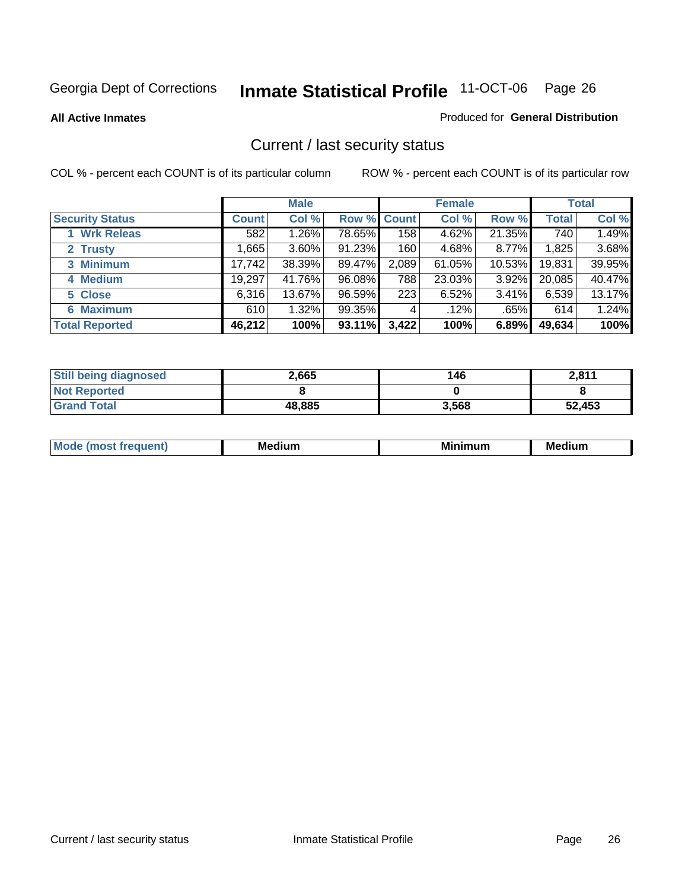Georgia Dept of Corrections **Inmate Statistical Profile** 11-OCT-06

**All Active Inmates**

Produced for **General Distribution**

## Current / last security status

COL % - percent each COUNT is of its particular column

ROW % - percent each COUNT is of its particular row

| | Male | | | Female | | | Total | |
|---|---|---|---|---|---|---|---|---|
| **Security Status** | **Count** | **Col %** | **Row %** | **Count** | **Col %** | **Row %** | **Total** | **Col %** |
| 1 Wrk Releas | 582 | 1.26% | 78.65% | 158 | 4.62% | 21.35% | 740 | 1.49% |
| 2 Trusty | 1,665 | 3.60% | 91.23% | 160 | 4.68% | 8.77% | 1,825 | 3.68% |
| 3 Minimum | 17,742 | 38.39% | 89.47% | 2,089 | 61.05% | 10.53% | 19,831 | 39.95% |
| 4 Medium | 19,297 | 41.76% | 96.08% | 788 | 23.03% | 3.92% | 20,085 | 40.47% |
| 5 Close | 6,316 | 13.67% | 96.59% | 223 | 6.52% | 3.41% | 6,539 | 13.17% |
| 6 Maximum | 610 | 1.32% | 99.35% | 4 | .12% | .65% | 614 | 1.24% |
| **Total Reported** | **46,212** | **100%** | **93.11%** | **3,422** | **100%** | **6.89%** | **49,634** | **100%** |

| | Male | Female | Total |
|---|---|---|---|
| Still being diagnosed | 2,665 | 146 | 2,811 |
| Not Reported | 8 | 0 | 8 |
| Grand Total | 48,885 | 3,568 | 52,453 |

| | Male | Female | Total |
|---|---|---|---|
| Mode (most frequent) | Medium | Minimum | Medium |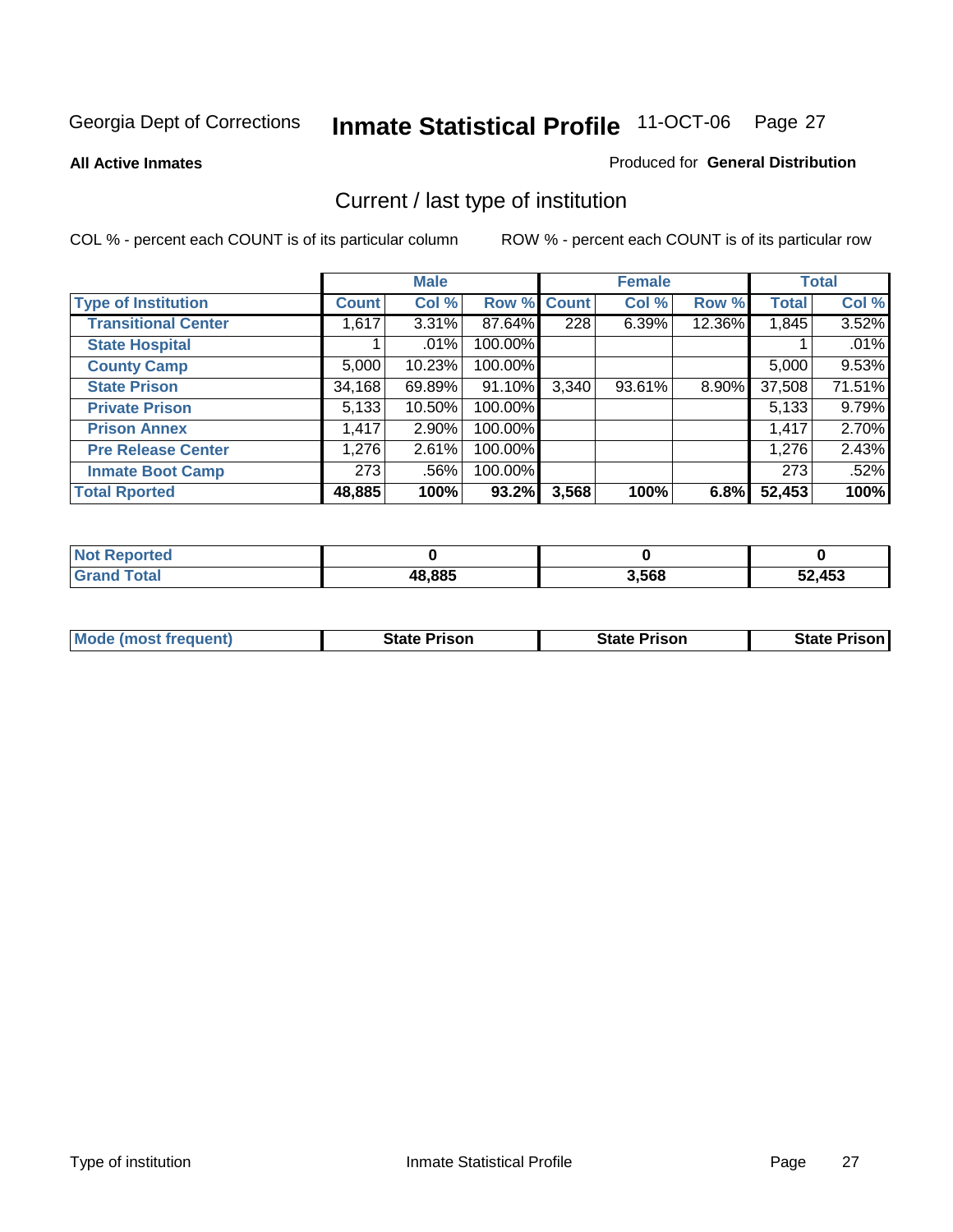Georgia Dept of Corrections **Inmate Statistical Profile** 11-OCT-06

**All Active Inmates**

Produced for **General Distribution**

## Current / last type of institution

COL % - percent each COUNT is of its particular column

ROW % - percent each COUNT is of its particular row

| | Male | | | Female | | | Total | |
|---|---|---|---|---|---|---|---|---|
| **Type of Institution** | **Count** | **Col %** | **Row %** | **Count** | **Col %** | **Row %** | **Total** | **Col %** |
| **Transitional Center** | 1,617 | 3.31% | 87.64% | 228 | 6.39% | 12.36% | 1,845 | 3.52% |
| **State Hospital** | 1 | .01% | 100.00% | | | | 1 | .01% |
| **County Camp** | 5,000 | 10.23% | 100.00% | | | | 5,000 | 9.53% |
| **State Prison** | 34,168 | 69.89% | 91.10% | 3,340 | 93.61% | 8.90% | 37,508 | 71.51% |
| **Private Prison** | 5,133 | 10.50% | 100.00% | | | | 5,133 | 9.79% |
| **Prison Annex** | 1,417 | 2.90% | 100.00% | | | | 1,417 | 2.70% |
| **Pre Release Center** | 1,276 | 2.61% | 100.00% | | | | 1,276 | 2.43% |
| **Inmate Boot Camp** | 273 | .56% | 100.00% | | | | 273 | .52% |
| **Total Rported** | **48,885** | **100%** | **93.2%** | **3,568** | **100%** | **6.8%** | **52,453** | **100%** |

| | Male | Female | Total |
|---|---|---|---|
| **Not Reported** | **0** | **0** | **0** |
| **Grand Total** | **48,885** | **3,568** | **52,453** |

| | Male | Female | Total |
|---|---|---|---|
| **Mode (most frequent)** | **State Prison** | **State Prison** | **State Prison** |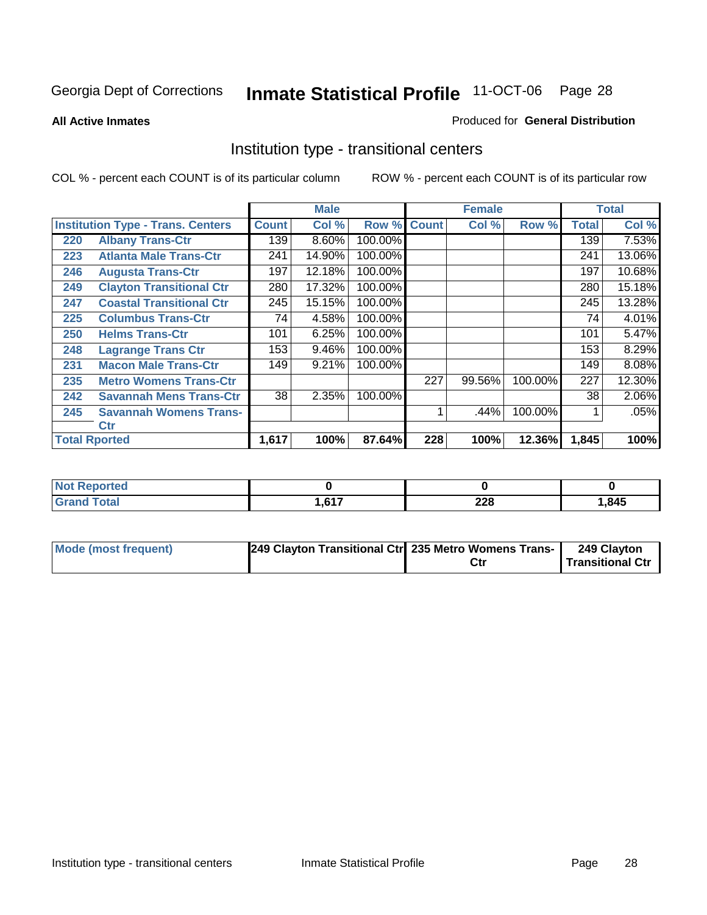Georgia Dept of Corrections **Inmate Statistical Profile** 11-OCT-06

**All Active Inmates**

Produced for **General Distribution**

## Institution type - transitional centers

COL % - percent each COUNT is of its particular column

ROW % - percent each COUNT is of its particular row

| Institution Type - Trans. Centers | | Male | | | Female | | | Total | |
|---|---|---|---|---|---|---|---|---|---|
| | | Count | Col % | Row % | Count | Col % | Row % | Total | Col % |
| 220 | Albany Trans-Ctr | 139 | 8.60% | 100.00% | | | | 139 | 7.53% |
| 223 | Atlanta Male Trans-Ctr | 241 | 14.90% | 100.00% | | | | 241 | 13.06% |
| 246 | Augusta Trans-Ctr | 197 | 12.18% | 100.00% | | | | 197 | 10.68% |
| 249 | Clayton Transitional Ctr | 280 | 17.32% | 100.00% | | | | 280 | 15.18% |
| 247 | Coastal Transitional Ctr | 245 | 15.15% | 100.00% | | | | 245 | 13.28% |
| 225 | Columbus Trans-Ctr | 74 | 4.58% | 100.00% | | | | 74 | 4.01% |
| 250 | Helms Trans-Ctr | 101 | 6.25% | 100.00% | | | | 101 | 5.47% |
| 248 | Lagrange Trans Ctr | 153 | 9.46% | 100.00% | | | | 153 | 8.29% |
| 231 | Macon Male Trans-Ctr | 149 | 9.21% | 100.00% | | | | 149 | 8.08% |
| 235 | Metro Womens Trans-Ctr | | | | 227 | 99.56% | 100.00% | 227 | 12.30% |
| 242 | Savannah Mens Trans-Ctr | 38 | 2.35% | 100.00% | | | | 38 | 2.06% |
| 245 | Savannah Womens Trans-Ctr | | | | 1 | .44% | 100.00% | 1 | .05% |
| **Total Rported** | | **1,617** | **100%** | **87.64%** | **228** | **100%** | **12.36%** | **1,845** | **100%** |

| | Male | Female | Total |
|---|---|---|---|
| Not Reported | 0 | 0 | 0 |
| Grand Total | 1,617 | 228 | 1,845 |

| | Male | Female | Total |
|---|---|---|---|
| Mode (most frequent) | 249 Clayton Transitional Ctr | 235 Metro Womens Trans-Ctr | 249 Clayton Transitional Ctr |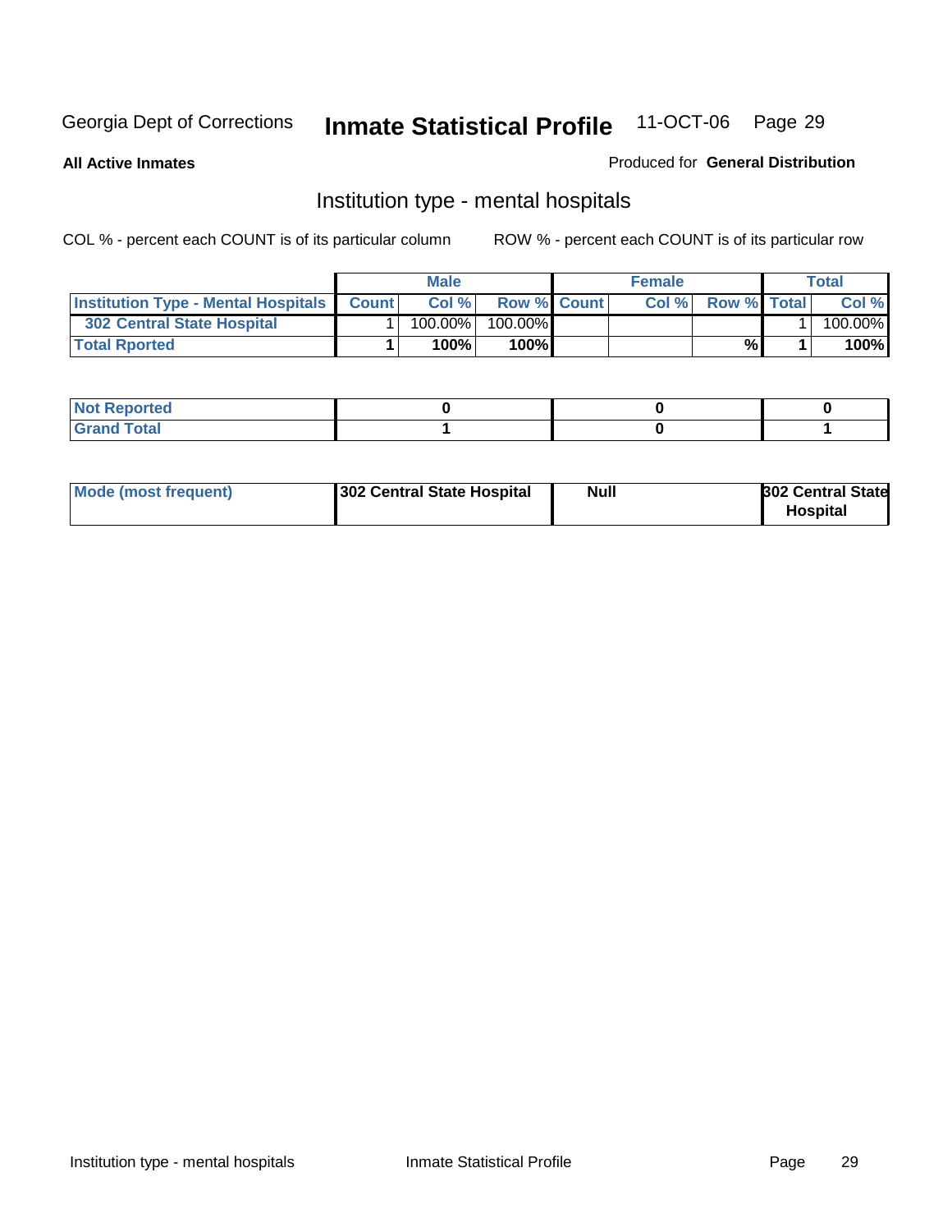Georgia Dept of Corrections **Inmate Statistical Profile** 11-OCT-06

**All Active Inmates**

Produced for **General Distribution**

## Institution type - mental hospitals

COL % - percent each COUNT is of its particular column

ROW % - percent each COUNT is of its particular row

| | Male | | | Female | | | Total | |
|---|---|---|---|---|---|---|---|---|
| **Institution Type - Mental Hospitals** | **Count** | **Col %** | **Row %** | **Count** | **Col %** | **Row %** | **Total** | **Col %** |
| **302 Central State Hospital** | 1 | 100.00% | 100.00% | | | | 1 | 100.00% |
| **Total Rported** | **1** | **100%** | **100%** | | | **%** | **1** | **100%** |

| | Male | Female | Total |
|---|---|---|---|
| **Not Reported** | **0** | **0** | **0** |
| **Grand Total** | **1** | **0** | **1** |

| | Male | Female | Total |
|---|---|---|---|
| **Mode (most frequent)** | **302 Central State Hospital** | **Null** | **302 Central State Hospital** |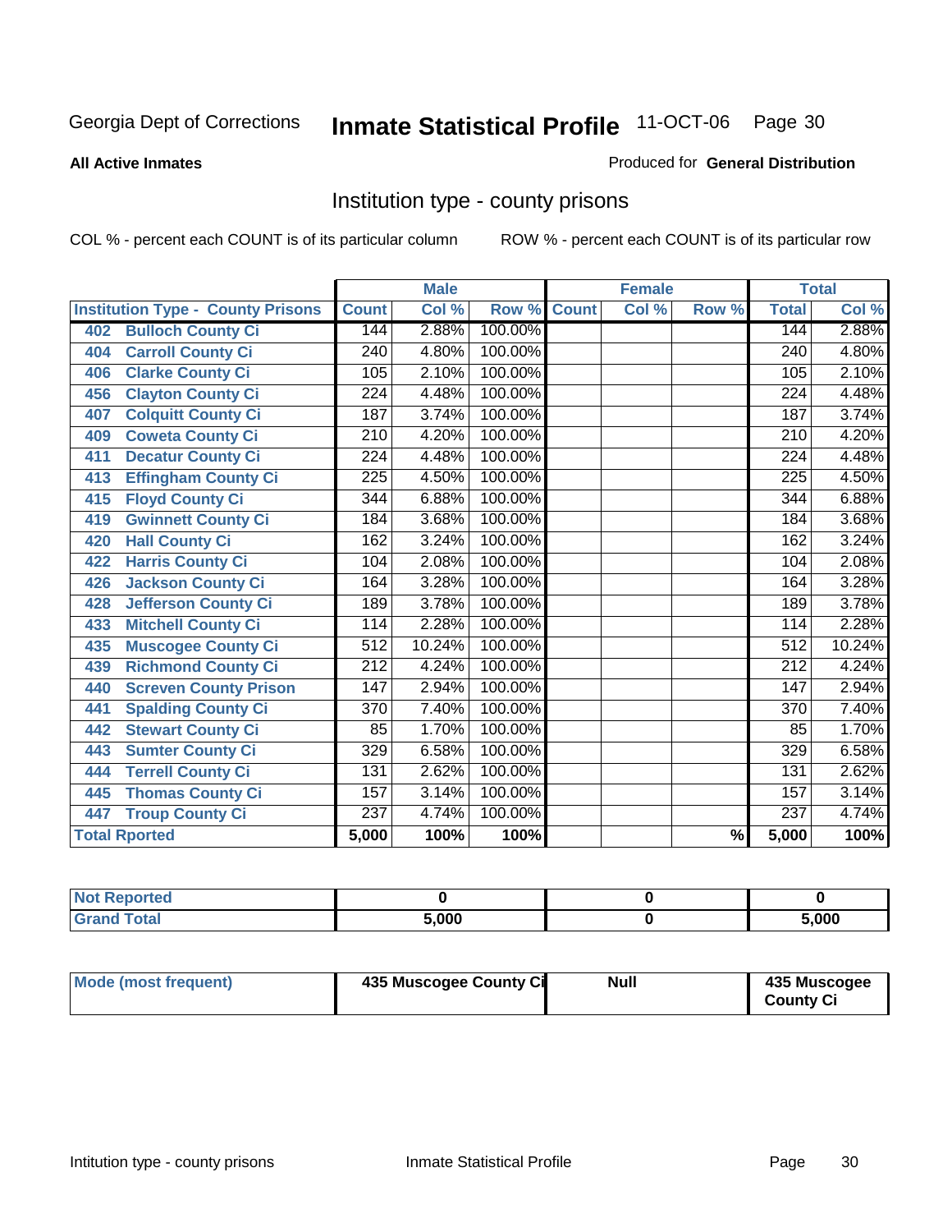Georgia Dept of Corrections **Inmate Statistical Profile** 11-OCT-06

**All Active Inmates**

Produced for **General Distribution**

## Institution type - county prisons

COL % - percent each COUNT is of its particular column

ROW % - percent each COUNT is of its particular row

| Institution Type - County Prisons | Male | | | Female | | | Total | |
|---|---|---|---|---|---|---|---|---|
| | Count | Col % | Row % | Count | Col % | Row % | Total | Col % |
| 402 Bulloch County Ci | 144 | 2.88% | 100.00% | | | | 144 | 2.88% |
| 404 Carroll County Ci | 240 | 4.80% | 100.00% | | | | 240 | 4.80% |
| 406 Clarke County Ci | 105 | 2.10% | 100.00% | | | | 105 | 2.10% |
| 456 Clayton County Ci | 224 | 4.48% | 100.00% | | | | 224 | 4.48% |
| 407 Colquitt County Ci | 187 | 3.74% | 100.00% | | | | 187 | 3.74% |
| 409 Coweta County Ci | 210 | 4.20% | 100.00% | | | | 210 | 4.20% |
| 411 Decatur County Ci | 224 | 4.48% | 100.00% | | | | 224 | 4.48% |
| 413 Effingham County Ci | 225 | 4.50% | 100.00% | | | | 225 | 4.50% |
| 415 Floyd County Ci | 344 | 6.88% | 100.00% | | | | 344 | 6.88% |
| 419 Gwinnett County Ci | 184 | 3.68% | 100.00% | | | | 184 | 3.68% |
| 420 Hall County Ci | 162 | 3.24% | 100.00% | | | | 162 | 3.24% |
| 422 Harris County Ci | 104 | 2.08% | 100.00% | | | | 104 | 2.08% |
| 426 Jackson County Ci | 164 | 3.28% | 100.00% | | | | 164 | 3.28% |
| 428 Jefferson County Ci | 189 | 3.78% | 100.00% | | | | 189 | 3.78% |
| 433 Mitchell County Ci | 114 | 2.28% | 100.00% | | | | 114 | 2.28% |
| 435 Muscogee County Ci | 512 | 10.24% | 100.00% | | | | 512 | 10.24% |
| 439 Richmond County Ci | 212 | 4.24% | 100.00% | | | | 212 | 4.24% |
| 440 Screven County Prison | 147 | 2.94% | 100.00% | | | | 147 | 2.94% |
| 441 Spalding County Ci | 370 | 7.40% | 100.00% | | | | 370 | 7.40% |
| 442 Stewart County Ci | 85 | 1.70% | 100.00% | | | | 85 | 1.70% |
| 443 Sumter County Ci | 329 | 6.58% | 100.00% | | | | 329 | 6.58% |
| 444 Terrell County Ci | 131 | 2.62% | 100.00% | | | | 131 | 2.62% |
| 445 Thomas County Ci | 157 | 3.14% | 100.00% | | | | 157 | 3.14% |
| 447 Troup County Ci | 237 | 4.74% | 100.00% | | | | 237 | 4.74% |
| Total Rported | 5,000 | 100% | 100% | | | % | 5,000 | 100% |

| | Male | Female | Total |
|---|---|---|---|
| Not Reported | 0 | 0 | 0 |
| Grand Total | 5,000 | 0 | 5,000 |

| | Male | Female | Total |
|---|---|---|---|
| Mode (most frequent) | 435 Muscogee County Ci | Null | 435 Muscogee County Ci |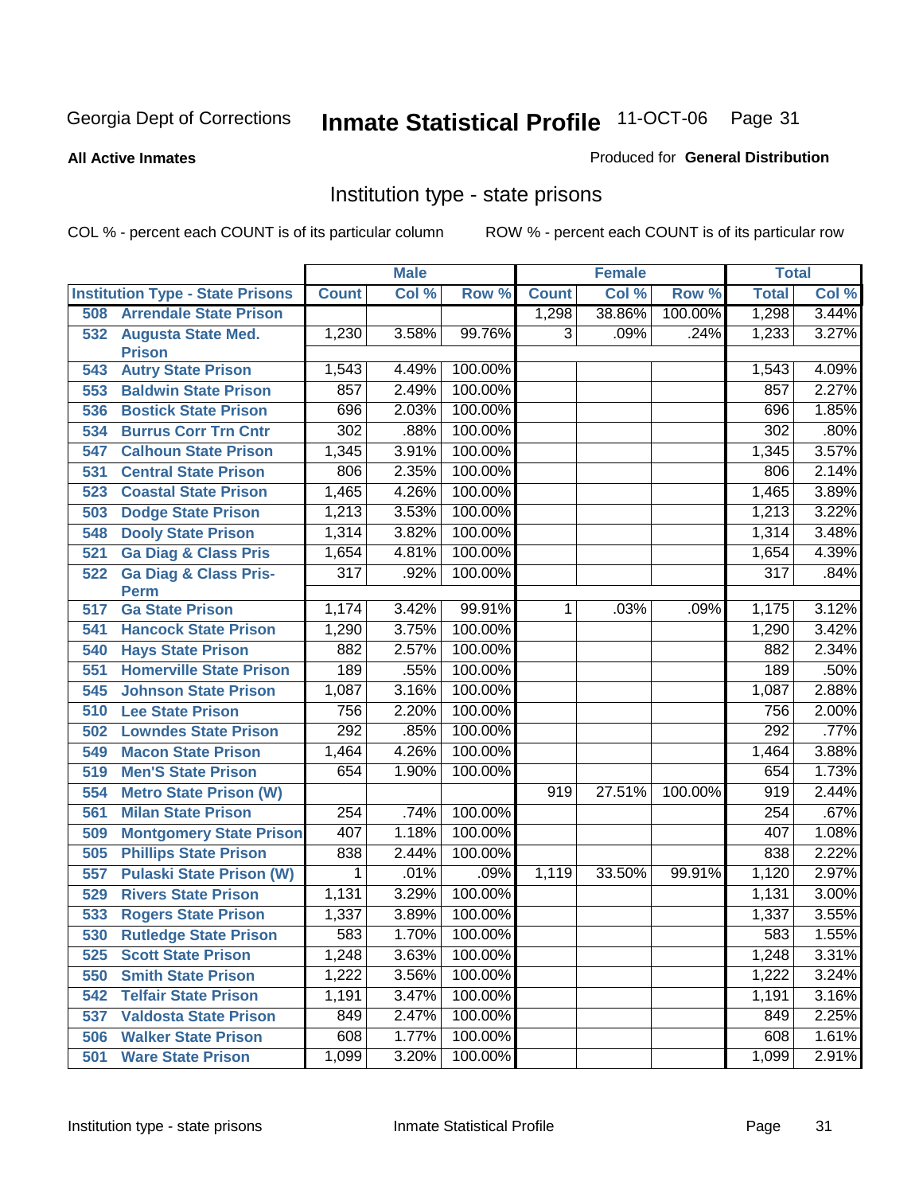Georgia Dept of Corrections **Inmate Statistical Profile** 11-OCT-06

**All Active Inmates**

Produced for **General Distribution**

## Institution type - state prisons

COL % - percent each COUNT is of its particular column ROW % - percent each COUNT is of its particular row

| | Male | | | Female | | | Total | |
|---|---|---|---|---|---|---|---|---|
| **Institution Type - State Prisons** | **Count** | **Col %** | **Row %** | **Count** | **Col %** | **Row %** | **Total** | **Col %** |
| 508 Arrendale State Prison | | | | 1,298 | 38.86% | 100.00% | 1,298 | 3.44% |
| 532 Augusta State Med. Prison | 1,230 | 3.58% | 99.76% | 3 | .09% | .24% | 1,233 | 3.27% |
| 543 Autry State Prison | 1,543 | 4.49% | 100.00% | | | | 1,543 | 4.09% |
| 553 Baldwin State Prison | 857 | 2.49% | 100.00% | | | | 857 | 2.27% |
| 536 Bostick State Prison | 696 | 2.03% | 100.00% | | | | 696 | 1.85% |
| 534 Burrus Corr Trn Cntr | 302 | .88% | 100.00% | | | | 302 | .80% |
| 547 Calhoun State Prison | 1,345 | 3.91% | 100.00% | | | | 1,345 | 3.57% |
| 531 Central State Prison | 806 | 2.35% | 100.00% | | | | 806 | 2.14% |
| 523 Coastal State Prison | 1,465 | 4.26% | 100.00% | | | | 1,465 | 3.89% |
| 503 Dodge State Prison | 1,213 | 3.53% | 100.00% | | | | 1,213 | 3.22% |
| 548 Dooly State Prison | 1,314 | 3.82% | 100.00% | | | | 1,314 | 3.48% |
| 521 Ga Diag & Class Pris | 1,654 | 4.81% | 100.00% | | | | 1,654 | 4.39% |
| 522 Ga Diag & Class Pris-Perm | 317 | .92% | 100.00% | | | | 317 | .84% |
| 517 Ga State Prison | 1,174 | 3.42% | 99.91% | 1 | .03% | .09% | 1,175 | 3.12% |
| 541 Hancock State Prison | 1,290 | 3.75% | 100.00% | | | | 1,290 | 3.42% |
| 540 Hays State Prison | 882 | 2.57% | 100.00% | | | | 882 | 2.34% |
| 551 Homerville State Prison | 189 | .55% | 100.00% | | | | 189 | .50% |
| 545 Johnson State Prison | 1,087 | 3.16% | 100.00% | | | | 1,087 | 2.88% |
| 510 Lee State Prison | 756 | 2.20% | 100.00% | | | | 756 | 2.00% |
| 502 Lowndes State Prison | 292 | .85% | 100.00% | | | | 292 | .77% |
| 549 Macon State Prison | 1,464 | 4.26% | 100.00% | | | | 1,464 | 3.88% |
| 519 Men'S State Prison | 654 | 1.90% | 100.00% | | | | 654 | 1.73% |
| 554 Metro State Prison (W) | | | | 919 | 27.51% | 100.00% | 919 | 2.44% |
| 561 Milan State Prison | 254 | .74% | 100.00% | | | | 254 | .67% |
| 509 Montgomery State Prison | 407 | 1.18% | 100.00% | | | | 407 | 1.08% |
| 505 Phillips State Prison | 838 | 2.44% | 100.00% | | | | 838 | 2.22% |
| 557 Pulaski State Prison (W) | 1 | .01% | .09% | 1,119 | 33.50% | 99.91% | 1,120 | 2.97% |
| 529 Rivers State Prison | 1,131 | 3.29% | 100.00% | | | | 1,131 | 3.00% |
| 533 Rogers State Prison | 1,337 | 3.89% | 100.00% | | | | 1,337 | 3.55% |
| 530 Rutledge State Prison | 583 | 1.70% | 100.00% | | | | 583 | 1.55% |
| 525 Scott State Prison | 1,248 | 3.63% | 100.00% | | | | 1,248 | 3.31% |
| 550 Smith State Prison | 1,222 | 3.56% | 100.00% | | | | 1,222 | 3.24% |
| 542 Telfair State Prison | 1,191 | 3.47% | 100.00% | | | | 1,191 | 3.16% |
| 537 Valdosta State Prison | 849 | 2.47% | 100.00% | | | | 849 | 2.25% |
| 506 Walker State Prison | 608 | 1.77% | 100.00% | | | | 608 | 1.61% |
| 501 Ware State Prison | 1,099 | 3.20% | 100.00% | | | | 1,099 | 2.91% |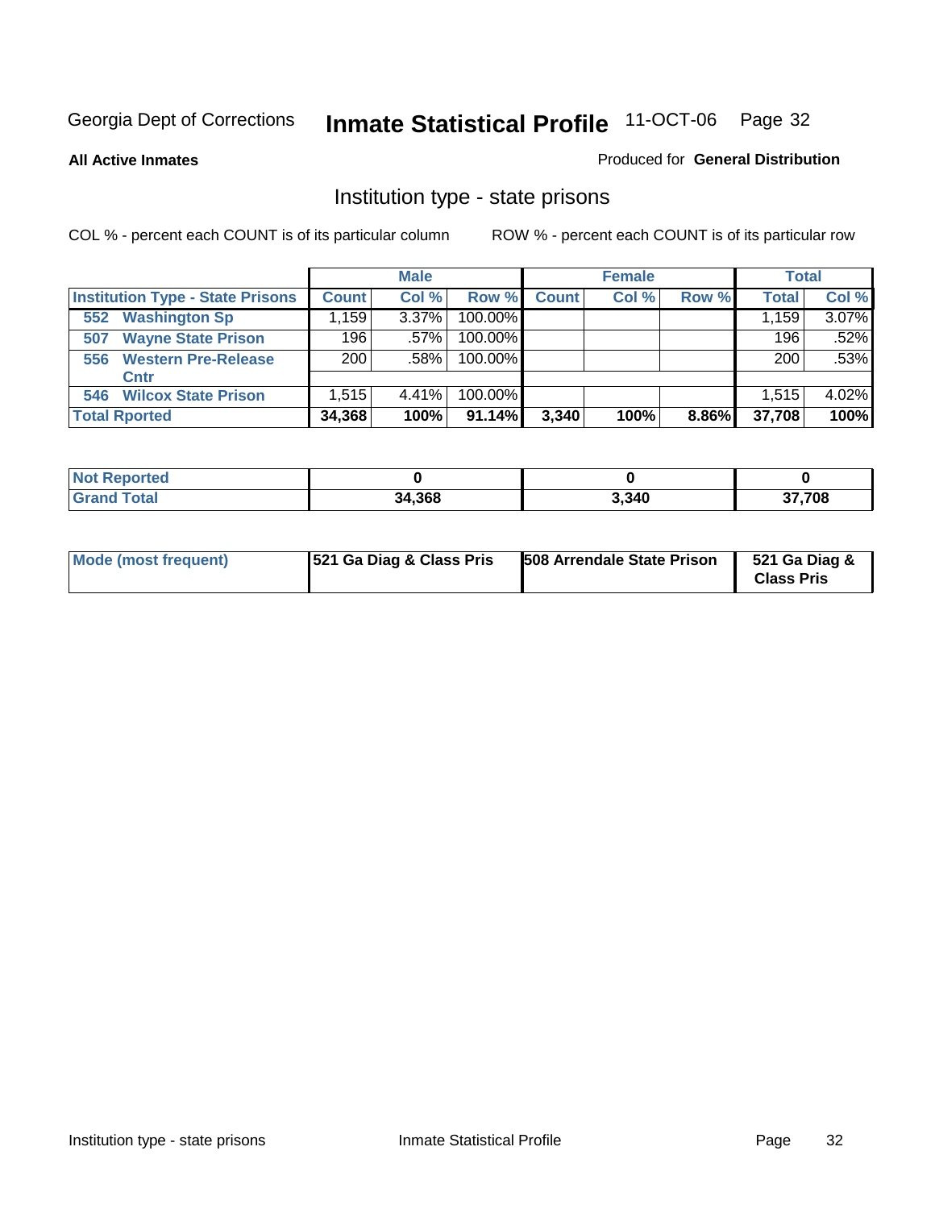Georgia Dept of Corrections

# Inmate Statistical Profile

11-OCT-06

**All Active Inmates**

Produced for **General Distribution**

## Institution type - state prisons

COL % - percent each COUNT is of its particular column

ROW % - percent each COUNT is of its particular row

| | Male | | | Female | | | Total | |
|---|---|---|---|---|---|---|---|---|
| **Institution Type - State Prisons** | **Count** | **Col %** | **Row %** | **Count** | **Col %** | **Row %** | **Total** | **Col %** |
| **552 Washington Sp** | 1,159 | 3.37% | 100.00% | | | | 1,159 | 3.07% |
| **507 Wayne State Prison** | 196 | .57% | 100.00% | | | | 196 | .52% |
| **556 Western Pre-Release Cntr** | 200 | .58% | 100.00% | | | | 200 | .53% |
| **546 Wilcox State Prison** | 1,515 | 4.41% | 100.00% | | | | 1,515 | 4.02% |
| **Total Rported** | **34,368** | **100%** | **91.14%** | **3,340** | **100%** | **8.86%** | **37,708** | **100%** |

| | Male | Female | Total |
|---|---|---|---|
| **Not Reported** | **0** | **0** | **0** |
| **Grand Total** | **34,368** | **3,340** | **37,708** |

| | Male | Female | Total |
|---|---|---|---|
| **Mode (most frequent)** | **521 Ga Diag & Class Pris** | **508 Arrendale State Prison** | **521 Ga Diag & Class Pris** |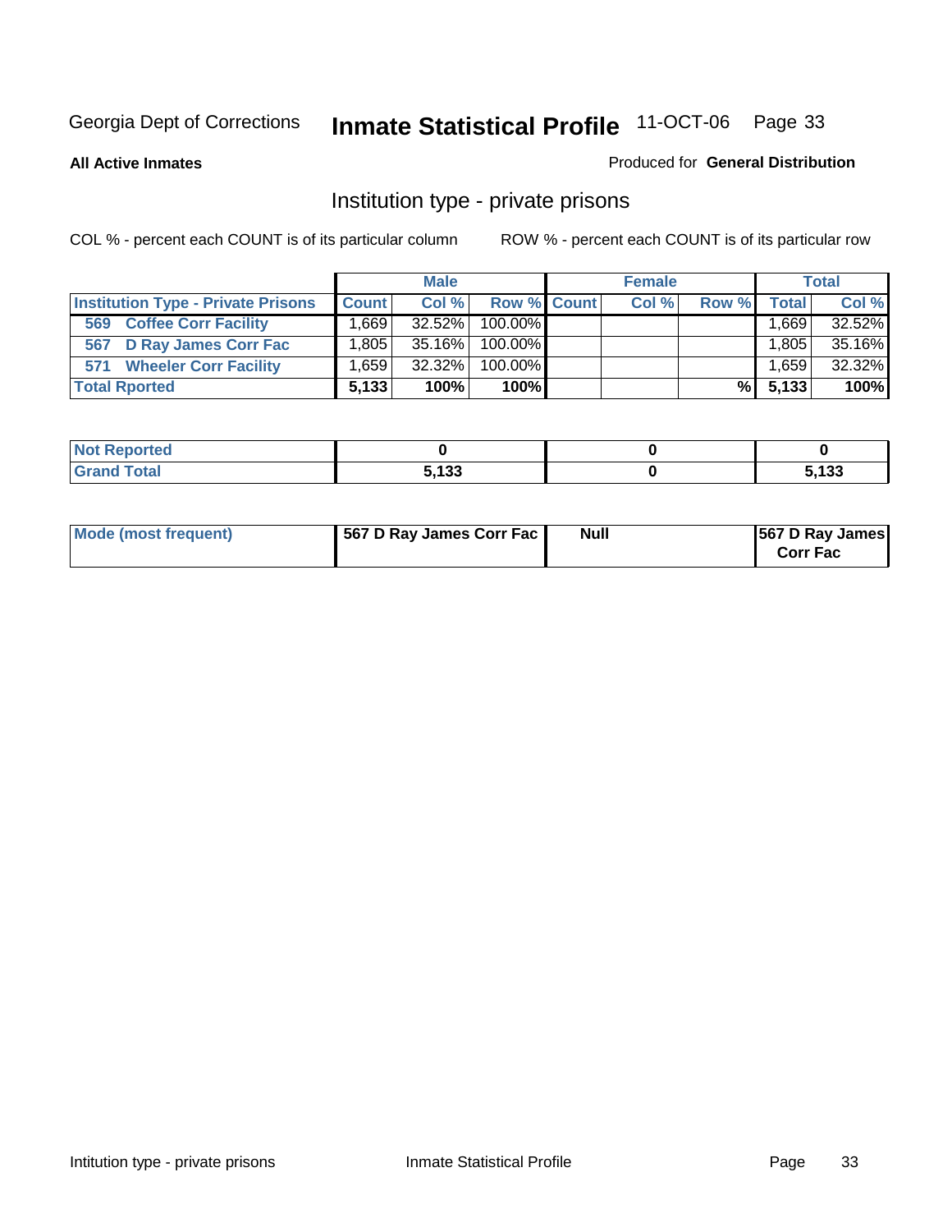Georgia Dept of Corrections **Inmate Statistical Profile** 11-OCT-06

**All Active Inmates**

Produced for **General Distribution**

## Institution type - private prisons

COL % - percent each COUNT is of its particular column

ROW % - percent each COUNT is of its particular row

| | Male | | | Female | | | Total | |
|---|---|---|---|---|---|---|---|---|
| Institution Type - Private Prisons | Count | Col % | Row % | Count | Col % | Row % | Total | Col % |
| 569 Coffee Corr Facility | 1,669 | 32.52% | 100.00% | | | | 1,669 | 32.52% |
| 567 D Ray James Corr Fac | 1,805 | 35.16% | 100.00% | | | | 1,805 | 35.16% |
| 571 Wheeler Corr Facility | 1,659 | 32.32% | 100.00% | | | | 1,659 | 32.32% |
| **Total Rported** | **5,133** | **100%** | **100%** | | | **%** | **5,133** | **100%** |

| | Male | Female | Total |
|---|---|---|---|
| Not Reported | 0 | 0 | 0 |
| Grand Total | 5,133 | 0 | 5,133 |

| | Male | Female | Total |
|---|---|---|---|
| Mode (most frequent) | 567 D Ray James Corr Fac | Null | 567 D Ray James Corr Fac |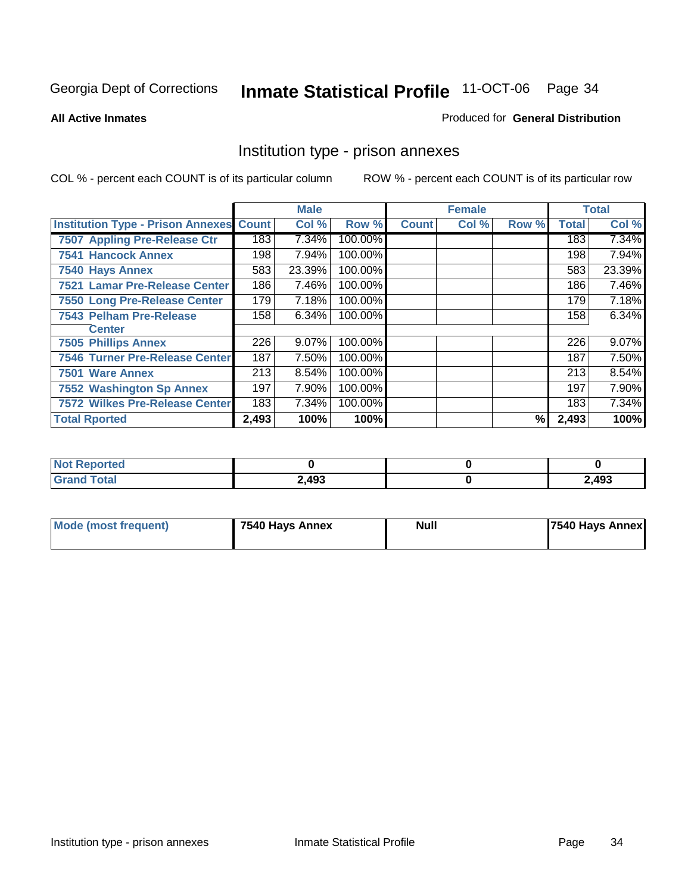Georgia Dept of Corrections **Inmate Statistical Profile** 11-OCT-06

**All Active Inmates**

Produced for **General Distribution**

## Institution type - prison annexes

COL % - percent each COUNT is of its particular column ROW % - percent each COUNT is of its particular row

| | Male | | | Female | | | Total | |
|---|---|---|---|---|---|---|---|---|
| **Institution Type - Prison Annexes** | **Count** | **Col %** | **Row %** | **Count** | **Col %** | **Row %** | **Total** | **Col %** |
| 7507 Appling Pre-Release Ctr | 183 | 7.34% | 100.00% | | | | 183 | 7.34% |
| 7541 Hancock Annex | 198 | 7.94% | 100.00% | | | | 198 | 7.94% |
| 7540 Hays Annex | 583 | 23.39% | 100.00% | | | | 583 | 23.39% |
| 7521 Lamar Pre-Release Center | 186 | 7.46% | 100.00% | | | | 186 | 7.46% |
| 7550 Long Pre-Release Center | 179 | 7.18% | 100.00% | | | | 179 | 7.18% |
| 7543 Pelham Pre-Release Center | 158 | 6.34% | 100.00% | | | | 158 | 6.34% |
| 7505 Phillips Annex | 226 | 9.07% | 100.00% | | | | 226 | 9.07% |
| 7546 Turner Pre-Release Center | 187 | 7.50% | 100.00% | | | | 187 | 7.50% |
| 7501 Ware Annex | 213 | 8.54% | 100.00% | | | | 213 | 8.54% |
| 7552 Washington Sp Annex | 197 | 7.90% | 100.00% | | | | 197 | 7.90% |
| 7572 Wilkes Pre-Release Center | 183 | 7.34% | 100.00% | | | | 183 | 7.34% |
| **Total Rported** | **2,493** | **100%** | **100%** | | | **%** | **2,493** | **100%** |

| | Male | Female | Total |
|---|---|---|---|
| **Not Reported** | **0** | **0** | **0** |
| **Grand Total** | **2,493** | **0** | **2,493** |

| | Male | Female | Total |
|---|---|---|---|
| **Mode (most frequent)** | **7540 Hays Annex** | **Null** | **7540 Hays Annex** |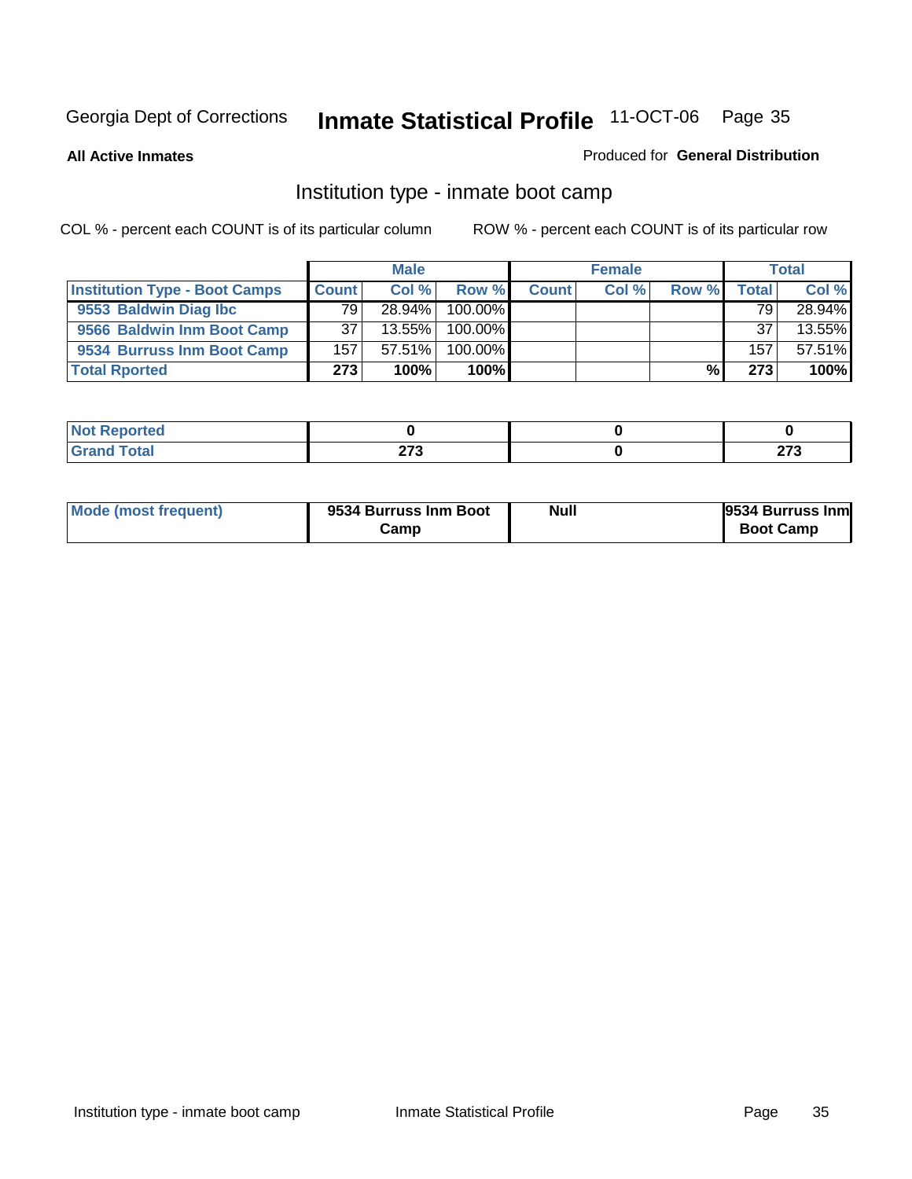Georgia Dept of Corrections **Inmate Statistical Profile** 11-OCT-06

**All Active Inmates**

Produced for **General Distribution**

## Institution type - inmate boot camp

COL % - percent each COUNT is of its particular column

ROW % - percent each COUNT is of its particular row

| | Male | | | Female | | | Total | |
|---|---|---|---|---|---|---|---|---|
| **Institution Type - Boot Camps** | **Count** | **Col %** | **Row %** | **Count** | **Col %** | **Row %** | **Total** | **Col %** |
| **9553 Baldwin Diag Ibc** | 79 | 28.94% | 100.00% | | | | 79 | 28.94% |
| **9566 Baldwin Inm Boot Camp** | 37 | 13.55% | 100.00% | | | | 37 | 13.55% |
| **9534 Burruss Inm Boot Camp** | 157 | 57.51% | 100.00% | | | | 157 | 57.51% |
| **Total Rported** | **273** | **100%** | **100%** | | | **%** | **273** | **100%** |

| | Male | Female | Total |
|---|---|---|---|
| **Not Reported** | **0** | **0** | **0** |
| **Grand Total** | **273** | **0** | **273** |

| | Male | Female | Total |
|---|---|---|---|
| **Mode (most frequent)** | **9534 Burruss Inm Boot Camp** | **Null** | **9534 Burruss Inm Boot Camp** |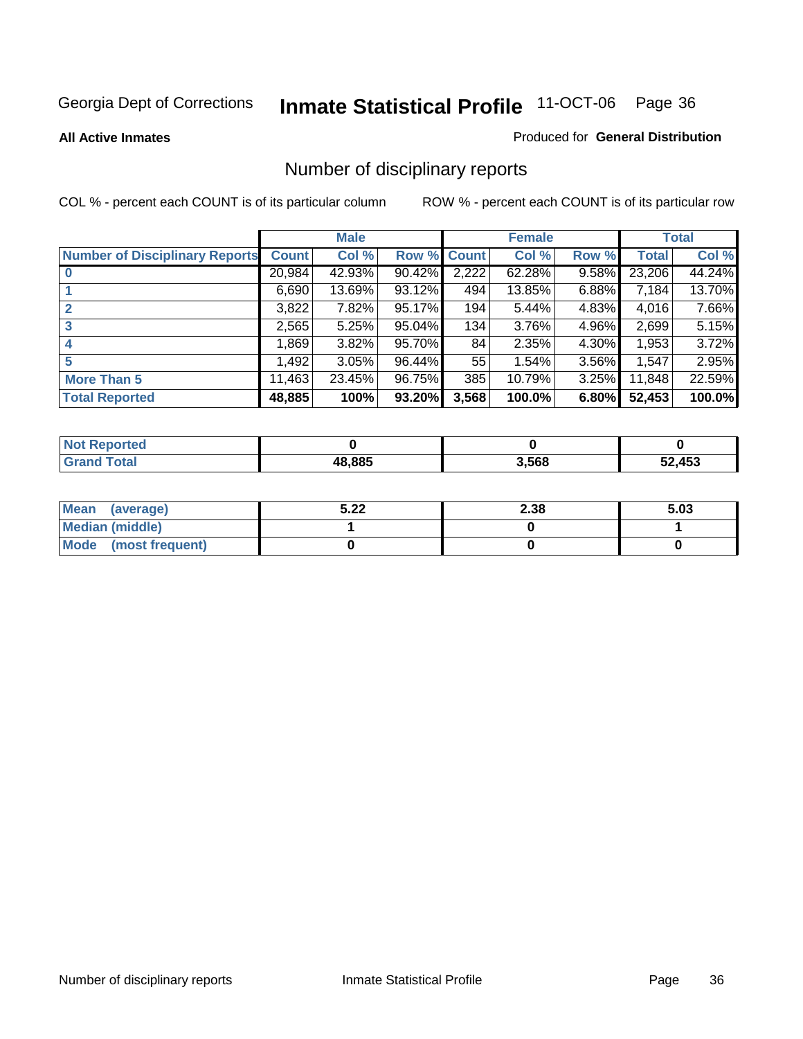Georgia Dept of Corrections **Inmate Statistical Profile** 11-OCT-06

**All Active Inmates**

Produced for **General Distribution**

## Number of disciplinary reports

COL % - percent each COUNT is of its particular column

ROW % - percent each COUNT is of its particular row

| | Male | | | Female | | | Total | |
|---|---|---|---|---|---|---|---|---|
| **Number of Disciplinary Reports** | **Count** | **Col %** | **Row %** | **Count** | **Col %** | **Row %** | **Total** | **Col %** |
| **0** | 20,984 | 42.93% | 90.42% | 2,222 | 62.28% | 9.58% | 23,206 | 44.24% |
| **1** | 6,690 | 13.69% | 93.12% | 494 | 13.85% | 6.88% | 7,184 | 13.70% |
| **2** | 3,822 | 7.82% | 95.17% | 194 | 5.44% | 4.83% | 4,016 | 7.66% |
| **3** | 2,565 | 5.25% | 95.04% | 134 | 3.76% | 4.96% | 2,699 | 5.15% |
| **4** | 1,869 | 3.82% | 95.70% | 84 | 2.35% | 4.30% | 1,953 | 3.72% |
| **5** | 1,492 | 3.05% | 96.44% | 55 | 1.54% | 3.56% | 1,547 | 2.95% |
| **More Than 5** | 11,463 | 23.45% | 96.75% | 385 | 10.79% | 3.25% | 11,848 | 22.59% |
| **Total Reported** | **48,885** | **100%** | **93.20%** | **3,568** | **100.0%** | **6.80%** | **52,453** | **100.0%** |

| | Male | Female | Total |
|---|---|---|---|
| **Not Reported** | **0** | **0** | **0** |
| **Grand Total** | **48,885** | **3,568** | **52,453** |

| | Male | Female | Total |
|---|---|---|---|
| **Mean (average)** | **5.22** | **2.38** | **5.03** |
| **Median (middle)** | **1** | **0** | **1** |
| **Mode (most frequent)** | **0** | **0** | **0** |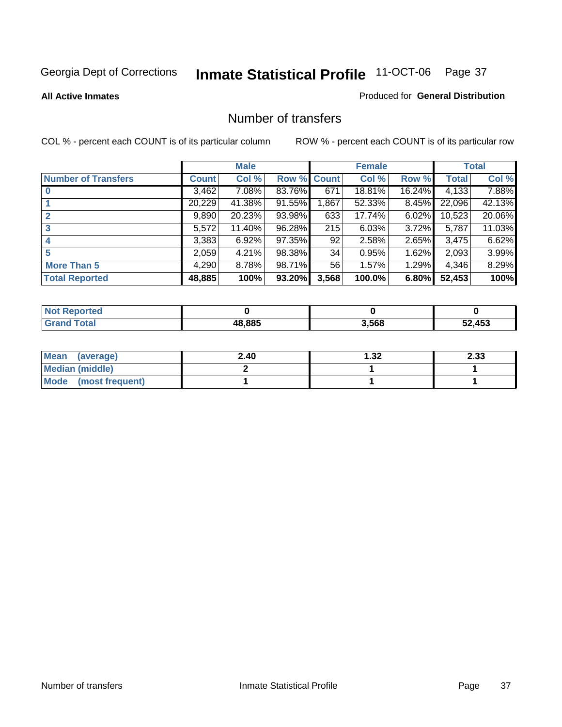Georgia Dept of Corrections **Inmate Statistical Profile** 11-OCT-06

**All Active Inmates**

Produced for **General Distribution**

## Number of transfers

COL % - percent each COUNT is of its particular column

ROW % - percent each COUNT is of its particular row

| | Male | | | Female | | | Total | |
|---|---|---|---|---|---|---|---|---|
| **Number of Transfers** | **Count** | **Col %** | **Row %** | **Count** | **Col %** | **Row %** | **Total** | **Col %** |
| **0** | 3,462 | 7.08% | 83.76% | 671 | 18.81% | 16.24% | 4,133 | 7.88% |
| **1** | 20,229 | 41.38% | 91.55% | 1,867 | 52.33% | 8.45% | 22,096 | 42.13% |
| **2** | 9,890 | 20.23% | 93.98% | 633 | 17.74% | 6.02% | 10,523 | 20.06% |
| **3** | 5,572 | 11.40% | 96.28% | 215 | 6.03% | 3.72% | 5,787 | 11.03% |
| **4** | 3,383 | 6.92% | 97.35% | 92 | 2.58% | 2.65% | 3,475 | 6.62% |
| **5** | 2,059 | 4.21% | 98.38% | 34 | 0.95% | 1.62% | 2,093 | 3.99% |
| **More Than 5** | 4,290 | 8.78% | 98.71% | 56 | 1.57% | 1.29% | 4,346 | 8.29% |
| **Total Reported** | **48,885** | **100%** | **93.20%** | **3,568** | **100.0%** | **6.80%** | **52,453** | **100%** |

| | Male | Female | Total |
|---|---|---|---|
| **Not Reported** | **0** | **0** | **0** |
| **Grand Total** | **48,885** | **3,568** | **52,453** |

| | Male | Female | Total |
|---|---|---|---|
| **Mean (average)** | **2.40** | **1.32** | **2.33** |
| **Median (middle)** | **2** | **1** | **1** |
| **Mode (most frequent)** | **1** | **1** | **1** |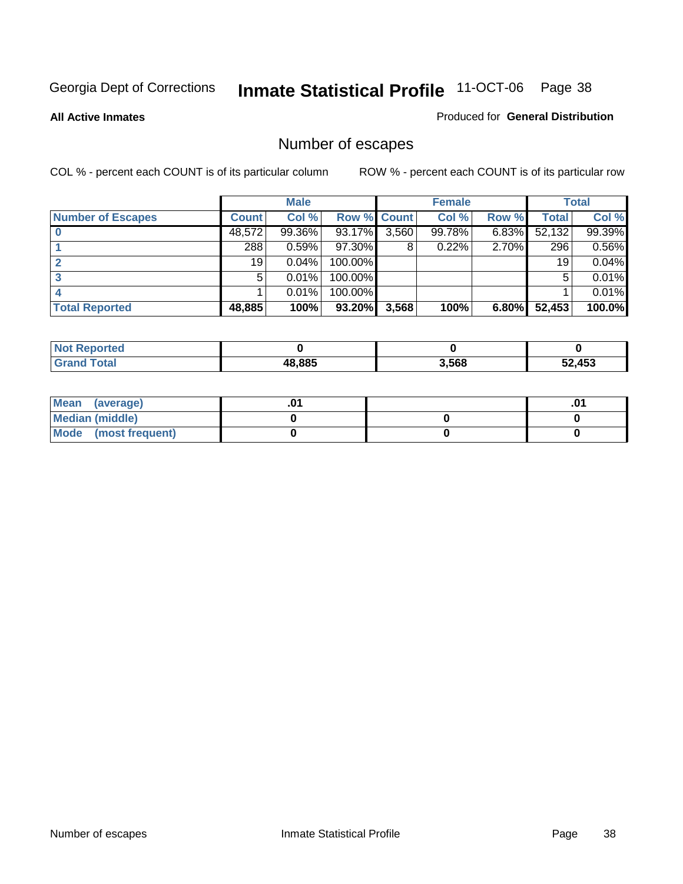Georgia Dept of Corrections **Inmate Statistical Profile** 11-OCT-06

**All Active Inmates**

Produced for **General Distribution**

## Number of escapes

COL % - percent each COUNT is of its particular column

ROW % - percent each COUNT is of its particular row

| | Male | | | Female | | | Total | |
|---|---|---|---|---|---|---|---|---|
| **Number of Escapes** | **Count** | **Col %** | **Row %** | **Count** | **Col %** | **Row %** | **Total** | **Col %** |
| **0** | 48,572 | 99.36% | 93.17% | 3,560 | 99.78% | 6.83% | 52,132 | 99.39% |
| **1** | 288 | 0.59% | 97.30% | 8 | 0.22% | 2.70% | 296 | 0.56% |
| **2** | 19 | 0.04% | 100.00% | | | | 19 | 0.04% |
| **3** | 5 | 0.01% | 100.00% | | | | 5 | 0.01% |
| **4** | 1 | 0.01% | 100.00% | | | | 1 | 0.01% |
| **Total Reported** | **48,885** | **100%** | **93.20%** | **3,568** | **100%** | **6.80%** | **52,453** | **100.0%** |

| | Male | Female | Total |
|---|---|---|---|
| **Not Reported** | **0** | **0** | **0** |
| **Grand Total** | **48,885** | **3,568** | **52,453** |

| | Male | Female | Total |
|---|---|---|---|
| **Mean (average)** | **.01** | | **.01** |
| **Median (middle)** | **0** | **0** | **0** |
| **Mode (most frequent)** | **0** | **0** | **0** |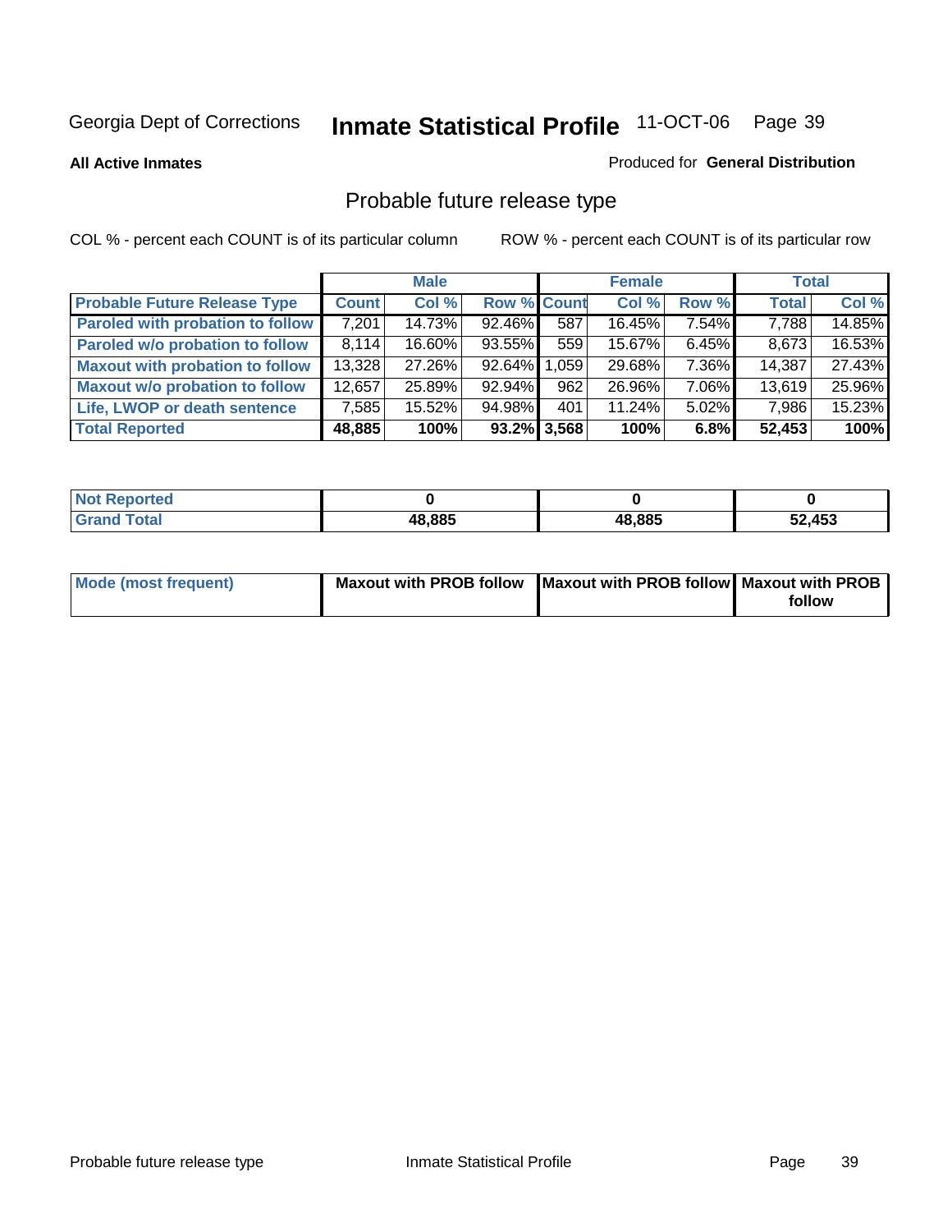Georgia Dept of Corrections

# Inmate Statistical Profile

11-OCT-06

**All Active Inmates**

Produced for **General Distribution**

## Probable future release type

COL % - percent each COUNT is of its particular column

ROW % - percent each COUNT is of its particular row

| | Male | | | Female | | | Total | |
|---|---|---|---|---|---|---|---|---|
| **Probable Future Release Type** | **Count** | **Col %** | **Row %** | **Count** | **Col %** | **Row %** | **Total** | **Col %** |
| Paroled with probation to follow | 7,201 | 14.73% | 92.46% | 587 | 16.45% | 7.54% | 7,788 | 14.85% |
| Paroled w/o probation to follow | 8,114 | 16.60% | 93.55% | 559 | 15.67% | 6.45% | 8,673 | 16.53% |
| Maxout with probation to follow | 13,328 | 27.26% | 92.64% | 1,059 | 29.68% | 7.36% | 14,387 | 27.43% |
| Maxout w/o probation to follow | 12,657 | 25.89% | 92.94% | 962 | 26.96% | 7.06% | 13,619 | 25.96% |
| Life, LWOP or death sentence | 7,585 | 15.52% | 94.98% | 401 | 11.24% | 5.02% | 7,986 | 15.23% |
| **Total Reported** | **48,885** | **100%** | **93.2%** | **3,568** | **100%** | **6.8%** | **52,453** | **100%** |

| | Male | Female | Total |
|---|---|---|---|
| **Not Reported** | **0** | **0** | **0** |
| **Grand Total** | **48,885** | **48,885** | **52,453** |

| | Male | Female | Total |
|---|---|---|---|
| **Mode (most frequent)** | **Maxout with PROB follow** | **Maxout with PROB follow** | **Maxout with PROB follow** |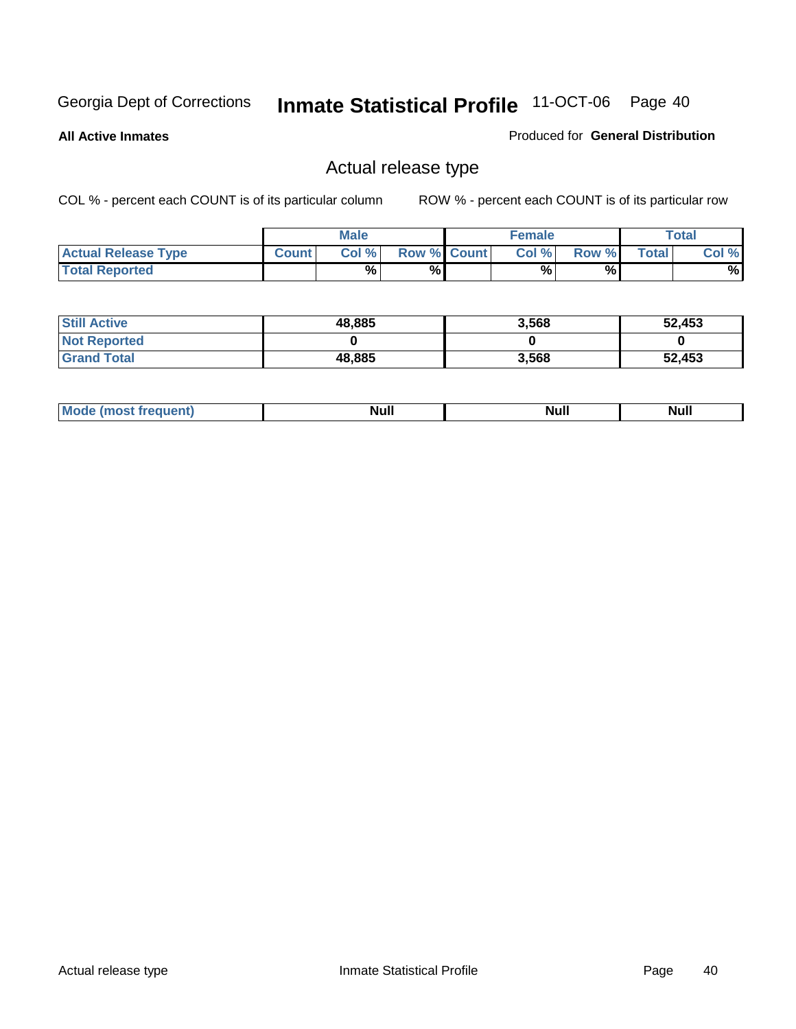Georgia Dept of Corrections **Inmate Statistical Profile** 11-OCT-06

**All Active Inmates**

Produced for **General Distribution**

## Actual release type

COL % - percent each COUNT is of its particular column ROW % - percent each COUNT is of its particular row

| | Male | | | Female | | | Total | |
|---|---|---|---|---|---|---|---|---|
| **Actual Release Type** | **Count** | **Col %** | **Row %** | **Count** | **Col %** | **Row %** | **Total** | **Col %** |
| **Total Reported** | | % | % | | % | % | | % |
| **Still Active** | 48,885 | | | 3,568 | | | 52,453 | |
| **Not Reported** | 0 | | | 0 | | | 0 | |
| **Grand Total** | 48,885 | | | 3,568 | | | 52,453 | |
| **Mode (most frequent)** | Null | | | Null | | | Null | |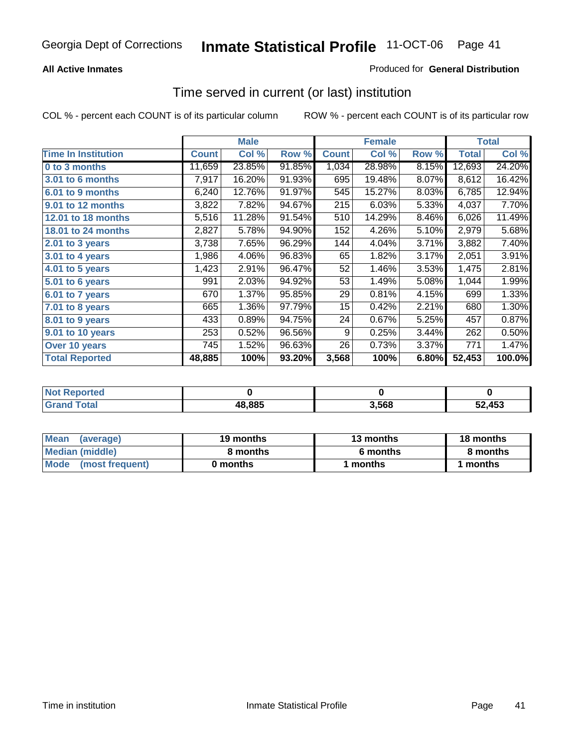Georgia Dept of Corrections **Inmate Statistical Profile** 11-OCT-06

**All Active Inmates**

Produced for **General Distribution**

## Time served in current (or last) institution

COL % - percent each COUNT is of its particular column

ROW % - percent each COUNT is of its particular row

| | Male | | | Female | | | Total | |
|---|---|---|---|---|---|---|---|---|
| **Time In Institution** | **Count** | **Col %** | **Row %** | **Count** | **Col %** | **Row %** | **Total** | **Col %** |
| **0 to 3 months** | 11,659 | 23.85% | 91.85% | 1,034 | 28.98% | 8.15% | 12,693 | 24.20% |
| **3.01 to 6 months** | 7,917 | 16.20% | 91.93% | 695 | 19.48% | 8.07% | 8,612 | 16.42% |
| **6.01 to 9 months** | 6,240 | 12.76% | 91.97% | 545 | 15.27% | 8.03% | 6,785 | 12.94% |
| **9.01 to 12 months** | 3,822 | 7.82% | 94.67% | 215 | 6.03% | 5.33% | 4,037 | 7.70% |
| **12.01 to 18 months** | 5,516 | 11.28% | 91.54% | 510 | 14.29% | 8.46% | 6,026 | 11.49% |
| **18.01 to 24 months** | 2,827 | 5.78% | 94.90% | 152 | 4.26% | 5.10% | 2,979 | 5.68% |
| **2.01 to 3 years** | 3,738 | 7.65% | 96.29% | 144 | 4.04% | 3.71% | 3,882 | 7.40% |
| **3.01 to 4 years** | 1,986 | 4.06% | 96.83% | 65 | 1.82% | 3.17% | 2,051 | 3.91% |
| **4.01 to 5 years** | 1,423 | 2.91% | 96.47% | 52 | 1.46% | 3.53% | 1,475 | 2.81% |
| **5.01 to 6 years** | 991 | 2.03% | 94.92% | 53 | 1.49% | 5.08% | 1,044 | 1.99% |
| **6.01 to 7 years** | 670 | 1.37% | 95.85% | 29 | 0.81% | 4.15% | 699 | 1.33% |
| **7.01 to 8 years** | 665 | 1.36% | 97.79% | 15 | 0.42% | 2.21% | 680 | 1.30% |
| **8.01 to 9 years** | 433 | 0.89% | 94.75% | 24 | 0.67% | 5.25% | 457 | 0.87% |
| **9.01 to 10 years** | 253 | 0.52% | 96.56% | 9 | 0.25% | 3.44% | 262 | 0.50% |
| **Over 10 years** | 745 | 1.52% | 96.63% | 26 | 0.73% | 3.37% | 771 | 1.47% |
| **Total Reported** | **48,885** | **100%** | **93.20%** | **3,568** | **100%** | **6.80%** | **52,453** | **100.0%** |

| | Male | Female | Total |
|---|---|---|---|
| **Not Reported** | **0** | **0** | **0** |
| **Grand Total** | **48,885** | **3,568** | **52,453** |

| | Male | Female | Total |
|---|---|---|---|
| **Mean (average)** | **19 months** | **13 months** | **18 months** |
| **Median (middle)** | **8 months** | **6 months** | **8 months** |
| **Mode (most frequent)** | **0 months** | **1 months** | **1 months** |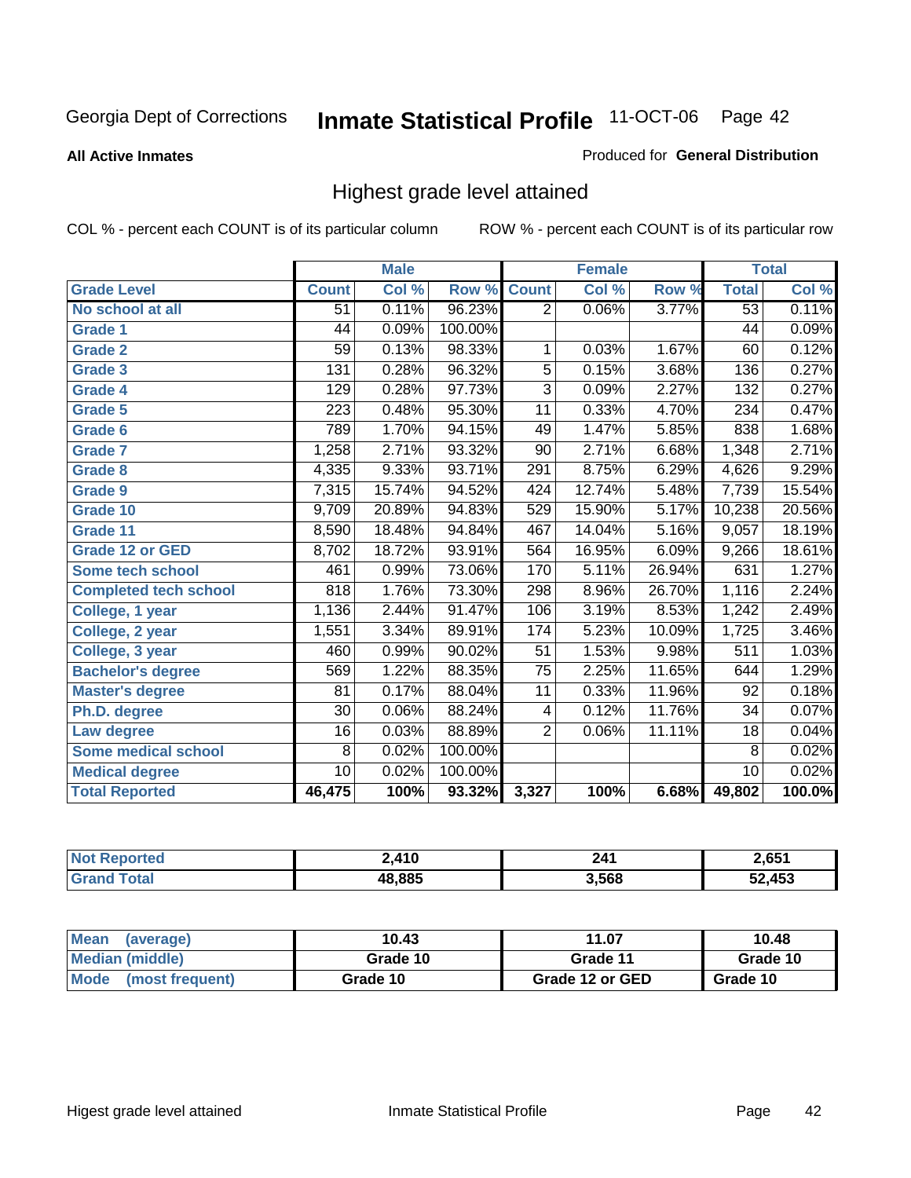Georgia Dept of Corrections **Inmate Statistical Profile** 11-OCT-06

**All Active Inmates**

Produced for **General Distribution**

## Highest grade level attained

COL % - percent each COUNT is of its particular column

ROW % - percent each COUNT is of its particular row

| | Male | | | Female | | | Total | |
|---|---|---|---|---|---|---|---|---|
| **Grade Level** | **Count** | **Col %** | **Row %** | **Count** | **Col %** | **Row %** | **Total** | **Col %** |
| No school at all | 51 | 0.11% | 96.23% | 2 | 0.06% | 3.77% | 53 | 0.11% |
| Grade 1 | 44 | 0.09% | 100.00% | | | | 44 | 0.09% |
| Grade 2 | 59 | 0.13% | 98.33% | 1 | 0.03% | 1.67% | 60 | 0.12% |
| Grade 3 | 131 | 0.28% | 96.32% | 5 | 0.15% | 3.68% | 136 | 0.27% |
| Grade 4 | 129 | 0.28% | 97.73% | 3 | 0.09% | 2.27% | 132 | 0.27% |
| Grade 5 | 223 | 0.48% | 95.30% | 11 | 0.33% | 4.70% | 234 | 0.47% |
| Grade 6 | 789 | 1.70% | 94.15% | 49 | 1.47% | 5.85% | 838 | 1.68% |
| Grade 7 | 1,258 | 2.71% | 93.32% | 90 | 2.71% | 6.68% | 1,348 | 2.71% |
| Grade 8 | 4,335 | 9.33% | 93.71% | 291 | 8.75% | 6.29% | 4,626 | 9.29% |
| Grade 9 | 7,315 | 15.74% | 94.52% | 424 | 12.74% | 5.48% | 7,739 | 15.54% |
| Grade 10 | 9,709 | 20.89% | 94.83% | 529 | 15.90% | 5.17% | 10,238 | 20.56% |
| Grade 11 | 8,590 | 18.48% | 94.84% | 467 | 14.04% | 5.16% | 9,057 | 18.19% |
| Grade 12 or GED | 8,702 | 18.72% | 93.91% | 564 | 16.95% | 6.09% | 9,266 | 18.61% |
| Some tech school | 461 | 0.99% | 73.06% | 170 | 5.11% | 26.94% | 631 | 1.27% |
| Completed tech school | 818 | 1.76% | 73.30% | 298 | 8.96% | 26.70% | 1,116 | 2.24% |
| College, 1 year | 1,136 | 2.44% | 91.47% | 106 | 3.19% | 8.53% | 1,242 | 2.49% |
| College, 2 year | 1,551 | 3.34% | 89.91% | 174 | 5.23% | 10.09% | 1,725 | 3.46% |
| College, 3 year | 460 | 0.99% | 90.02% | 51 | 1.53% | 9.98% | 511 | 1.03% |
| Bachelor's degree | 569 | 1.22% | 88.35% | 75 | 2.25% | 11.65% | 644 | 1.29% |
| Master's degree | 81 | 0.17% | 88.04% | 11 | 0.33% | 11.96% | 92 | 0.18% |
| Ph.D. degree | 30 | 0.06% | 88.24% | 4 | 0.12% | 11.76% | 34 | 0.07% |
| Law degree | 16 | 0.03% | 88.89% | 2 | 0.06% | 11.11% | 18 | 0.04% |
| Some medical school | 8 | 0.02% | 100.00% | | | | 8 | 0.02% |
| Medical degree | 10 | 0.02% | 100.00% | | | | 10 | 0.02% |
| **Total Reported** | **46,475** | **100%** | **93.32%** | **3,327** | **100%** | **6.68%** | **49,802** | **100.0%** |

| | Male | Female | Total |
|---|---|---|---|
| Not Reported | 2,410 | 241 | 2,651 |
| Grand Total | 48,885 | 3,568 | 52,453 |

| | Male | Female | Total |
|---|---|---|---|
| Mean (average) | 10.43 | 11.07 | 10.48 |
| Median (middle) | Grade 10 | Grade 11 | Grade 10 |
| Mode (most frequent) | Grade 10 | Grade 12 or GED | Grade 10 |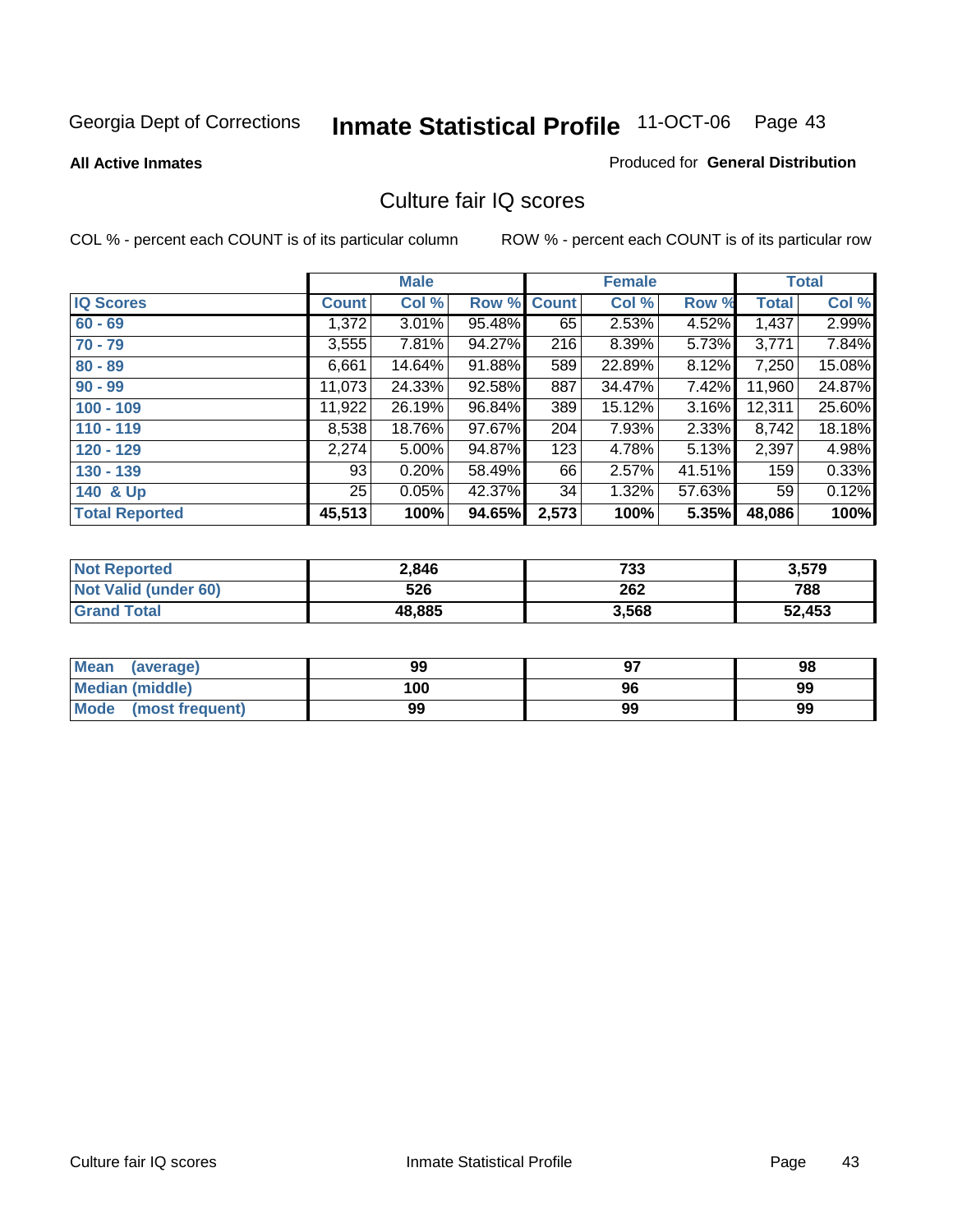Georgia Dept of Corrections **Inmate Statistical Profile** 11-OCT-06

**All Active Inmates** Produced for **General Distribution**

## Culture fair IQ scores

COL % - percent each COUNT is of its particular column ROW % - percent each COUNT is of its particular row

| | Male | | | Female | | | Total | |
|---|---|---|---|---|---|---|---|---|
| **IQ Scores** | **Count** | **Col %** | **Row %** | **Count** | **Col %** | **Row %** | **Total** | **Col %** |
| **60 - 69** | 1,372 | 3.01% | 95.48% | 65 | 2.53% | 4.52% | 1,437 | 2.99% |
| **70 - 79** | 3,555 | 7.81% | 94.27% | 216 | 8.39% | 5.73% | 3,771 | 7.84% |
| **80 - 89** | 6,661 | 14.64% | 91.88% | 589 | 22.89% | 8.12% | 7,250 | 15.08% |
| **90 - 99** | 11,073 | 24.33% | 92.58% | 887 | 34.47% | 7.42% | 11,960 | 24.87% |
| **100 - 109** | 11,922 | 26.19% | 96.84% | 389 | 15.12% | 3.16% | 12,311 | 25.60% |
| **110 - 119** | 8,538 | 18.76% | 97.67% | 204 | 7.93% | 2.33% | 8,742 | 18.18% |
| **120 - 129** | 2,274 | 5.00% | 94.87% | 123 | 4.78% | 5.13% | 2,397 | 4.98% |
| **130 - 139** | 93 | 0.20% | 58.49% | 66 | 2.57% | 41.51% | 159 | 0.33% |
| **140 & Up** | 25 | 0.05% | 42.37% | 34 | 1.32% | 57.63% | 59 | 0.12% |
| **Total Reported** | **45,513** | **100%** | **94.65%** | **2,573** | **100%** | **5.35%** | **48,086** | **100%** |

| | Male | Female | Total |
|---|---|---|---|
| **Not Reported** | **2,846** | **733** | **3,579** |
| **Not Valid (under 60)** | **526** | **262** | **788** |
| **Grand Total** | **48,885** | **3,568** | **52,453** |

| | Male | Female | Total |
|---|---|---|---|
| **Mean (average)** | **99** | **97** | **98** |
| **Median (middle)** | **100** | **96** | **99** |
| **Mode (most frequent)** | **99** | **99** | **99** |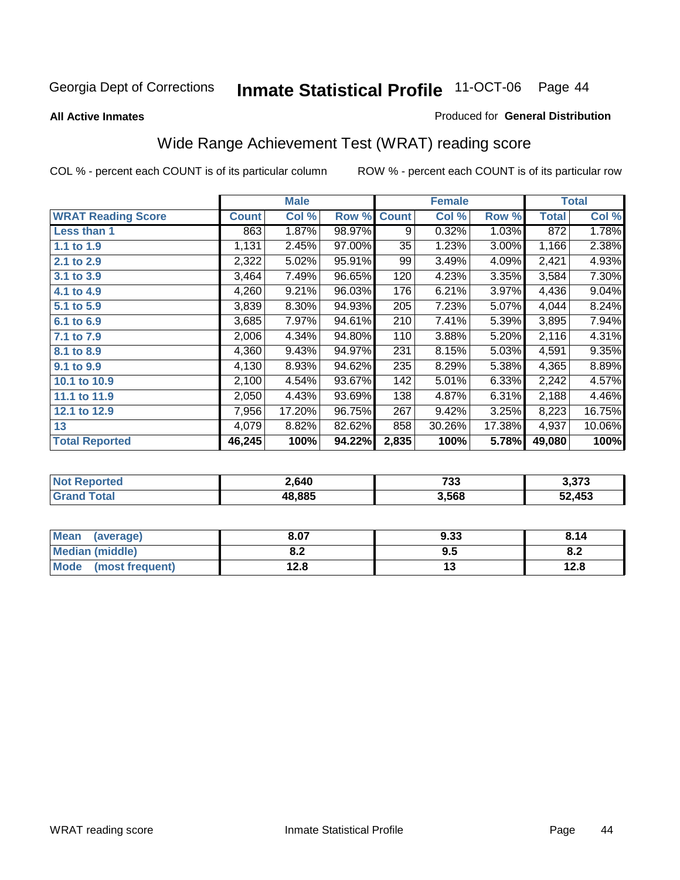Georgia Dept of Corrections **Inmate Statistical Profile** 11-OCT-06

**All Active Inmates**

Produced for **General Distribution**

## Wide Range Achievement Test (WRAT) reading score

COL % - percent each COUNT is of its particular column

ROW % - percent each COUNT is of its particular row

| | Male | | | Female | | | Total | |
|---|---|---|---|---|---|---|---|---|
| **WRAT Reading Score** | **Count** | **Col %** | **Row %** | **Count** | **Col %** | **Row %** | **Total** | **Col %** |
| **Less than 1** | 863 | 1.87% | 98.97% | 9 | 0.32% | 1.03% | 872 | 1.78% |
| **1.1 to 1.9** | 1,131 | 2.45% | 97.00% | 35 | 1.23% | 3.00% | 1,166 | 2.38% |
| **2.1 to 2.9** | 2,322 | 5.02% | 95.91% | 99 | 3.49% | 4.09% | 2,421 | 4.93% |
| **3.1 to 3.9** | 3,464 | 7.49% | 96.65% | 120 | 4.23% | 3.35% | 3,584 | 7.30% |
| **4.1 to 4.9** | 4,260 | 9.21% | 96.03% | 176 | 6.21% | 3.97% | 4,436 | 9.04% |
| **5.1 to 5.9** | 3,839 | 8.30% | 94.93% | 205 | 7.23% | 5.07% | 4,044 | 8.24% |
| **6.1 to 6.9** | 3,685 | 7.97% | 94.61% | 210 | 7.41% | 5.39% | 3,895 | 7.94% |
| **7.1 to 7.9** | 2,006 | 4.34% | 94.80% | 110 | 3.88% | 5.20% | 2,116 | 4.31% |
| **8.1 to 8.9** | 4,360 | 9.43% | 94.97% | 231 | 8.15% | 5.03% | 4,591 | 9.35% |
| **9.1 to 9.9** | 4,130 | 8.93% | 94.62% | 235 | 8.29% | 5.38% | 4,365 | 8.89% |
| **10.1 to 10.9** | 2,100 | 4.54% | 93.67% | 142 | 5.01% | 6.33% | 2,242 | 4.57% |
| **11.1 to 11.9** | 2,050 | 4.43% | 93.69% | 138 | 4.87% | 6.31% | 2,188 | 4.46% |
| **12.1 to 12.9** | 7,956 | 17.20% | 96.75% | 267 | 9.42% | 3.25% | 8,223 | 16.75% |
| **13** | 4,079 | 8.82% | 82.62% | 858 | 30.26% | 17.38% | 4,937 | 10.06% |
| **Total Reported** | **46,245** | **100%** | **94.22%** | **2,835** | **100%** | **5.78%** | **49,080** | **100%** |

| | Male | Female | Total |
|---|---|---|---|
| **Not Reported** | **2,640** | **733** | **3,373** |
| **Grand Total** | **48,885** | **3,568** | **52,453** |

| | Male | Female | Total |
|---|---|---|---|
| **Mean (average)** | **8.07** | **9.33** | **8.14** |
| **Median (middle)** | **8.2** | **9.5** | **8.2** |
| **Mode (most frequent)** | **12.8** | **13** | **12.8** |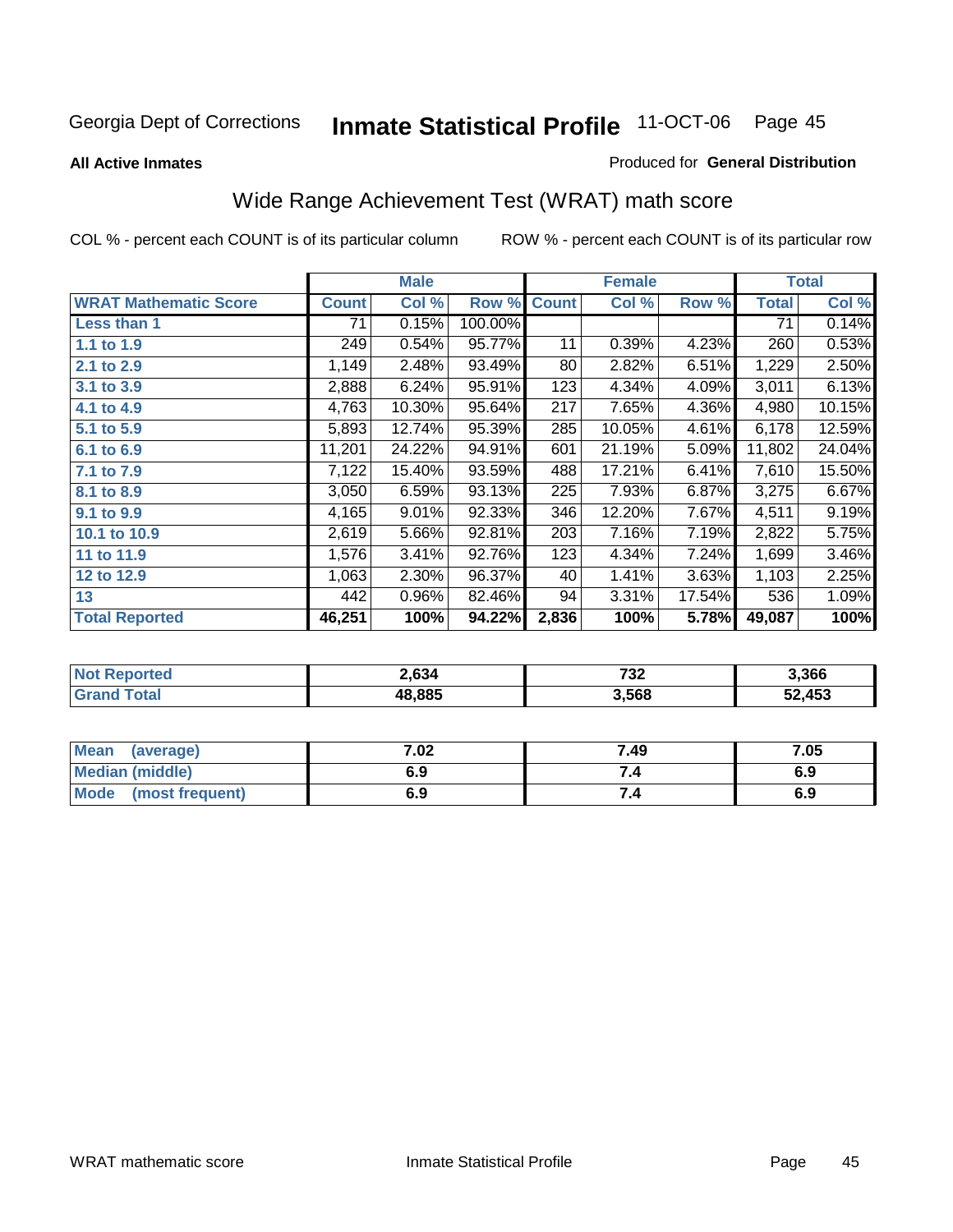Georgia Dept of Corrections **Inmate Statistical Profile** 11-OCT-06

**All Active Inmates**

Produced for **General Distribution**

## Wide Range Achievement Test (WRAT) math score

COL % - percent each COUNT is of its particular column

ROW % - percent each COUNT is of its particular row

| | Male | | | Female | | | Total | |
|---|---|---|---|---|---|---|---|---|
| **WRAT Mathematic Score** | **Count** | **Col %** | **Row %** | **Count** | **Col %** | **Row %** | **Total** | **Col %** |
| **Less than 1** | 71 | 0.15% | 100.00% | | | | 71 | 0.14% |
| **1.1 to 1.9** | 249 | 0.54% | 95.77% | 11 | 0.39% | 4.23% | 260 | 0.53% |
| **2.1 to 2.9** | 1,149 | 2.48% | 93.49% | 80 | 2.82% | 6.51% | 1,229 | 2.50% |
| **3.1 to 3.9** | 2,888 | 6.24% | 95.91% | 123 | 4.34% | 4.09% | 3,011 | 6.13% |
| **4.1 to 4.9** | 4,763 | 10.30% | 95.64% | 217 | 7.65% | 4.36% | 4,980 | 10.15% |
| **5.1 to 5.9** | 5,893 | 12.74% | 95.39% | 285 | 10.05% | 4.61% | 6,178 | 12.59% |
| **6.1 to 6.9** | 11,201 | 24.22% | 94.91% | 601 | 21.19% | 5.09% | 11,802 | 24.04% |
| **7.1 to 7.9** | 7,122 | 15.40% | 93.59% | 488 | 17.21% | 6.41% | 7,610 | 15.50% |
| **8.1 to 8.9** | 3,050 | 6.59% | 93.13% | 225 | 7.93% | 6.87% | 3,275 | 6.67% |
| **9.1 to 9.9** | 4,165 | 9.01% | 92.33% | 346 | 12.20% | 7.67% | 4,511 | 9.19% |
| **10.1 to 10.9** | 2,619 | 5.66% | 92.81% | 203 | 7.16% | 7.19% | 2,822 | 5.75% |
| **11 to 11.9** | 1,576 | 3.41% | 92.76% | 123 | 4.34% | 7.24% | 1,699 | 3.46% |
| **12 to 12.9** | 1,063 | 2.30% | 96.37% | 40 | 1.41% | 3.63% | 1,103 | 2.25% |
| **13** | 442 | 0.96% | 82.46% | 94 | 3.31% | 17.54% | 536 | 1.09% |
| **Total Reported** | **46,251** | **100%** | **94.22%** | **2,836** | **100%** | **5.78%** | **49,087** | **100%** |

| | Male | Female | Total |
|---|---|---|---|
| **Not Reported** | **2,634** | **732** | **3,366** |
| **Grand Total** | **48,885** | **3,568** | **52,453** |

| | Male | Female | Total |
|---|---|---|---|
| **Mean (average)** | **7.02** | **7.49** | **7.05** |
| **Median (middle)** | **6.9** | **7.4** | **6.9** |
| **Mode (most frequent)** | **6.9** | **7.4** | **6.9** |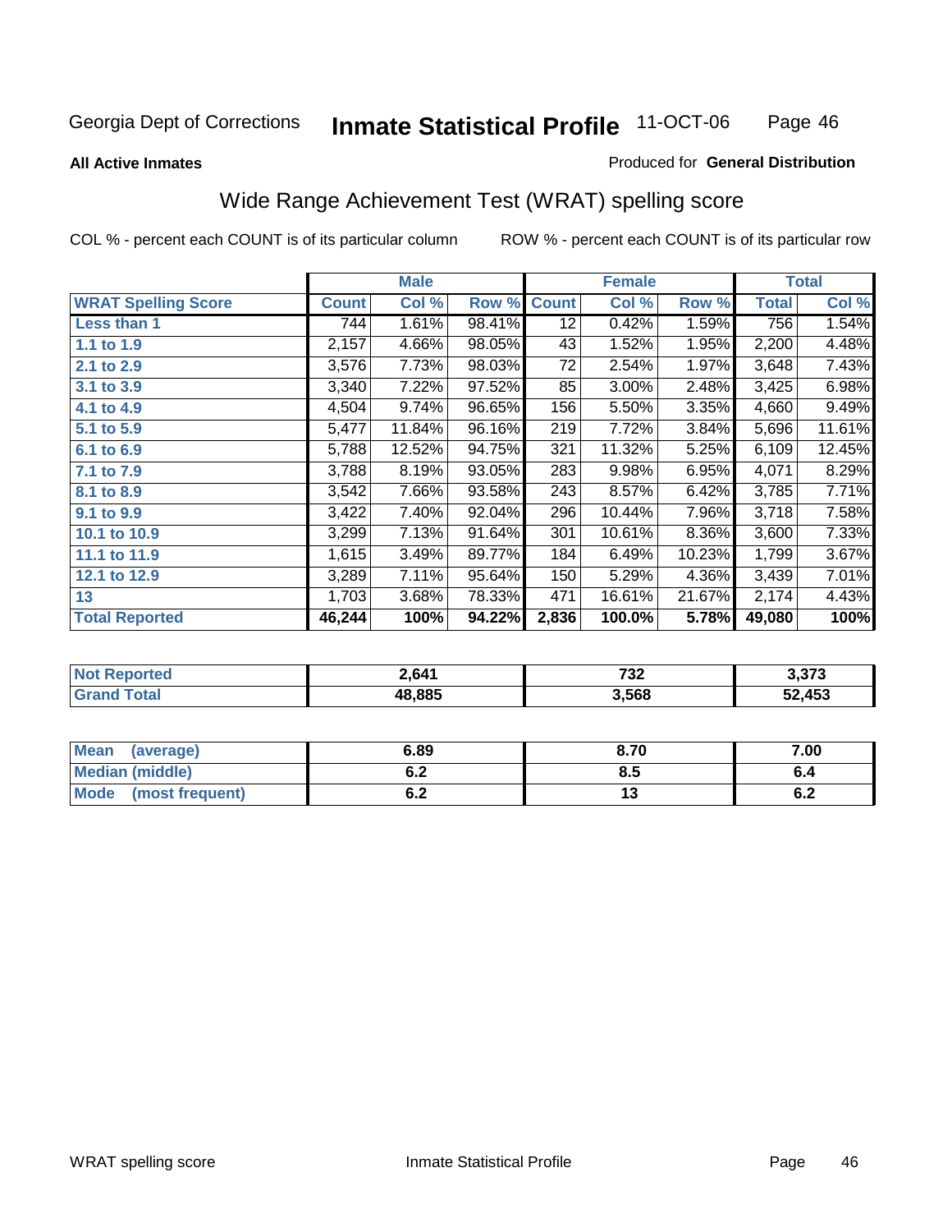Georgia Dept of Corrections **Inmate Statistical Profile** 11-OCT-06

**All Active Inmates**

Produced for **General Distribution**

## Wide Range Achievement Test (WRAT) spelling score

COL % - percent each COUNT is of its particular column

ROW % - percent each COUNT is of its particular row

| | Male | | | Female | | | Total | |
|---|---|---|---|---|---|---|---|---|
| **WRAT Spelling Score** | **Count** | **Col %** | **Row %** | **Count** | **Col %** | **Row %** | **Total** | **Col %** |
| **Less than 1** | 744 | 1.61% | 98.41% | 12 | 0.42% | 1.59% | 756 | 1.54% |
| **1.1 to 1.9** | 2,157 | 4.66% | 98.05% | 43 | 1.52% | 1.95% | 2,200 | 4.48% |
| **2.1 to 2.9** | 3,576 | 7.73% | 98.03% | 72 | 2.54% | 1.97% | 3,648 | 7.43% |
| **3.1 to 3.9** | 3,340 | 7.22% | 97.52% | 85 | 3.00% | 2.48% | 3,425 | 6.98% |
| **4.1 to 4.9** | 4,504 | 9.74% | 96.65% | 156 | 5.50% | 3.35% | 4,660 | 9.49% |
| **5.1 to 5.9** | 5,477 | 11.84% | 96.16% | 219 | 7.72% | 3.84% | 5,696 | 11.61% |
| **6.1 to 6.9** | 5,788 | 12.52% | 94.75% | 321 | 11.32% | 5.25% | 6,109 | 12.45% |
| **7.1 to 7.9** | 3,788 | 8.19% | 93.05% | 283 | 9.98% | 6.95% | 4,071 | 8.29% |
| **8.1 to 8.9** | 3,542 | 7.66% | 93.58% | 243 | 8.57% | 6.42% | 3,785 | 7.71% |
| **9.1 to 9.9** | 3,422 | 7.40% | 92.04% | 296 | 10.44% | 7.96% | 3,718 | 7.58% |
| **10.1 to 10.9** | 3,299 | 7.13% | 91.64% | 301 | 10.61% | 8.36% | 3,600 | 7.33% |
| **11.1 to 11.9** | 1,615 | 3.49% | 89.77% | 184 | 6.49% | 10.23% | 1,799 | 3.67% |
| **12.1 to 12.9** | 3,289 | 7.11% | 95.64% | 150 | 5.29% | 4.36% | 3,439 | 7.01% |
| **13** | 1,703 | 3.68% | 78.33% | 471 | 16.61% | 21.67% | 2,174 | 4.43% |
| **Total Reported** | **46,244** | **100%** | **94.22%** | **2,836** | **100.0%** | **5.78%** | **49,080** | **100%** |

| | Male | Female | Total |
|---|---|---|---|
| **Not Reported** | **2,641** | **732** | **3,373** |
| **Grand Total** | **48,885** | **3,568** | **52,453** |

| | Male | Female | Total |
|---|---|---|---|
| **Mean (average)** | **6.89** | **8.70** | **7.00** |
| **Median (middle)** | **6.2** | **8.5** | **6.4** |
| **Mode (most frequent)** | **6.2** | **13** | **6.2** |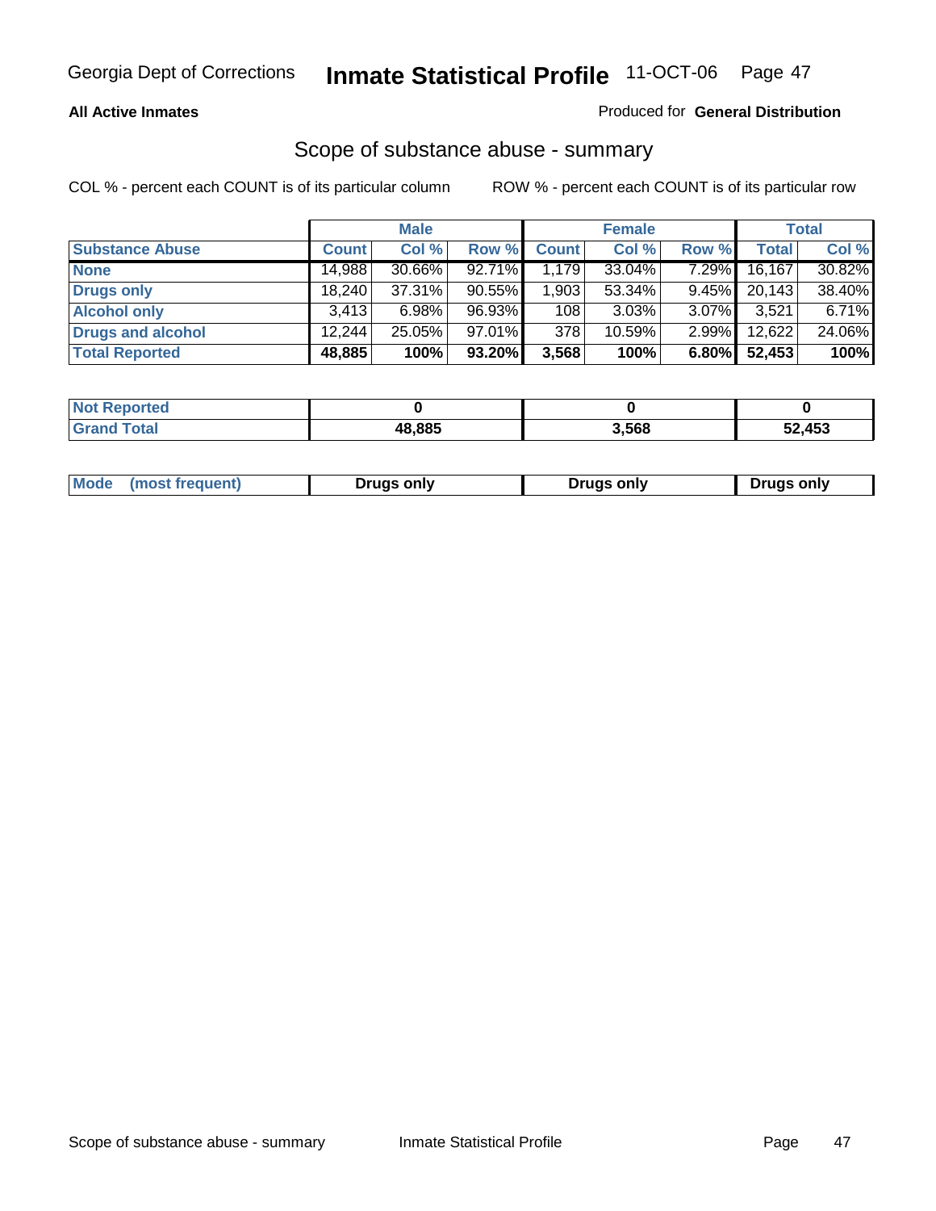Georgia Dept of Corrections **Inmate Statistical Profile** 11-OCT-06

**All Active Inmates** Produced for **General Distribution**

## Scope of substance abuse - summary

COL % - percent each COUNT is of its particular column ROW % - percent each COUNT is of its particular row

| | Male | | | Female | | | Total | |
|---|---|---|---|---|---|---|---|---|
| **Substance Abuse** | **Count** | **Col %** | **Row %** | **Count** | **Col %** | **Row %** | **Total** | **Col %** |
| **None** | 14,988 | 30.66% | 92.71% | 1,179 | 33.04% | 7.29% | 16,167 | 30.82% |
| **Drugs only** | 18,240 | 37.31% | 90.55% | 1,903 | 53.34% | 9.45% | 20,143 | 38.40% |
| **Alcohol only** | 3,413 | 6.98% | 96.93% | 108 | 3.03% | 3.07% | 3,521 | 6.71% |
| **Drugs and alcohol** | 12,244 | 25.05% | 97.01% | 378 | 10.59% | 2.99% | 12,622 | 24.06% |
| **Total Reported** | **48,885** | **100%** | **93.20%** | **3,568** | **100%** | **6.80%** | **52,453** | **100%** |

| | Male | Female | Total |
|---|---|---|---|
| **Not Reported** | **0** | **0** | **0** |
| **Grand Total** | **48,885** | **3,568** | **52,453** |

| | Male | Female | Total |
|---|---|---|---|
| **Mode (most frequent)** | **Drugs only** | **Drugs only** | **Drugs only** |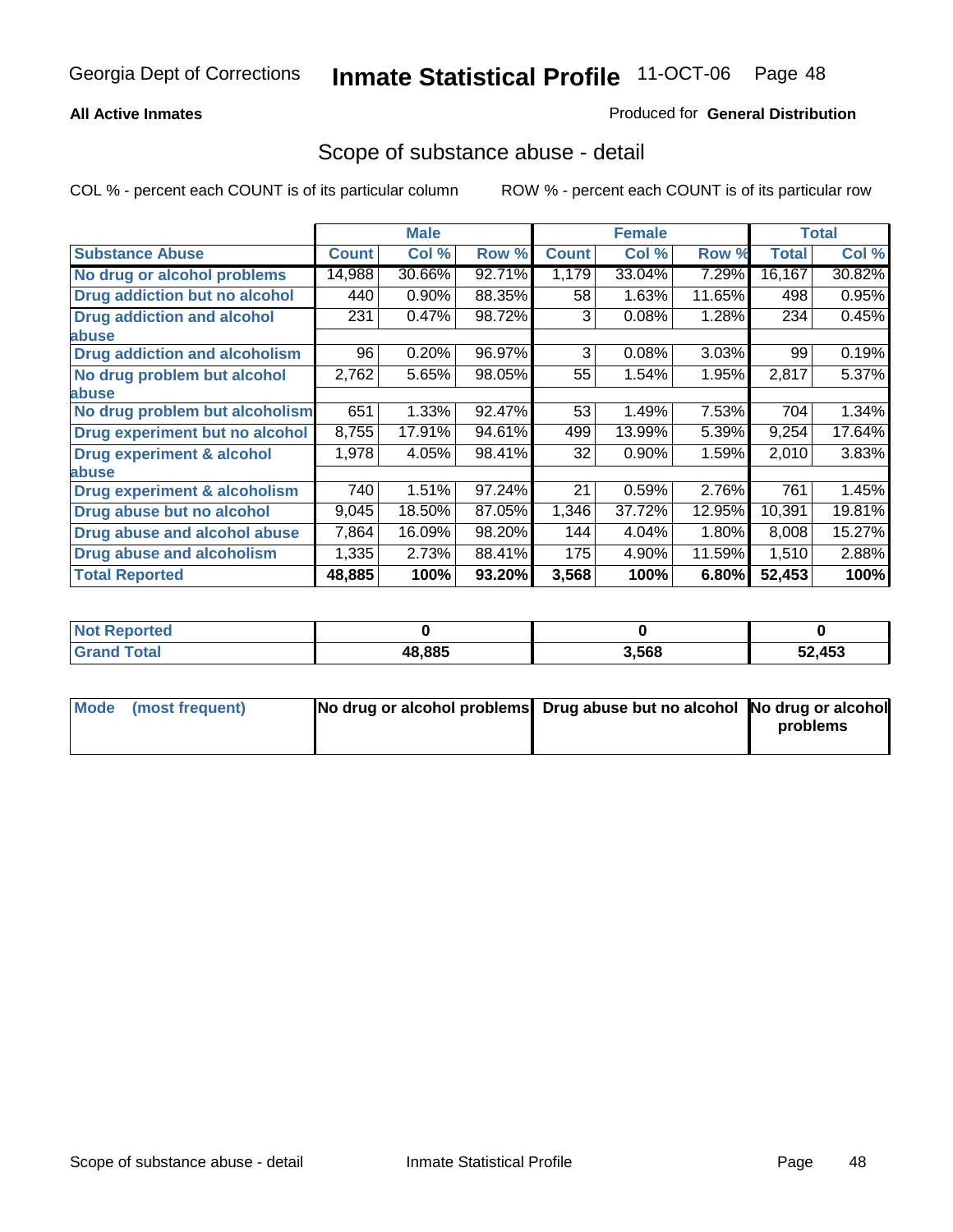Georgia Dept of Corrections **Inmate Statistical Profile** 11-OCT-06

**All Active Inmates**

Produced for **General Distribution**

## Scope of substance abuse - detail

COL % - percent each COUNT is of its particular column     ROW % - percent each COUNT is of its particular row

| | Male | | | Female | | | Total | |
|---|---|---|---|---|---|---|---|---|
| **Substance Abuse** | **Count** | **Col %** | **Row %** | **Count** | **Col %** | **Row %** | **Total** | **Col %** |
| **No drug or alcohol problems** | 14,988 | 30.66% | 92.71% | 1,179 | 33.04% | 7.29% | 16,167 | 30.82% |
| **Drug addiction but no alcohol** | 440 | 0.90% | 88.35% | 58 | 1.63% | 11.65% | 498 | 0.95% |
| **Drug addiction and alcohol abuse** | 231 | 0.47% | 98.72% | 3 | 0.08% | 1.28% | 234 | 0.45% |
| **Drug addiction and alcoholism** | 96 | 0.20% | 96.97% | 3 | 0.08% | 3.03% | 99 | 0.19% |
| **No drug problem but alcohol abuse** | 2,762 | 5.65% | 98.05% | 55 | 1.54% | 1.95% | 2,817 | 5.37% |
| **No drug problem but alcoholism** | 651 | 1.33% | 92.47% | 53 | 1.49% | 7.53% | 704 | 1.34% |
| **Drug experiment but no alcohol** | 8,755 | 17.91% | 94.61% | 499 | 13.99% | 5.39% | 9,254 | 17.64% |
| **Drug experiment & alcohol abuse** | 1,978 | 4.05% | 98.41% | 32 | 0.90% | 1.59% | 2,010 | 3.83% |
| **Drug experiment & alcoholism** | 740 | 1.51% | 97.24% | 21 | 0.59% | 2.76% | 761 | 1.45% |
| **Drug abuse but no alcohol** | 9,045 | 18.50% | 87.05% | 1,346 | 37.72% | 12.95% | 10,391 | 19.81% |
| **Drug abuse and alcohol abuse** | 7,864 | 16.09% | 98.20% | 144 | 4.04% | 1.80% | 8,008 | 15.27% |
| **Drug abuse and alcoholism** | 1,335 | 2.73% | 88.41% | 175 | 4.90% | 11.59% | 1,510 | 2.88% |
| **Total Reported** | **48,885** | **100%** | **93.20%** | **3,568** | **100%** | **6.80%** | **52,453** | **100%** |

| | Male | Female | Total |
|---|---|---|---|
| **Not Reported** | **0** | **0** | **0** |
| **Grand Total** | **48,885** | **3,568** | **52,453** |

| | Male | Female | Total |
|---|---|---|---|
| **Mode (most frequent)** | **No drug or alcohol problems** | **Drug abuse but no alcohol** | **No drug or alcohol problems** |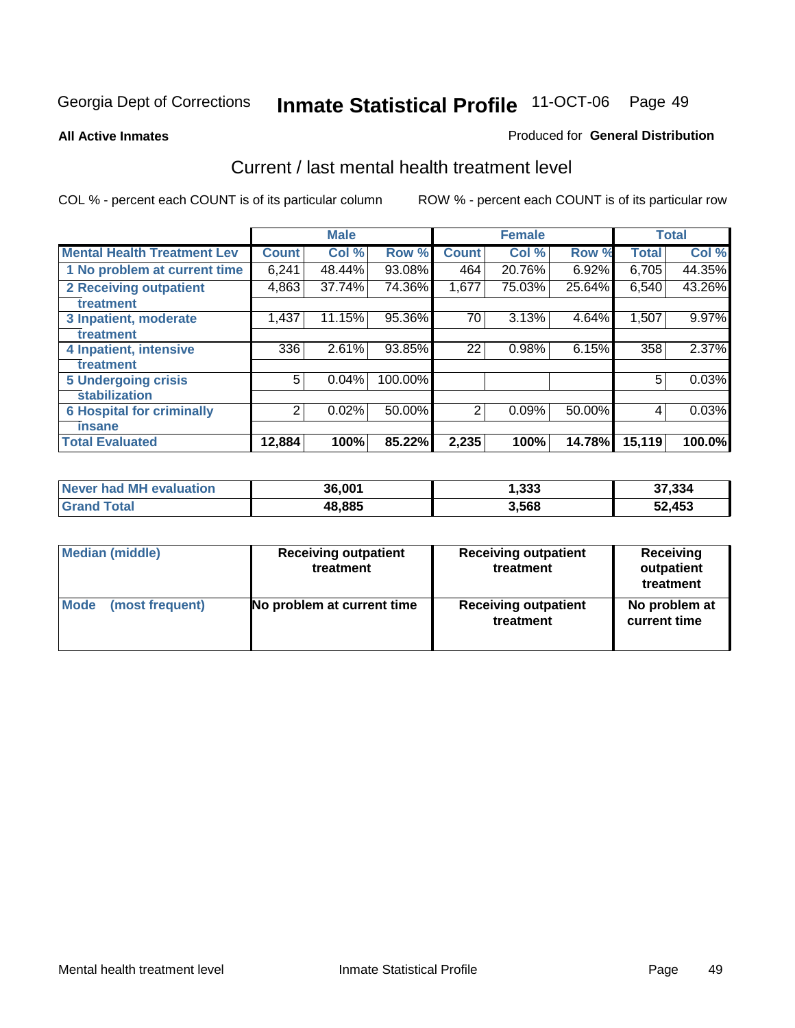Georgia Dept of Corrections **Inmate Statistical Profile** 11-OCT-06

**All Active Inmates** Produced for **General Distribution**

## Current / last mental health treatment level

COL % - percent each COUNT is of its particular column    ROW % - percent each COUNT is of its particular row

| | Male | | | Female | | | Total | |
|---|---|---|---|---|---|---|---|---|
| **Mental Health Treatment Lev** | **Count** | **Col %** | **Row %** | **Count** | **Col %** | **Row %** | **Total** | **Col %** |
| 1 No problem at current time | 6,241 | 48.44% | 93.08% | 464 | 20.76% | 6.92% | 6,705 | 44.35% |
| 2 Receiving outpatient treatment | 4,863 | 37.74% | 74.36% | 1,677 | 75.03% | 25.64% | 6,540 | 43.26% |
| 3 Inpatient, moderate treatment | 1,437 | 11.15% | 95.36% | 70 | 3.13% | 4.64% | 1,507 | 9.97% |
| 4 Inpatient, intensive treatment | 336 | 2.61% | 93.85% | 22 | 0.98% | 6.15% | 358 | 2.37% |
| 5 Undergoing crisis stabilization | 5 | 0.04% | 100.00% | | | | 5 | 0.03% |
| 6 Hospital for criminally insane | 2 | 0.02% | 50.00% | 2 | 0.09% | 50.00% | 4 | 0.03% |
| **Total Evaluated** | **12,884** | **100%** | **85.22%** | **2,235** | **100%** | **14.78%** | **15,119** | **100.0%** |

| | Male | Female | Total |
|---|---|---|---|
| **Never had MH evaluation** | **36,001** | **1,333** | **37,334** |
| **Grand Total** | **48,885** | **3,568** | **52,453** |

| | Male | Female | Total |
|---|---|---|---|
| **Median (middle)** | **Receiving outpatient treatment** | **Receiving outpatient treatment** | **Receiving outpatient treatment** |
| **Mode (most frequent)** | **No problem at current time** | **Receiving outpatient treatment** | **No problem at current time** |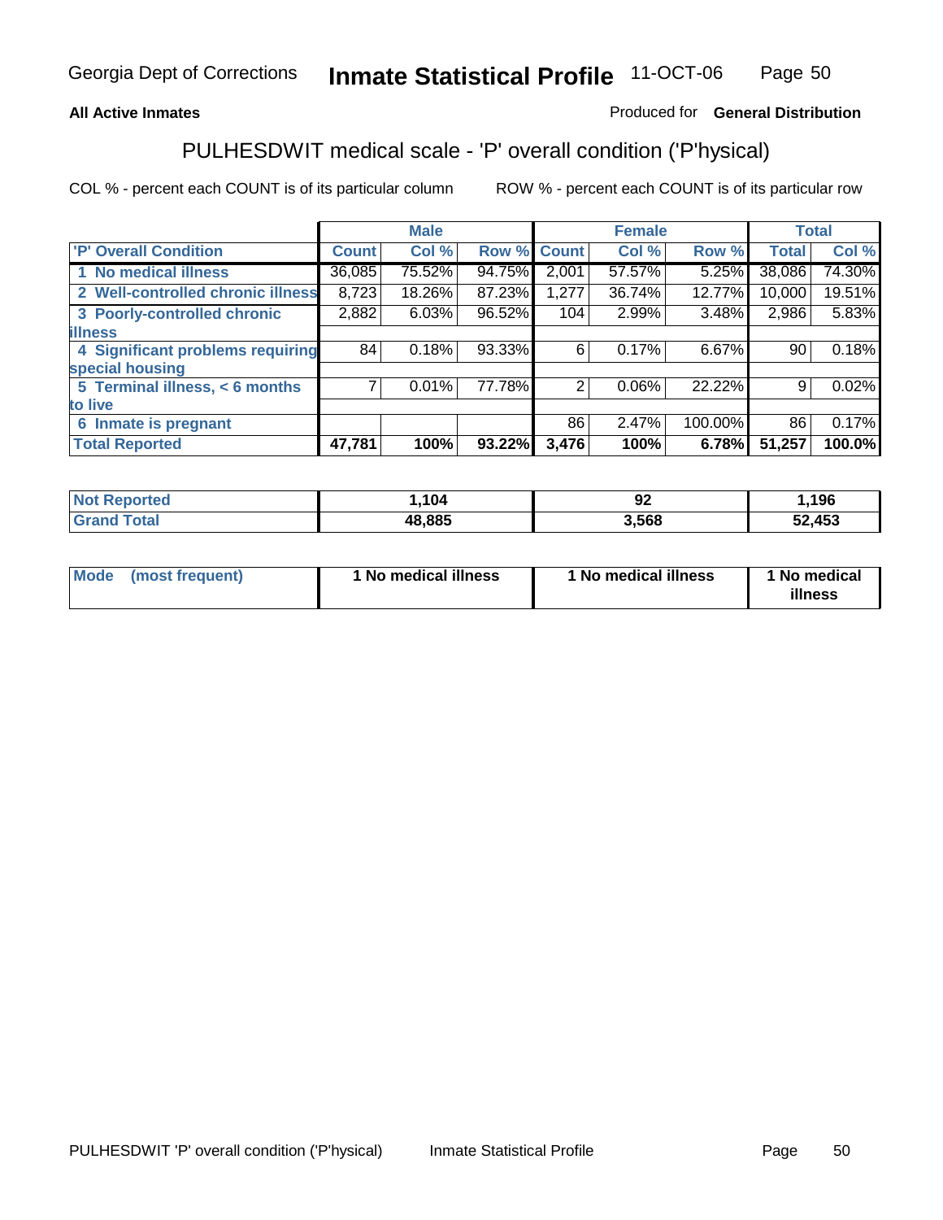Georgia Dept of Corrections **Inmate Statistical Profile** 11-OCT-06

**All Active Inmates** Produced for **General Distribution**

## PULHESDWIT medical scale - 'P' overall condition ('P'hysical)

COL % - percent each COUNT is of its particular column ROW % - percent each COUNT is of its particular row

| | Male | | | Female | | | Total | |
|---|---|---|---|---|---|---|---|---|
| 'P' Overall Condition | Count | Col % | Row % | Count | Col % | Row % | Total | Col % |
| 1 No medical illness | 36,085 | 75.52% | 94.75% | 2,001 | 57.57% | 5.25% | 38,086 | 74.30% |
| 2 Well-controlled chronic illness | 8,723 | 18.26% | 87.23% | 1,277 | 36.74% | 12.77% | 10,000 | 19.51% |
| 3 Poorly-controlled chronic illness | 2,882 | 6.03% | 96.52% | 104 | 2.99% | 3.48% | 2,986 | 5.83% |
| 4 Significant problems requiring special housing | 84 | 0.18% | 93.33% | 6 | 0.17% | 6.67% | 90 | 0.18% |
| 5 Terminal illness, < 6 months to live | 7 | 0.01% | 77.78% | 2 | 0.06% | 22.22% | 9 | 0.02% |
| 6 Inmate is pregnant | | | | 86 | 2.47% | 100.00% | 86 | 0.17% |
| **Total Reported** | **47,781** | **100%** | **93.22%** | **3,476** | **100%** | **6.78%** | **51,257** | **100.0%** |

| | Male | Female | Total |
|---|---|---|---|
| Not Reported | 1,104 | 92 | 1,196 |
| Grand Total | 48,885 | 3,568 | 52,453 |

| | Male | Female | Total |
|---|---|---|---|
| Mode (most frequent) | 1 No medical illness | 1 No medical illness | 1 No medical illness |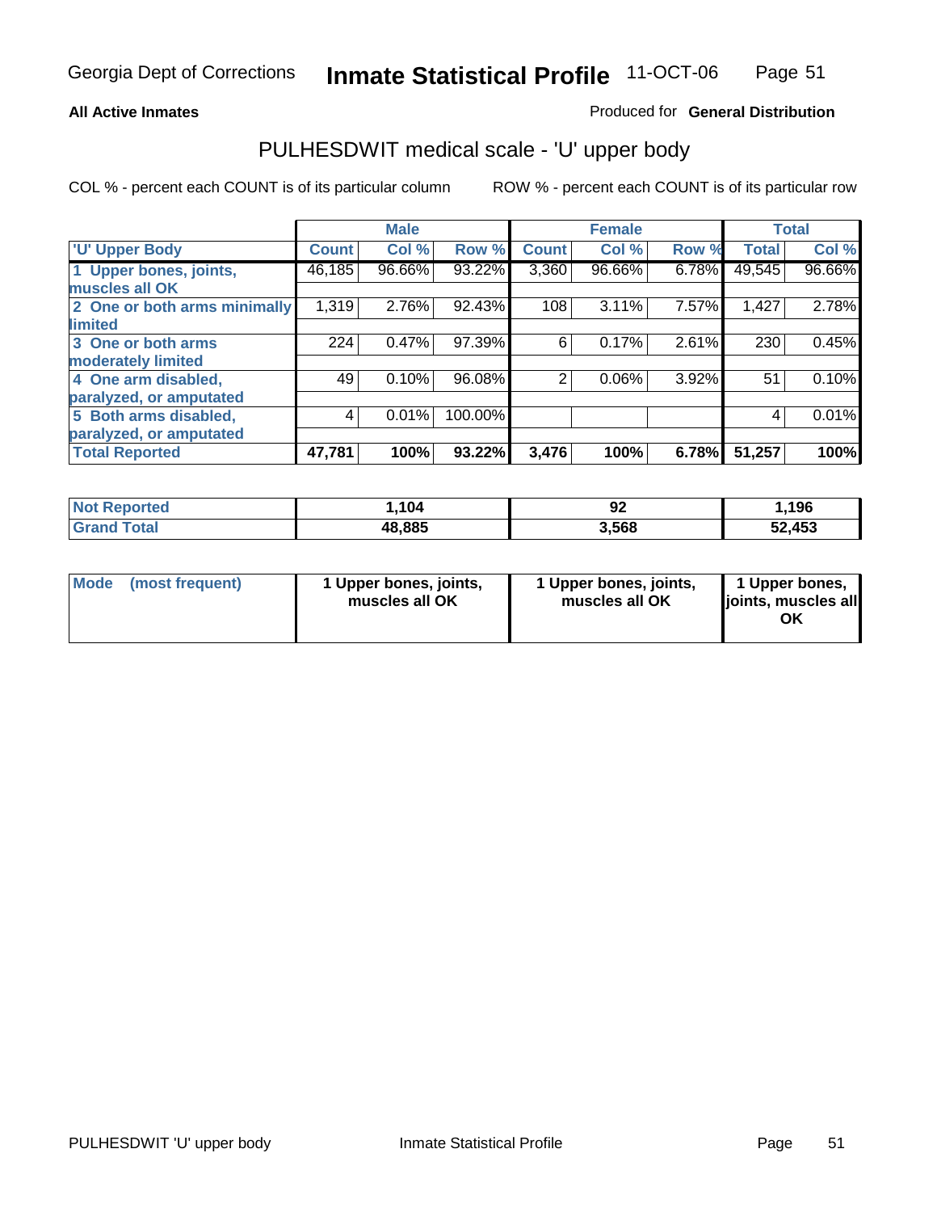**All Active Inmates**

Produced for **General Distribution**

## PULHESDWIT medical scale - 'U' upper body

COL % - percent each COUNT is of its particular column

ROW % - percent each COUNT is of its particular row

| | Male | | | Female | | | Total | |
|---|---|---|---|---|---|---|---|---|
| 'U' Upper Body | Count | Col % | Row % | Count | Col % | Row % | Total | Col % |
| 1 Upper bones, joints, muscles all OK | 46,185 | 96.66% | 93.22% | 3,360 | 96.66% | 6.78% | 49,545 | 96.66% |
| 2 One or both arms minimally limited | 1,319 | 2.76% | 92.43% | 108 | 3.11% | 7.57% | 1,427 | 2.78% |
| 3 One or both arms moderately limited | 224 | 0.47% | 97.39% | 6 | 0.17% | 2.61% | 230 | 0.45% |
| 4 One arm disabled, paralyzed, or amputated | 49 | 0.10% | 96.08% | 2 | 0.06% | 3.92% | 51 | 0.10% |
| 5 Both arms disabled, paralyzed, or amputated | 4 | 0.01% | 100.00% | | | | 4 | 0.01% |
| **Total Reported** | **47,781** | **100%** | **93.22%** | **3,476** | **100%** | **6.78%** | **51,257** | **100%** |

| | Male | Female | Total |
|---|---|---|---|
| Not Reported | 1,104 | 92 | 1,196 |
| Grand Total | 48,885 | 3,568 | 52,453 |

| | Male | Female | Total |
|---|---|---|---|
| Mode (most frequent) | 1 Upper bones, joints, muscles all OK | 1 Upper bones, joints, muscles all OK | 1 Upper bones, joints, muscles all OK |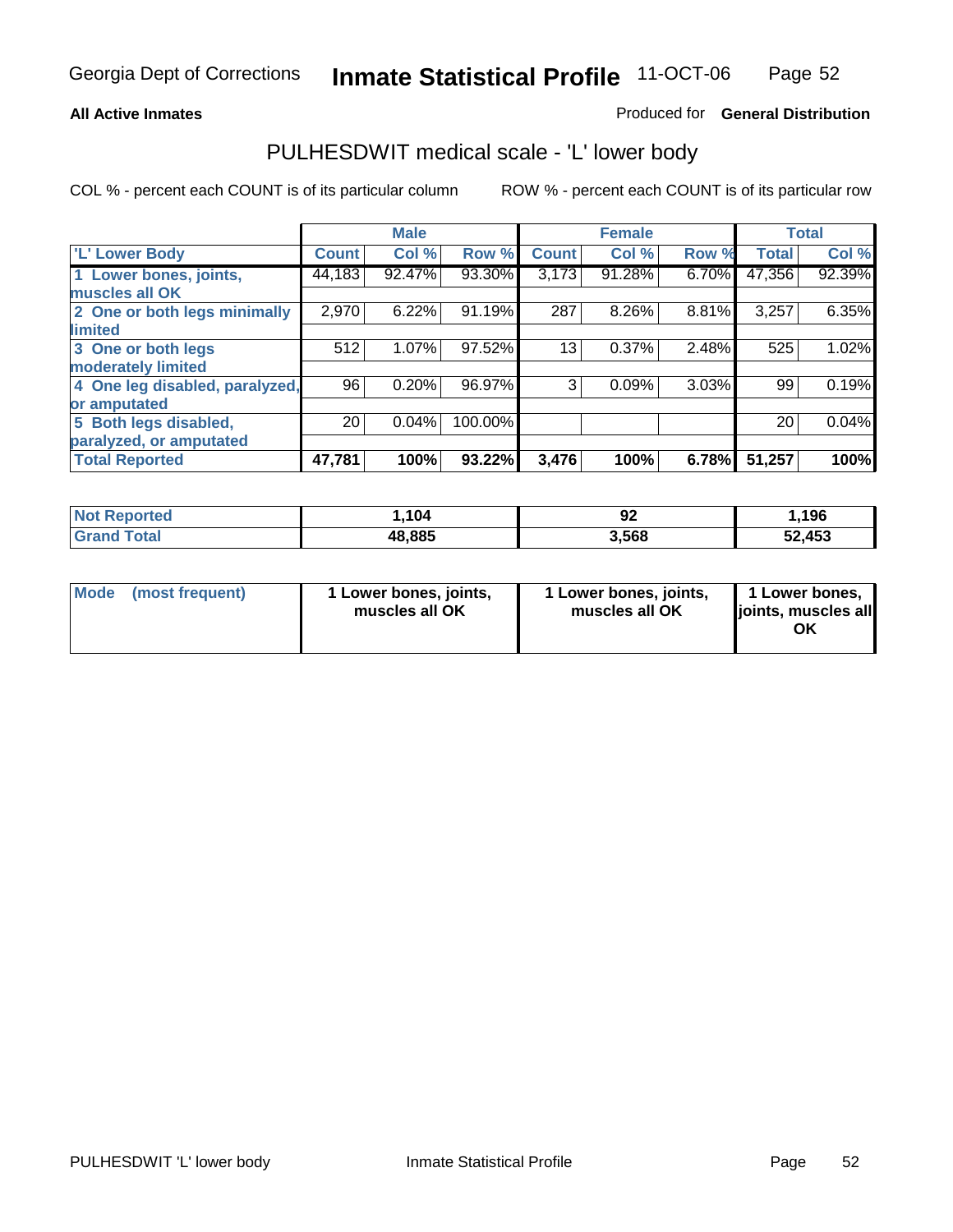**All Active Inmates**

Produced for **General Distribution**

## PULHESDWIT medical scale - 'L' lower body

COL % - percent each COUNT is of its particular column

ROW % - percent each COUNT is of its particular row

| 'L' Lower Body | Male | | | Female | | | Total | |
|---|---|---|---|---|---|---|---|---|
| | Count | Col % | Row % | Count | Col % | Row % | Total | Col % |
| 1 Lower bones, joints, muscles all OK | 44,183 | 92.47% | 93.30% | 3,173 | 91.28% | 6.70% | 47,356 | 92.39% |
| 2 One or both legs minimally limited | 2,970 | 6.22% | 91.19% | 287 | 8.26% | 8.81% | 3,257 | 6.35% |
| 3 One or both legs moderately limited | 512 | 1.07% | 97.52% | 13 | 0.37% | 2.48% | 525 | 1.02% |
| 4 One leg disabled, paralyzed, or amputated | 96 | 0.20% | 96.97% | 3 | 0.09% | 3.03% | 99 | 0.19% |
| 5 Both legs disabled, paralyzed, or amputated | 20 | 0.04% | 100.00% | | | | 20 | 0.04% |
| **Total Reported** | **47,781** | **100%** | **93.22%** | **3,476** | **100%** | **6.78%** | **51,257** | **100%** |

| | Male | Female | Total |
|---|---|---|---|
| Not Reported | 1,104 | 92 | 1,196 |
| Grand Total | 48,885 | 3,568 | 52,453 |

| Mode (most frequent) | 1 Lower bones, joints, muscles all OK | 1 Lower bones, joints, muscles all OK | 1 Lower bones, joints, muscles all OK |
|---|---|---|---|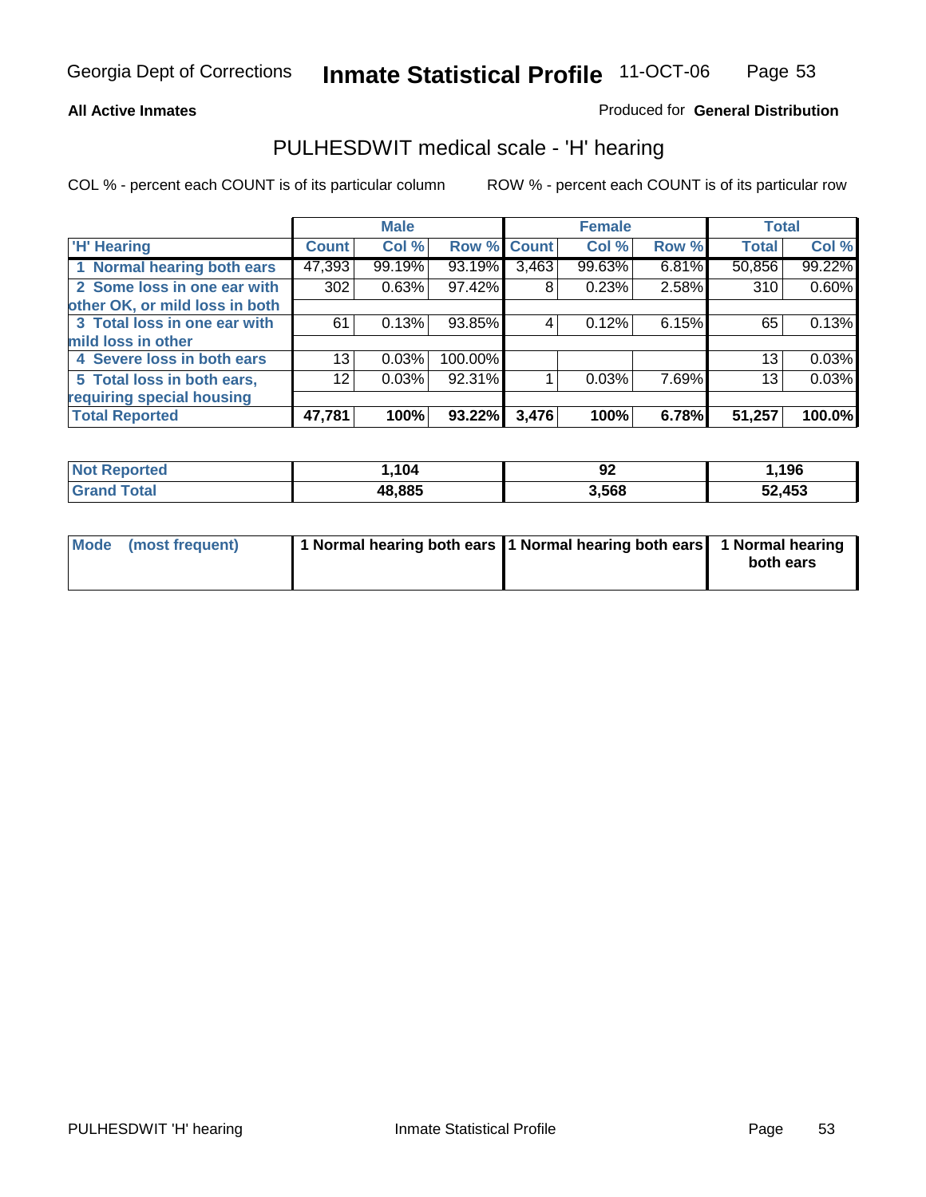Georgia Dept of Corrections **Inmate Statistical Profile** 11-OCT-06

**All Active Inmates**

Produced for **General Distribution**

## PULHESDWIT medical scale - 'H' hearing

COL % - percent each COUNT is of its particular column

ROW % - percent each COUNT is of its particular row

| | Male | | | Female | | | Total | |
|---|---|---|---|---|---|---|---|---|
| 'H' Hearing | Count | Col % | Row % | Count | Col % | Row % | Total | Col % |
| 1 Normal hearing both ears | 47,393 | 99.19% | 93.19% | 3,463 | 99.63% | 6.81% | 50,856 | 99.22% |
| 2 Some loss in one ear with other OK, or mild loss in both | 302 | 0.63% | 97.42% | 8 | 0.23% | 2.58% | 310 | 0.60% |
| 3 Total loss in one ear with mild loss in other | 61 | 0.13% | 93.85% | 4 | 0.12% | 6.15% | 65 | 0.13% |
| 4 Severe loss in both ears | 13 | 0.03% | 100.00% | | | | 13 | 0.03% |
| 5 Total loss in both ears, requiring special housing | 12 | 0.03% | 92.31% | 1 | 0.03% | 7.69% | 13 | 0.03% |
| **Total Reported** | **47,781** | **100%** | **93.22%** | **3,476** | **100%** | **6.78%** | **51,257** | **100.0%** |

| | Male | Female | Total |
|---|---|---|---|
| **Not Reported** | **1,104** | **92** | **1,196** |
| **Grand Total** | **48,885** | **3,568** | **52,453** |

| | Male | Female | Total |
|---|---|---|---|
| Mode (most frequent) | 1 Normal hearing both ears | 1 Normal hearing both ears | 1 Normal hearing both ears |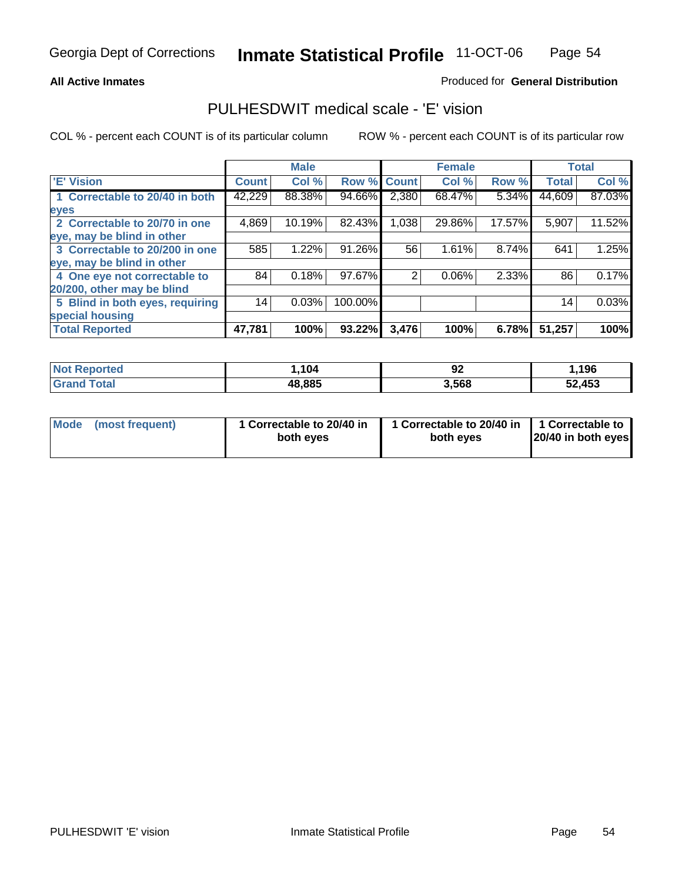Georgia Dept of Corrections **Inmate Statistical Profile** 11-OCT-06

**All Active Inmates**

Produced for **General Distribution**

## PULHESDWIT medical scale - 'E' vision

COL % - percent each COUNT is of its particular column

ROW % - percent each COUNT is of its particular row

| | Male | | | Female | | | Total | |
|---|---|---|---|---|---|---|---|---|
| 'E' Vision | Count | Col % | Row % | Count | Col % | Row % | Total | Col % |
| 1 Correctable to 20/40 in both eyes | 42,229 | 88.38% | 94.66% | 2,380 | 68.47% | 5.34% | 44,609 | 87.03% |
| 2 Correctable to 20/70 in one eye, may be blind in other | 4,869 | 10.19% | 82.43% | 1,038 | 29.86% | 17.57% | 5,907 | 11.52% |
| 3 Correctable to 20/200 in one eye, may be blind in other | 585 | 1.22% | 91.26% | 56 | 1.61% | 8.74% | 641 | 1.25% |
| 4 One eye not correctable to 20/200, other may be blind | 84 | 0.18% | 97.67% | 2 | 0.06% | 2.33% | 86 | 0.17% |
| 5 Blind in both eyes, requiring special housing | 14 | 0.03% | 100.00% | | | | 14 | 0.03% |
| **Total Reported** | **47,781** | **100%** | **93.22%** | **3,476** | **100%** | **6.78%** | **51,257** | **100%** |

| | Male | Female | Total |
|---|---|---|---|
| Not Reported | 1,104 | 92 | 1,196 |
| Grand Total | 48,885 | 3,568 | 52,453 |

| | Male | Female | Total |
|---|---|---|---|
| Mode (most frequent) | 1 Correctable to 20/40 in both eyes | 1 Correctable to 20/40 in both eyes | 1 Correctable to 20/40 in both eyes |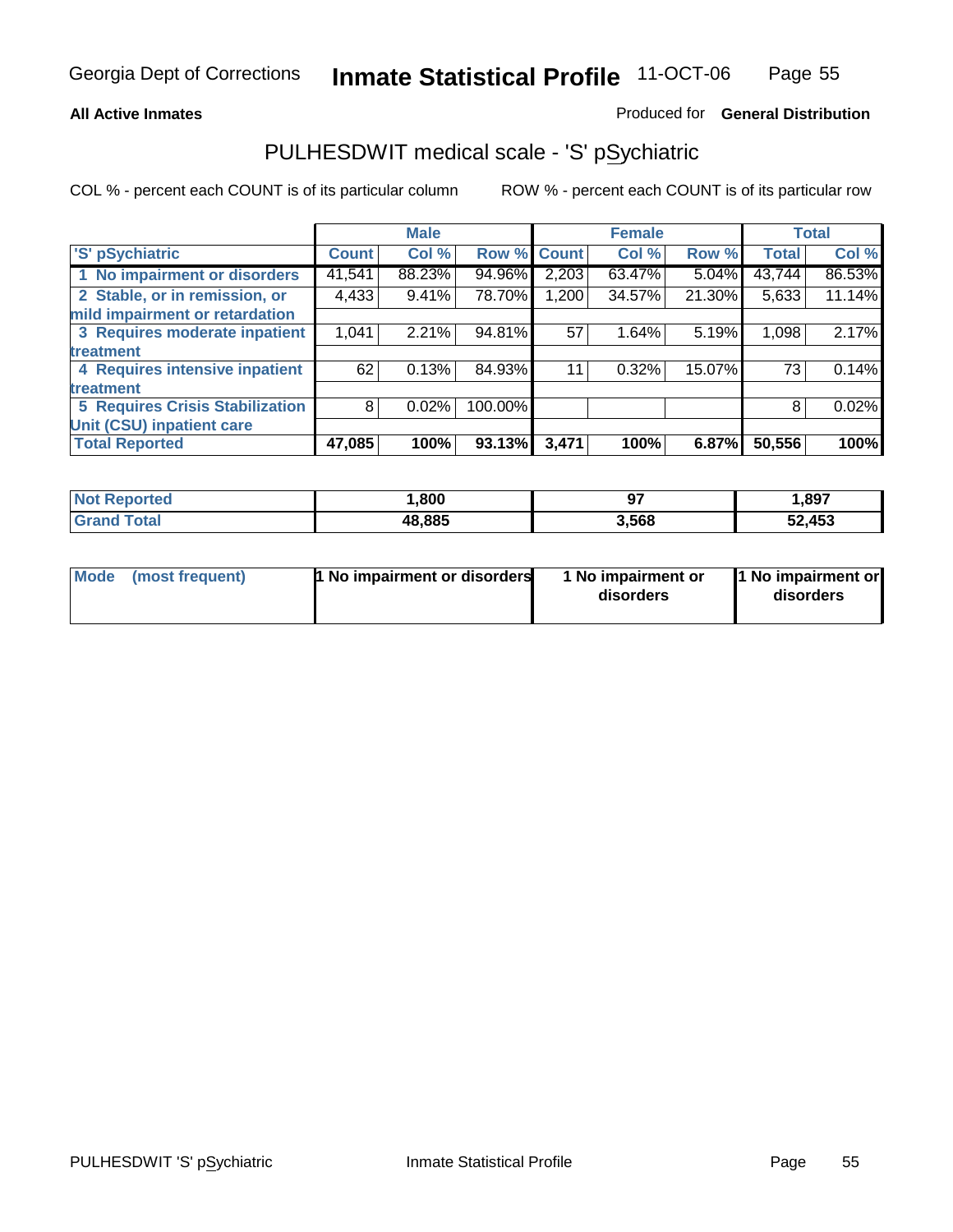**All Active Inmates** — Produced for **General Distribution**

## PULHESDWIT medical scale - 'S' pSychiatric

COL % - percent each COUNT is of its particular column

ROW % - percent each COUNT is of its particular row

| 'S' pSychiatric | Male | | | Female | | | Total | |
|---|---|---|---|---|---|---|---|---|
| | Count | Col % | Row % | Count | Col % | Row % | Total | Col % |
| 1 No impairment or disorders | 41,541 | 88.23% | 94.96% | 2,203 | 63.47% | 5.04% | 43,744 | 86.53% |
| 2 Stable, or in remission, or mild impairment or retardation | 4,433 | 9.41% | 78.70% | 1,200 | 34.57% | 21.30% | 5,633 | 11.14% |
| 3 Requires moderate inpatient treatment | 1,041 | 2.21% | 94.81% | 57 | 1.64% | 5.19% | 1,098 | 2.17% |
| 4 Requires intensive inpatient treatment | 62 | 0.13% | 84.93% | 11 | 0.32% | 15.07% | 73 | 0.14% |
| 5 Requires Crisis Stabilization Unit (CSU) inpatient care | 8 | 0.02% | 100.00% | | | | 8 | 0.02% |
| **Total Reported** | **47,085** | **100%** | **93.13%** | **3,471** | **100%** | **6.87%** | **50,556** | **100%** |

| | Male | Female | Total |
|---|---|---|---|
| Not Reported | 1,800 | 97 | 1,897 |
| Grand Total | 48,885 | 3,568 | 52,453 |

| Mode (most frequent) | 1 No impairment or disorders | 1 No impairment or disorders | 1 No impairment or disorders |
|---|---|---|---|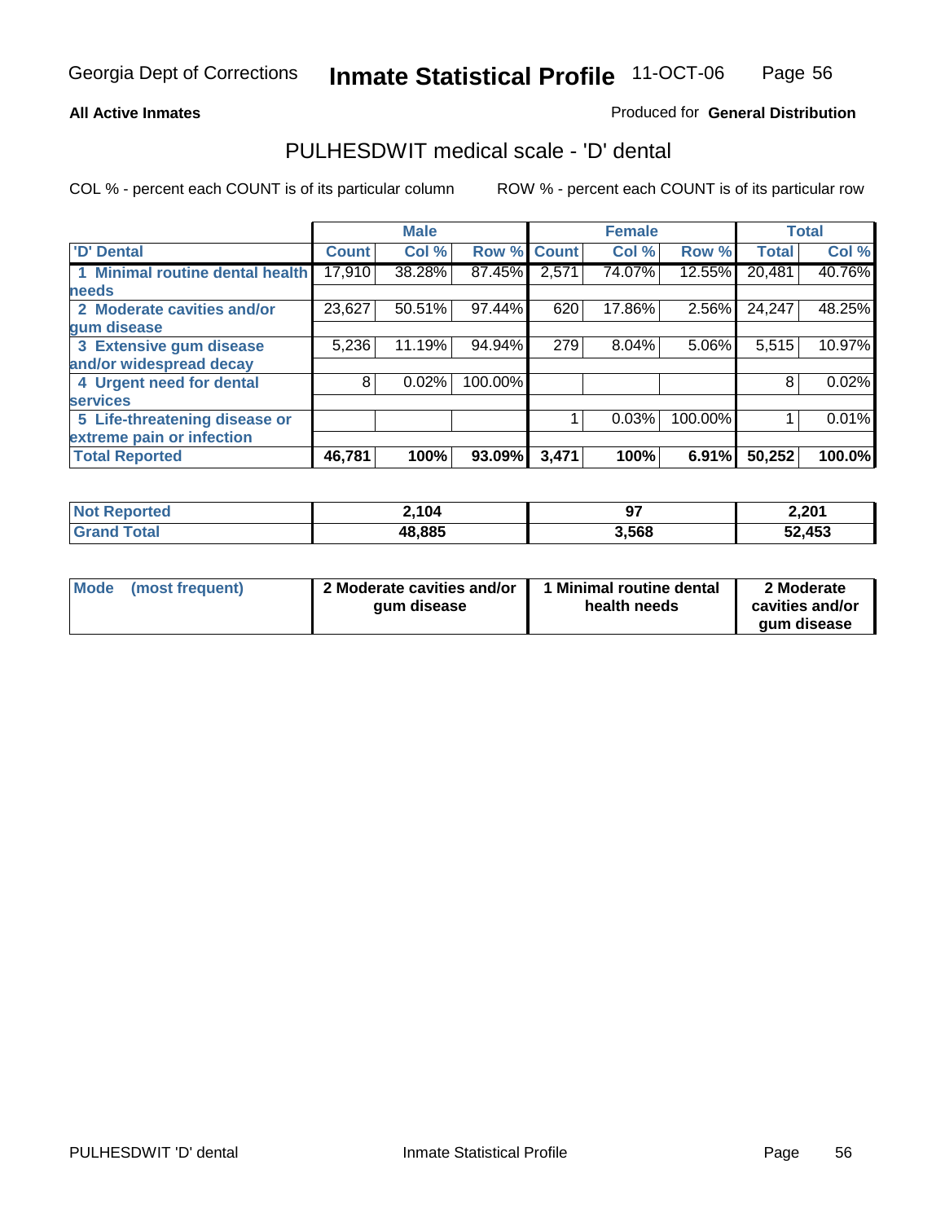**All Active Inmates** — Produced for **General Distribution**

## PULHESDWIT medical scale - 'D' dental

COL % - percent each COUNT is of its particular column          ROW % - percent each COUNT is of its particular row

| 'D' Dental | Male | | | Female | | | Total | |
|---|---|---|---|---|---|---|---|---|
| | Count | Col % | Row % | Count | Col % | Row % | Total | Col % |
| 1 Minimal routine dental health needs | 17,910 | 38.28% | 87.45% | 2,571 | 74.07% | 12.55% | 20,481 | 40.76% |
| 2 Moderate cavities and/or gum disease | 23,627 | 50.51% | 97.44% | 620 | 17.86% | 2.56% | 24,247 | 48.25% |
| 3 Extensive gum disease and/or widespread decay | 5,236 | 11.19% | 94.94% | 279 | 8.04% | 5.06% | 5,515 | 10.97% |
| 4 Urgent need for dental services | 8 | 0.02% | 100.00% | | | | 8 | 0.02% |
| 5 Life-threatening disease or extreme pain or infection | | | | 1 | 0.03% | 100.00% | 1 | 0.01% |
| **Total Reported** | **46,781** | **100%** | **93.09%** | **3,471** | **100%** | **6.91%** | **50,252** | **100.0%** |

| | Male | Female | Total |
|---|---|---|---|
| Not Reported | 2,104 | 97 | 2,201 |
| Grand Total | 48,885 | 3,568 | 52,453 |

| | Male | Female | Total |
|---|---|---|---|
| Mode (most frequent) | 2 Moderate cavities and/or gum disease | 1 Minimal routine dental health needs | 2 Moderate cavities and/or gum disease |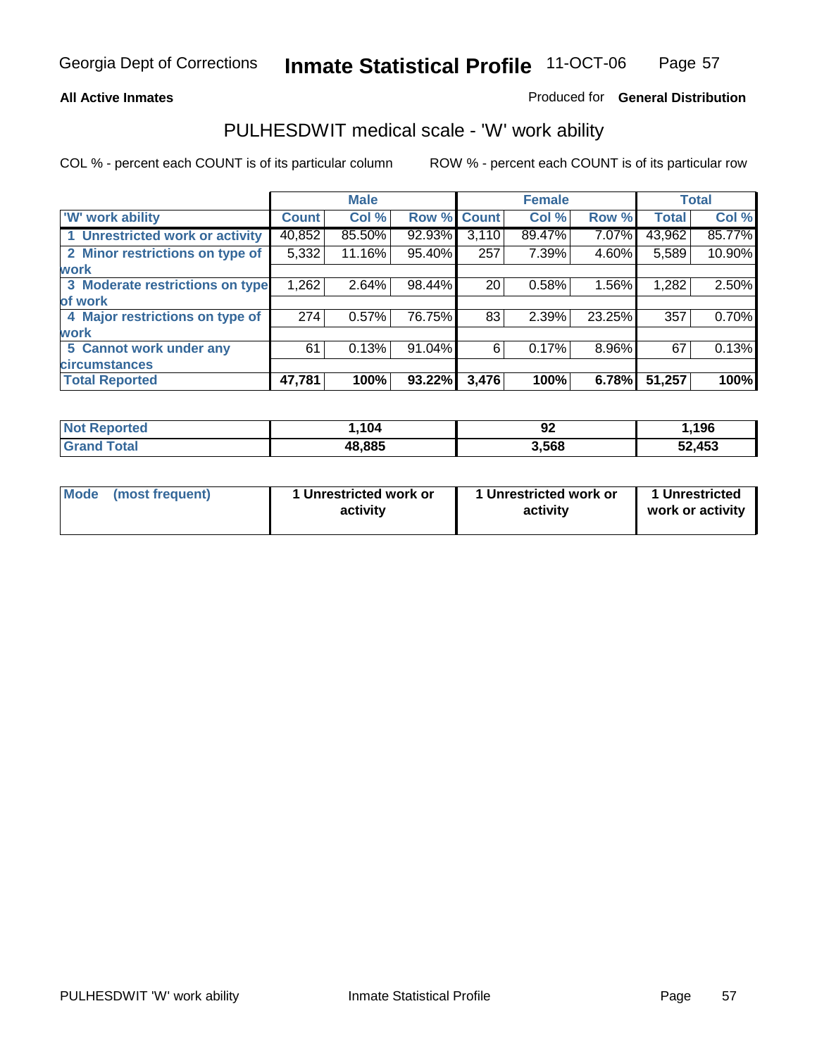**All Active Inmates** — Produced for **General Distribution**

## PULHESDWIT medical scale - 'W' work ability

COL % - percent each COUNT is of its particular column    ROW % - percent each COUNT is of its particular row

| | Male | | | Female | | | Total | |
|---|---|---|---|---|---|---|---|---|
| 'W' work ability | Count | Col % | Row % | Count | Col % | Row % | Total | Col % |
| 1 Unrestricted work or activity | 40,852 | 85.50% | 92.93% | 3,110 | 89.47% | 7.07% | 43,962 | 85.77% |
| 2 Minor restrictions on type of work | 5,332 | 11.16% | 95.40% | 257 | 7.39% | 4.60% | 5,589 | 10.90% |
| 3 Moderate restrictions on type of work | 1,262 | 2.64% | 98.44% | 20 | 0.58% | 1.56% | 1,282 | 2.50% |
| 4 Major restrictions on type of work | 274 | 0.57% | 76.75% | 83 | 2.39% | 23.25% | 357 | 0.70% |
| 5 Cannot work under any circumstances | 61 | 0.13% | 91.04% | 6 | 0.17% | 8.96% | 67 | 0.13% |
| **Total Reported** | **47,781** | **100%** | **93.22%** | **3,476** | **100%** | **6.78%** | **51,257** | **100%** |

| | Male | Female | Total |
|---|---|---|---|
| Not Reported | 1,104 | 92 | 1,196 |
| Grand Total | 48,885 | 3,568 | 52,453 |

| | Male | Female | Total |
|---|---|---|---|
| Mode (most frequent) | 1 Unrestricted work or activity | 1 Unrestricted work or activity | 1 Unrestricted work or activity |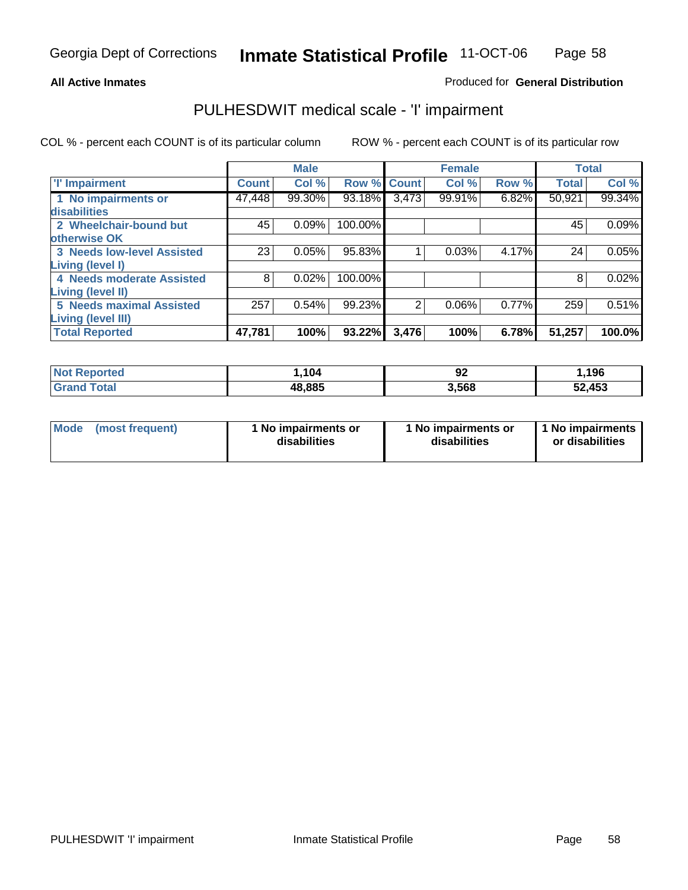**All Active Inmates** Produced for **General Distribution**

## PULHESDWIT medical scale - 'I' impairment

COL % - percent each COUNT is of its particular column ROW % - percent each COUNT is of its particular row

| | Male | | | Female | | | Total | |
|---|---|---|---|---|---|---|---|---|
| 'I' Impairment | Count | Col % | Row % | Count | Col % | Row % | Total | Col % |
| 1 No impairments or disabilities | 47,448 | 99.30% | 93.18% | 3,473 | 99.91% | 6.82% | 50,921 | 99.34% |
| 2 Wheelchair-bound but otherwise OK | 45 | 0.09% | 100.00% | | | | 45 | 0.09% |
| 3 Needs low-level Assisted Living (level I) | 23 | 0.05% | 95.83% | 1 | 0.03% | 4.17% | 24 | 0.05% |
| 4 Needs moderate Assisted Living (level II) | 8 | 0.02% | 100.00% | | | | 8 | 0.02% |
| 5 Needs maximal Assisted Living (level III) | 257 | 0.54% | 99.23% | 2 | 0.06% | 0.77% | 259 | 0.51% |
| **Total Reported** | **47,781** | **100%** | **93.22%** | **3,476** | **100%** | **6.78%** | **51,257** | **100.0%** |

| | Male | Female | Total |
|---|---|---|---|
| Not Reported | 1,104 | 92 | 1,196 |
| Grand Total | 48,885 | 3,568 | 52,453 |

| | Male | Female | Total |
|---|---|---|---|
| Mode (most frequent) | 1 No impairments or disabilities | 1 No impairments or disabilities | 1 No impairments or disabilities |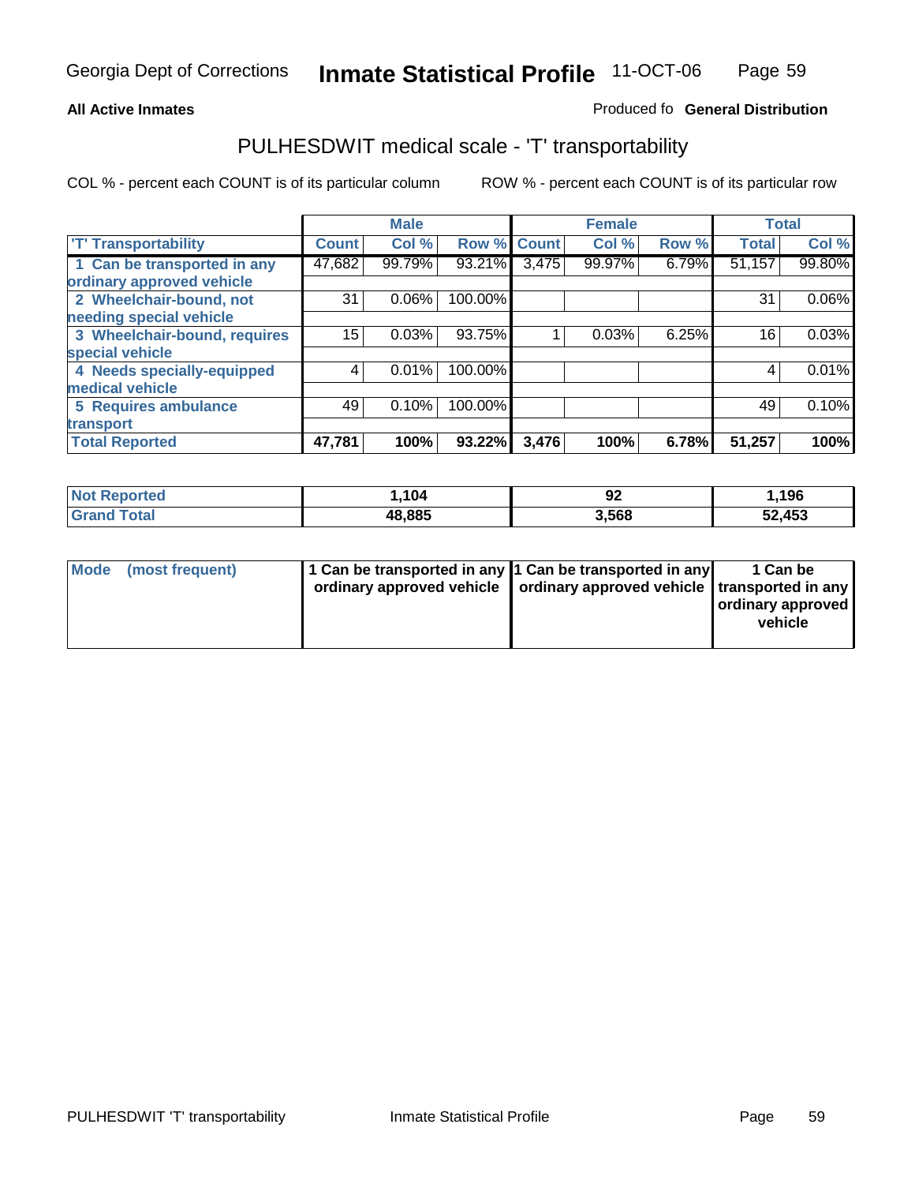Georgia Dept of Corrections **Inmate Statistical Profile** 11-OCT-06

**All Active Inmates**

Produced fo **General Distribution**

## PULHESDWIT medical scale - 'T' transportability

COL % - percent each COUNT is of its particular column ROW % - percent each COUNT is of its particular row

| | Male | | | Female | | | Total | |
|---|---|---|---|---|---|---|---|---|
| 'T' Transportability | Count | Col % | Row % | Count | Col % | Row % | Total | Col % |
| 1 Can be transported in any ordinary approved vehicle | 47,682 | 99.79% | 93.21% | 3,475 | 99.97% | 6.79% | 51,157 | 99.80% |
| 2 Wheelchair-bound, not needing special vehicle | 31 | 0.06% | 100.00% | | | | 31 | 0.06% |
| 3 Wheelchair-bound, requires special vehicle | 15 | 0.03% | 93.75% | 1 | 0.03% | 6.25% | 16 | 0.03% |
| 4 Needs specially-equipped medical vehicle | 4 | 0.01% | 100.00% | | | | 4 | 0.01% |
| 5 Requires ambulance transport | 49 | 0.10% | 100.00% | | | | 49 | 0.10% |
| **Total Reported** | **47,781** | **100%** | **93.22%** | **3,476** | **100%** | **6.78%** | **51,257** | **100%** |

| | Male | Female | Total |
|---|---|---|---|
| Not Reported | 1,104 | 92 | 1,196 |
| Grand Total | 48,885 | 3,568 | 52,453 |

| | Male | Female | Total |
|---|---|---|---|
| Mode (most frequent) | 1 Can be transported in any ordinary approved vehicle | 1 Can be transported in any ordinary approved vehicle | 1 Can be transported in any ordinary approved vehicle |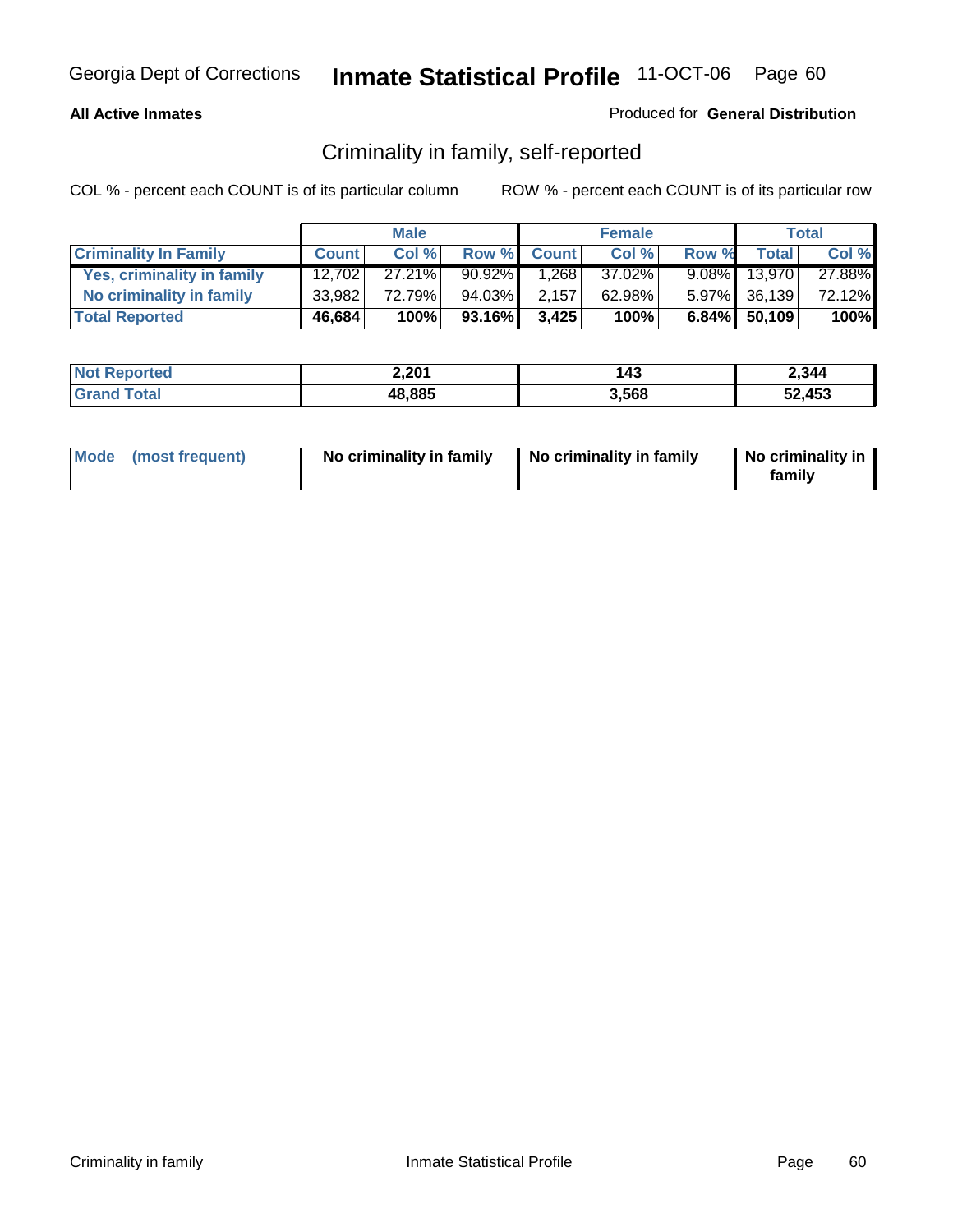**All Active Inmates**

Produced for **General Distribution**

## Criminality in family, self-reported

COL % - percent each COUNT is of its particular column

ROW % - percent each COUNT is of its particular row

| | Male | | | Female | | | Total | |
|---|---|---|---|---|---|---|---|---|
| **Criminality In Family** | **Count** | **Col %** | **Row %** | **Count** | **Col %** | **Row %** | **Total** | **Col %** |
| **Yes, criminality in family** | 12,702 | 27.21% | 90.92% | 1,268 | 37.02% | 9.08% | 13,970 | 27.88% |
| **No criminality in family** | 33,982 | 72.79% | 94.03% | 2,157 | 62.98% | 5.97% | 36,139 | 72.12% |
| **Total Reported** | **46,684** | **100%** | **93.16%** | **3,425** | **100%** | **6.84%** | **50,109** | **100%** |

| | Male | Female | Total |
|---|---|---|---|
| **Not Reported** | **2,201** | **143** | **2,344** |
| **Grand Total** | **48,885** | **3,568** | **52,453** |

| | Male | Female | Total |
|---|---|---|---|
| **Mode (most frequent)** | **No criminality in family** | **No criminality in family** | **No criminality in family** |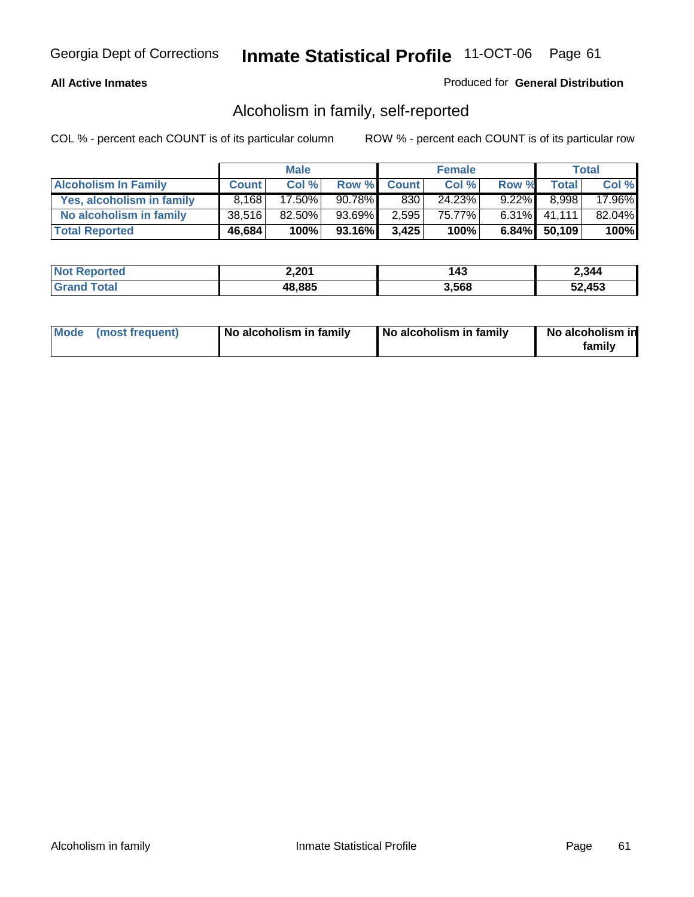**All Active Inmates**

Produced for **General Distribution**

## Alcoholism in family, self-reported

COL % - percent each COUNT is of its particular column

ROW % - percent each COUNT is of its particular row

| | Male | | | Female | | | Total | |
|---|---|---|---|---|---|---|---|---|
| **Alcoholism In Family** | **Count** | **Col %** | **Row %** | **Count** | **Col %** | **Row %** | **Total** | **Col %** |
| **Yes, alcoholism in family** | 8,168 | 17.50% | 90.78% | 830 | 24.23% | 9.22% | 8,998 | 17.96% |
| **No alcoholism in family** | 38,516 | 82.50% | 93.69% | 2,595 | 75.77% | 6.31% | 41,111 | 82.04% |
| **Total Reported** | **46,684** | **100%** | **93.16%** | **3,425** | **100%** | **6.84%** | **50,109** | **100%** |

| | Male | Female | Total |
|---|---|---|---|
| **Not Reported** | **2,201** | **143** | **2,344** |
| **Grand Total** | **48,885** | **3,568** | **52,453** |

| | Male | Female | Total |
|---|---|---|---|
| **Mode (most frequent)** | **No alcoholism in family** | **No alcoholism in family** | **No alcoholism in family** |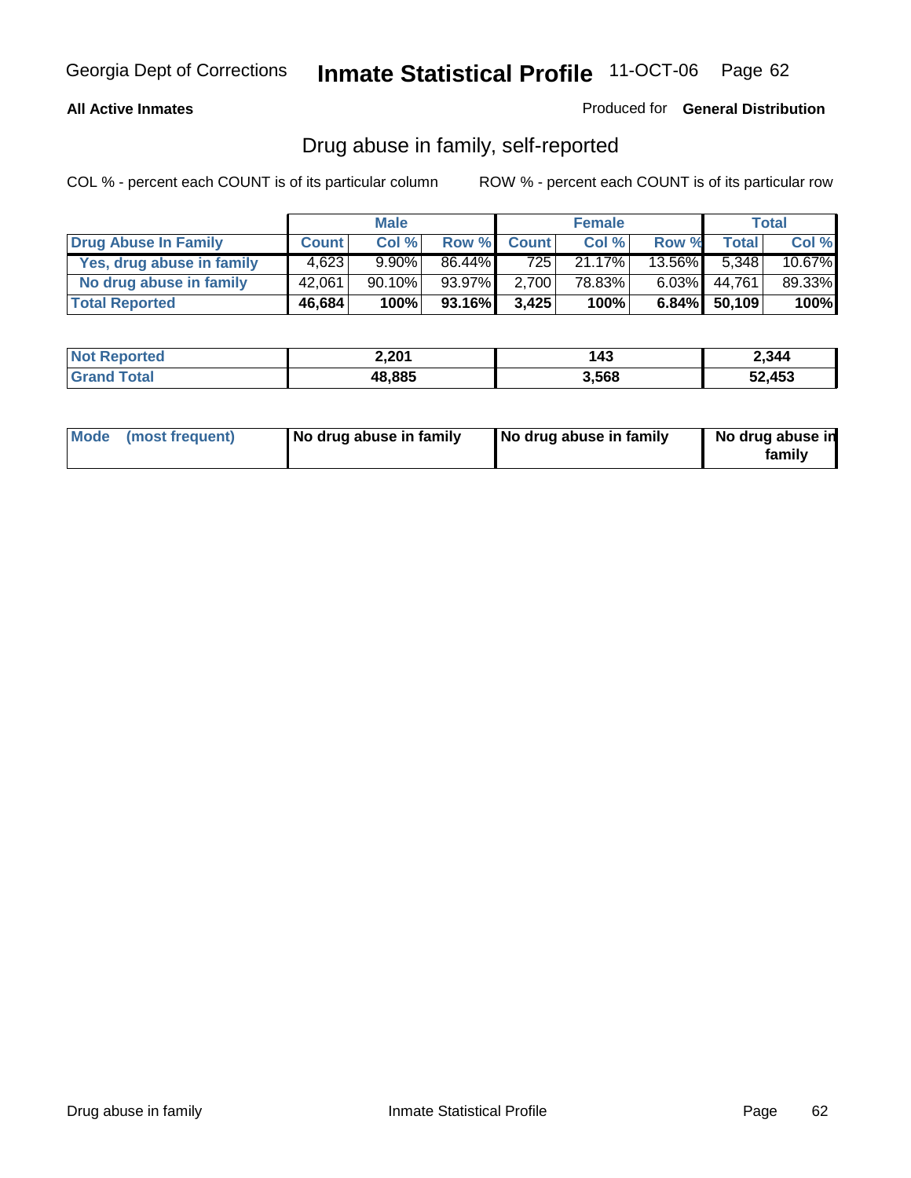Georgia Dept of Corrections **Inmate Statistical Profile** 11-OCT-06

**All Active Inmates**

Produced for **General Distribution**

## Drug abuse in family, self-reported

COL % - percent each COUNT is of its particular column    ROW % - percent each COUNT is of its particular row

| | Male | | | Female | | | Total | |
|---|---|---|---|---|---|---|---|---|
| **Drug Abuse In Family** | **Count** | **Col %** | **Row %** | **Count** | **Col %** | **Row %** | **Total** | **Col %** |
| Yes, drug abuse in family | 4,623 | 9.90% | 86.44% | 725 | 21.17% | 13.56% | 5,348 | 10.67% |
| No drug abuse in family | 42,061 | 90.10% | 93.97% | 2,700 | 78.83% | 6.03% | 44,761 | 89.33% |
| **Total Reported** | **46,684** | **100%** | **93.16%** | **3,425** | **100%** | **6.84%** | **50,109** | **100%** |

| | Male | Female | Total |
|---|---|---|---|
| **Not Reported** | **2,201** | **143** | **2,344** |
| **Grand Total** | **48,885** | **3,568** | **52,453** |

| | Male | Female | Total |
|---|---|---|---|
| **Mode (most frequent)** | **No drug abuse in family** | **No drug abuse in family** | **No drug abuse in family** |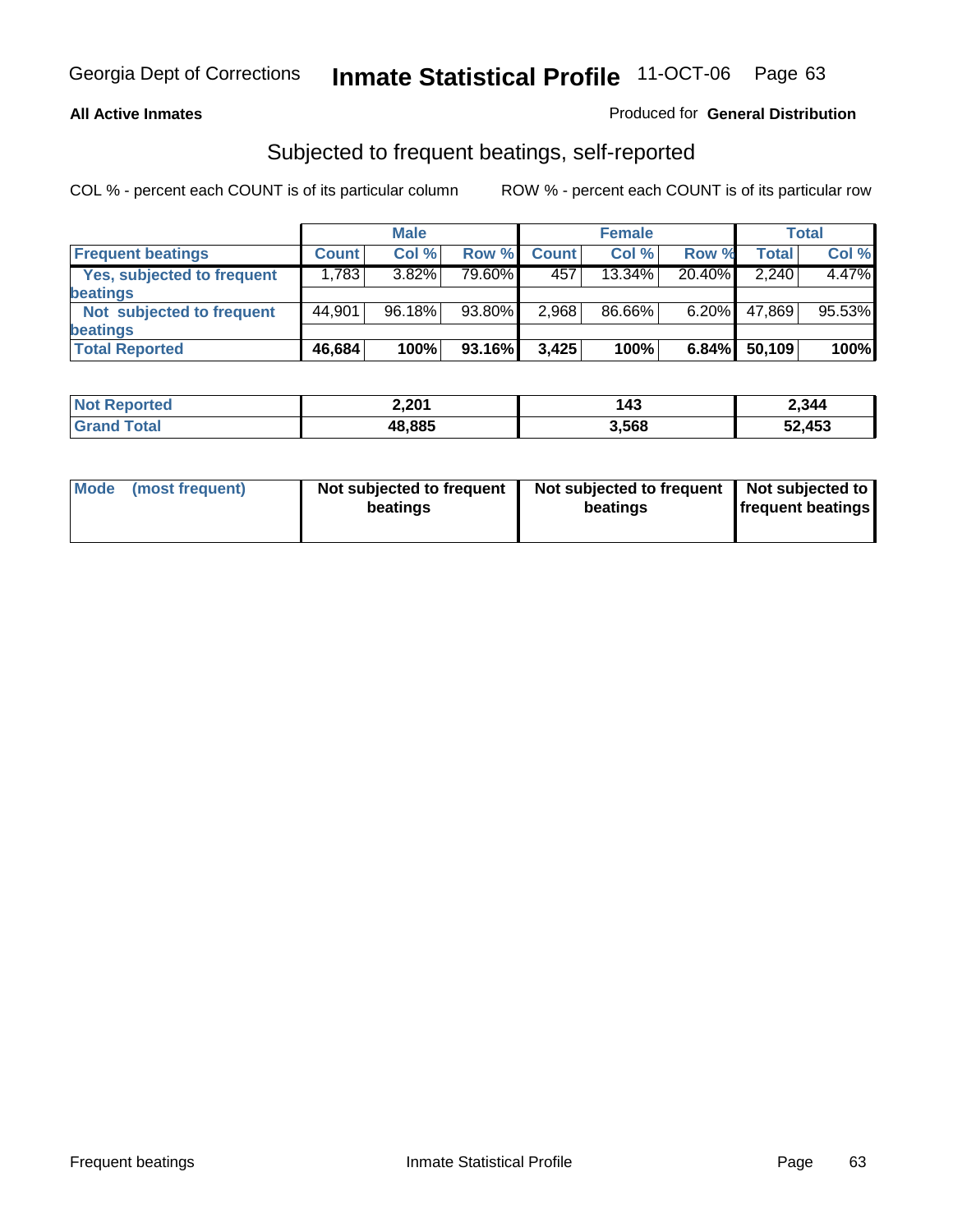All Active Inmates

Produced for **General Distribution**

## Subjected to frequent beatings, self-reported

COL % - percent each COUNT is of its particular column

ROW % - percent each COUNT is of its particular row

| | Male | | | Female | | | Total | |
|---|---|---|---|---|---|---|---|---|
| **Frequent beatings** | **Count** | **Col %** | **Row %** | **Count** | **Col %** | **Row %** | **Total** | **Col %** |
| Yes, subjected to frequent beatings | 1,783 | 3.82% | 79.60% | 457 | 13.34% | 20.40% | 2,240 | 4.47% |
| Not subjected to frequent beatings | 44,901 | 96.18% | 93.80% | 2,968 | 86.66% | 6.20% | 47,869 | 95.53% |
| **Total Reported** | **46,684** | **100%** | **93.16%** | **3,425** | **100%** | **6.84%** | **50,109** | **100%** |

| | Male | Female | Total |
|---|---|---|---|
| **Not Reported** | **2,201** | **143** | **2,344** |
| **Grand Total** | **48,885** | **3,568** | **52,453** |

| **Mode (most frequent)** | **Not subjected to frequent beatings** | **Not subjected to frequent beatings** | **Not subjected to frequent beatings** |
|---|---|---|---|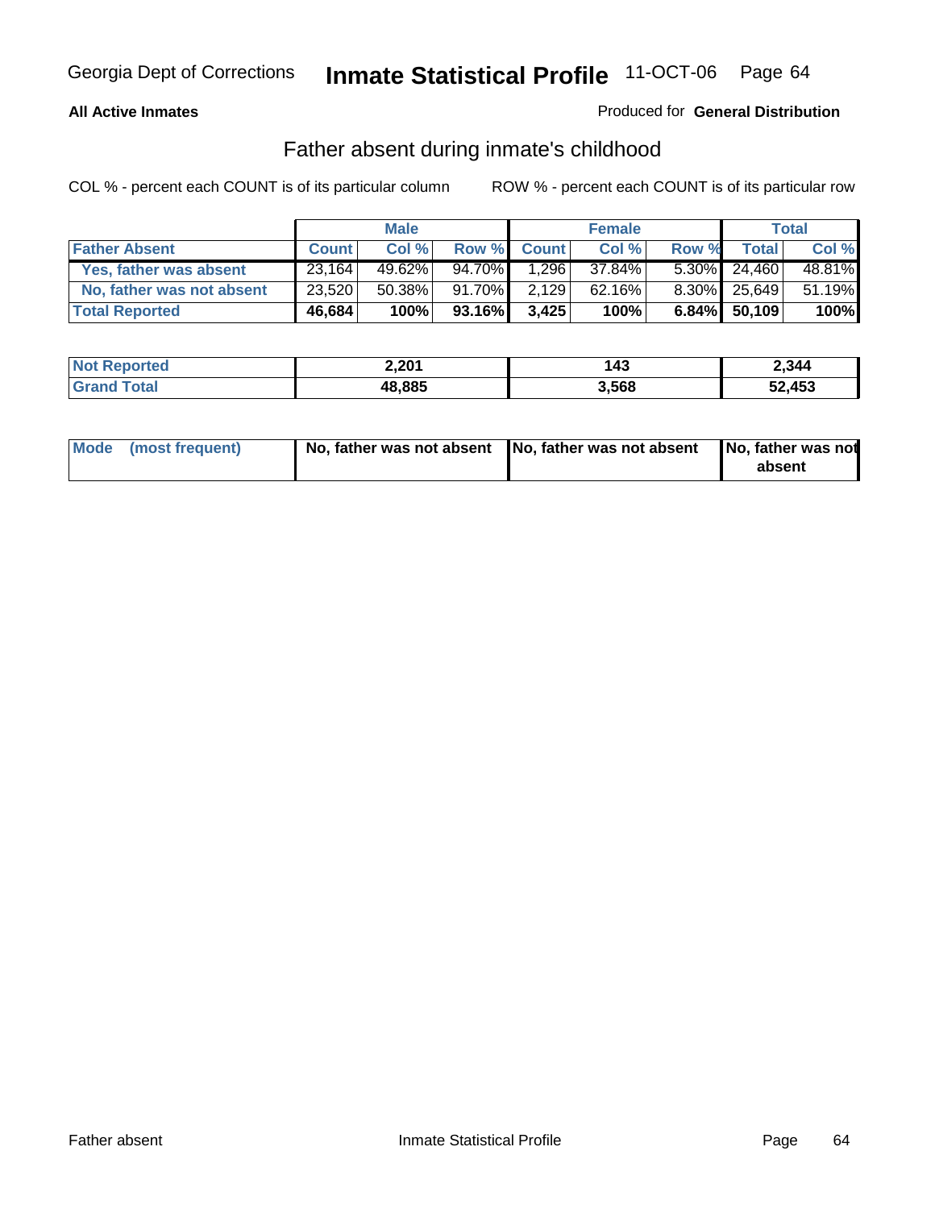Georgia Dept of Corrections **Inmate Statistical Profile** 11-OCT-06

**All Active Inmates**

Produced for **General Distribution**

## Father absent during inmate's childhood

COL % - percent each COUNT is of its particular column ROW % - percent each COUNT is of its particular row

| | Male | | | Female | | | Total | |
|---|---|---|---|---|---|---|---|---|
| **Father Absent** | **Count** | **Col %** | **Row %** | **Count** | **Col %** | **Row %** | **Total** | **Col %** |
| **Yes, father was absent** | 23,164 | 49.62% | 94.70% | 1,296 | 37.84% | 5.30% | 24,460 | 48.81% |
| **No, father was not absent** | 23,520 | 50.38% | 91.70% | 2,129 | 62.16% | 8.30% | 25,649 | 51.19% |
| **Total Reported** | **46,684** | **100%** | **93.16%** | **3,425** | **100%** | **6.84%** | **50,109** | **100%** |

| | Male | Female | Total |
|---|---|---|---|
| **Not Reported** | **2,201** | **143** | **2,344** |
| **Grand Total** | **48,885** | **3,568** | **52,453** |

| | Male | Female | Total |
|---|---|---|---|
| **Mode (most frequent)** | **No, father was not absent** | **No, father was not absent** | **No, father was not absent** |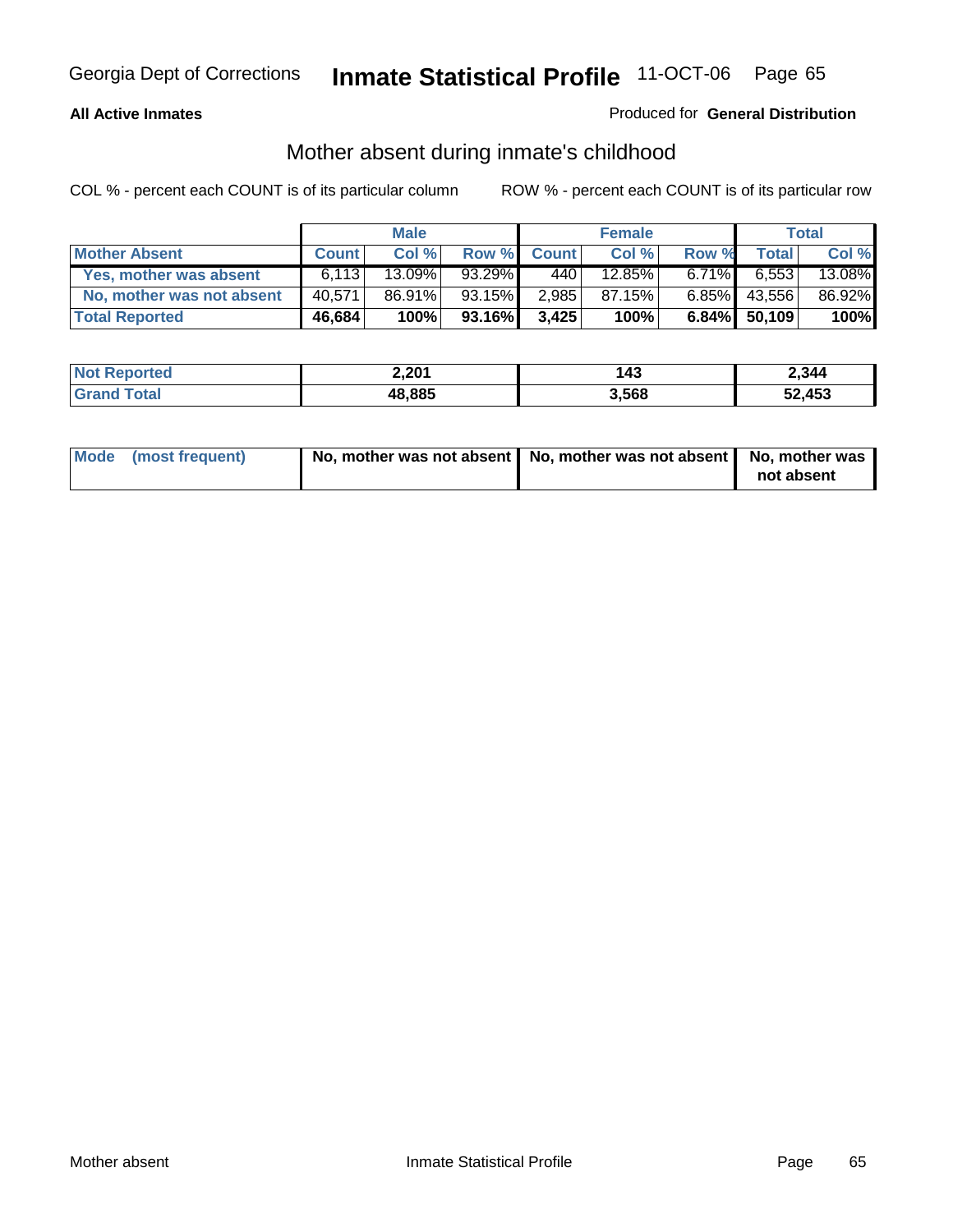Georgia Dept of Corrections **Inmate Statistical Profile** 11-OCT-06

**All Active Inmates**

Produced for **General Distribution**

## Mother absent during inmate's childhood

COL % - percent each COUNT is of its particular column

ROW % - percent each COUNT is of its particular row

| | Male | | | Female | | | Total | |
|---|---|---|---|---|---|---|---|---|
| **Mother Absent** | **Count** | **Col %** | **Row %** | **Count** | **Col %** | **Row %** | **Total** | **Col %** |
| **Yes, mother was absent** | 6,113 | 13.09% | 93.29% | 440 | 12.85% | 6.71% | 6,553 | 13.08% |
| **No, mother was not absent** | 40,571 | 86.91% | 93.15% | 2,985 | 87.15% | 6.85% | 43,556 | 86.92% |
| **Total Reported** | **46,684** | **100%** | **93.16%** | **3,425** | **100%** | **6.84%** | **50,109** | **100%** |

| | Male | Female | Total |
|---|---|---|---|
| **Not Reported** | **2,201** | **143** | **2,344** |
| **Grand Total** | **48,885** | **3,568** | **52,453** |

| | Male | Female | Total |
|---|---|---|---|
| **Mode (most frequent)** | **No, mother was not absent** | **No, mother was not absent** | **No, mother was not absent** |

Mother absent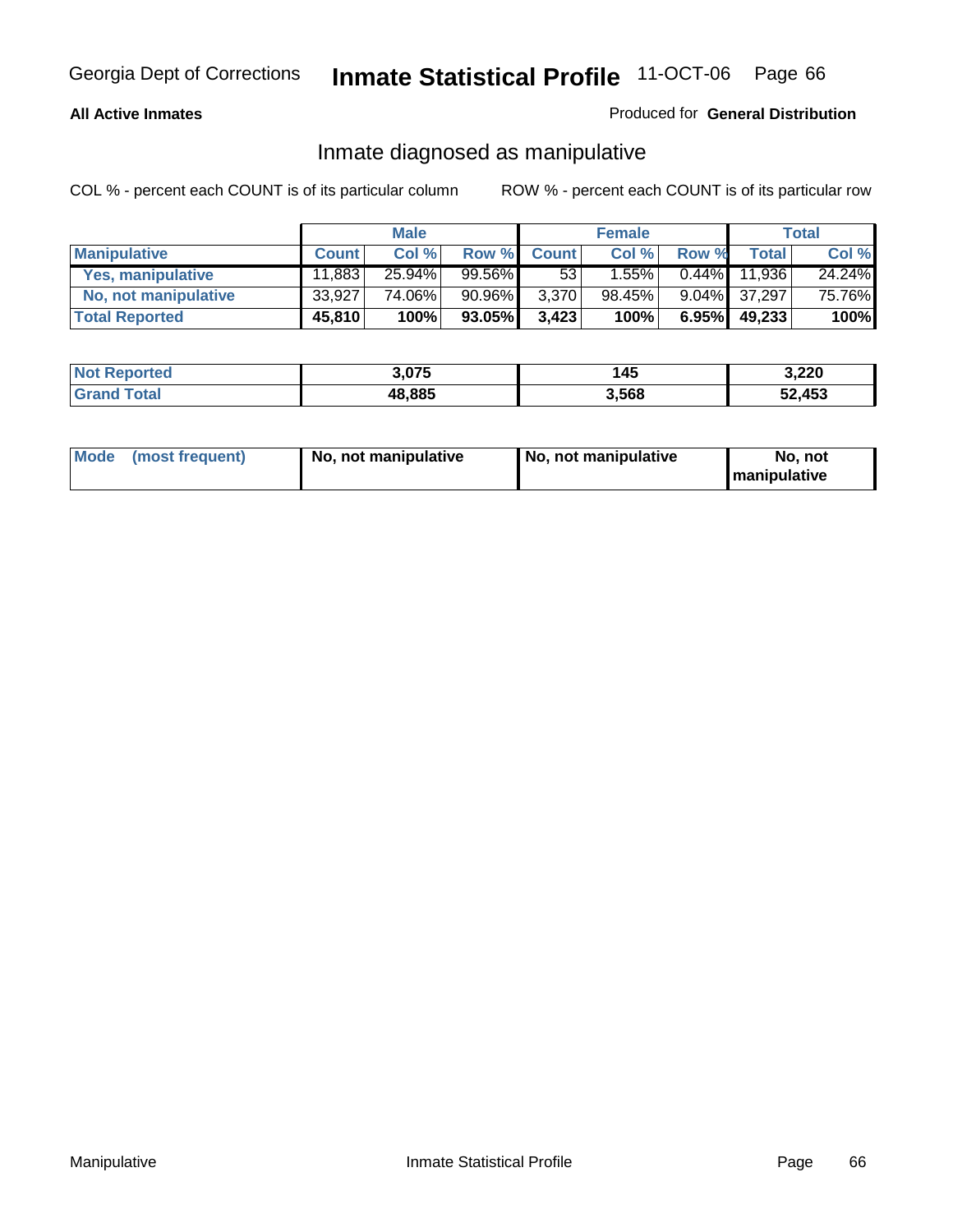Georgia Dept of Corrections **Inmate Statistical Profile** 11-OCT-06

**All Active Inmates**

Produced for **General Distribution**

## Inmate diagnosed as manipulative

COL % - percent each COUNT is of its particular column

ROW % - percent each COUNT is of its particular row

| | Male | | | Female | | | Total | |
|---|---|---|---|---|---|---|---|---|
| **Manipulative** | **Count** | **Col %** | **Row %** | **Count** | **Col %** | **Row %** | **Total** | **Col %** |
| **Yes, manipulative** | 11,883 | 25.94% | 99.56% | 53 | 1.55% | 0.44% | 11,936 | 24.24% |
| **No, not manipulative** | 33,927 | 74.06% | 90.96% | 3,370 | 98.45% | 9.04% | 37,297 | 75.76% |
| **Total Reported** | **45,810** | **100%** | **93.05%** | **3,423** | **100%** | **6.95%** | **49,233** | **100%** |

| | Male | Female | Total |
|---|---|---|---|
| **Not Reported** | **3,075** | **145** | **3,220** |
| **Grand Total** | **48,885** | **3,568** | **52,453** |

| | Male | Female | Total |
|---|---|---|---|
| **Mode (most frequent)** | **No, not manipulative** | **No, not manipulative** | **No, not manipulative** |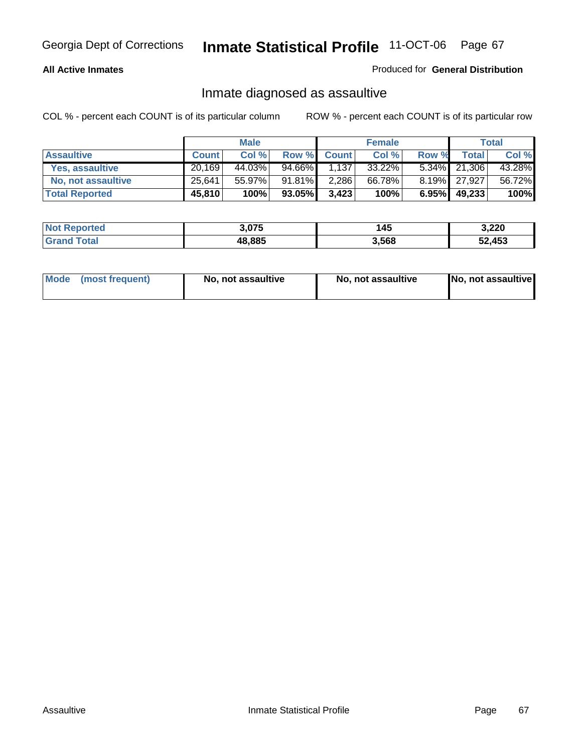**All Active Inmates**

Produced for **General Distribution**

## Inmate diagnosed as assaultive

COL % - percent each COUNT is of its particular column

ROW % - percent each COUNT is of its particular row

| | Male | | | Female | | | Total | |
|---|---|---|---|---|---|---|---|---|
| **Assaultive** | **Count** | **Col %** | **Row %** | **Count** | **Col %** | **Row %** | **Total** | **Col %** |
| Yes, assaultive | 20,169 | 44.03% | 94.66% | 1,137 | 33.22% | 5.34% | 21,306 | 43.28% |
| No, not assaultive | 25,641 | 55.97% | 91.81% | 2,286 | 66.78% | 8.19% | 27,927 | 56.72% |
| **Total Reported** | **45,810** | **100%** | **93.05%** | **3,423** | **100%** | **6.95%** | **49,233** | **100%** |

| | Male | Female | Total |
|---|---|---|---|
| **Not Reported** | **3,075** | **145** | **3,220** |
| **Grand Total** | **48,885** | **3,568** | **52,453** |

| | Male | Female | Total |
|---|---|---|---|
| **Mode (most frequent)** | **No, not assaultive** | **No, not assaultive** | **No, not assaultive** |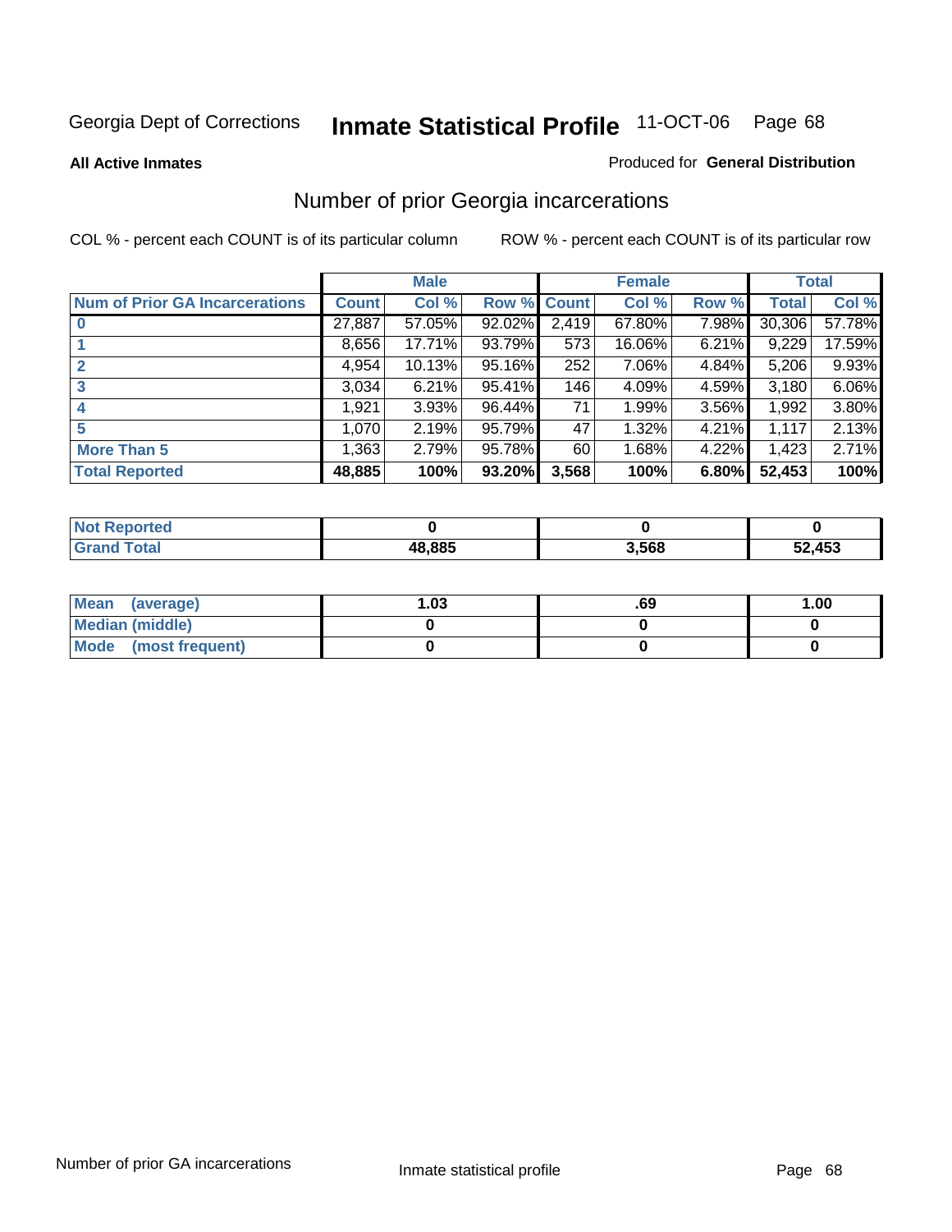Georgia Dept of Corrections **Inmate Statistical Profile** 11-OCT-06

**All Active Inmates**

Produced for **General Distribution**

## Number of prior Georgia incarcerations

COL % - percent each COUNT is of its particular column

ROW % - percent each COUNT is of its particular row

| | Male | | | Female | | | Total | |
|---|---|---|---|---|---|---|---|---|
| **Num of Prior GA Incarcerations** | **Count** | **Col %** | **Row %** | **Count** | **Col %** | **Row %** | **Total** | **Col %** |
| **0** | 27,887 | 57.05% | 92.02% | 2,419 | 67.80% | 7.98% | 30,306 | 57.78% |
| **1** | 8,656 | 17.71% | 93.79% | 573 | 16.06% | 6.21% | 9,229 | 17.59% |
| **2** | 4,954 | 10.13% | 95.16% | 252 | 7.06% | 4.84% | 5,206 | 9.93% |
| **3** | 3,034 | 6.21% | 95.41% | 146 | 4.09% | 4.59% | 3,180 | 6.06% |
| **4** | 1,921 | 3.93% | 96.44% | 71 | 1.99% | 3.56% | 1,992 | 3.80% |
| **5** | 1,070 | 2.19% | 95.79% | 47 | 1.32% | 4.21% | 1,117 | 2.13% |
| **More Than 5** | 1,363 | 2.79% | 95.78% | 60 | 1.68% | 4.22% | 1,423 | 2.71% |
| **Total Reported** | **48,885** | **100%** | **93.20%** | **3,568** | **100%** | **6.80%** | **52,453** | **100%** |

| | Male | Female | Total |
|---|---|---|---|
| **Not Reported** | **0** | **0** | **0** |
| **Grand Total** | **48,885** | **3,568** | **52,453** |

| | Male | Female | Total |
|---|---|---|---|
| **Mean (average)** | **1.03** | **.69** | **1.00** |
| **Median (middle)** | **0** | **0** | **0** |
| **Mode (most frequent)** | **0** | **0** | **0** |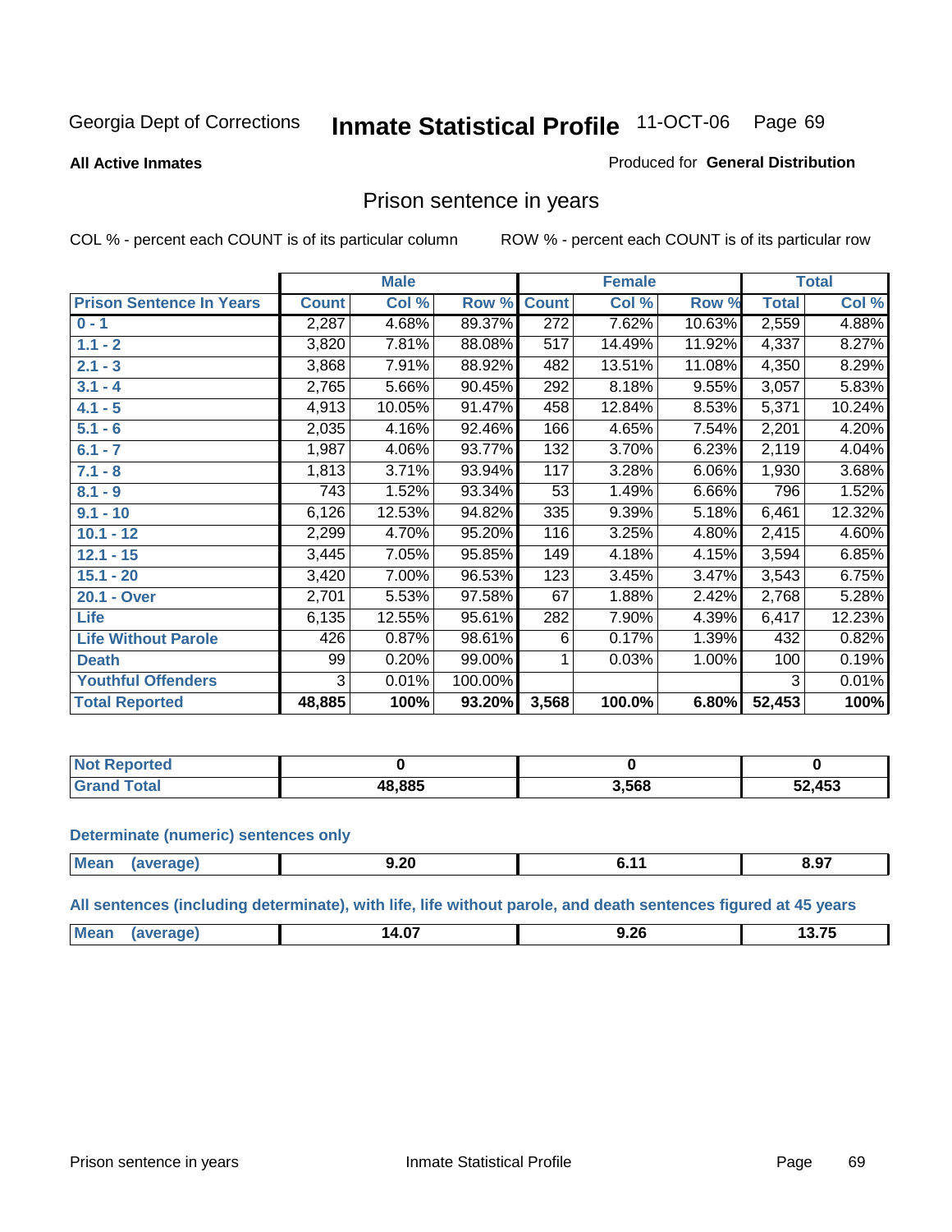Georgia Dept of Corrections **Inmate Statistical Profile** 11-OCT-06

**All Active Inmates**

Produced for **General Distribution**

## Prison sentence in years

COL % - percent each COUNT is of its particular column

ROW % - percent each COUNT is of its particular row

| | Male | | | Female | | | Total | |
|---|---|---|---|---|---|---|---|---|
| **Prison Sentence In Years** | **Count** | **Col %** | **Row %** | **Count** | **Col %** | **Row %** | **Total** | **Col %** |
| **0 - 1** | 2,287 | 4.68% | 89.37% | 272 | 7.62% | 10.63% | 2,559 | 4.88% |
| **1.1 - 2** | 3,820 | 7.81% | 88.08% | 517 | 14.49% | 11.92% | 4,337 | 8.27% |
| **2.1 - 3** | 3,868 | 7.91% | 88.92% | 482 | 13.51% | 11.08% | 4,350 | 8.29% |
| **3.1 - 4** | 2,765 | 5.66% | 90.45% | 292 | 8.18% | 9.55% | 3,057 | 5.83% |
| **4.1 - 5** | 4,913 | 10.05% | 91.47% | 458 | 12.84% | 8.53% | 5,371 | 10.24% |
| **5.1 - 6** | 2,035 | 4.16% | 92.46% | 166 | 4.65% | 7.54% | 2,201 | 4.20% |
| **6.1 - 7** | 1,987 | 4.06% | 93.77% | 132 | 3.70% | 6.23% | 2,119 | 4.04% |
| **7.1 - 8** | 1,813 | 3.71% | 93.94% | 117 | 3.28% | 6.06% | 1,930 | 3.68% |
| **8.1 - 9** | 743 | 1.52% | 93.34% | 53 | 1.49% | 6.66% | 796 | 1.52% |
| **9.1 - 10** | 6,126 | 12.53% | 94.82% | 335 | 9.39% | 5.18% | 6,461 | 12.32% |
| **10.1 - 12** | 2,299 | 4.70% | 95.20% | 116 | 3.25% | 4.80% | 2,415 | 4.60% |
| **12.1 - 15** | 3,445 | 7.05% | 95.85% | 149 | 4.18% | 4.15% | 3,594 | 6.85% |
| **15.1 - 20** | 3,420 | 7.00% | 96.53% | 123 | 3.45% | 3.47% | 3,543 | 6.75% |
| **20.1 - Over** | 2,701 | 5.53% | 97.58% | 67 | 1.88% | 2.42% | 2,768 | 5.28% |
| **Life** | 6,135 | 12.55% | 95.61% | 282 | 7.90% | 4.39% | 6,417 | 12.23% |
| **Life Without Parole** | 426 | 0.87% | 98.61% | 6 | 0.17% | 1.39% | 432 | 0.82% |
| **Death** | 99 | 0.20% | 99.00% | 1 | 0.03% | 1.00% | 100 | 0.19% |
| **Youthful Offenders** | 3 | 0.01% | 100.00% | | | | 3 | 0.01% |
| **Total Reported** | **48,885** | **100%** | **93.20%** | **3,568** | **100.0%** | **6.80%** | **52,453** | **100%** |

| | Male | Female | Total |
|---|---|---|---|
| **Not Reported** | **0** | **0** | **0** |
| **Grand Total** | **48,885** | **3,568** | **52,453** |

**Determinate (numeric) sentences only**

| | Male | Female | Total |
|---|---|---|---|
| **Mean (average)** | **9.20** | **6.11** | **8.97** |

**All sentences (including determinate), with life, life without parole, and death sentences figured at 45 years**

| | Male | Female | Total |
|---|---|---|---|
| **Mean (average)** | **14.07** | **9.26** | **13.75** |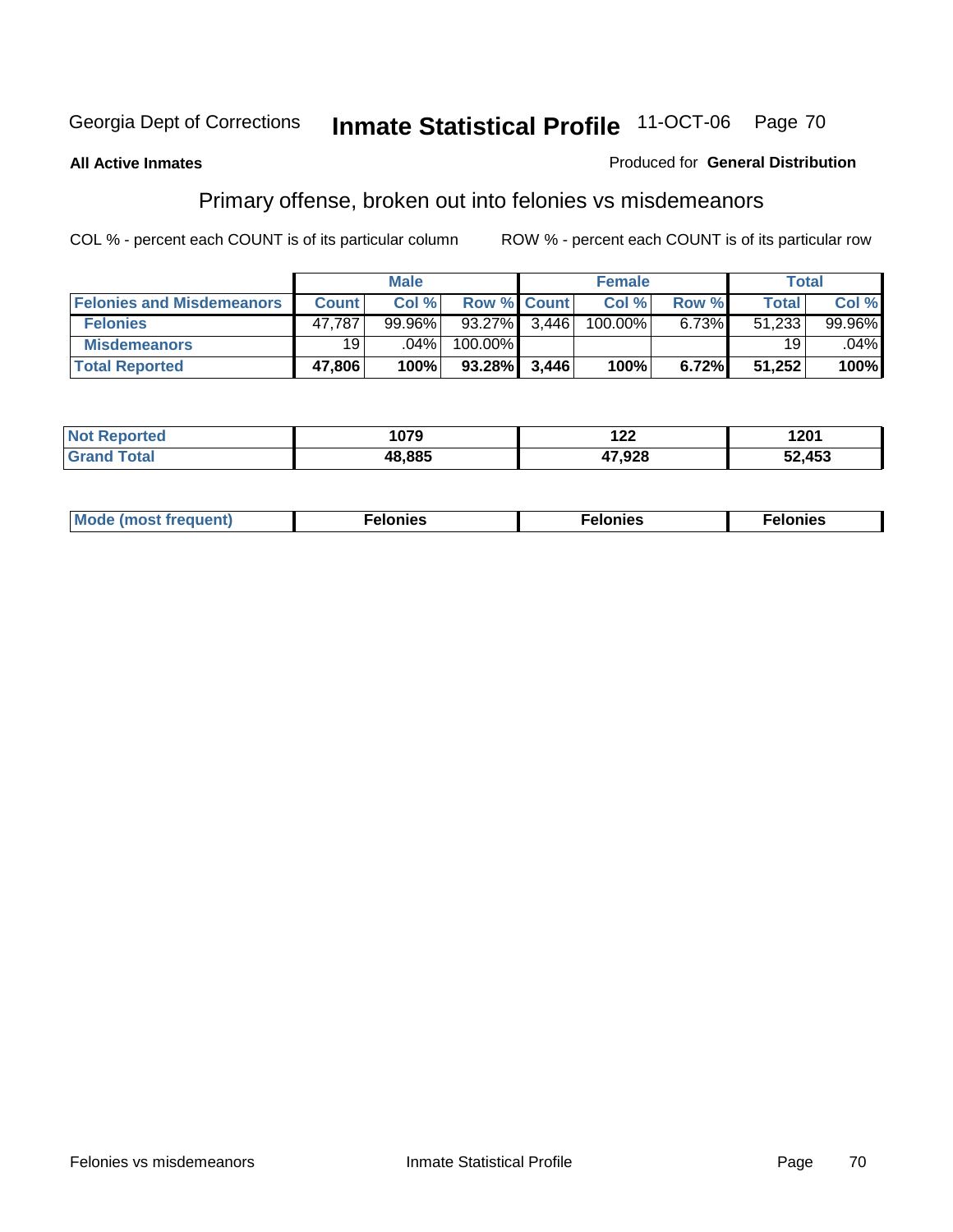Georgia Dept of Corrections **Inmate Statistical Profile** 11-OCT-06

**All Active Inmates**

Produced for **General Distribution**

## Primary offense, broken out into felonies vs misdemeanors

COL % - percent each COUNT is of its particular column

ROW % - percent each COUNT is of its particular row

| | Male | | | Female | | | Total | |
|---|---|---|---|---|---|---|---|---|
| **Felonies and Misdemeanors** | **Count** | **Col %** | **Row %** | **Count** | **Col %** | **Row %** | **Total** | **Col %** |
| **Felonies** | 47,787 | 99.96% | 93.27% | 3,446 | 100.00% | 6.73% | 51,233 | 99.96% |
| **Misdemeanors** | 19 | .04% | 100.00% | | | | 19 | .04% |
| **Total Reported** | **47,806** | **100%** | **93.28%** | **3,446** | **100%** | **6.72%** | **51,252** | **100%** |

| | Male | Female | Total |
|---|---|---|---|
| **Not Reported** | **1079** | **122** | **1201** |
| **Grand Total** | **48,885** | **47,928** | **52,453** |

| | Male | Female | Total |
|---|---|---|---|
| **Mode (most frequent)** | **Felonies** | **Felonies** | **Felonies** |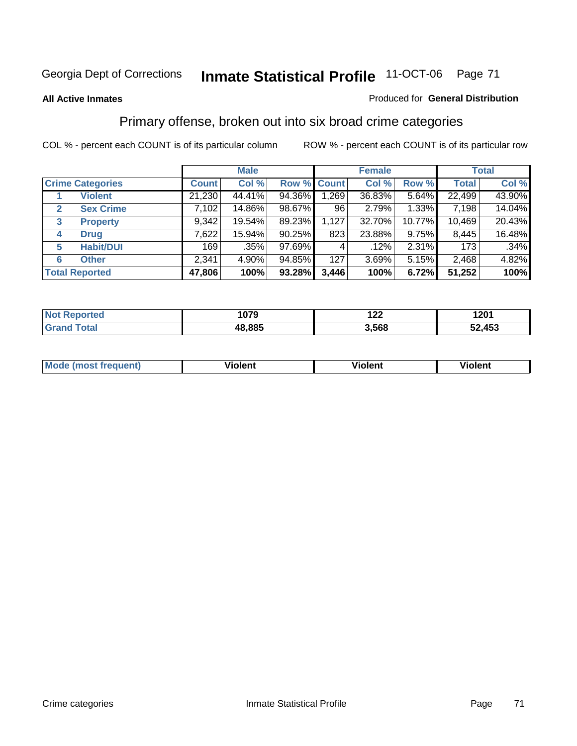Georgia Dept of Corrections **Inmate Statistical Profile** 11-OCT-06

**All Active Inmates**

Produced for **General Distribution**

## Primary offense, broken out into six broad crime categories

COL % - percent each COUNT is of its particular column

ROW % - percent each COUNT is of its particular row

| | | Male | | | Female | | | Total | |
|---|---|---|---|---|---|---|---|---|---|
| **Crime Categories** | | **Count** | **Col %** | **Row %** | **Count** | **Col %** | **Row %** | **Total** | **Col %** |
| 1 | **Violent** | 21,230 | 44.41% | 94.36% | 1,269 | 36.83% | 5.64% | 22,499 | 43.90% |
| 2 | **Sex Crime** | 7,102 | 14.86% | 98.67% | 96 | 2.79% | 1.33% | 7,198 | 14.04% |
| 3 | **Property** | 9,342 | 19.54% | 89.23% | 1,127 | 32.70% | 10.77% | 10,469 | 20.43% |
| 4 | **Drug** | 7,622 | 15.94% | 90.25% | 823 | 23.88% | 9.75% | 8,445 | 16.48% |
| 5 | **Habit/DUI** | 169 | .35% | 97.69% | 4 | .12% | 2.31% | 173 | .34% |
| 6 | **Other** | 2,341 | 4.90% | 94.85% | 127 | 3.69% | 5.15% | 2,468 | 4.82% |
| **Total Reported** | | **47,806** | **100%** | **93.28%** | **3,446** | **100%** | **6.72%** | **51,252** | **100%** |

| | Male | Female | Total |
|---|---|---|---|
| **Not Reported** | **1079** | **122** | **1201** |
| **Grand Total** | **48,885** | **3,568** | **52,453** |

| | Male | Female | Total |
|---|---|---|---|
| **Mode (most frequent)** | **Violent** | **Violent** | **Violent** |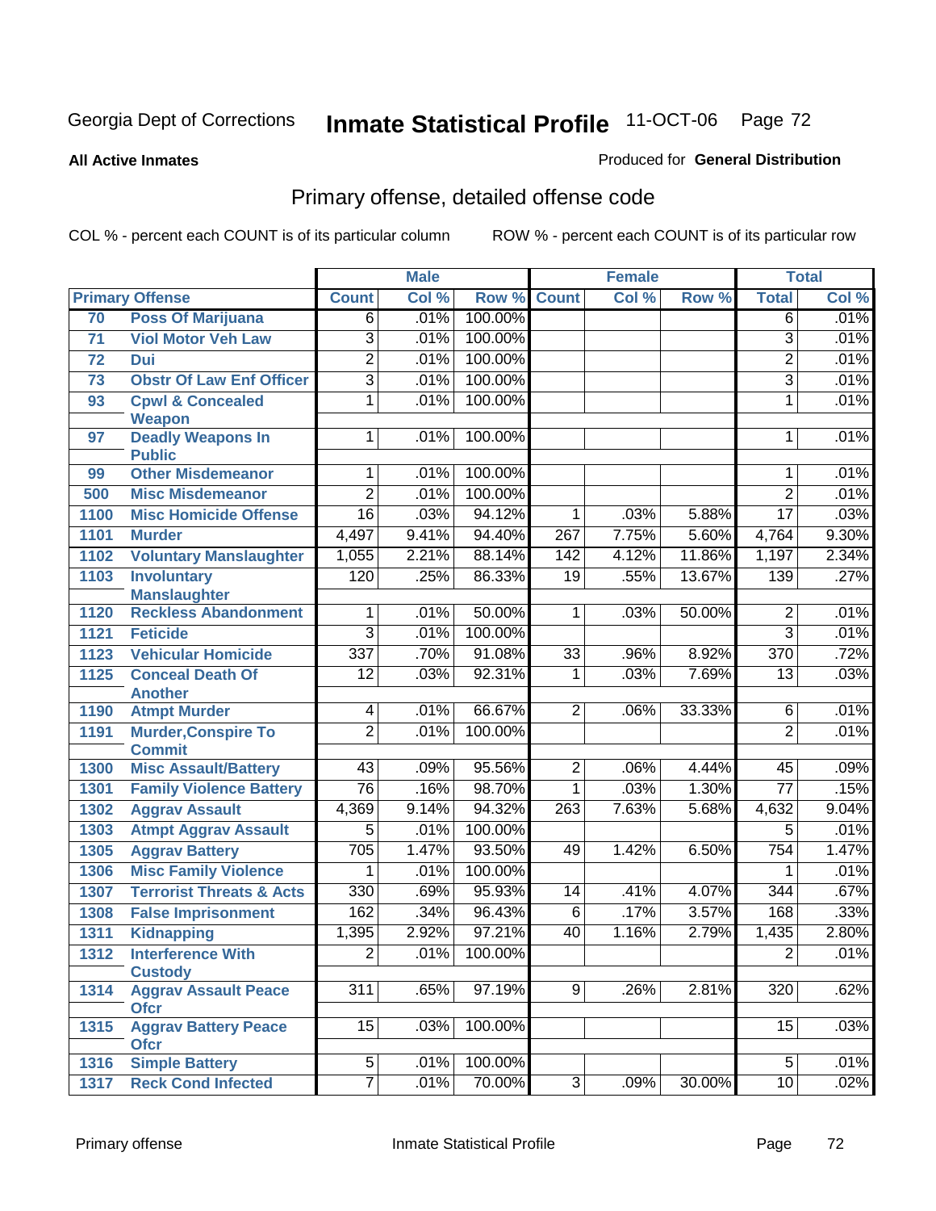Georgia Dept of Corrections **Inmate Statistical Profile** 11-OCT-06

**All Active Inmates**

Produced for **General Distribution**

## Primary offense, detailed offense code

COL % - percent each COUNT is of its particular column    ROW % - percent each COUNT is of its particular row

| Primary Offense | | Male | | | Female | | | Total | |
|---|---|---|---|---|---|---|---|---|---|
| | | Count | Col % | Row % | Count | Col % | Row % | Total | Col % |
| 70 | Poss Of Marijuana | 6 | .01% | 100.00% | | | | 6 | .01% |
| 71 | Viol Motor Veh Law | 3 | .01% | 100.00% | | | | 3 | .01% |
| 72 | Dui | 2 | .01% | 100.00% | | | | 2 | .01% |
| 73 | Obstr Of Law Enf Officer | 3 | .01% | 100.00% | | | | 3 | .01% |
| 93 | Cpwl & Concealed Weapon | 1 | .01% | 100.00% | | | | 1 | .01% |
| 97 | Deadly Weapons In Public | 1 | .01% | 100.00% | | | | 1 | .01% |
| 99 | Other Misdemeanor | 1 | .01% | 100.00% | | | | 1 | .01% |
| 500 | Misc Misdemeanor | 2 | .01% | 100.00% | | | | 2 | .01% |
| 1100 | Misc Homicide Offense | 16 | .03% | 94.12% | 1 | .03% | 5.88% | 17 | .03% |
| 1101 | Murder | 4,497 | 9.41% | 94.40% | 267 | 7.75% | 5.60% | 4,764 | 9.30% |
| 1102 | Voluntary Manslaughter | 1,055 | 2.21% | 88.14% | 142 | 4.12% | 11.86% | 1,197 | 2.34% |
| 1103 | Involuntary Manslaughter | 120 | .25% | 86.33% | 19 | .55% | 13.67% | 139 | .27% |
| 1120 | Reckless Abandonment | 1 | .01% | 50.00% | 1 | .03% | 50.00% | 2 | .01% |
| 1121 | Feticide | 3 | .01% | 100.00% | | | | 3 | .01% |
| 1123 | Vehicular Homicide | 337 | .70% | 91.08% | 33 | .96% | 8.92% | 370 | .72% |
| 1125 | Conceal Death Of Another | 12 | .03% | 92.31% | 1 | .03% | 7.69% | 13 | .03% |
| 1190 | Atmpt Murder | 4 | .01% | 66.67% | 2 | .06% | 33.33% | 6 | .01% |
| 1191 | Murder,Conspire To Commit | 2 | .01% | 100.00% | | | | 2 | .01% |
| 1300 | Misc Assault/Battery | 43 | .09% | 95.56% | 2 | .06% | 4.44% | 45 | .09% |
| 1301 | Family Violence Battery | 76 | .16% | 98.70% | 1 | .03% | 1.30% | 77 | .15% |
| 1302 | Aggrav Assault | 4,369 | 9.14% | 94.32% | 263 | 7.63% | 5.68% | 4,632 | 9.04% |
| 1303 | Atmpt Aggrav Assault | 5 | .01% | 100.00% | | | | 5 | .01% |
| 1305 | Aggrav Battery | 705 | 1.47% | 93.50% | 49 | 1.42% | 6.50% | 754 | 1.47% |
| 1306 | Misc Family Violence | 1 | .01% | 100.00% | | | | 1 | .01% |
| 1307 | Terrorist Threats & Acts | 330 | .69% | 95.93% | 14 | .41% | 4.07% | 344 | .67% |
| 1308 | False Imprisonment | 162 | .34% | 96.43% | 6 | .17% | 3.57% | 168 | .33% |
| 1311 | Kidnapping | 1,395 | 2.92% | 97.21% | 40 | 1.16% | 2.79% | 1,435 | 2.80% |
| 1312 | Interference With Custody | 2 | .01% | 100.00% | | | | 2 | .01% |
| 1314 | Aggrav Assault Peace Ofcr | 311 | .65% | 97.19% | 9 | .26% | 2.81% | 320 | .62% |
| 1315 | Aggrav Battery Peace Ofcr | 15 | .03% | 100.00% | | | | 15 | .03% |
| 1316 | Simple Battery | 5 | .01% | 100.00% | | | | 5 | .01% |
| 1317 | Reck Cond Infected | 7 | .01% | 70.00% | 3 | .09% | 30.00% | 10 | .02% |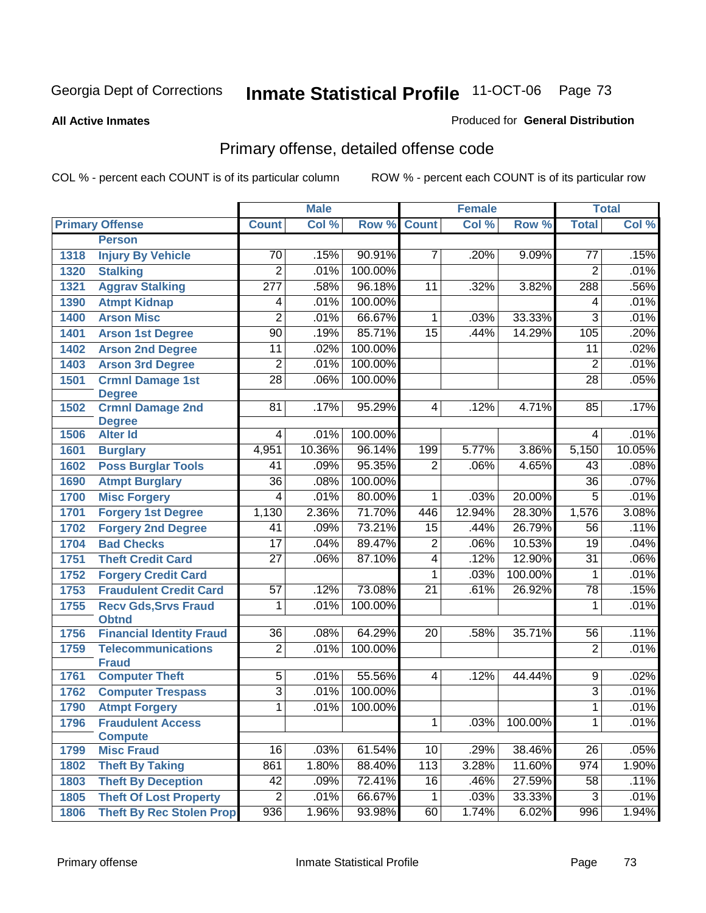Georgia Dept of Corrections **Inmate Statistical Profile** 11-OCT-06

**All Active Inmates** Produced for **General Distribution**

## Primary offense, detailed offense code

COL % - percent each COUNT is of its particular column ROW % - percent each COUNT is of its particular row

| Primary Offense | | Male | | | Female | | | Total | |
|---|---|---|---|---|---|---|---|---|---|
| | | Count | Col % | Row % | Count | Col % | Row % | Total | Col % |
| | **Person** | | | | | | | | |
| 1318 | Injury By Vehicle | 70 | .15% | 90.91% | 7 | .20% | 9.09% | 77 | .15% |
| 1320 | Stalking | 2 | .01% | 100.00% | | | | 2 | .01% |
| 1321 | Aggrav Stalking | 277 | .58% | 96.18% | 11 | .32% | 3.82% | 288 | .56% |
| 1390 | Atmpt Kidnap | 4 | .01% | 100.00% | | | | 4 | .01% |
| 1400 | Arson Misc | 2 | .01% | 66.67% | 1 | .03% | 33.33% | 3 | .01% |
| 1401 | Arson 1st Degree | 90 | .19% | 85.71% | 15 | .44% | 14.29% | 105 | .20% |
| 1402 | Arson 2nd Degree | 11 | .02% | 100.00% | | | | 11 | .02% |
| 1403 | Arson 3rd Degree | 2 | .01% | 100.00% | | | | 2 | .01% |
| 1501 | Crmnl Damage 1st Degree | 28 | .06% | 100.00% | | | | 28 | .05% |
| 1502 | Crmnl Damage 2nd Degree | 81 | .17% | 95.29% | 4 | .12% | 4.71% | 85 | .17% |
| 1506 | Alter Id | 4 | .01% | 100.00% | | | | 4 | .01% |
| 1601 | Burglary | 4,951 | 10.36% | 96.14% | 199 | 5.77% | 3.86% | 5,150 | 10.05% |
| 1602 | Poss Burglar Tools | 41 | .09% | 95.35% | 2 | .06% | 4.65% | 43 | .08% |
| 1690 | Atmpt Burglary | 36 | .08% | 100.00% | | | | 36 | .07% |
| 1700 | Misc Forgery | 4 | .01% | 80.00% | 1 | .03% | 20.00% | 5 | .01% |
| 1701 | Forgery 1st Degree | 1,130 | 2.36% | 71.70% | 446 | 12.94% | 28.30% | 1,576 | 3.08% |
| 1702 | Forgery 2nd Degree | 41 | .09% | 73.21% | 15 | .44% | 26.79% | 56 | .11% |
| 1704 | Bad Checks | 17 | .04% | 89.47% | 2 | .06% | 10.53% | 19 | .04% |
| 1751 | Theft Credit Card | 27 | .06% | 87.10% | 4 | .12% | 12.90% | 31 | .06% |
| 1752 | Forgery Credit Card | | | | 1 | .03% | 100.00% | 1 | .01% |
| 1753 | Fraudulent Credit Card | 57 | .12% | 73.08% | 21 | .61% | 26.92% | 78 | .15% |
| 1755 | Recv Gds,Srvs Fraud Obtnd | 1 | .01% | 100.00% | | | | 1 | .01% |
| 1756 | Financial Identity Fraud | 36 | .08% | 64.29% | 20 | .58% | 35.71% | 56 | .11% |
| 1759 | Telecommunications Fraud | 2 | .01% | 100.00% | | | | 2 | .01% |
| 1761 | Computer Theft | 5 | .01% | 55.56% | 4 | .12% | 44.44% | 9 | .02% |
| 1762 | Computer Trespass | 3 | .01% | 100.00% | | | | 3 | .01% |
| 1790 | Atmpt Forgery | 1 | .01% | 100.00% | | | | 1 | .01% |
| 1796 | Fraudulent Access Compute | | | | 1 | .03% | 100.00% | 1 | .01% |
| 1799 | Misc Fraud | 16 | .03% | 61.54% | 10 | .29% | 38.46% | 26 | .05% |
| 1802 | Theft By Taking | 861 | 1.80% | 88.40% | 113 | 3.28% | 11.60% | 974 | 1.90% |
| 1803 | Theft By Deception | 42 | .09% | 72.41% | 16 | .46% | 27.59% | 58 | .11% |
| 1805 | Theft Of Lost Property | 2 | .01% | 66.67% | 1 | .03% | 33.33% | 3 | .01% |
| 1806 | Theft By Rec Stolen Prop | 936 | 1.96% | 93.98% | 60 | 1.74% | 6.02% | 996 | 1.94% |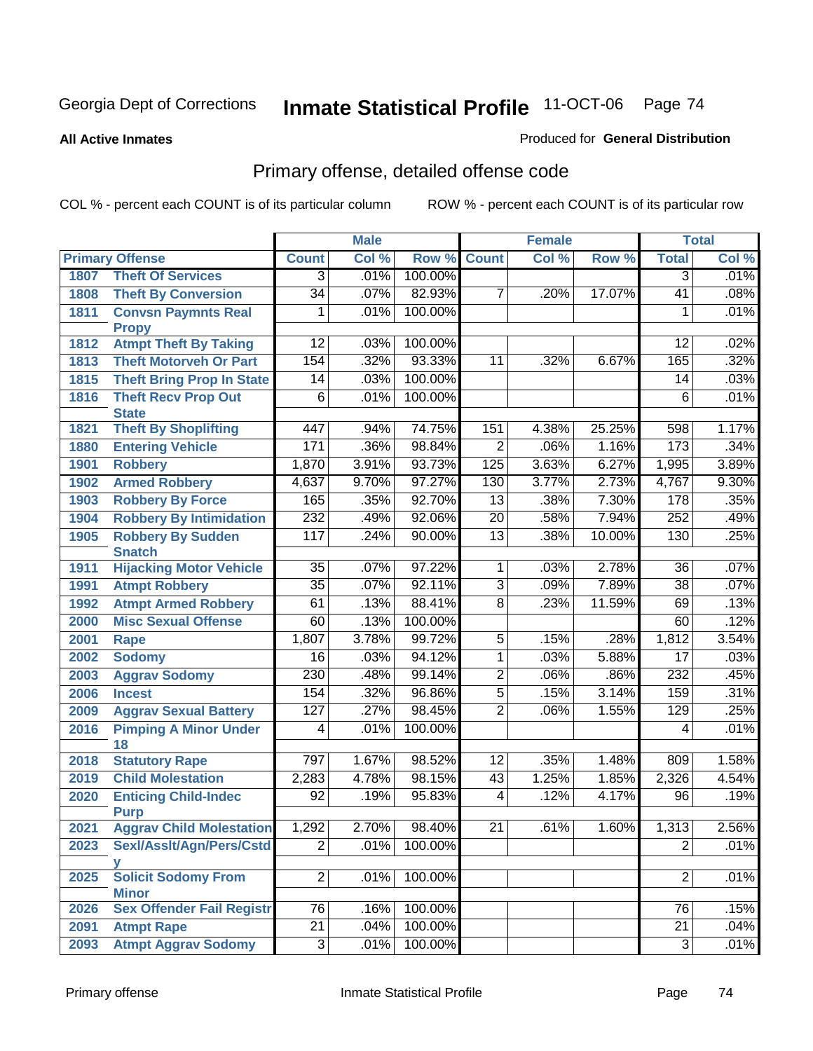Georgia Dept of Corrections

# Inmate Statistical Profile

11-OCT-06

**All Active Inmates**

Produced for **General Distribution**

## Primary offense, detailed offense code

COL % - percent each COUNT is of its particular column　　ROW % - percent each COUNT is of its particular row

| Primary Offense | | Male | | | Female | | | Total | |
|---|---|---|---|---|---|---|---|---|---|
| | | Count | Col % | Row % | Count | Col % | Row % | Total | Col % |
| 1807 | Theft Of Services | 3 | .01% | 100.00% | | | | 3 | .01% |
| 1808 | Theft By Conversion | 34 | .07% | 82.93% | 7 | .20% | 17.07% | 41 | .08% |
| 1811 | Convsn Paymnts Real Propy | 1 | .01% | 100.00% | | | | 1 | .01% |
| 1812 | Atmpt Theft By Taking | 12 | .03% | 100.00% | | | | 12 | .02% |
| 1813 | Theft Motorveh Or Part | 154 | .32% | 93.33% | 11 | .32% | 6.67% | 165 | .32% |
| 1815 | Theft Bring Prop In State | 14 | .03% | 100.00% | | | | 14 | .03% |
| 1816 | Theft Recv Prop Out State | 6 | .01% | 100.00% | | | | 6 | .01% |
| 1821 | Theft By Shoplifting | 447 | .94% | 74.75% | 151 | 4.38% | 25.25% | 598 | 1.17% |
| 1880 | Entering Vehicle | 171 | .36% | 98.84% | 2 | .06% | 1.16% | 173 | .34% |
| 1901 | Robbery | 1,870 | 3.91% | 93.73% | 125 | 3.63% | 6.27% | 1,995 | 3.89% |
| 1902 | Armed Robbery | 4,637 | 9.70% | 97.27% | 130 | 3.77% | 2.73% | 4,767 | 9.30% |
| 1903 | Robbery By Force | 165 | .35% | 92.70% | 13 | .38% | 7.30% | 178 | .35% |
| 1904 | Robbery By Intimidation | 232 | .49% | 92.06% | 20 | .58% | 7.94% | 252 | .49% |
| 1905 | Robbery By Sudden Snatch | 117 | .24% | 90.00% | 13 | .38% | 10.00% | 130 | .25% |
| 1911 | Hijacking Motor Vehicle | 35 | .07% | 97.22% | 1 | .03% | 2.78% | 36 | .07% |
| 1991 | Atmpt Robbery | 35 | .07% | 92.11% | 3 | .09% | 7.89% | 38 | .07% |
| 1992 | Atmpt Armed Robbery | 61 | .13% | 88.41% | 8 | .23% | 11.59% | 69 | .13% |
| 2000 | Misc Sexual Offense | 60 | .13% | 100.00% | | | | 60 | .12% |
| 2001 | Rape | 1,807 | 3.78% | 99.72% | 5 | .15% | .28% | 1,812 | 3.54% |
| 2002 | Sodomy | 16 | .03% | 94.12% | 1 | .03% | 5.88% | 17 | .03% |
| 2003 | Aggrav Sodomy | 230 | .48% | 99.14% | 2 | .06% | .86% | 232 | .45% |
| 2006 | Incest | 154 | .32% | 96.86% | 5 | .15% | 3.14% | 159 | .31% |
| 2009 | Aggrav Sexual Battery | 127 | .27% | 98.45% | 2 | .06% | 1.55% | 129 | .25% |
| 2016 | Pimping A Minor Under 18 | 4 | .01% | 100.00% | | | | 4 | .01% |
| 2018 | Statutory Rape | 797 | 1.67% | 98.52% | 12 | .35% | 1.48% | 809 | 1.58% |
| 2019 | Child Molestation | 2,283 | 4.78% | 98.15% | 43 | 1.25% | 1.85% | 2,326 | 4.54% |
| 2020 | Enticing Child-Indec Purp | 92 | .19% | 95.83% | 4 | .12% | 4.17% | 96 | .19% |
| 2021 | Aggrav Child Molestation | 1,292 | 2.70% | 98.40% | 21 | .61% | 1.60% | 1,313 | 2.56% |
| 2023 | Sexl/Asslt/Agn/Pers/Cstdy | 2 | .01% | 100.00% | | | | 2 | .01% |
| 2025 | Solicit Sodomy From Minor | 2 | .01% | 100.00% | | | | 2 | .01% |
| 2026 | Sex Offender Fail Registr | 76 | .16% | 100.00% | | | | 76 | .15% |
| 2091 | Atmpt Rape | 21 | .04% | 100.00% | | | | 21 | .04% |
| 2093 | Atmpt Aggrav Sodomy | 3 | .01% | 100.00% | | | | 3 | .01% |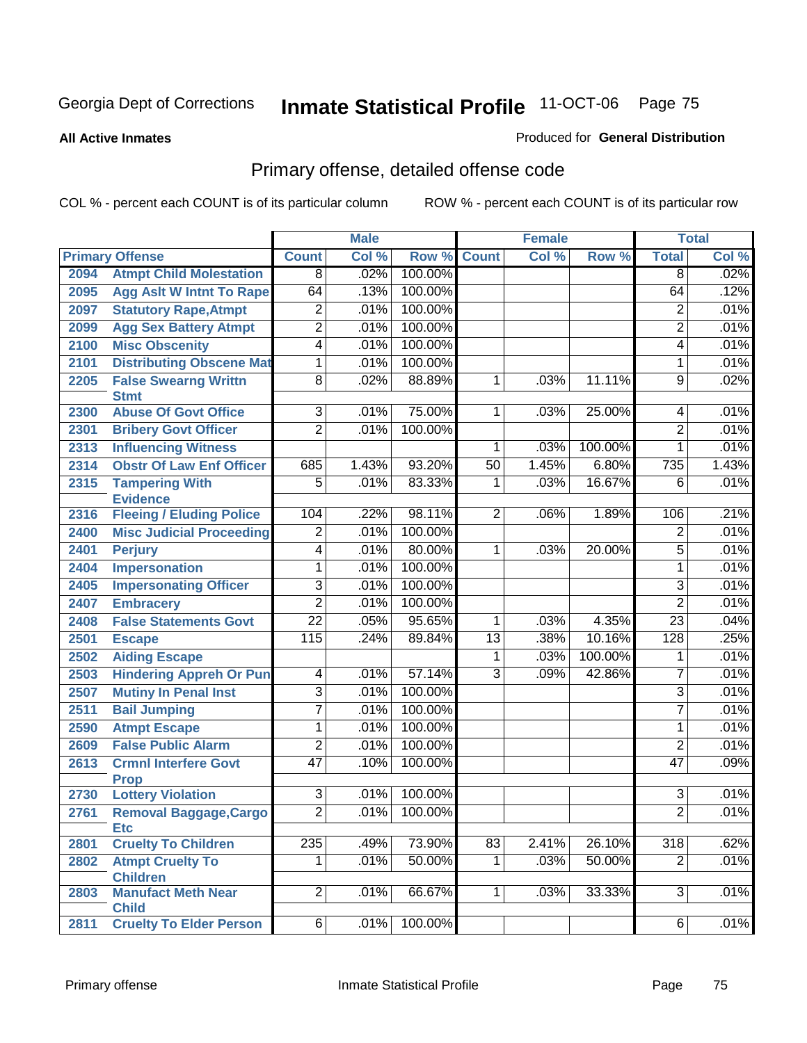# Inmate Statistical Profile

Georgia Dept of Corrections — 11-OCT-06

**All Active Inmates** — Produced for **General Distribution**

## Primary offense, detailed offense code

COL % - percent each COUNT is of its particular column ROW % - percent each COUNT is of its particular row

| Primary Offense | | Male | | | Female | | | Total | |
|---|---|---|---|---|---|---|---|---|---|
| | | Count | Col % | Row % | Count | Col % | Row % | Total | Col % |
| 2094 | Atmpt Child Molestation | 8 | .02% | 100.00% | | | | 8 | .02% |
| 2095 | Agg Aslt W Intnt To Rape | 64 | .13% | 100.00% | | | | 64 | .12% |
| 2097 | Statutory Rape,Atmpt | 2 | .01% | 100.00% | | | | 2 | .01% |
| 2099 | Agg Sex Battery Atmpt | 2 | .01% | 100.00% | | | | 2 | .01% |
| 2100 | Misc Obscenity | 4 | .01% | 100.00% | | | | 4 | .01% |
| 2101 | Distributing Obscene Mat | 1 | .01% | 100.00% | | | | 1 | .01% |
| 2205 | False Swearng Writtn Stmt | 8 | .02% | 88.89% | 1 | .03% | 11.11% | 9 | .02% |
| 2300 | Abuse Of Govt Office | 3 | .01% | 75.00% | 1 | .03% | 25.00% | 4 | .01% |
| 2301 | Bribery Govt Officer | 2 | .01% | 100.00% | | | | 2 | .01% |
| 2313 | Influencing Witness | | | | 1 | .03% | 100.00% | 1 | .01% |
| 2314 | Obstr Of Law Enf Officer | 685 | 1.43% | 93.20% | 50 | 1.45% | 6.80% | 735 | 1.43% |
| 2315 | Tampering With Evidence | 5 | .01% | 83.33% | 1 | .03% | 16.67% | 6 | .01% |
| 2316 | Fleeing / Eluding Police | 104 | .22% | 98.11% | 2 | .06% | 1.89% | 106 | .21% |
| 2400 | Misc Judicial Proceeding | 2 | .01% | 100.00% | | | | 2 | .01% |
| 2401 | Perjury | 4 | .01% | 80.00% | 1 | .03% | 20.00% | 5 | .01% |
| 2404 | Impersonation | 1 | .01% | 100.00% | | | | 1 | .01% |
| 2405 | Impersonating Officer | 3 | .01% | 100.00% | | | | 3 | .01% |
| 2407 | Embracery | 2 | .01% | 100.00% | | | | 2 | .01% |
| 2408 | False Statements Govt | 22 | .05% | 95.65% | 1 | .03% | 4.35% | 23 | .04% |
| 2501 | Escape | 115 | .24% | 89.84% | 13 | .38% | 10.16% | 128 | .25% |
| 2502 | Aiding Escape | | | | 1 | .03% | 100.00% | 1 | .01% |
| 2503 | Hindering Appreh Or Pun | 4 | .01% | 57.14% | 3 | .09% | 42.86% | 7 | .01% |
| 2507 | Mutiny In Penal Inst | 3 | .01% | 100.00% | | | | 3 | .01% |
| 2511 | Bail Jumping | 7 | .01% | 100.00% | | | | 7 | .01% |
| 2590 | Atmpt Escape | 1 | .01% | 100.00% | | | | 1 | .01% |
| 2609 | False Public Alarm | 2 | .01% | 100.00% | | | | 2 | .01% |
| 2613 | Crmnl Interfere Govt Prop | 47 | .10% | 100.00% | | | | 47 | .09% |
| 2730 | Lottery Violation | 3 | .01% | 100.00% | | | | 3 | .01% |
| 2761 | Removal Baggage,Cargo Etc | 2 | .01% | 100.00% | | | | 2 | .01% |
| 2801 | Cruelty To Children | 235 | .49% | 73.90% | 83 | 2.41% | 26.10% | 318 | .62% |
| 2802 | Atmpt Cruelty To Children | 1 | .01% | 50.00% | 1 | .03% | 50.00% | 2 | .01% |
| 2803 | Manufact Meth Near Child | 2 | .01% | 66.67% | 1 | .03% | 33.33% | 3 | .01% |
| 2811 | Cruelty To Elder Person | 6 | .01% | 100.00% | | | | 6 | .01% |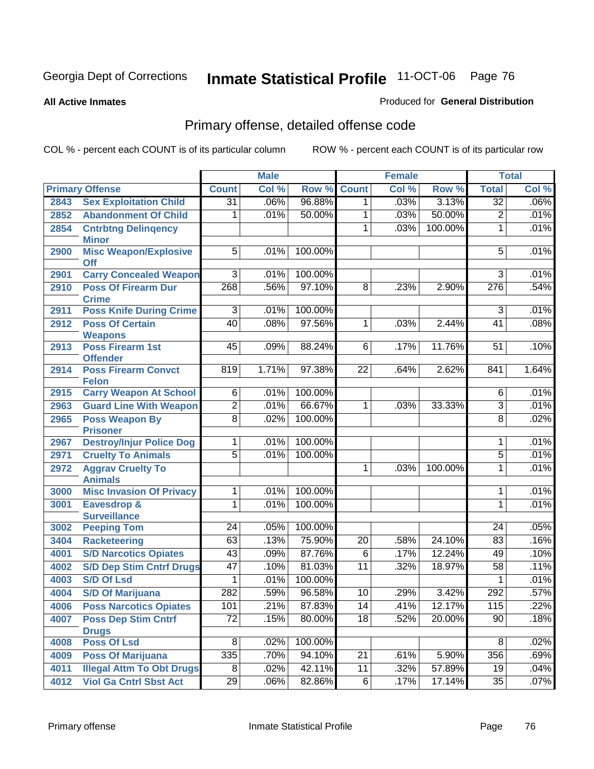Georgia Dept of Corrections **Inmate Statistical Profile** 11-OCT-06

**All Active Inmates**

Produced for **General Distribution**

## Primary offense, detailed offense code

COL % - percent each COUNT is of its particular column

ROW % - percent each COUNT is of its particular row

| Primary Offense | | Male | | | Female | | | Total | |
|---|---|---|---|---|---|---|---|---|---|
| | | Count | Col % | Row % | Count | Col % | Row % | Total | Col % |
| 2843 | Sex Exploitation Child | 31 | .06% | 96.88% | 1 | .03% | 3.13% | 32 | .06% |
| 2852 | Abandonment Of Child | 1 | .01% | 50.00% | 1 | .03% | 50.00% | 2 | .01% |
| 2854 | Cntrbtng Delinqency Minor | | | | 1 | .03% | 100.00% | 1 | .01% |
| 2900 | Misc Weapon/Explosive Off | 5 | .01% | 100.00% | | | | 5 | .01% |
| 2901 | Carry Concealed Weapon | 3 | .01% | 100.00% | | | | 3 | .01% |
| 2910 | Poss Of Firearm Dur Crime | 268 | .56% | 97.10% | 8 | .23% | 2.90% | 276 | .54% |
| 2911 | Poss Knife During Crime | 3 | .01% | 100.00% | | | | 3 | .01% |
| 2912 | Poss Of Certain Weapons | 40 | .08% | 97.56% | 1 | .03% | 2.44% | 41 | .08% |
| 2913 | Poss Firearm 1st Offender | 45 | .09% | 88.24% | 6 | .17% | 11.76% | 51 | .10% |
| 2914 | Poss Firearm Convct Felon | 819 | 1.71% | 97.38% | 22 | .64% | 2.62% | 841 | 1.64% |
| 2915 | Carry Weapon At School | 6 | .01% | 100.00% | | | | 6 | .01% |
| 2963 | Guard Line With Weapon | 2 | .01% | 66.67% | 1 | .03% | 33.33% | 3 | .01% |
| 2965 | Poss Weapon By Prisoner | 8 | .02% | 100.00% | | | | 8 | .02% |
| 2967 | Destroy/Injur Police Dog | 1 | .01% | 100.00% | | | | 1 | .01% |
| 2971 | Cruelty To Animals | 5 | .01% | 100.00% | | | | 5 | .01% |
| 2972 | Aggrav Cruelty To Animals | | | | 1 | .03% | 100.00% | 1 | .01% |
| 3000 | Misc Invasion Of Privacy | 1 | .01% | 100.00% | | | | 1 | .01% |
| 3001 | Eavesdrop & Surveillance | 1 | .01% | 100.00% | | | | 1 | .01% |
| 3002 | Peeping Tom | 24 | .05% | 100.00% | | | | 24 | .05% |
| 3404 | Racketeering | 63 | .13% | 75.90% | 20 | .58% | 24.10% | 83 | .16% |
| 4001 | S/D Narcotics Opiates | 43 | .09% | 87.76% | 6 | .17% | 12.24% | 49 | .10% |
| 4002 | S/D Dep Stim Cntrf Drugs | 47 | .10% | 81.03% | 11 | .32% | 18.97% | 58 | .11% |
| 4003 | S/D Of Lsd | 1 | .01% | 100.00% | | | | 1 | .01% |
| 4004 | S/D Of Marijuana | 282 | .59% | 96.58% | 10 | .29% | 3.42% | 292 | .57% |
| 4006 | Poss Narcotics Opiates | 101 | .21% | 87.83% | 14 | .41% | 12.17% | 115 | .22% |
| 4007 | Poss Dep Stim Cntrf Drugs | 72 | .15% | 80.00% | 18 | .52% | 20.00% | 90 | .18% |
| 4008 | Poss Of Lsd | 8 | .02% | 100.00% | | | | 8 | .02% |
| 4009 | Poss Of Marijuana | 335 | .70% | 94.10% | 21 | .61% | 5.90% | 356 | .69% |
| 4011 | Illegal Attm To Obt Drugs | 8 | .02% | 42.11% | 11 | .32% | 57.89% | 19 | .04% |
| 4012 | Viol Ga Cntrl Sbst Act | 29 | .06% | 82.86% | 6 | .17% | 17.14% | 35 | .07% |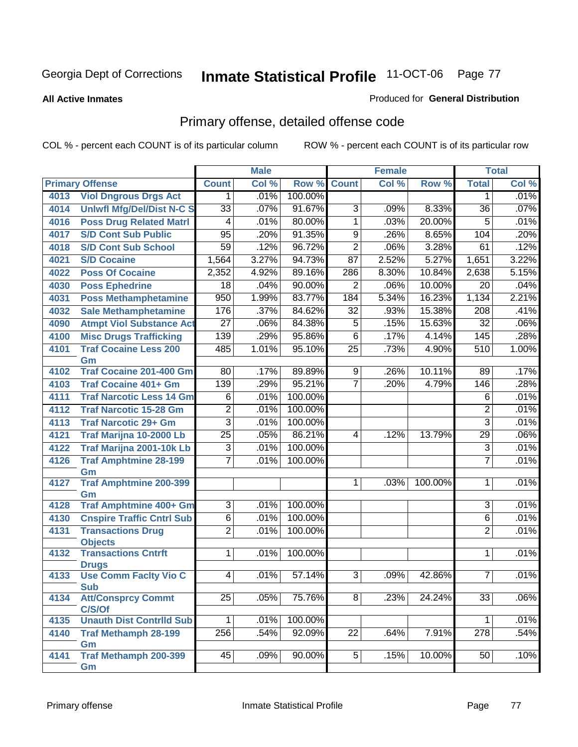Georgia Dept of Corrections **Inmate Statistical Profile** 11-OCT-06

**All Active Inmates** Produced for **General Distribution**

## Primary offense, detailed offense code

COL % - percent each COUNT is of its particular column ROW % - percent each COUNT is of its particular row

| Primary Offense | | Male | | | Female | | | Total | |
|---|---|---|---|---|---|---|---|---|---|
| | | Count | Col % | Row % | Count | Col % | Row % | Total | Col % |
| 4013 | Viol Dngrous Drgs Act | 1 | .01% | 100.00% | | | | 1 | .01% |
| 4014 | Unlwfl Mfg/Del/Dist N-C S | 33 | .07% | 91.67% | 3 | .09% | 8.33% | 36 | .07% |
| 4016 | Poss Drug Related Matrl | 4 | .01% | 80.00% | 1 | .03% | 20.00% | 5 | .01% |
| 4017 | S/D Cont Sub Public | 95 | .20% | 91.35% | 9 | .26% | 8.65% | 104 | .20% |
| 4018 | S/D Cont Sub School | 59 | .12% | 96.72% | 2 | .06% | 3.28% | 61 | .12% |
| 4021 | S/D Cocaine | 1,564 | 3.27% | 94.73% | 87 | 2.52% | 5.27% | 1,651 | 3.22% |
| 4022 | Poss Of Cocaine | 2,352 | 4.92% | 89.16% | 286 | 8.30% | 10.84% | 2,638 | 5.15% |
| 4030 | Poss Ephedrine | 18 | .04% | 90.00% | 2 | .06% | 10.00% | 20 | .04% |
| 4031 | Poss Methamphetamine | 950 | 1.99% | 83.77% | 184 | 5.34% | 16.23% | 1,134 | 2.21% |
| 4032 | Sale Methamphetamine | 176 | .37% | 84.62% | 32 | .93% | 15.38% | 208 | .41% |
| 4090 | Atmpt Viol Substance Act | 27 | .06% | 84.38% | 5 | .15% | 15.63% | 32 | .06% |
| 4100 | Misc Drugs Trafficking | 139 | .29% | 95.86% | 6 | .17% | 4.14% | 145 | .28% |
| 4101 | Traf Cocaine Less 200 Gm | 485 | 1.01% | 95.10% | 25 | .73% | 4.90% | 510 | 1.00% |
| 4102 | Traf Cocaine 201-400 Gm | 80 | .17% | 89.89% | 9 | .26% | 10.11% | 89 | .17% |
| 4103 | Traf Cocaine 401+ Gm | 139 | .29% | 95.21% | 7 | .20% | 4.79% | 146 | .28% |
| 4111 | Traf Narcotic Less 14 Gm | 6 | .01% | 100.00% | | | | 6 | .01% |
| 4112 | Traf Narcotic 15-28 Gm | 2 | .01% | 100.00% | | | | 2 | .01% |
| 4113 | Traf Narcotic 29+ Gm | 3 | .01% | 100.00% | | | | 3 | .01% |
| 4121 | Traf Marijna 10-2000 Lb | 25 | .05% | 86.21% | 4 | .12% | 13.79% | 29 | .06% |
| 4122 | Traf Marijna 2001-10k Lb | 3 | .01% | 100.00% | | | | 3 | .01% |
| 4126 | Traf Amphtmine 28-199 Gm | 7 | .01% | 100.00% | | | | 7 | .01% |
| 4127 | Traf Amphtmine 200-399 Gm | | | | 1 | .03% | 100.00% | 1 | .01% |
| 4128 | Traf Amphtmine 400+ Gm | 3 | .01% | 100.00% | | | | 3 | .01% |
| 4130 | Cnspire Traffic Cntrl Sub | 6 | .01% | 100.00% | | | | 6 | .01% |
| 4131 | Transactions Drug Objects | 2 | .01% | 100.00% | | | | 2 | .01% |
| 4132 | Transactions Cntrft Drugs | 1 | .01% | 100.00% | | | | 1 | .01% |
| 4133 | Use Comm Faclty Vio C Sub | 4 | .01% | 57.14% | 3 | .09% | 42.86% | 7 | .01% |
| 4134 | Att/Consprcy Commt C/S/Of | 25 | .05% | 75.76% | 8 | .23% | 24.24% | 33 | .06% |
| 4135 | Unauth Dist Contrlld Sub | 1 | .01% | 100.00% | | | | 1 | .01% |
| 4140 | Traf Methamph 28-199 Gm | 256 | .54% | 92.09% | 22 | .64% | 7.91% | 278 | .54% |
| 4141 | Traf Methamph 200-399 Gm | 45 | .09% | 90.00% | 5 | .15% | 10.00% | 50 | .10% |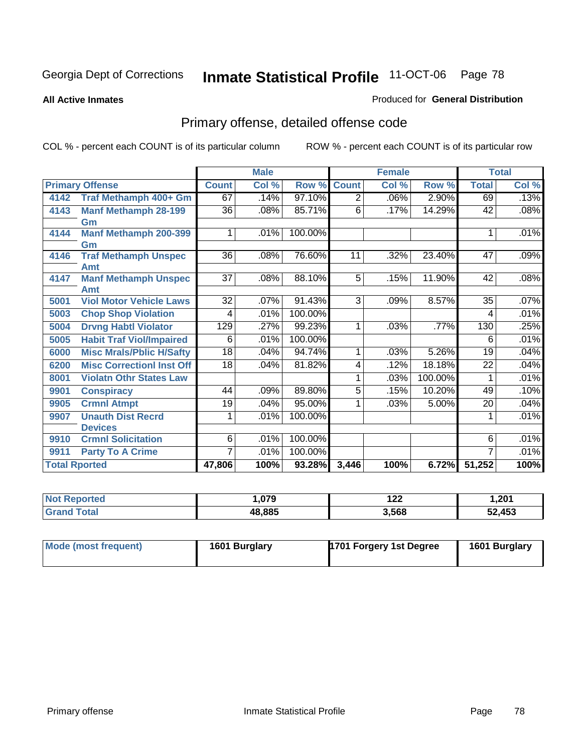Georgia Dept of Corrections **Inmate Statistical Profile** 11-OCT-06

**All Active Inmates**

Produced for **General Distribution**

## Primary offense, detailed offense code

COL % - percent each COUNT is of its particular column

ROW % - percent each COUNT is of its particular row

| Primary Offense | | Male | | | Female | | | Total | |
|---|---|---|---|---|---|---|---|---|---|
| | | Count | Col % | Row % | Count | Col % | Row % | Total | Col % |
| 4142 | Traf Methamph 400+ Gm | 67 | .14% | 97.10% | 2 | .06% | 2.90% | 69 | .13% |
| 4143 | Manf Methamph 28-199 Gm | 36 | .08% | 85.71% | 6 | .17% | 14.29% | 42 | .08% |
| 4144 | Manf Methamph 200-399 Gm | 1 | .01% | 100.00% | | | | 1 | .01% |
| 4146 | Traf Methamph Unspec Amt | 36 | .08% | 76.60% | 11 | .32% | 23.40% | 47 | .09% |
| 4147 | Manf Methamph Unspec Amt | 37 | .08% | 88.10% | 5 | .15% | 11.90% | 42 | .08% |
| 5001 | Viol Motor Vehicle Laws | 32 | .07% | 91.43% | 3 | .09% | 8.57% | 35 | .07% |
| 5003 | Chop Shop Violation | 4 | .01% | 100.00% | | | | 4 | .01% |
| 5004 | Drvng Habtl Violator | 129 | .27% | 99.23% | 1 | .03% | .77% | 130 | .25% |
| 5005 | Habit Traf Viol/Impaired | 6 | .01% | 100.00% | | | | 6 | .01% |
| 6000 | Misc Mrals/Pblic H/Safty | 18 | .04% | 94.74% | 1 | .03% | 5.26% | 19 | .04% |
| 6200 | Misc Correctionl Inst Off | 18 | .04% | 81.82% | 4 | .12% | 18.18% | 22 | .04% |
| 8001 | Violatn Othr States Law | | | | 1 | .03% | 100.00% | 1 | .01% |
| 9901 | Conspiracy | 44 | .09% | 89.80% | 5 | .15% | 10.20% | 49 | .10% |
| 9905 | Crmnl Atmpt | 19 | .04% | 95.00% | 1 | .03% | 5.00% | 20 | .04% |
| 9907 | Unauth Dist Recrd Devices | 1 | .01% | 100.00% | | | | 1 | .01% |
| 9910 | Crmnl Solicitation | 6 | .01% | 100.00% | | | | 6 | .01% |
| 9911 | Party To A Crime | 7 | .01% | 100.00% | | | | 7 | .01% |
| **Total Rported** | | **47,806** | **100%** | **93.28%** | **3,446** | **100%** | **6.72%** | **51,252** | **100%** |

| | Male | Female | Total |
|---|---|---|---|
| **Not Reported** | **1,079** | **122** | **1,201** |
| **Grand Total** | **48,885** | **3,568** | **52,453** |

| | Male | Female | Total |
|---|---|---|---|
| **Mode (most frequent)** | **1601 Burglary** | **1701 Forgery 1st Degree** | **1601 Burglary** |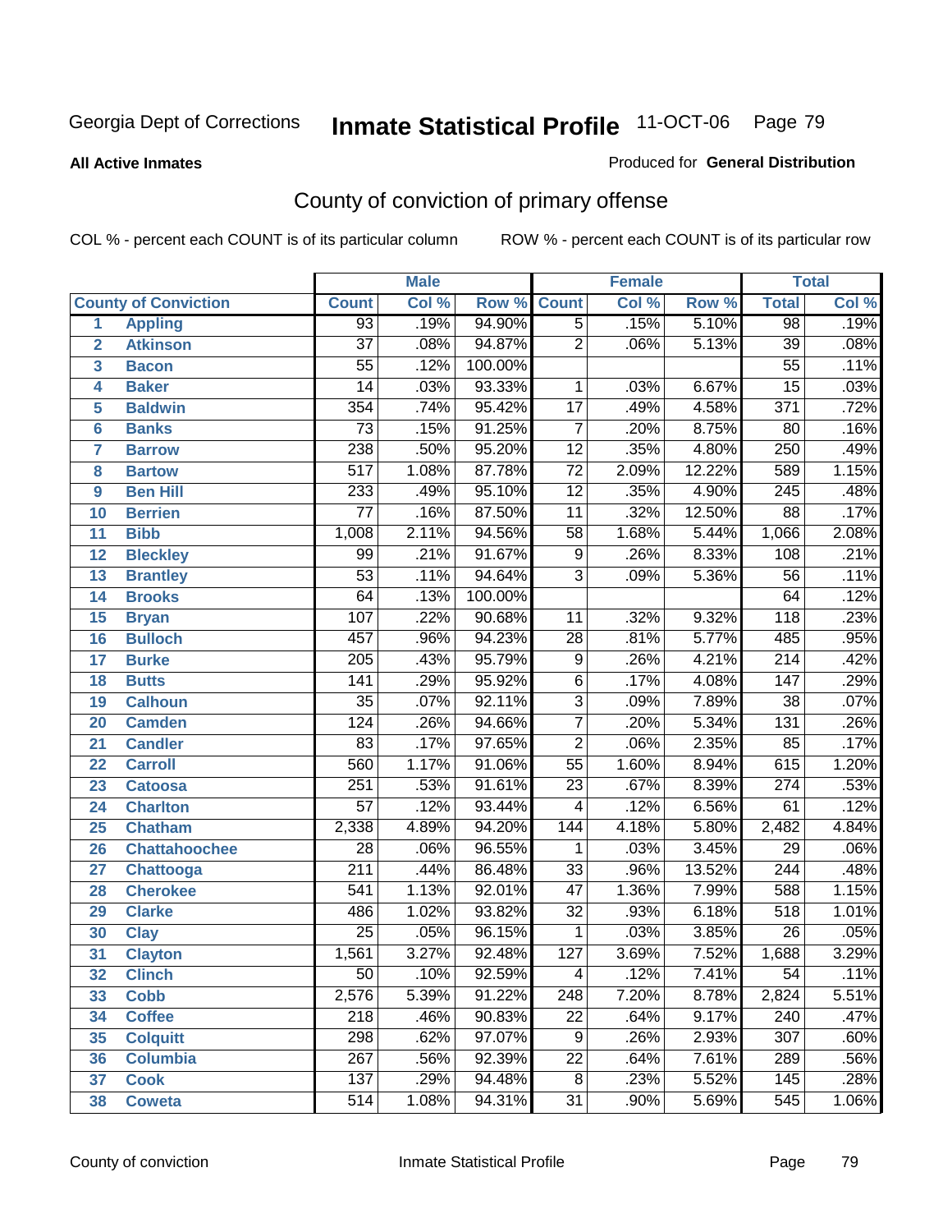Georgia Dept of Corrections **Inmate Statistical Profile** 11-OCT-06

**All Active Inmates**

Produced for **General Distribution**

## County of conviction of primary offense

COL % - percent each COUNT is of its particular column ROW % - percent each COUNT is of its particular row

| | | Male | | | Female | | | Total | |
|---|---|---|---|---|---|---|---|---|---|
| **County of Conviction** | | **Count** | **Col %** | **Row %** | **Count** | **Col %** | **Row %** | **Total** | **Col %** |
| 1 | Appling | 93 | .19% | 94.90% | 5 | .15% | 5.10% | 98 | .19% |
| 2 | Atkinson | 37 | .08% | 94.87% | 2 | .06% | 5.13% | 39 | .08% |
| 3 | Bacon | 55 | .12% | 100.00% | | | | 55 | .11% |
| 4 | Baker | 14 | .03% | 93.33% | 1 | .03% | 6.67% | 15 | .03% |
| 5 | Baldwin | 354 | .74% | 95.42% | 17 | .49% | 4.58% | 371 | .72% |
| 6 | Banks | 73 | .15% | 91.25% | 7 | .20% | 8.75% | 80 | .16% |
| 7 | Barrow | 238 | .50% | 95.20% | 12 | .35% | 4.80% | 250 | .49% |
| 8 | Bartow | 517 | 1.08% | 87.78% | 72 | 2.09% | 12.22% | 589 | 1.15% |
| 9 | Ben Hill | 233 | .49% | 95.10% | 12 | .35% | 4.90% | 245 | .48% |
| 10 | Berrien | 77 | .16% | 87.50% | 11 | .32% | 12.50% | 88 | .17% |
| 11 | Bibb | 1,008 | 2.11% | 94.56% | 58 | 1.68% | 5.44% | 1,066 | 2.08% |
| 12 | Bleckley | 99 | .21% | 91.67% | 9 | .26% | 8.33% | 108 | .21% |
| 13 | Brantley | 53 | .11% | 94.64% | 3 | .09% | 5.36% | 56 | .11% |
| 14 | Brooks | 64 | .13% | 100.00% | | | | 64 | .12% |
| 15 | Bryan | 107 | .22% | 90.68% | 11 | .32% | 9.32% | 118 | .23% |
| 16 | Bulloch | 457 | .96% | 94.23% | 28 | .81% | 5.77% | 485 | .95% |
| 17 | Burke | 205 | .43% | 95.79% | 9 | .26% | 4.21% | 214 | .42% |
| 18 | Butts | 141 | .29% | 95.92% | 6 | .17% | 4.08% | 147 | .29% |
| 19 | Calhoun | 35 | .07% | 92.11% | 3 | .09% | 7.89% | 38 | .07% |
| 20 | Camden | 124 | .26% | 94.66% | 7 | .20% | 5.34% | 131 | .26% |
| 21 | Candler | 83 | .17% | 97.65% | 2 | .06% | 2.35% | 85 | .17% |
| 22 | Carroll | 560 | 1.17% | 91.06% | 55 | 1.60% | 8.94% | 615 | 1.20% |
| 23 | Catoosa | 251 | .53% | 91.61% | 23 | .67% | 8.39% | 274 | .53% |
| 24 | Charlton | 57 | .12% | 93.44% | 4 | .12% | 6.56% | 61 | .12% |
| 25 | Chatham | 2,338 | 4.89% | 94.20% | 144 | 4.18% | 5.80% | 2,482 | 4.84% |
| 26 | Chattahoochee | 28 | .06% | 96.55% | 1 | .03% | 3.45% | 29 | .06% |
| 27 | Chattooga | 211 | .44% | 86.48% | 33 | .96% | 13.52% | 244 | .48% |
| 28 | Cherokee | 541 | 1.13% | 92.01% | 47 | 1.36% | 7.99% | 588 | 1.15% |
| 29 | Clarke | 486 | 1.02% | 93.82% | 32 | .93% | 6.18% | 518 | 1.01% |
| 30 | Clay | 25 | .05% | 96.15% | 1 | .03% | 3.85% | 26 | .05% |
| 31 | Clayton | 1,561 | 3.27% | 92.48% | 127 | 3.69% | 7.52% | 1,688 | 3.29% |
| 32 | Clinch | 50 | .10% | 92.59% | 4 | .12% | 7.41% | 54 | .11% |
| 33 | Cobb | 2,576 | 5.39% | 91.22% | 248 | 7.20% | 8.78% | 2,824 | 5.51% |
| 34 | Coffee | 218 | .46% | 90.83% | 22 | .64% | 9.17% | 240 | .47% |
| 35 | Colquitt | 298 | .62% | 97.07% | 9 | .26% | 2.93% | 307 | .60% |
| 36 | Columbia | 267 | .56% | 92.39% | 22 | .64% | 7.61% | 289 | .56% |
| 37 | Cook | 137 | .29% | 94.48% | 8 | .23% | 5.52% | 145 | .28% |
| 38 | Coweta | 514 | 1.08% | 94.31% | 31 | .90% | 5.69% | 545 | 1.06% |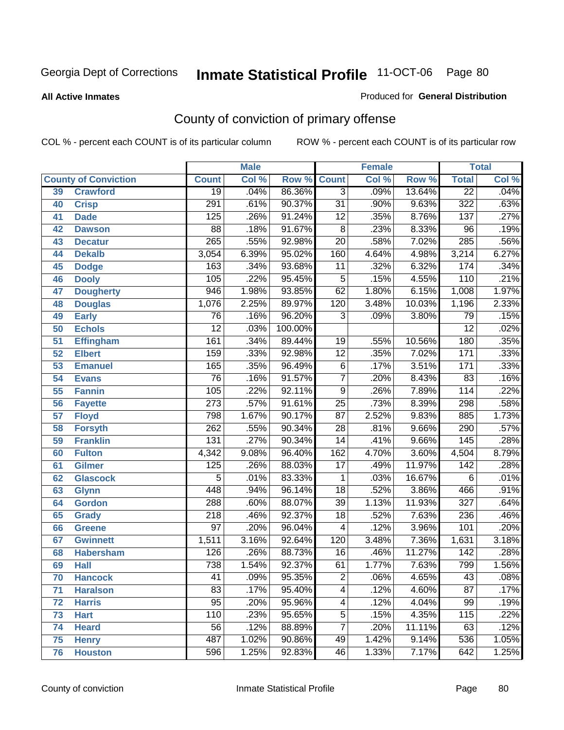Georgia Dept of Corrections **Inmate Statistical Profile** 11-OCT-06

**All Active Inmates**

Produced for **General Distribution**

## County of conviction of primary offense

COL % - percent each COUNT is of its particular column ROW % - percent each COUNT is of its particular row

| | | Male | | | Female | | | Total | |
|---|---|---|---|---|---|---|---|---|---|
| County of Conviction | | Count | Col % | Row % | Count | Col % | Row % | Total | Col % |
| 39 | Crawford | 19 | .04% | 86.36% | 3 | .09% | 13.64% | 22 | .04% |
| 40 | Crisp | 291 | .61% | 90.37% | 31 | .90% | 9.63% | 322 | .63% |
| 41 | Dade | 125 | .26% | 91.24% | 12 | .35% | 8.76% | 137 | .27% |
| 42 | Dawson | 88 | .18% | 91.67% | 8 | .23% | 8.33% | 96 | .19% |
| 43 | Decatur | 265 | .55% | 92.98% | 20 | .58% | 7.02% | 285 | .56% |
| 44 | Dekalb | 3,054 | 6.39% | 95.02% | 160 | 4.64% | 4.98% | 3,214 | 6.27% |
| 45 | Dodge | 163 | .34% | 93.68% | 11 | .32% | 6.32% | 174 | .34% |
| 46 | Dooly | 105 | .22% | 95.45% | 5 | .15% | 4.55% | 110 | .21% |
| 47 | Dougherty | 946 | 1.98% | 93.85% | 62 | 1.80% | 6.15% | 1,008 | 1.97% |
| 48 | Douglas | 1,076 | 2.25% | 89.97% | 120 | 3.48% | 10.03% | 1,196 | 2.33% |
| 49 | Early | 76 | .16% | 96.20% | 3 | .09% | 3.80% | 79 | .15% |
| 50 | Echols | 12 | .03% | 100.00% | | | | 12 | .02% |
| 51 | Effingham | 161 | .34% | 89.44% | 19 | .55% | 10.56% | 180 | .35% |
| 52 | Elbert | 159 | .33% | 92.98% | 12 | .35% | 7.02% | 171 | .33% |
| 53 | Emanuel | 165 | .35% | 96.49% | 6 | .17% | 3.51% | 171 | .33% |
| 54 | Evans | 76 | .16% | 91.57% | 7 | .20% | 8.43% | 83 | .16% |
| 55 | Fannin | 105 | .22% | 92.11% | 9 | .26% | 7.89% | 114 | .22% |
| 56 | Fayette | 273 | .57% | 91.61% | 25 | .73% | 8.39% | 298 | .58% |
| 57 | Floyd | 798 | 1.67% | 90.17% | 87 | 2.52% | 9.83% | 885 | 1.73% |
| 58 | Forsyth | 262 | .55% | 90.34% | 28 | .81% | 9.66% | 290 | .57% |
| 59 | Franklin | 131 | .27% | 90.34% | 14 | .41% | 9.66% | 145 | .28% |
| 60 | Fulton | 4,342 | 9.08% | 96.40% | 162 | 4.70% | 3.60% | 4,504 | 8.79% |
| 61 | Gilmer | 125 | .26% | 88.03% | 17 | .49% | 11.97% | 142 | .28% |
| 62 | Glascock | 5 | .01% | 83.33% | 1 | .03% | 16.67% | 6 | .01% |
| 63 | Glynn | 448 | .94% | 96.14% | 18 | .52% | 3.86% | 466 | .91% |
| 64 | Gordon | 288 | .60% | 88.07% | 39 | 1.13% | 11.93% | 327 | .64% |
| 65 | Grady | 218 | .46% | 92.37% | 18 | .52% | 7.63% | 236 | .46% |
| 66 | Greene | 97 | .20% | 96.04% | 4 | .12% | 3.96% | 101 | .20% |
| 67 | Gwinnett | 1,511 | 3.16% | 92.64% | 120 | 3.48% | 7.36% | 1,631 | 3.18% |
| 68 | Habersham | 126 | .26% | 88.73% | 16 | .46% | 11.27% | 142 | .28% |
| 69 | Hall | 738 | 1.54% | 92.37% | 61 | 1.77% | 7.63% | 799 | 1.56% |
| 70 | Hancock | 41 | .09% | 95.35% | 2 | .06% | 4.65% | 43 | .08% |
| 71 | Haralson | 83 | .17% | 95.40% | 4 | .12% | 4.60% | 87 | .17% |
| 72 | Harris | 95 | .20% | 95.96% | 4 | .12% | 4.04% | 99 | .19% |
| 73 | Hart | 110 | .23% | 95.65% | 5 | .15% | 4.35% | 115 | .22% |
| 74 | Heard | 56 | .12% | 88.89% | 7 | .20% | 11.11% | 63 | .12% |
| 75 | Henry | 487 | 1.02% | 90.86% | 49 | 1.42% | 9.14% | 536 | 1.05% |
| 76 | Houston | 596 | 1.25% | 92.83% | 46 | 1.33% | 7.17% | 642 | 1.25% |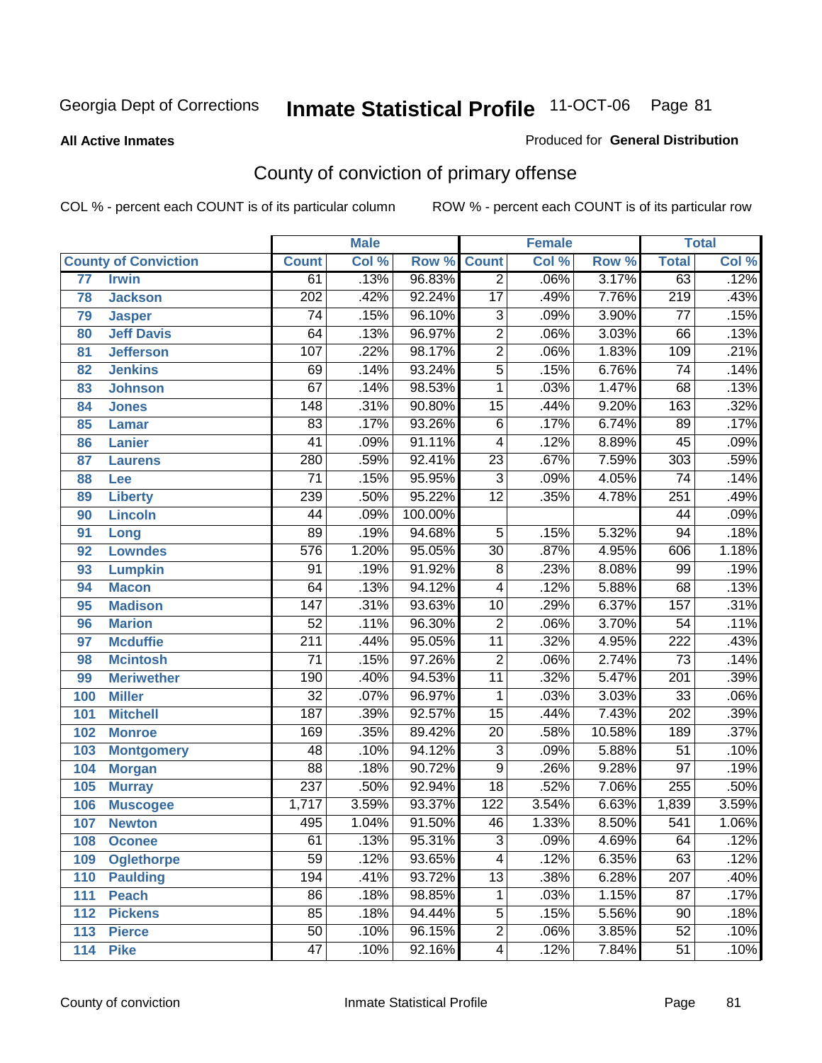Georgia Dept of Corrections

# Inmate Statistical Profile

11-OCT-06

**All Active Inmates**

Produced for **General Distribution**

## County of conviction of primary offense

COL % - percent each COUNT is of its particular column

ROW % - percent each COUNT is of its particular row

| County of Conviction | | Male | | | Female | | | Total | |
|---|---|---|---|---|---|---|---|---|---|
| | | Count | Col % | Row % | Count | Col % | Row % | Total | Col % |
| 77 | Irwin | 61 | .13% | 96.83% | 2 | .06% | 3.17% | 63 | .12% |
| 78 | Jackson | 202 | .42% | 92.24% | 17 | .49% | 7.76% | 219 | .43% |
| 79 | Jasper | 74 | .15% | 96.10% | 3 | .09% | 3.90% | 77 | .15% |
| 80 | Jeff Davis | 64 | .13% | 96.97% | 2 | .06% | 3.03% | 66 | .13% |
| 81 | Jefferson | 107 | .22% | 98.17% | 2 | .06% | 1.83% | 109 | .21% |
| 82 | Jenkins | 69 | .14% | 93.24% | 5 | .15% | 6.76% | 74 | .14% |
| 83 | Johnson | 67 | .14% | 98.53% | 1 | .03% | 1.47% | 68 | .13% |
| 84 | Jones | 148 | .31% | 90.80% | 15 | .44% | 9.20% | 163 | .32% |
| 85 | Lamar | 83 | .17% | 93.26% | 6 | .17% | 6.74% | 89 | .17% |
| 86 | Lanier | 41 | .09% | 91.11% | 4 | .12% | 8.89% | 45 | .09% |
| 87 | Laurens | 280 | .59% | 92.41% | 23 | .67% | 7.59% | 303 | .59% |
| 88 | Lee | 71 | .15% | 95.95% | 3 | .09% | 4.05% | 74 | .14% |
| 89 | Liberty | 239 | .50% | 95.22% | 12 | .35% | 4.78% | 251 | .49% |
| 90 | Lincoln | 44 | .09% | 100.00% | | | | 44 | .09% |
| 91 | Long | 89 | .19% | 94.68% | 5 | .15% | 5.32% | 94 | .18% |
| 92 | Lowndes | 576 | 1.20% | 95.05% | 30 | .87% | 4.95% | 606 | 1.18% |
| 93 | Lumpkin | 91 | .19% | 91.92% | 8 | .23% | 8.08% | 99 | .19% |
| 94 | Macon | 64 | .13% | 94.12% | 4 | .12% | 5.88% | 68 | .13% |
| 95 | Madison | 147 | .31% | 93.63% | 10 | .29% | 6.37% | 157 | .31% |
| 96 | Marion | 52 | .11% | 96.30% | 2 | .06% | 3.70% | 54 | .11% |
| 97 | Mcduffie | 211 | .44% | 95.05% | 11 | .32% | 4.95% | 222 | .43% |
| 98 | Mcintosh | 71 | .15% | 97.26% | 2 | .06% | 2.74% | 73 | .14% |
| 99 | Meriwether | 190 | .40% | 94.53% | 11 | .32% | 5.47% | 201 | .39% |
| 100 | Miller | 32 | .07% | 96.97% | 1 | .03% | 3.03% | 33 | .06% |
| 101 | Mitchell | 187 | .39% | 92.57% | 15 | .44% | 7.43% | 202 | .39% |
| 102 | Monroe | 169 | .35% | 89.42% | 20 | .58% | 10.58% | 189 | .37% |
| 103 | Montgomery | 48 | .10% | 94.12% | 3 | .09% | 5.88% | 51 | .10% |
| 104 | Morgan | 88 | .18% | 90.72% | 9 | .26% | 9.28% | 97 | .19% |
| 105 | Murray | 237 | .50% | 92.94% | 18 | .52% | 7.06% | 255 | .50% |
| 106 | Muscogee | 1,717 | 3.59% | 93.37% | 122 | 3.54% | 6.63% | 1,839 | 3.59% |
| 107 | Newton | 495 | 1.04% | 91.50% | 46 | 1.33% | 8.50% | 541 | 1.06% |
| 108 | Oconee | 61 | .13% | 95.31% | 3 | .09% | 4.69% | 64 | .12% |
| 109 | Oglethorpe | 59 | .12% | 93.65% | 4 | .12% | 6.35% | 63 | .12% |
| 110 | Paulding | 194 | .41% | 93.72% | 13 | .38% | 6.28% | 207 | .40% |
| 111 | Peach | 86 | .18% | 98.85% | 1 | .03% | 1.15% | 87 | .17% |
| 112 | Pickens | 85 | .18% | 94.44% | 5 | .15% | 5.56% | 90 | .18% |
| 113 | Pierce | 50 | .10% | 96.15% | 2 | .06% | 3.85% | 52 | .10% |
| 114 | Pike | 47 | .10% | 92.16% | 4 | .12% | 7.84% | 51 | .10% |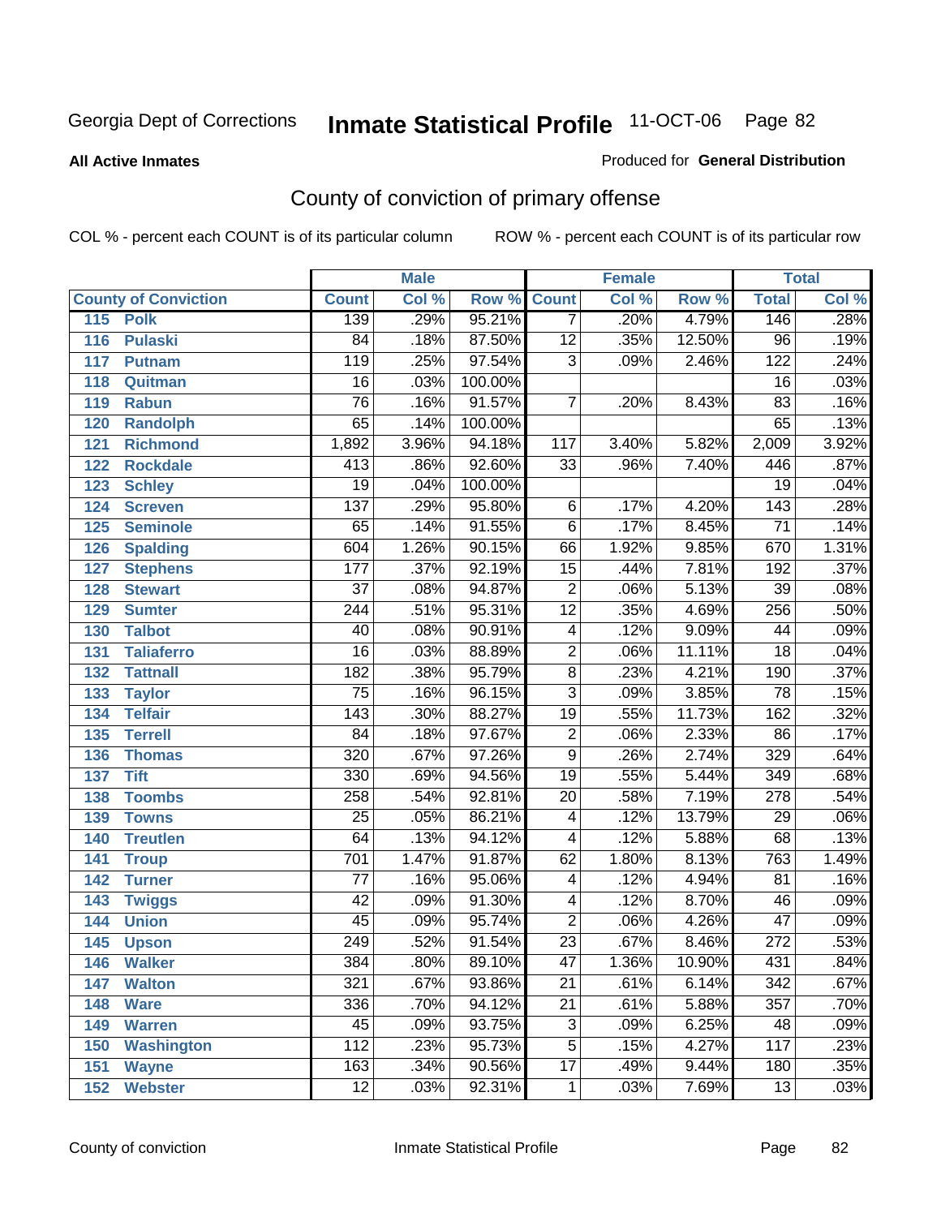# Georgia Dept of Corrections — Inmate Statistical Profile — 11-OCT-06

**All Active Inmates**

Produced for **General Distribution**

## County of conviction of primary offense

COL % - percent each COUNT is of its particular column

ROW % - percent each COUNT is of its particular row

| County of Conviction | | Male | | | Female | | | Total | |
|---|---|---|---|---|---|---|---|---|---|
| | | Count | Col % | Row % | Count | Col % | Row % | Total | Col % |
| 115 | Polk | 139 | .29% | 95.21% | 7 | .20% | 4.79% | 146 | .28% |
| 116 | Pulaski | 84 | .18% | 87.50% | 12 | .35% | 12.50% | 96 | .19% |
| 117 | Putnam | 119 | .25% | 97.54% | 3 | .09% | 2.46% | 122 | .24% |
| 118 | Quitman | 16 | .03% | 100.00% | | | | 16 | .03% |
| 119 | Rabun | 76 | .16% | 91.57% | 7 | .20% | 8.43% | 83 | .16% |
| 120 | Randolph | 65 | .14% | 100.00% | | | | 65 | .13% |
| 121 | Richmond | 1,892 | 3.96% | 94.18% | 117 | 3.40% | 5.82% | 2,009 | 3.92% |
| 122 | Rockdale | 413 | .86% | 92.60% | 33 | .96% | 7.40% | 446 | .87% |
| 123 | Schley | 19 | .04% | 100.00% | | | | 19 | .04% |
| 124 | Screven | 137 | .29% | 95.80% | 6 | .17% | 4.20% | 143 | .28% |
| 125 | Seminole | 65 | .14% | 91.55% | 6 | .17% | 8.45% | 71 | .14% |
| 126 | Spalding | 604 | 1.26% | 90.15% | 66 | 1.92% | 9.85% | 670 | 1.31% |
| 127 | Stephens | 177 | .37% | 92.19% | 15 | .44% | 7.81% | 192 | .37% |
| 128 | Stewart | 37 | .08% | 94.87% | 2 | .06% | 5.13% | 39 | .08% |
| 129 | Sumter | 244 | .51% | 95.31% | 12 | .35% | 4.69% | 256 | .50% |
| 130 | Talbot | 40 | .08% | 90.91% | 4 | .12% | 9.09% | 44 | .09% |
| 131 | Taliaferro | 16 | .03% | 88.89% | 2 | .06% | 11.11% | 18 | .04% |
| 132 | Tattnall | 182 | .38% | 95.79% | 8 | .23% | 4.21% | 190 | .37% |
| 133 | Taylor | 75 | .16% | 96.15% | 3 | .09% | 3.85% | 78 | .15% |
| 134 | Telfair | 143 | .30% | 88.27% | 19 | .55% | 11.73% | 162 | .32% |
| 135 | Terrell | 84 | .18% | 97.67% | 2 | .06% | 2.33% | 86 | .17% |
| 136 | Thomas | 320 | .67% | 97.26% | 9 | .26% | 2.74% | 329 | .64% |
| 137 | Tift | 330 | .69% | 94.56% | 19 | .55% | 5.44% | 349 | .68% |
| 138 | Toombs | 258 | .54% | 92.81% | 20 | .58% | 7.19% | 278 | .54% |
| 139 | Towns | 25 | .05% | 86.21% | 4 | .12% | 13.79% | 29 | .06% |
| 140 | Treutlen | 64 | .13% | 94.12% | 4 | .12% | 5.88% | 68 | .13% |
| 141 | Troup | 701 | 1.47% | 91.87% | 62 | 1.80% | 8.13% | 763 | 1.49% |
| 142 | Turner | 77 | .16% | 95.06% | 4 | .12% | 4.94% | 81 | .16% |
| 143 | Twiggs | 42 | .09% | 91.30% | 4 | .12% | 8.70% | 46 | .09% |
| 144 | Union | 45 | .09% | 95.74% | 2 | .06% | 4.26% | 47 | .09% |
| 145 | Upson | 249 | .52% | 91.54% | 23 | .67% | 8.46% | 272 | .53% |
| 146 | Walker | 384 | .80% | 89.10% | 47 | 1.36% | 10.90% | 431 | .84% |
| 147 | Walton | 321 | .67% | 93.86% | 21 | .61% | 6.14% | 342 | .67% |
| 148 | Ware | 336 | .70% | 94.12% | 21 | .61% | 5.88% | 357 | .70% |
| 149 | Warren | 45 | .09% | 93.75% | 3 | .09% | 6.25% | 48 | .09% |
| 150 | Washington | 112 | .23% | 95.73% | 5 | .15% | 4.27% | 117 | .23% |
| 151 | Wayne | 163 | .34% | 90.56% | 17 | .49% | 9.44% | 180 | .35% |
| 152 | Webster | 12 | .03% | 92.31% | 1 | .03% | 7.69% | 13 | .03% |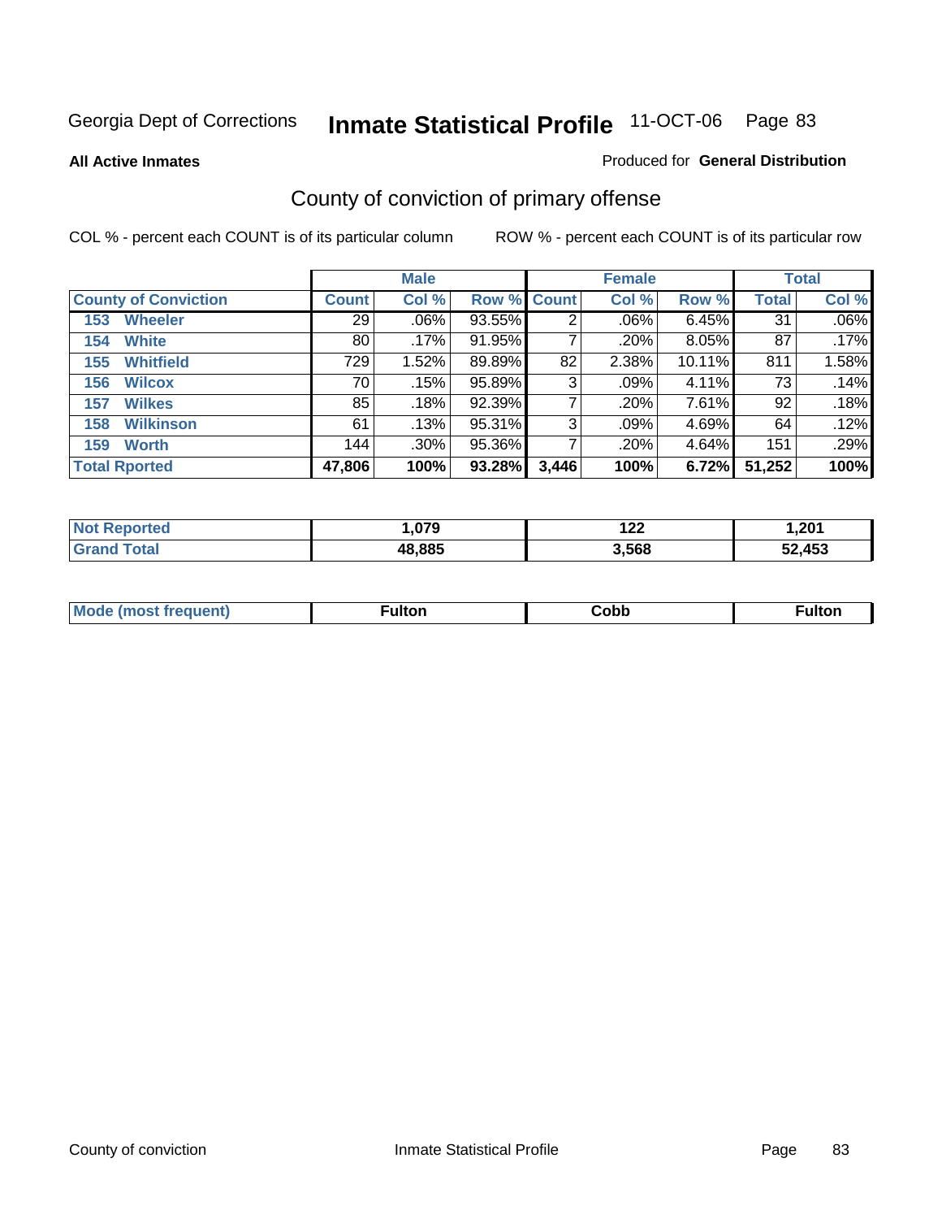Georgia Dept of Corrections **Inmate Statistical Profile** 11-OCT-06

**All Active Inmates**

Produced for **General Distribution**

## County of conviction of primary offense

COL % - percent each COUNT is of its particular column

ROW % - percent each COUNT is of its particular row

| County of Conviction | Male | | | Female | | | Total | |
|---|---|---|---|---|---|---|---|---|
| | Count | Col % | Row % | Count | Col % | Row % | Total | Col % |
| 153 Wheeler | 29 | .06% | 93.55% | 2 | .06% | 6.45% | 31 | .06% |
| 154 White | 80 | .17% | 91.95% | 7 | .20% | 8.05% | 87 | .17% |
| 155 Whitfield | 729 | 1.52% | 89.89% | 82 | 2.38% | 10.11% | 811 | 1.58% |
| 156 Wilcox | 70 | .15% | 95.89% | 3 | .09% | 4.11% | 73 | .14% |
| 157 Wilkes | 85 | .18% | 92.39% | 7 | .20% | 7.61% | 92 | .18% |
| 158 Wilkinson | 61 | .13% | 95.31% | 3 | .09% | 4.69% | 64 | .12% |
| 159 Worth | 144 | .30% | 95.36% | 7 | .20% | 4.64% | 151 | .29% |
| **Total Rported** | **47,806** | **100%** | **93.28%** | **3,446** | **100%** | **6.72%** | **51,252** | **100%** |

| | Male | Female | Total |
|---|---|---|---|
| Not Reported | 1,079 | 122 | 1,201 |
| Grand Total | 48,885 | 3,568 | 52,453 |

| | Male | Female | Total |
|---|---|---|---|
| Mode (most frequent) | Fulton | Cobb | Fulton |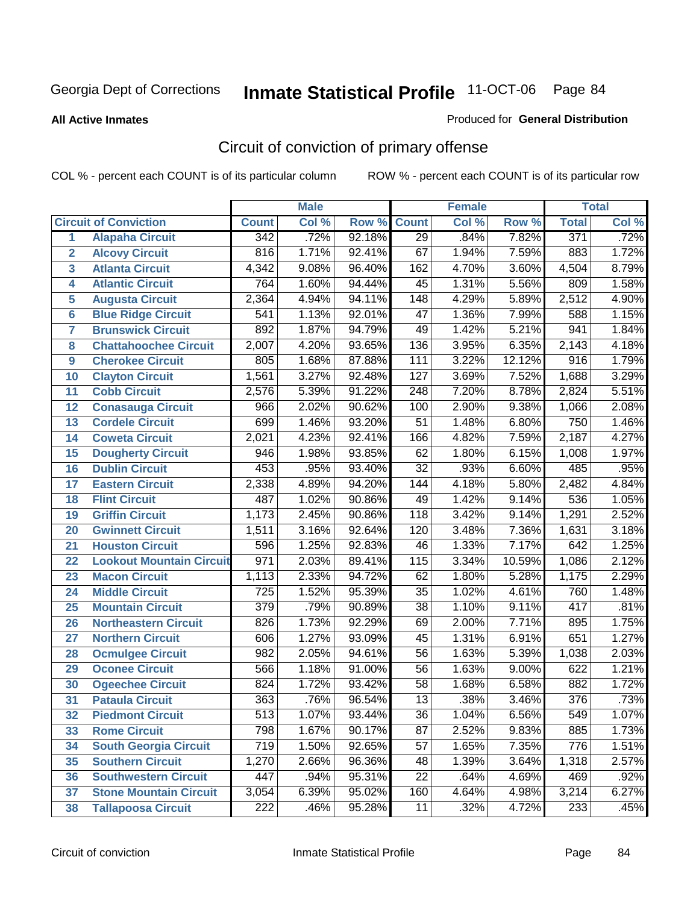# Inmate Statistical Profile

Georgia Dept of Corrections — 11-OCT-06

**All Active Inmates** — Produced for **General Distribution**

## Circuit of conviction of primary offense

COL % - percent each COUNT is of its particular column — ROW % - percent each COUNT is of its particular row

| | Circuit of Conviction | Male | | | Female | | | Total | |
|---|---|---|---|---|---|---|---|---|---|
| | | Count | Col % | Row % | Count | Col % | Row % | Total | Col % |
| 1 | Alapaha Circuit | 342 | .72% | 92.18% | 29 | .84% | 7.82% | 371 | .72% |
| 2 | Alcovy Circuit | 816 | 1.71% | 92.41% | 67 | 1.94% | 7.59% | 883 | 1.72% |
| 3 | Atlanta Circuit | 4,342 | 9.08% | 96.40% | 162 | 4.70% | 3.60% | 4,504 | 8.79% |
| 4 | Atlantic Circuit | 764 | 1.60% | 94.44% | 45 | 1.31% | 5.56% | 809 | 1.58% |
| 5 | Augusta Circuit | 2,364 | 4.94% | 94.11% | 148 | 4.29% | 5.89% | 2,512 | 4.90% |
| 6 | Blue Ridge Circuit | 541 | 1.13% | 92.01% | 47 | 1.36% | 7.99% | 588 | 1.15% |
| 7 | Brunswick Circuit | 892 | 1.87% | 94.79% | 49 | 1.42% | 5.21% | 941 | 1.84% |
| 8 | Chattahoochee Circuit | 2,007 | 4.20% | 93.65% | 136 | 3.95% | 6.35% | 2,143 | 4.18% |
| 9 | Cherokee Circuit | 805 | 1.68% | 87.88% | 111 | 3.22% | 12.12% | 916 | 1.79% |
| 10 | Clayton Circuit | 1,561 | 3.27% | 92.48% | 127 | 3.69% | 7.52% | 1,688 | 3.29% |
| 11 | Cobb Circuit | 2,576 | 5.39% | 91.22% | 248 | 7.20% | 8.78% | 2,824 | 5.51% |
| 12 | Conasauga Circuit | 966 | 2.02% | 90.62% | 100 | 2.90% | 9.38% | 1,066 | 2.08% |
| 13 | Cordele Circuit | 699 | 1.46% | 93.20% | 51 | 1.48% | 6.80% | 750 | 1.46% |
| 14 | Coweta Circuit | 2,021 | 4.23% | 92.41% | 166 | 4.82% | 7.59% | 2,187 | 4.27% |
| 15 | Dougherty Circuit | 946 | 1.98% | 93.85% | 62 | 1.80% | 6.15% | 1,008 | 1.97% |
| 16 | Dublin Circuit | 453 | .95% | 93.40% | 32 | .93% | 6.60% | 485 | .95% |
| 17 | Eastern Circuit | 2,338 | 4.89% | 94.20% | 144 | 4.18% | 5.80% | 2,482 | 4.84% |
| 18 | Flint Circuit | 487 | 1.02% | 90.86% | 49 | 1.42% | 9.14% | 536 | 1.05% |
| 19 | Griffin Circuit | 1,173 | 2.45% | 90.86% | 118 | 3.42% | 9.14% | 1,291 | 2.52% |
| 20 | Gwinnett Circuit | 1,511 | 3.16% | 92.64% | 120 | 3.48% | 7.36% | 1,631 | 3.18% |
| 21 | Houston Circuit | 596 | 1.25% | 92.83% | 46 | 1.33% | 7.17% | 642 | 1.25% |
| 22 | Lookout Mountain Circuit | 971 | 2.03% | 89.41% | 115 | 3.34% | 10.59% | 1,086 | 2.12% |
| 23 | Macon Circuit | 1,113 | 2.33% | 94.72% | 62 | 1.80% | 5.28% | 1,175 | 2.29% |
| 24 | Middle Circuit | 725 | 1.52% | 95.39% | 35 | 1.02% | 4.61% | 760 | 1.48% |
| 25 | Mountain Circuit | 379 | .79% | 90.89% | 38 | 1.10% | 9.11% | 417 | .81% |
| 26 | Northeastern Circuit | 826 | 1.73% | 92.29% | 69 | 2.00% | 7.71% | 895 | 1.75% |
| 27 | Northern Circuit | 606 | 1.27% | 93.09% | 45 | 1.31% | 6.91% | 651 | 1.27% |
| 28 | Ocmulgee Circuit | 982 | 2.05% | 94.61% | 56 | 1.63% | 5.39% | 1,038 | 2.03% |
| 29 | Oconee Circuit | 566 | 1.18% | 91.00% | 56 | 1.63% | 9.00% | 622 | 1.21% |
| 30 | Ogeechee Circuit | 824 | 1.72% | 93.42% | 58 | 1.68% | 6.58% | 882 | 1.72% |
| 31 | Pataula Circuit | 363 | .76% | 96.54% | 13 | .38% | 3.46% | 376 | .73% |
| 32 | Piedmont Circuit | 513 | 1.07% | 93.44% | 36 | 1.04% | 6.56% | 549 | 1.07% |
| 33 | Rome Circuit | 798 | 1.67% | 90.17% | 87 | 2.52% | 9.83% | 885 | 1.73% |
| 34 | South Georgia Circuit | 719 | 1.50% | 92.65% | 57 | 1.65% | 7.35% | 776 | 1.51% |
| 35 | Southern Circuit | 1,270 | 2.66% | 96.36% | 48 | 1.39% | 3.64% | 1,318 | 2.57% |
| 36 | Southwestern Circuit | 447 | .94% | 95.31% | 22 | .64% | 4.69% | 469 | .92% |
| 37 | Stone Mountain Circuit | 3,054 | 6.39% | 95.02% | 160 | 4.64% | 4.98% | 3,214 | 6.27% |
| 38 | Tallapoosa Circuit | 222 | .46% | 95.28% | 11 | .32% | 4.72% | 233 | .45% |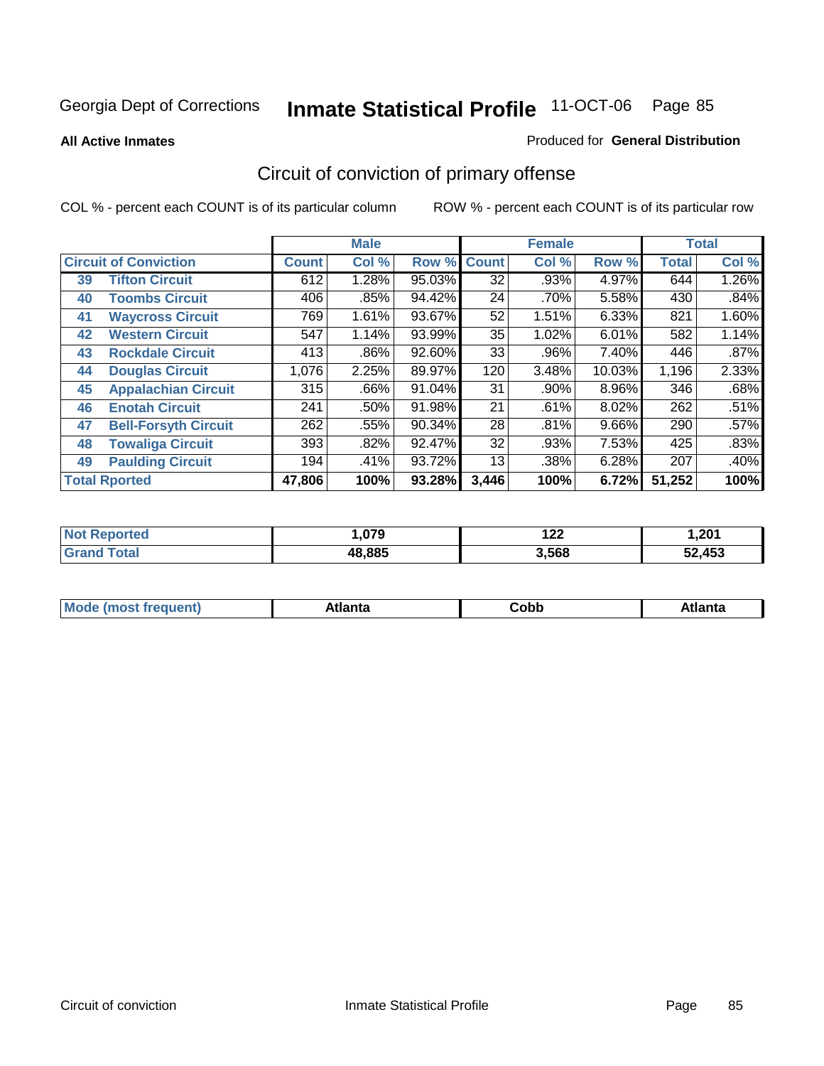Georgia Dept of Corrections **Inmate Statistical Profile** 11-OCT-06

**All Active Inmates**

Produced for **General Distribution**

## Circuit of conviction of primary offense

COL % - percent each COUNT is of its particular column ROW % - percent each COUNT is of its particular row

| Circuit of Conviction | | Male | | | Female | | | Total | |
|---|---|---|---|---|---|---|---|---|---|
| | | Count | Col % | Row % | Count | Col % | Row % | Total | Col % |
| 39 | Tifton Circuit | 612 | 1.28% | 95.03% | 32 | .93% | 4.97% | 644 | 1.26% |
| 40 | Toombs Circuit | 406 | .85% | 94.42% | 24 | .70% | 5.58% | 430 | .84% |
| 41 | Waycross Circuit | 769 | 1.61% | 93.67% | 52 | 1.51% | 6.33% | 821 | 1.60% |
| 42 | Western Circuit | 547 | 1.14% | 93.99% | 35 | 1.02% | 6.01% | 582 | 1.14% |
| 43 | Rockdale Circuit | 413 | .86% | 92.60% | 33 | .96% | 7.40% | 446 | .87% |
| 44 | Douglas Circuit | 1,076 | 2.25% | 89.97% | 120 | 3.48% | 10.03% | 1,196 | 2.33% |
| 45 | Appalachian Circuit | 315 | .66% | 91.04% | 31 | .90% | 8.96% | 346 | .68% |
| 46 | Enotah Circuit | 241 | .50% | 91.98% | 21 | .61% | 8.02% | 262 | .51% |
| 47 | Bell-Forsyth Circuit | 262 | .55% | 90.34% | 28 | .81% | 9.66% | 290 | .57% |
| 48 | Towaliga Circuit | 393 | .82% | 92.47% | 32 | .93% | 7.53% | 425 | .83% |
| 49 | Paulding Circuit | 194 | .41% | 93.72% | 13 | .38% | 6.28% | 207 | .40% |
| **Total Rported** | | **47,806** | **100%** | **93.28%** | **3,446** | **100%** | **6.72%** | **51,252** | **100%** |

| | Male | Female | Total |
|---|---|---|---|
| Not Reported | 1,079 | 122 | 1,201 |
| Grand Total | 48,885 | 3,568 | 52,453 |

| | Male | Female | Total |
|---|---|---|---|
| Mode (most frequent) | Atlanta | Cobb | Atlanta |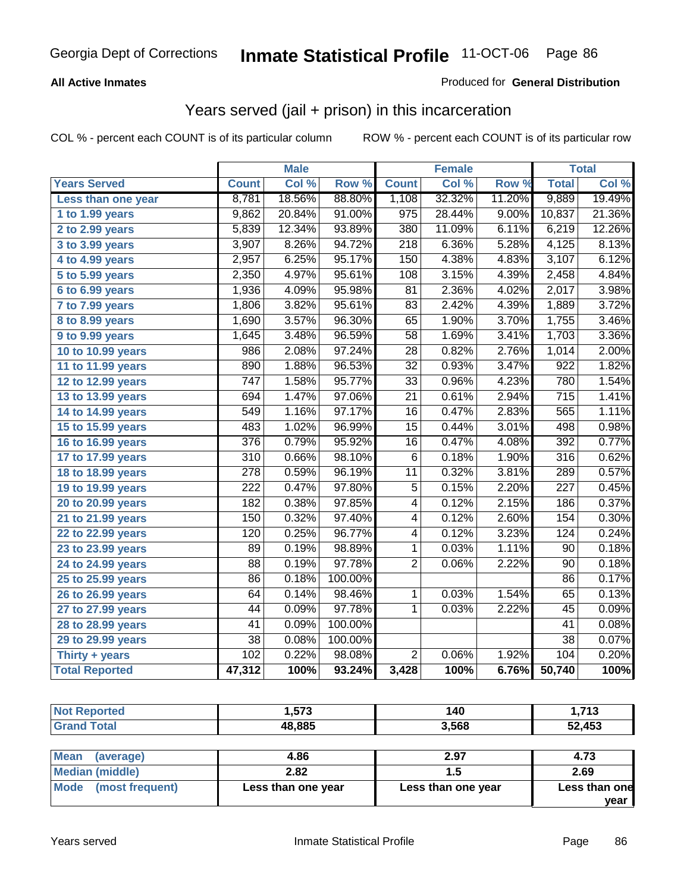Georgia Dept of Corrections **Inmate Statistical Profile** 11-OCT-06

**All Active Inmates**

Produced for **General Distribution**

## Years served (jail + prison) in this incarceration

COL % - percent each COUNT is of its particular column

ROW % - percent each COUNT is of its particular row

| | Male | | | Female | | | Total | |
|---|---|---|---|---|---|---|---|---|
| **Years Served** | **Count** | **Col %** | **Row %** | **Count** | **Col %** | **Row %** | **Total** | **Col %** |
| Less than one year | 8,781 | 18.56% | 88.80% | 1,108 | 32.32% | 11.20% | 9,889 | 19.49% |
| 1 to 1.99 years | 9,862 | 20.84% | 91.00% | 975 | 28.44% | 9.00% | 10,837 | 21.36% |
| 2 to 2.99 years | 5,839 | 12.34% | 93.89% | 380 | 11.09% | 6.11% | 6,219 | 12.26% |
| 3 to 3.99 years | 3,907 | 8.26% | 94.72% | 218 | 6.36% | 5.28% | 4,125 | 8.13% |
| 4 to 4.99 years | 2,957 | 6.25% | 95.17% | 150 | 4.38% | 4.83% | 3,107 | 6.12% |
| 5 to 5.99 years | 2,350 | 4.97% | 95.61% | 108 | 3.15% | 4.39% | 2,458 | 4.84% |
| 6 to 6.99 years | 1,936 | 4.09% | 95.98% | 81 | 2.36% | 4.02% | 2,017 | 3.98% |
| 7 to 7.99 years | 1,806 | 3.82% | 95.61% | 83 | 2.42% | 4.39% | 1,889 | 3.72% |
| 8 to 8.99 years | 1,690 | 3.57% | 96.30% | 65 | 1.90% | 3.70% | 1,755 | 3.46% |
| 9 to 9.99 years | 1,645 | 3.48% | 96.59% | 58 | 1.69% | 3.41% | 1,703 | 3.36% |
| 10 to 10.99 years | 986 | 2.08% | 97.24% | 28 | 0.82% | 2.76% | 1,014 | 2.00% |
| 11 to 11.99 years | 890 | 1.88% | 96.53% | 32 | 0.93% | 3.47% | 922 | 1.82% |
| 12 to 12.99 years | 747 | 1.58% | 95.77% | 33 | 0.96% | 4.23% | 780 | 1.54% |
| 13 to 13.99 years | 694 | 1.47% | 97.06% | 21 | 0.61% | 2.94% | 715 | 1.41% |
| 14 to 14.99 years | 549 | 1.16% | 97.17% | 16 | 0.47% | 2.83% | 565 | 1.11% |
| 15 to 15.99 years | 483 | 1.02% | 96.99% | 15 | 0.44% | 3.01% | 498 | 0.98% |
| 16 to 16.99 years | 376 | 0.79% | 95.92% | 16 | 0.47% | 4.08% | 392 | 0.77% |
| 17 to 17.99 years | 310 | 0.66% | 98.10% | 6 | 0.18% | 1.90% | 316 | 0.62% |
| 18 to 18.99 years | 278 | 0.59% | 96.19% | 11 | 0.32% | 3.81% | 289 | 0.57% |
| 19 to 19.99 years | 222 | 0.47% | 97.80% | 5 | 0.15% | 2.20% | 227 | 0.45% |
| 20 to 20.99 years | 182 | 0.38% | 97.85% | 4 | 0.12% | 2.15% | 186 | 0.37% |
| 21 to 21.99 years | 150 | 0.32% | 97.40% | 4 | 0.12% | 2.60% | 154 | 0.30% |
| 22 to 22.99 years | 120 | 0.25% | 96.77% | 4 | 0.12% | 3.23% | 124 | 0.24% |
| 23 to 23.99 years | 89 | 0.19% | 98.89% | 1 | 0.03% | 1.11% | 90 | 0.18% |
| 24 to 24.99 years | 88 | 0.19% | 97.78% | 2 | 0.06% | 2.22% | 90 | 0.18% |
| 25 to 25.99 years | 86 | 0.18% | 100.00% | | | | 86 | 0.17% |
| 26 to 26.99 years | 64 | 0.14% | 98.46% | 1 | 0.03% | 1.54% | 65 | 0.13% |
| 27 to 27.99 years | 44 | 0.09% | 97.78% | 1 | 0.03% | 2.22% | 45 | 0.09% |
| 28 to 28.99 years | 41 | 0.09% | 100.00% | | | | 41 | 0.08% |
| 29 to 29.99 years | 38 | 0.08% | 100.00% | | | | 38 | 0.07% |
| Thirty + years | 102 | 0.22% | 98.08% | 2 | 0.06% | 1.92% | 104 | 0.20% |
| **Total Reported** | **47,312** | **100%** | **93.24%** | **3,428** | **100%** | **6.76%** | **50,740** | **100%** |

| | Male | Female | Total |
|---|---|---|---|
| Not Reported | 1,573 | 140 | 1,713 |
| Grand Total | 48,885 | 3,568 | 52,453 |

| | Male | Female | Total |
|---|---|---|---|
| Mean (average) | 4.86 | 2.97 | 4.73 |
| Median (middle) | 2.82 | 1.5 | 2.69 |
| Mode (most frequent) | Less than one year | Less than one year | Less than one year |

Years served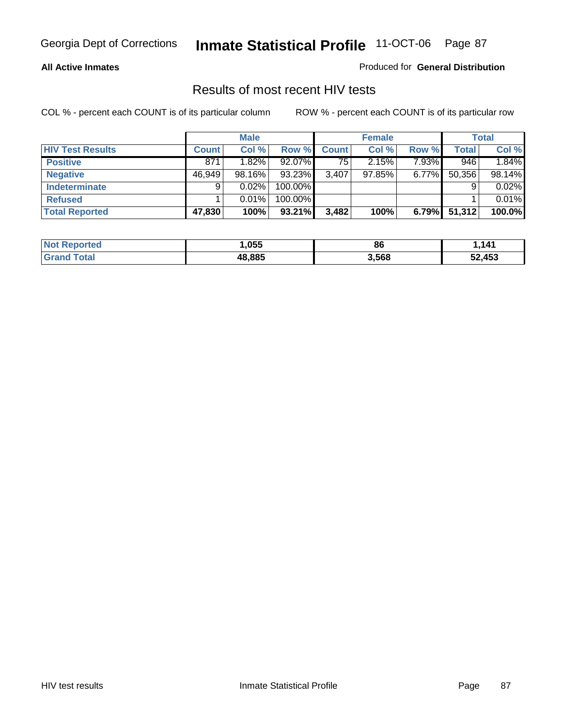Georgia Dept of Corrections **Inmate Statistical Profile** 11-OCT-06

**All Active Inmates**

Produced for **General Distribution**

## Results of most recent HIV tests

COL % - percent each COUNT is of its particular column

ROW % - percent each COUNT is of its particular row

| | Male | | | Female | | | Total | |
|---|---|---|---|---|---|---|---|---|
| **HIV Test Results** | **Count** | **Col %** | **Row %** | **Count** | **Col %** | **Row %** | **Total** | **Col %** |
| **Positive** | 871 | 1.82% | 92.07% | 75 | 2.15% | 7.93% | 946 | 1.84% |
| **Negative** | 46,949 | 98.16% | 93.23% | 3,407 | 97.85% | 6.77% | 50,356 | 98.14% |
| **Indeterminate** | 9 | 0.02% | 100.00% | | | | 9 | 0.02% |
| **Refused** | 1 | 0.01% | 100.00% | | | | 1 | 0.01% |
| **Total Reported** | **47,830** | **100%** | **93.21%** | **3,482** | **100%** | **6.79%** | **51,312** | **100.0%** |

| | Male | Female | Total |
|---|---|---|---|
| **Not Reported** | **1,055** | **86** | **1,141** |
| **Grand Total** | **48,885** | **3,568** | **52,453** |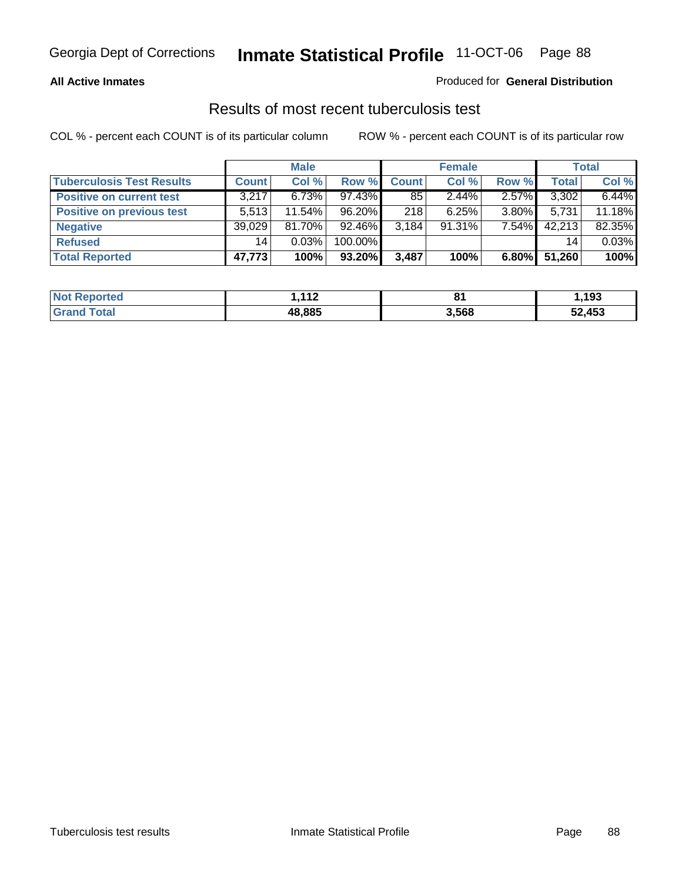**All Active Inmates**

Produced for **General Distribution**

## Results of most recent tuberculosis test

COL % - percent each COUNT is of its particular column

ROW % - percent each COUNT is of its particular row

| | Male | | | Female | | | Total | |
|---|---|---|---|---|---|---|---|---|
| **Tuberculosis Test Results** | **Count** | **Col %** | **Row %** | **Count** | **Col %** | **Row %** | **Total** | **Col %** |
| **Positive on current test** | 3,217 | 6.73% | 97.43% | 85 | 2.44% | 2.57% | 3,302 | 6.44% |
| **Positive on previous test** | 5,513 | 11.54% | 96.20% | 218 | 6.25% | 3.80% | 5,731 | 11.18% |
| **Negative** | 39,029 | 81.70% | 92.46% | 3,184 | 91.31% | 7.54% | 42,213 | 82.35% |
| **Refused** | 14 | 0.03% | 100.00% | | | | 14 | 0.03% |
| **Total Reported** | **47,773** | **100%** | **93.20%** | **3,487** | **100%** | **6.80%** | **51,260** | **100%** |

| | Male | Female | Total |
|---|---|---|---|
| **Not Reported** | **1,112** | **81** | **1,193** |
| **Grand Total** | **48,885** | **3,568** | **52,453** |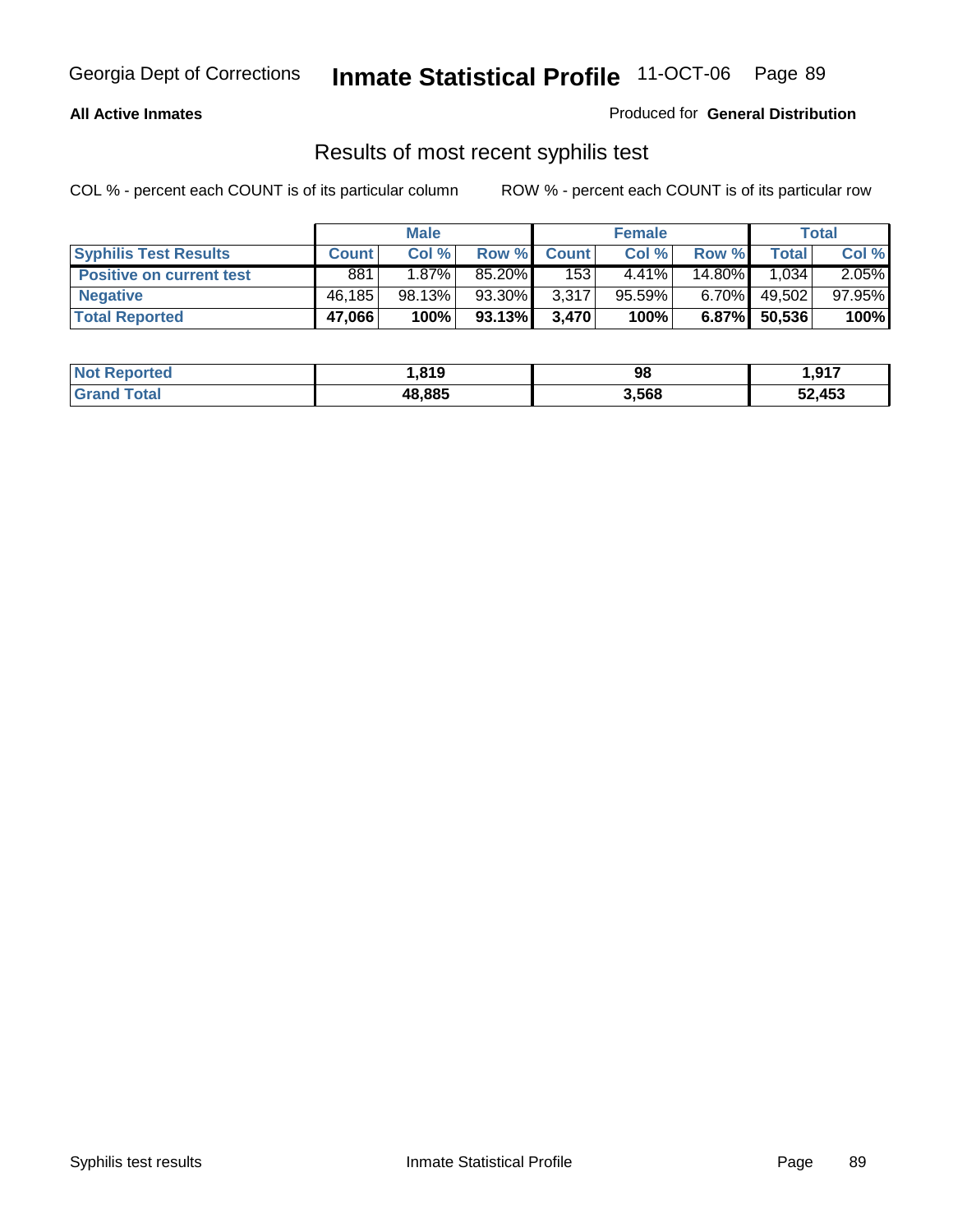**All Active Inmates** Produced for **General Distribution**

## Results of most recent syphilis test

COL % - percent each COUNT is of its particular column ROW % - percent each COUNT is of its particular row

| | Male | | | Female | | | Total | |
|---|---|---|---|---|---|---|---|---|
| **Syphilis Test Results** | **Count** | **Col %** | **Row %** | **Count** | **Col %** | **Row %** | **Total** | **Col %** |
| **Positive on current test** | 881 | 1.87% | 85.20% | 153 | 4.41% | 14.80% | 1,034 | 2.05% |
| **Negative** | 46,185 | 98.13% | 93.30% | 3,317 | 95.59% | 6.70% | 49,502 | 97.95% |
| **Total Reported** | **47,066** | **100%** | **93.13%** | **3,470** | **100%** | **6.87%** | **50,536** | **100%** |

| | Male | Female | Total |
|---|---|---|---|
| **Not Reported** | **1,819** | **98** | **1,917** |
| **Grand Total** | **48,885** | **3,568** | **52,453** |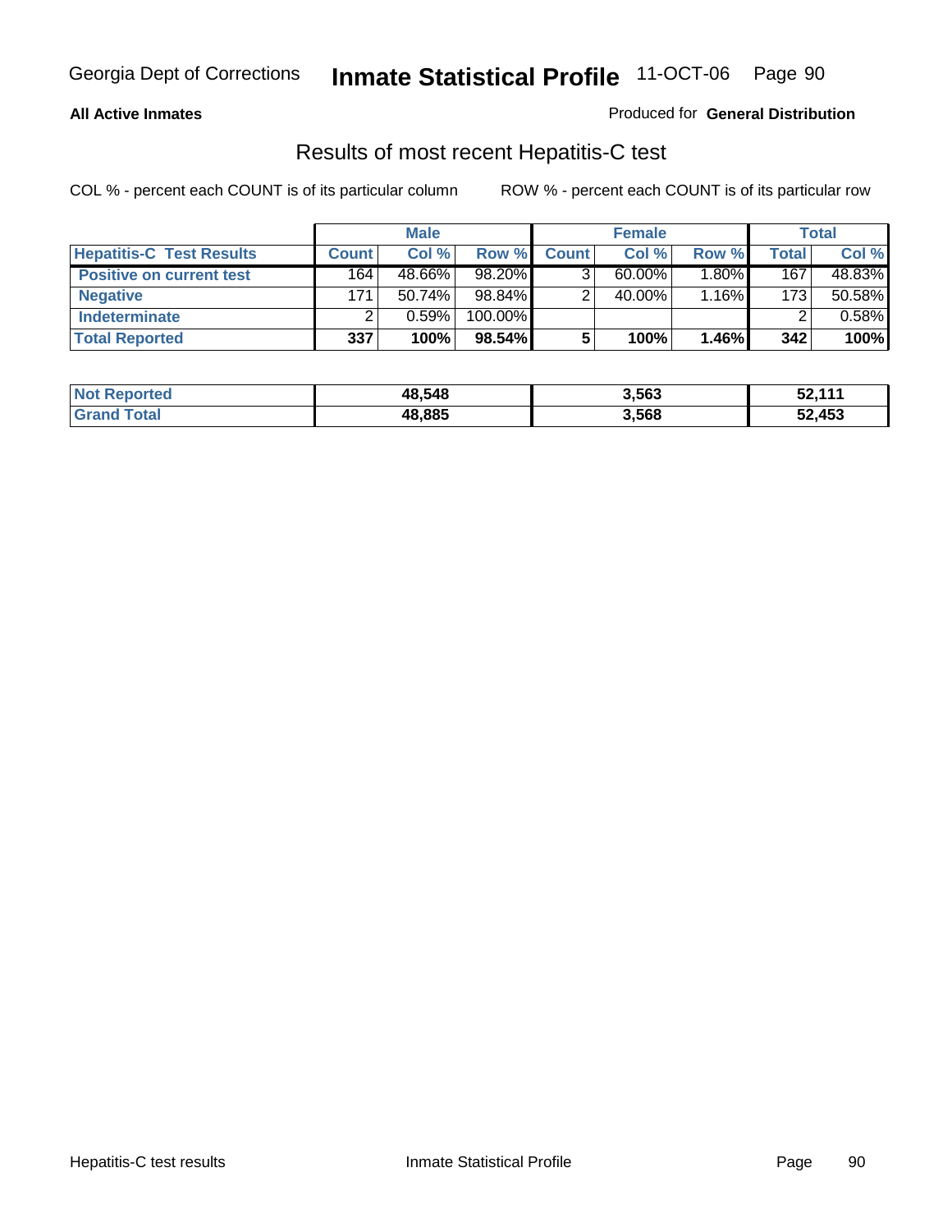**All Active Inmates**

Produced for **General Distribution**

## Results of most recent Hepatitis-C test

COL % - percent each COUNT is of its particular column

ROW % - percent each COUNT is of its particular row

| | Male | | | Female | | | Total | |
|---|---|---|---|---|---|---|---|---|
| **Hepatitis-C Test Results** | **Count** | **Col %** | **Row %** | **Count** | **Col %** | **Row %** | **Total** | **Col %** |
| **Positive on current test** | 164 | 48.66% | 98.20% | 3 | 60.00% | 1.80% | 167 | 48.83% |
| **Negative** | 171 | 50.74% | 98.84% | 2 | 40.00% | 1.16% | 173 | 50.58% |
| **Indeterminate** | 2 | 0.59% | 100.00% | | | | 2 | 0.58% |
| **Total Reported** | **337** | **100%** | **98.54%** | **5** | **100%** | **1.46%** | **342** | **100%** |

| | Male | Female | Total |
|---|---|---|---|
| **Not Reported** | **48,548** | **3,563** | **52,111** |
| **Grand Total** | **48,885** | **3,568** | **52,453** |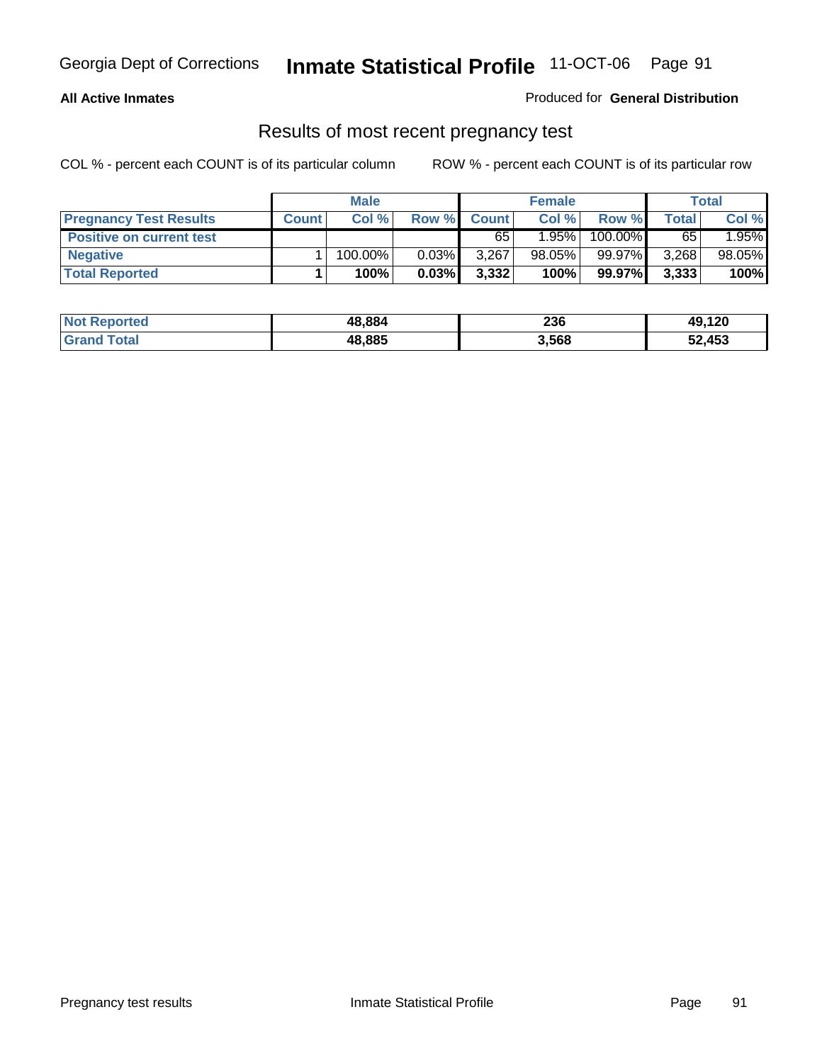**All Active Inmates** Produced for **General Distribution**

## Results of most recent pregnancy test

COL % - percent each COUNT is of its particular column ROW % - percent each COUNT is of its particular row

| | Male | | | Female | | | Total | |
|---|---|---|---|---|---|---|---|---|
| **Pregnancy Test Results** | **Count** | **Col %** | **Row %** | **Count** | **Col %** | **Row %** | **Total** | **Col %** |
| **Positive on current test** | | | | 65 | 1.95% | 100.00% | 65 | 1.95% |
| **Negative** | 1 | 100.00% | 0.03% | 3,267 | 98.05% | 99.97% | 3,268 | 98.05% |
| **Total Reported** | **1** | **100%** | **0.03%** | **3,332** | **100%** | **99.97%** | **3,333** | **100%** |

| | Male | Female | Total |
|---|---|---|---|
| **Not Reported** | **48,884** | **236** | **49,120** |
| **Grand Total** | **48,885** | **3,568** | **52,453** |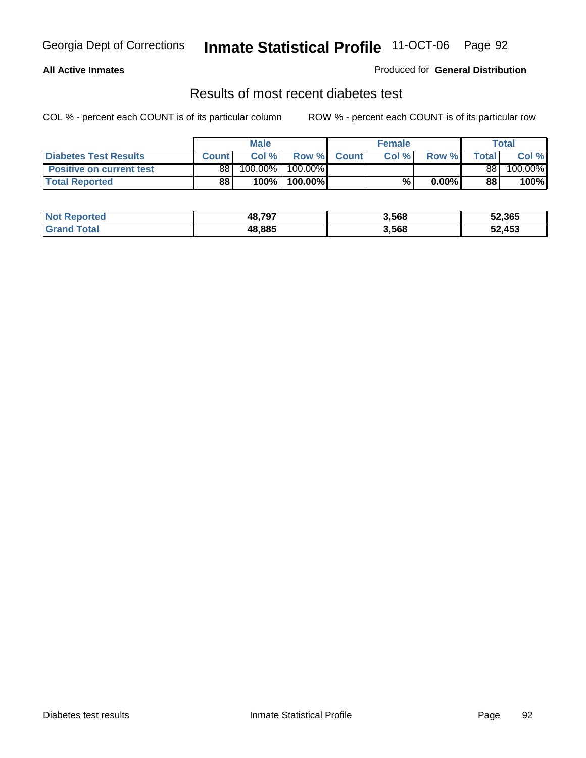Georgia Dept of Corrections **Inmate Statistical Profile** 11-OCT-06 Page 92

**All Active Inmates**

Produced for **General Distribution**

## Results of most recent diabetes test

COL % - percent each COUNT is of its particular column ROW % - percent each COUNT is of its particular row

| | Male | | | Female | | | Total | |
|---|---|---|---|---|---|---|---|---|
| **Diabetes Test Results** | **Count** | **Col %** | **Row %** | **Count** | **Col %** | **Row %** | **Total** | **Col %** |
| **Positive on current test** | 88 | 100.00% | 100.00% | | | | 88 | 100.00% |
| **Total Reported** | **88** | **100%** | **100.00%** | | **%** | **0.00%** | **88** | **100%** |

| | Male | Female | Total |
|---|---|---|---|
| **Not Reported** | **48,797** | **3,568** | **52,365** |
| **Grand Total** | **48,885** | **3,568** | **52,453** |

Diabetes test results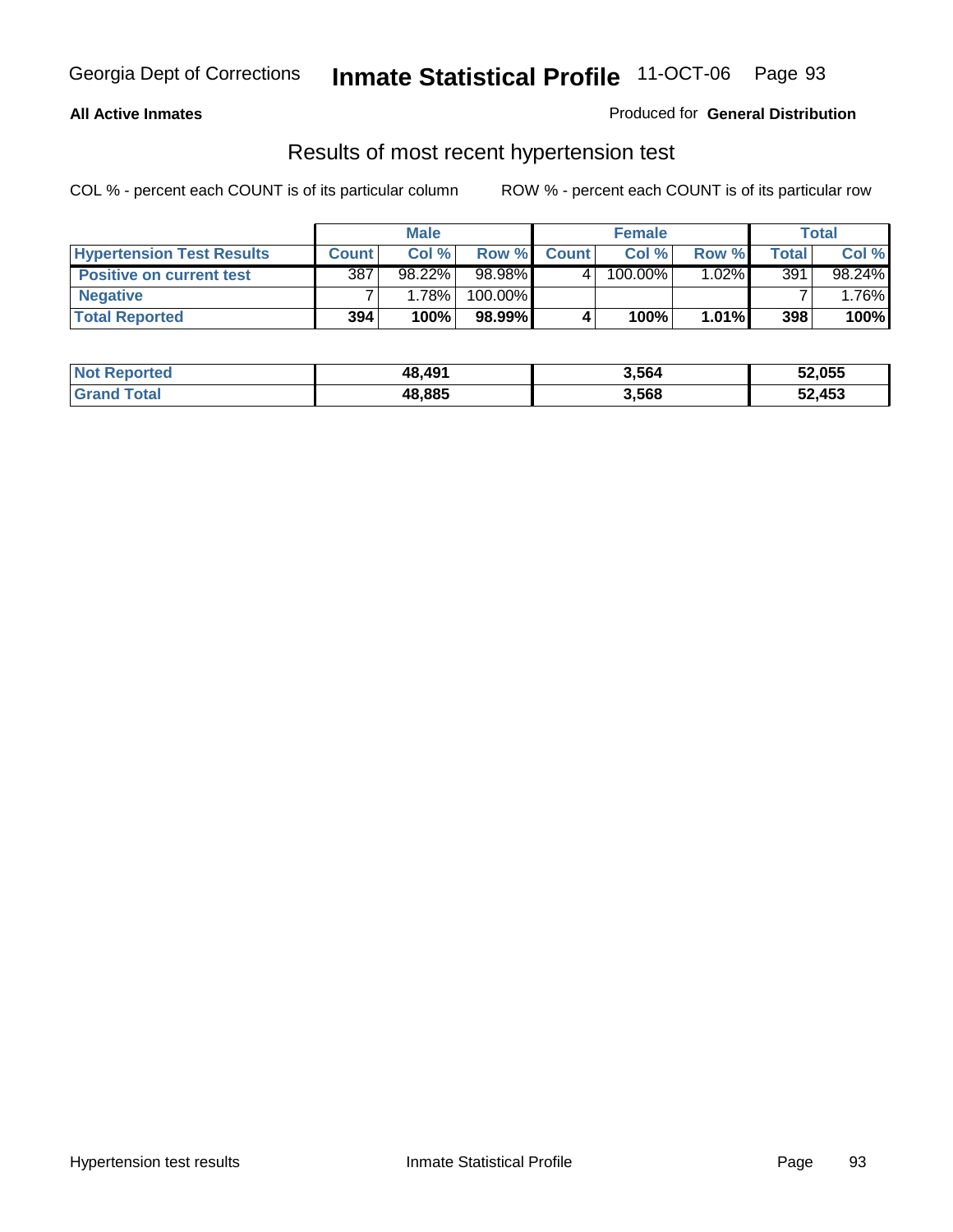**All Active Inmates**

Produced for **General Distribution**

## Results of most recent hypertension test

COL % - percent each COUNT is of its particular column

ROW % - percent each COUNT is of its particular row

| | Male | | | Female | | | Total | |
|---|---|---|---|---|---|---|---|---|
| **Hypertension Test Results** | **Count** | **Col %** | **Row %** | **Count** | **Col %** | **Row %** | **Total** | **Col %** |
| **Positive on current test** | 387 | 98.22% | 98.98% | 4 | 100.00% | 1.02% | 391 | 98.24% |
| **Negative** | 7 | 1.78% | 100.00% | | | | 7 | 1.76% |
| **Total Reported** | **394** | **100%** | **98.99%** | **4** | **100%** | **1.01%** | **398** | **100%** |

| | Male | Female | Total |
|---|---|---|---|
| **Not Reported** | **48,491** | **3,564** | **52,055** |
| **Grand Total** | **48,885** | **3,568** | **52,453** |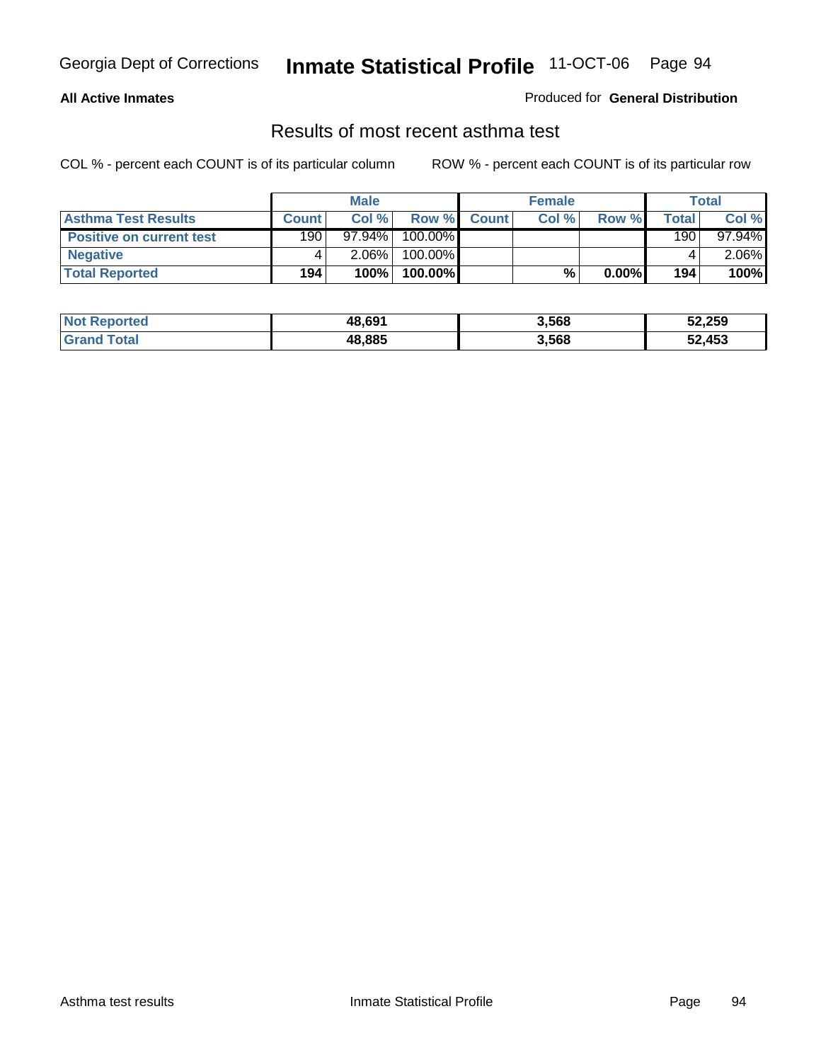**All Active Inmates**

Produced for **General Distribution**

## Results of most recent asthma test

COL % - percent each COUNT is of its particular column

ROW % - percent each COUNT is of its particular row

| | Male | | | Female | | | Total | |
|---|---|---|---|---|---|---|---|---|
| **Asthma Test Results** | **Count** | **Col %** | **Row %** | **Count** | **Col %** | **Row %** | **Total** | **Col %** |
| **Positive on current test** | 190 | 97.94% | 100.00% | | | | 190 | 97.94% |
| **Negative** | 4 | 2.06% | 100.00% | | | | 4 | 2.06% |
| **Total Reported** | **194** | **100%** | **100.00%** | | **%** | **0.00%** | **194** | **100%** |

| | Male | Female | Total |
|---|---|---|---|
| **Not Reported** | **48,691** | **3,568** | **52,259** |
| **Grand Total** | **48,885** | **3,568** | **52,453** |